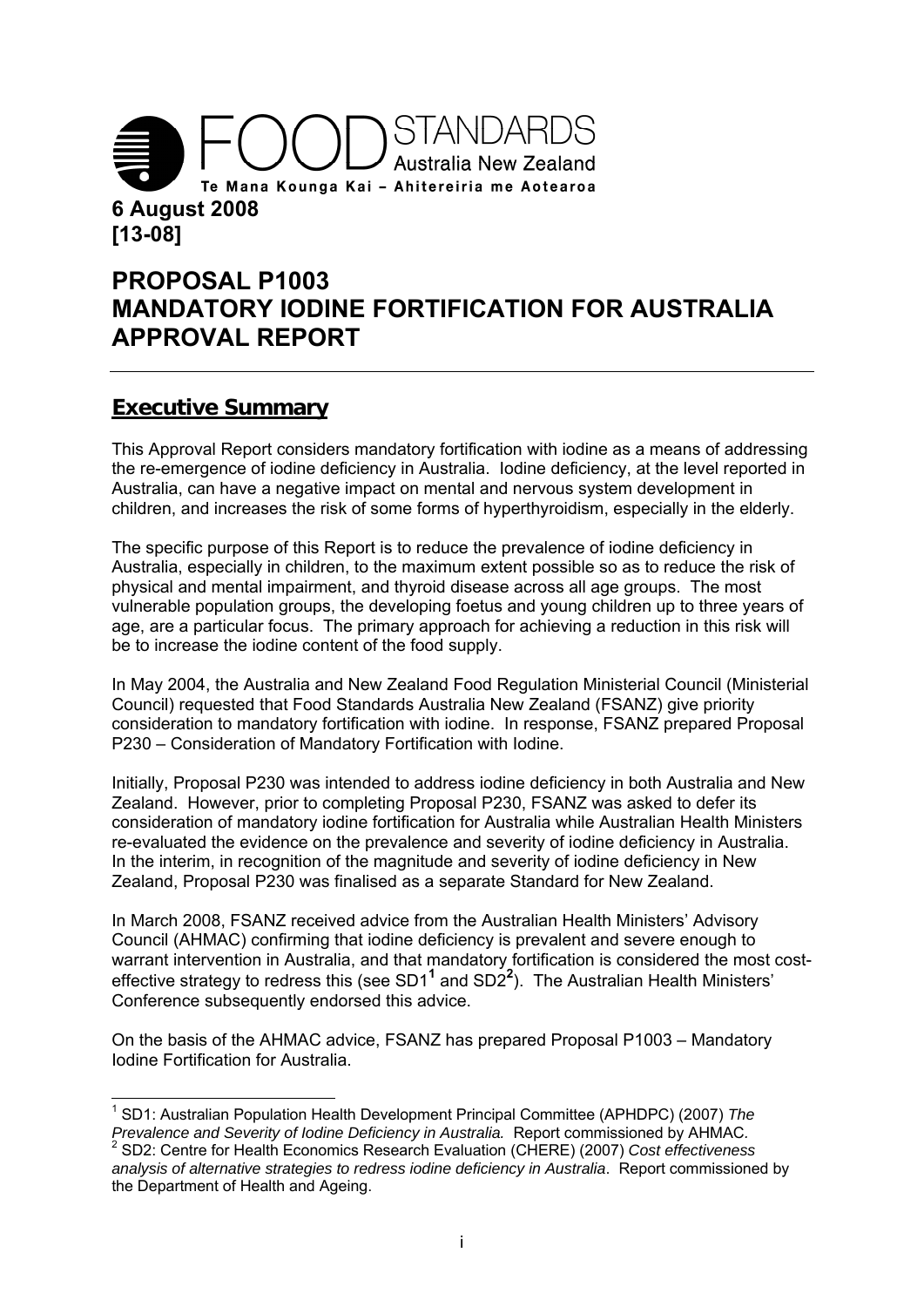FOOD STANDARDS Australia New Zealand

Te Mana Kounga Kai – Ahitereiria me Aotearoa

**6 August 2008**
**[13-08]**

# PROPOSAL P1003 MANDATORY IODINE FORTIFICATION FOR AUSTRALIA APPROVAL REPORT

## Executive Summary

This Approval Report considers mandatory fortification with iodine as a means of addressing the re-emergence of iodine deficiency in Australia. Iodine deficiency, at the level reported in Australia, can have a negative impact on mental and nervous system development in children, and increases the risk of some forms of hyperthyroidism, especially in the elderly.

The specific purpose of this Report is to reduce the prevalence of iodine deficiency in Australia, especially in children, to the maximum extent possible so as to reduce the risk of physical and mental impairment, and thyroid disease across all age groups. The most vulnerable population groups, the developing foetus and young children up to three years of age, are a particular focus. The primary approach for achieving a reduction in this risk will be to increase the iodine content of the food supply.

In May 2004, the Australia and New Zealand Food Regulation Ministerial Council (Ministerial Council) requested that Food Standards Australia New Zealand (FSANZ) give priority consideration to mandatory fortification with iodine. In response, FSANZ prepared Proposal P230 – Consideration of Mandatory Fortification with Iodine.

Initially, Proposal P230 was intended to address iodine deficiency in both Australia and New Zealand. However, prior to completing Proposal P230, FSANZ was asked to defer its consideration of mandatory iodine fortification for Australia while Australian Health Ministers re-evaluated the evidence on the prevalence and severity of iodine deficiency in Australia. In the interim, in recognition of the magnitude and severity of iodine deficiency in New Zealand, Proposal P230 was finalised as a separate Standard for New Zealand.

In March 2008, FSANZ received advice from the Australian Health Ministers' Advisory Council (AHMAC) confirming that iodine deficiency is prevalent and severe enough to warrant intervention in Australia, and that mandatory fortification is considered the most cost-effective strategy to redress this (see SD1[1] and SD2[2]). The Australian Health Ministers' Conference subsequently endorsed this advice.

On the basis of the AHMAC advice, FSANZ has prepared Proposal P1003 – Mandatory Iodine Fortification for Australia.

---

[1] SD1: Australian Population Health Development Principal Committee (APHDPC) (2007) *The Prevalence and Severity of Iodine Deficiency in Australia.* Report commissioned by AHMAC.

[2] SD2: Centre for Health Economics Research Evaluation (CHERE) (2007) *Cost effectiveness analysis of alternative strategies to redress iodine deficiency in Australia*. Report commissioned by the Department of Health and Ageing.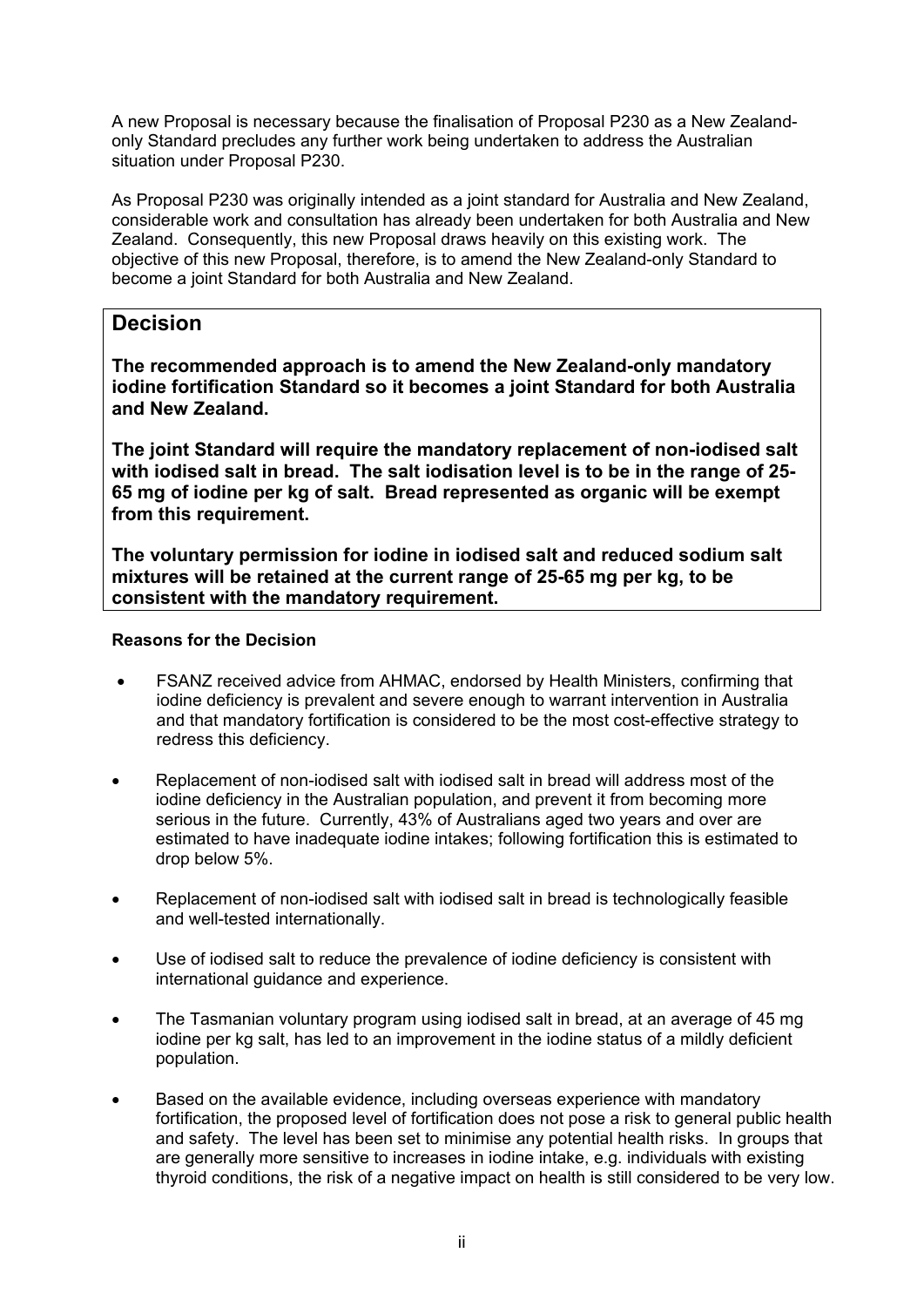A new Proposal is necessary because the finalisation of Proposal P230 as a New Zealand-only Standard precludes any further work being undertaken to address the Australian situation under Proposal P230.

As Proposal P230 was originally intended as a joint standard for Australia and New Zealand, considerable work and consultation has already been undertaken for both Australia and New Zealand. Consequently, this new Proposal draws heavily on this existing work. The objective of this new Proposal, therefore, is to amend the New Zealand-only Standard to become a joint Standard for both Australia and New Zealand.

## Decision

**The recommended approach is to amend the New Zealand-only mandatory iodine fortification Standard so it becomes a joint Standard for both Australia and New Zealand.**

**The joint Standard will require the mandatory replacement of non-iodised salt with iodised salt in bread. The salt iodisation level is to be in the range of 25-65 mg of iodine per kg of salt. Bread represented as organic will be exempt from this requirement.**

**The voluntary permission for iodine in iodised salt and reduced sodium salt mixtures will be retained at the current range of 25-65 mg per kg, to be consistent with the mandatory requirement.**

#### Reasons for the Decision

- FSANZ received advice from AHMAC, endorsed by Health Ministers, confirming that iodine deficiency is prevalent and severe enough to warrant intervention in Australia and that mandatory fortification is considered to be the most cost-effective strategy to redress this deficiency.
- Replacement of non-iodised salt with iodised salt in bread will address most of the iodine deficiency in the Australian population, and prevent it from becoming more serious in the future. Currently, 43% of Australians aged two years and over are estimated to have inadequate iodine intakes; following fortification this is estimated to drop below 5%.
- Replacement of non-iodised salt with iodised salt in bread is technologically feasible and well-tested internationally.
- Use of iodised salt to reduce the prevalence of iodine deficiency is consistent with international guidance and experience.
- The Tasmanian voluntary program using iodised salt in bread, at an average of 45 mg iodine per kg salt, has led to an improvement in the iodine status of a mildly deficient population.
- Based on the available evidence, including overseas experience with mandatory fortification, the proposed level of fortification does not pose a risk to general public health and safety. The level has been set to minimise any potential health risks. In groups that are generally more sensitive to increases in iodine intake, e.g. individuals with existing thyroid conditions, the risk of a negative impact on health is still considered to be very low.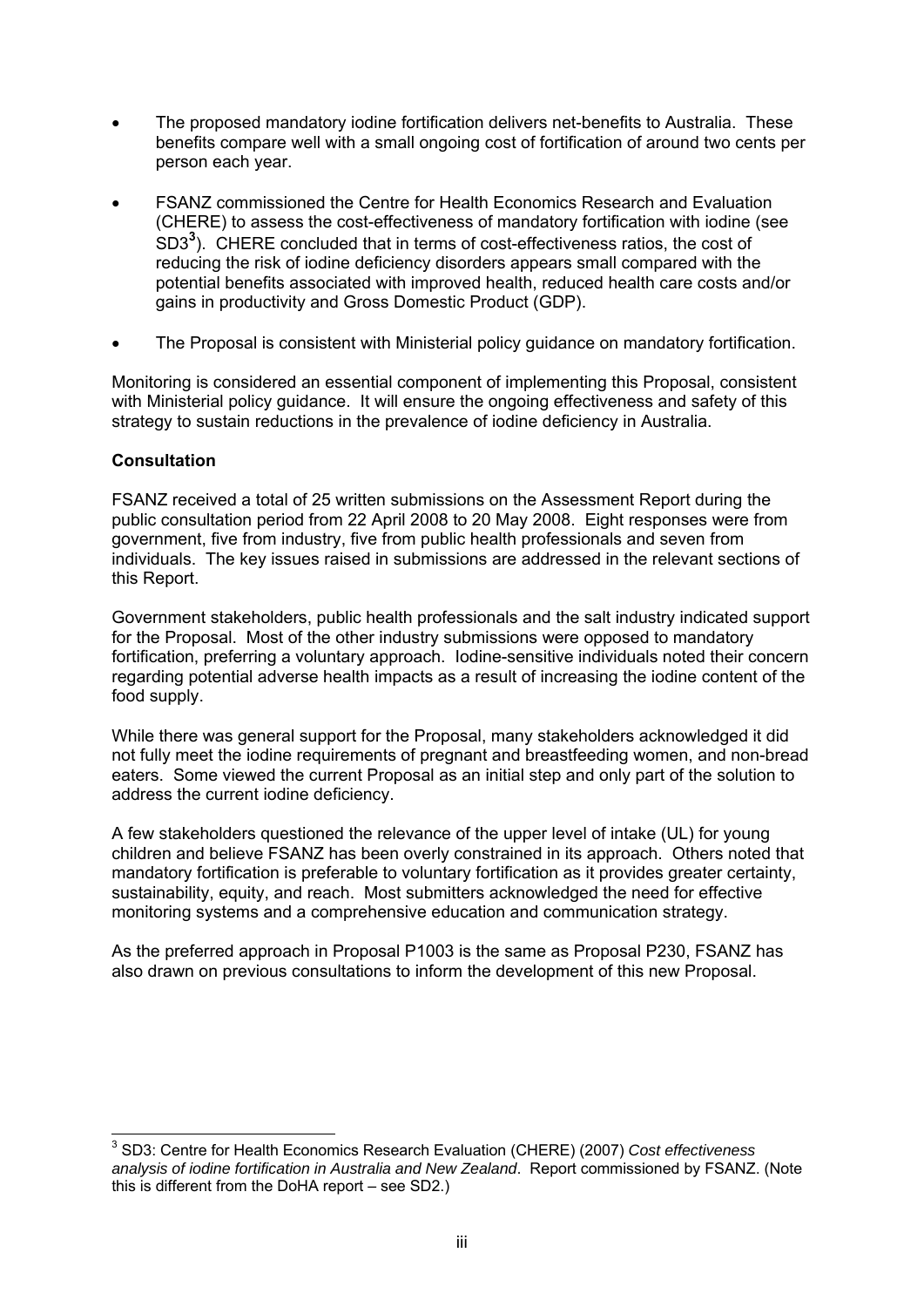- The proposed mandatory iodine fortification delivers net-benefits to Australia. These benefits compare well with a small ongoing cost of fortification of around two cents per person each year.

- FSANZ commissioned the Centre for Health Economics Research and Evaluation (CHERE) to assess the cost-effectiveness of mandatory fortification with iodine (see SD3[3]). CHERE concluded that in terms of cost-effectiveness ratios, the cost of reducing the risk of iodine deficiency disorders appears small compared with the potential benefits associated with improved health, reduced health care costs and/or gains in productivity and Gross Domestic Product (GDP).

- The Proposal is consistent with Ministerial policy guidance on mandatory fortification.

Monitoring is considered an essential component of implementing this Proposal, consistent with Ministerial policy guidance. It will ensure the ongoing effectiveness and safety of this strategy to sustain reductions in the prevalence of iodine deficiency in Australia.

**Consultation**

FSANZ received a total of 25 written submissions on the Assessment Report during the public consultation period from 22 April 2008 to 20 May 2008. Eight responses were from government, five from industry, five from public health professionals and seven from individuals. The key issues raised in submissions are addressed in the relevant sections of this Report.

Government stakeholders, public health professionals and the salt industry indicated support for the Proposal. Most of the other industry submissions were opposed to mandatory fortification, preferring a voluntary approach. Iodine-sensitive individuals noted their concern regarding potential adverse health impacts as a result of increasing the iodine content of the food supply.

While there was general support for the Proposal, many stakeholders acknowledged it did not fully meet the iodine requirements of pregnant and breastfeeding women, and non-bread eaters. Some viewed the current Proposal as an initial step and only part of the solution to address the current iodine deficiency.

A few stakeholders questioned the relevance of the upper level of intake (UL) for young children and believe FSANZ has been overly constrained in its approach. Others noted that mandatory fortification is preferable to voluntary fortification as it provides greater certainty, sustainability, equity, and reach. Most submitters acknowledged the need for effective monitoring systems and a comprehensive education and communication strategy.

As the preferred approach in Proposal P1003 is the same as Proposal P230, FSANZ has also drawn on previous consultations to inform the development of this new Proposal.

---

[3] SD3: Centre for Health Economics Research Evaluation (CHERE) (2007) *Cost effectiveness analysis of iodine fortification in Australia and New Zealand*. Report commissioned by FSANZ. (Note this is different from the DoHA report – see SD2.)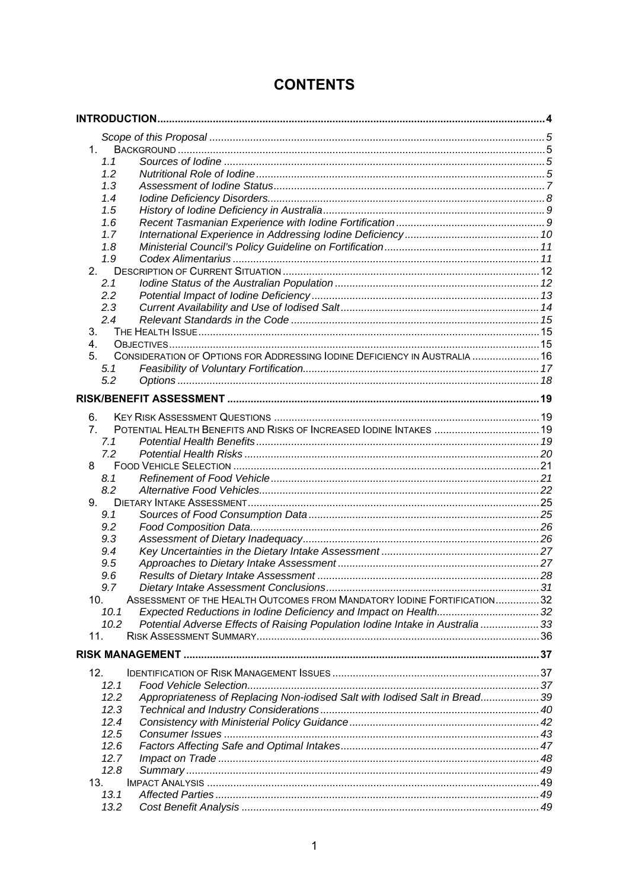# CONTENTS

**INTRODUCTION** .... 4

- *Scope of this Proposal* .... 5
- 1. BACKGROUND .... 5
  - 1.1 *Sources of Iodine* .... 5
  - 1.2 *Nutritional Role of Iodine* .... 5
  - 1.3 *Assessment of Iodine Status* .... 7
  - 1.4 *Iodine Deficiency Disorders* .... 8
  - 1.5 *History of Iodine Deficiency in Australia* .... 9
  - 1.6 *Recent Tasmanian Experience with Iodine Fortification* .... 9
  - 1.7 *International Experience in Addressing Iodine Deficiency* .... 10
  - 1.8 *Ministerial Council's Policy Guideline on Fortification* .... 11
  - 1.9 *Codex Alimentarius* .... 11
- 2. DESCRIPTION OF CURRENT SITUATION .... 12
  - 2.1 *Iodine Status of the Australian Population* .... 12
  - 2.2 *Potential Impact of Iodine Deficiency* .... 13
  - 2.3 *Current Availability and Use of Iodised Salt* .... 14
  - 2.4 *Relevant Standards in the Code* .... 15
- 3. THE HEALTH ISSUE .... 15
- 4. OBJECTIVES .... 15
- 5. CONSIDERATION OF OPTIONS FOR ADDRESSING IODINE DEFICIENCY IN AUSTRALIA .... 16
  - 5.1 *Feasibility of Voluntary Fortification* .... 17
  - 5.2 *Options* .... 18

**RISK/BENEFIT ASSESSMENT** .... 19

- 6. KEY RISK ASSESSMENT QUESTIONS .... 19
- 7. POTENTIAL HEALTH BENEFITS AND RISKS OF INCREASED IODINE INTAKES .... 19
  - 7.1 *Potential Health Benefits* .... 19
  - 7.2 *Potential Health Risks* .... 20
- 8 FOOD VEHICLE SELECTION .... 21
  - 8.1 *Refinement of Food Vehicle* .... 21
  - 8.2 *Alternative Food Vehicles* .... 22
- 9. DIETARY INTAKE ASSESSMENT .... 25
  - 9.1 *Sources of Food Consumption Data* .... 25
  - 9.2 *Food Composition Data* .... 26
  - 9.3 *Assessment of Dietary Inadequacy* .... 26
  - 9.4 *Key Uncertainties in the Dietary Intake Assessment* .... 27
  - 9.5 *Approaches to Dietary Intake Assessment* .... 27
  - 9.6 *Results of Dietary Intake Assessment* .... 28
  - 9.7 *Dietary Intake Assessment Conclusions* .... 31
- 10. ASSESSMENT OF THE HEALTH OUTCOMES FROM MANDATORY IODINE FORTIFICATION .... 32
  - 10.1 *Expected Reductions in Iodine Deficiency and Impact on Health* .... 32
  - 10.2 *Potential Adverse Effects of Raising Population Iodine Intake in Australia* .... 33
- 11. RISK ASSESSMENT SUMMARY .... 36

**RISK MANAGEMENT** .... 37

- 12. IDENTIFICATION OF RISK MANAGEMENT ISSUES .... 37
  - 12.1 *Food Vehicle Selection* .... 37
  - 12.2 *Appropriateness of Replacing Non-iodised Salt with Iodised Salt in Bread* .... 39
  - 12.3 *Technical and Industry Considerations* .... 40
  - 12.4 *Consistency with Ministerial Policy Guidance* .... 42
  - 12.5 *Consumer Issues* .... 43
  - 12.6 *Factors Affecting Safe and Optimal Intakes* .... 47
  - 12.7 *Impact on Trade* .... 48
  - 12.8 *Summary* .... 49
- 13. IMPACT ANALYSIS .... 49
  - 13.1 *Affected Parties* .... 49
  - 13.2 *Cost Benefit Analysis* .... 49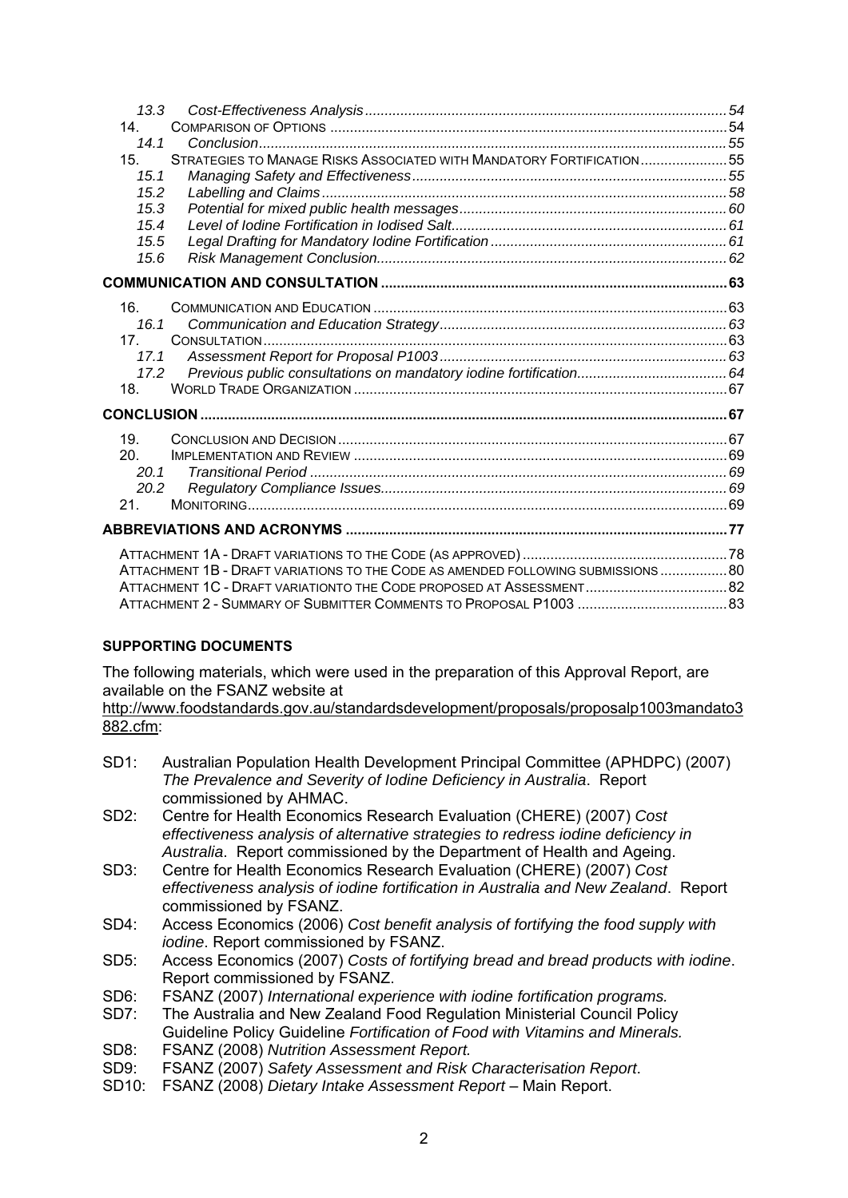| | | |
|---|---|---|
| 13.3 | *Cost-Effectiveness Analysis* | 54 |
| 14. | COMPARISON OF OPTIONS | 54 |
| 14.1 | *Conclusion* | 55 |
| 15. | STRATEGIES TO MANAGE RISKS ASSOCIATED WITH MANDATORY FORTIFICATION | 55 |
| 15.1 | *Managing Safety and Effectiveness* | 55 |
| 15.2 | *Labelling and Claims* | 58 |
| 15.3 | *Potential for mixed public health messages* | 60 |
| 15.4 | *Level of Iodine Fortification in Iodised Salt* | 61 |
| 15.5 | *Legal Drafting for Mandatory Iodine Fortification* | 61 |
| 15.6 | *Risk Management Conclusion* | 62 |
| **COMMUNICATION AND CONSULTATION** | | **63** |
| 16. | COMMUNICATION AND EDUCATION | 63 |
| 16.1 | *Communication and Education Strategy* | 63 |
| 17. | CONSULTATION | 63 |
| 17.1 | *Assessment Report for Proposal P1003* | 63 |
| 17.2 | *Previous public consultations on mandatory iodine fortification* | 64 |
| 18. | WORLD TRADE ORGANIZATION | 67 |
| **CONCLUSION** | | **67** |
| 19. | CONCLUSION AND DECISION | 67 |
| 20. | IMPLEMENTATION AND REVIEW | 69 |
| 20.1 | *Transitional Period* | 69 |
| 20.2 | *Regulatory Compliance Issues* | 69 |
| 21. | MONITORING | 69 |
| **ABBREVIATIONS AND ACRONYMS** | | **77** |
| ATTACHMENT 1A - DRAFT VARIATIONS TO THE CODE (AS APPROVED) | | 78 |
| ATTACHMENT 1B - DRAFT VARIATIONS TO THE CODE AS AMENDED FOLLOWING SUBMISSIONS | | 80 |
| ATTACHMENT 1C - DRAFT VARIATIONTO THE CODE PROPOSED AT ASSESSMENT | | 82 |
| ATTACHMENT 2 - SUMMARY OF SUBMITTER COMMENTS TO PROPOSAL P1003 | | 83 |

**SUPPORTING DOCUMENTS**

The following materials, which were used in the preparation of this Approval Report, are available on the FSANZ website at http://www.foodstandards.gov.au/standardsdevelopment/proposals/proposalp1003mandato3882.cfm:

- SD1: Australian Population Health Development Principal Committee (APHDPC) (2007) *The Prevalence and Severity of Iodine Deficiency in Australia*. Report commissioned by AHMAC.
- SD2: Centre for Health Economics Research Evaluation (CHERE) (2007) *Cost effectiveness analysis of alternative strategies to redress iodine deficiency in Australia*. Report commissioned by the Department of Health and Ageing.
- SD3: Centre for Health Economics Research Evaluation (CHERE) (2007) *Cost effectiveness analysis of iodine fortification in Australia and New Zealand*. Report commissioned by FSANZ.
- SD4: Access Economics (2006) *Cost benefit analysis of fortifying the food supply with iodine*. Report commissioned by FSANZ.
- SD5: Access Economics (2007) *Costs of fortifying bread and bread products with iodine*. Report commissioned by FSANZ.
- SD6: FSANZ (2007) *International experience with iodine fortification programs.*
- SD7: The Australia and New Zealand Food Regulation Ministerial Council Policy Guideline Policy Guideline *Fortification of Food with Vitamins and Minerals.*
- SD8: FSANZ (2008) *Nutrition Assessment Report.*
- SD9: FSANZ (2007) *Safety Assessment and Risk Characterisation Report*.
- SD10: FSANZ (2008) *Dietary Intake Assessment Report* – Main Report.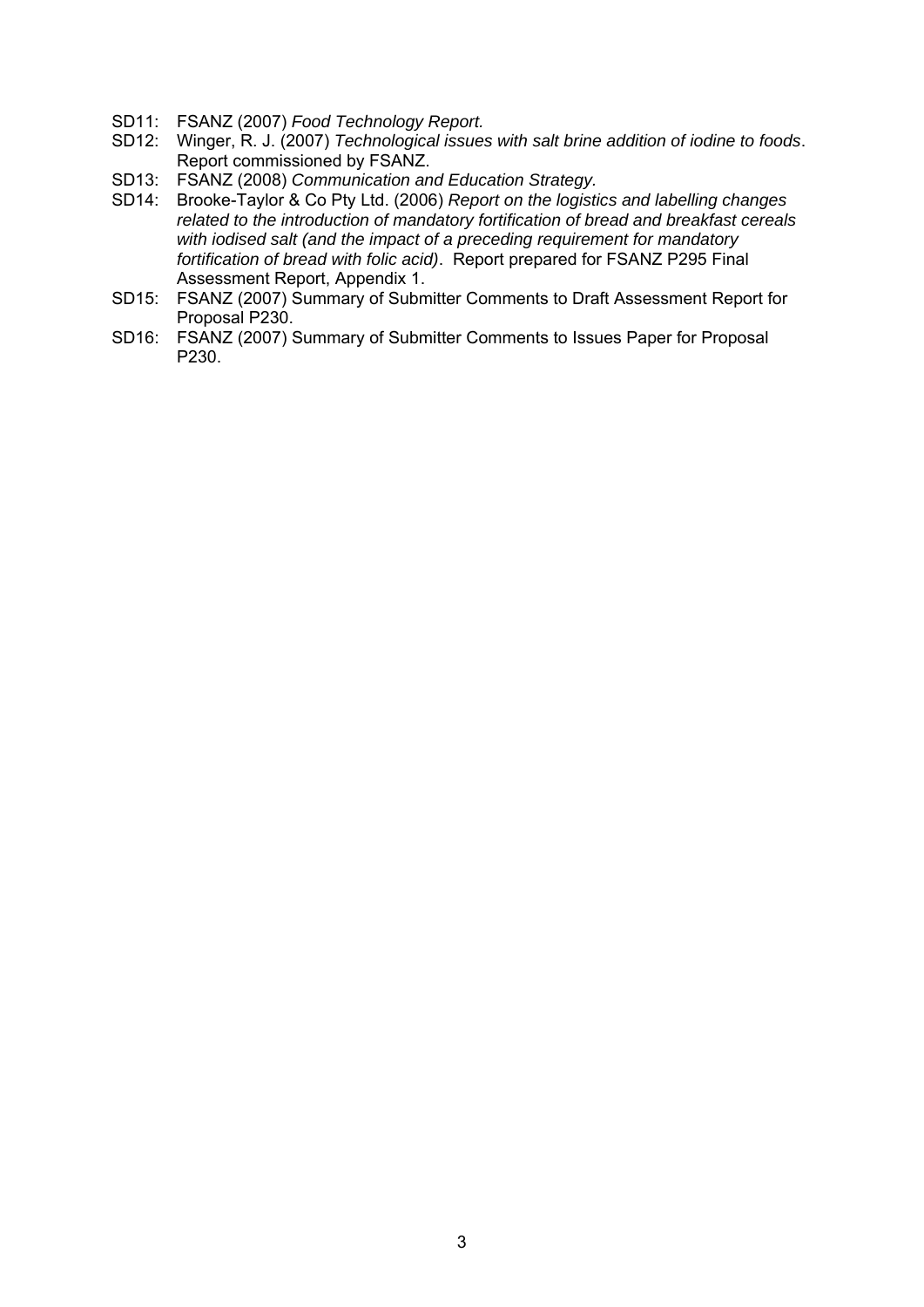SD11: FSANZ (2007) *Food Technology Report.*

SD12: Winger, R. J. (2007) *Technological issues with salt brine addition of iodine to foods*. Report commissioned by FSANZ.

SD13: FSANZ (2008) *Communication and Education Strategy.*

SD14: Brooke-Taylor & Co Pty Ltd. (2006) *Report on the logistics and labelling changes related to the introduction of mandatory fortification of bread and breakfast cereals with iodised salt (and the impact of a preceding requirement for mandatory fortification of bread with folic acid)*. Report prepared for FSANZ P295 Final Assessment Report, Appendix 1.

SD15: FSANZ (2007) Summary of Submitter Comments to Draft Assessment Report for Proposal P230.

SD16: FSANZ (2007) Summary of Submitter Comments to Issues Paper for Proposal P230.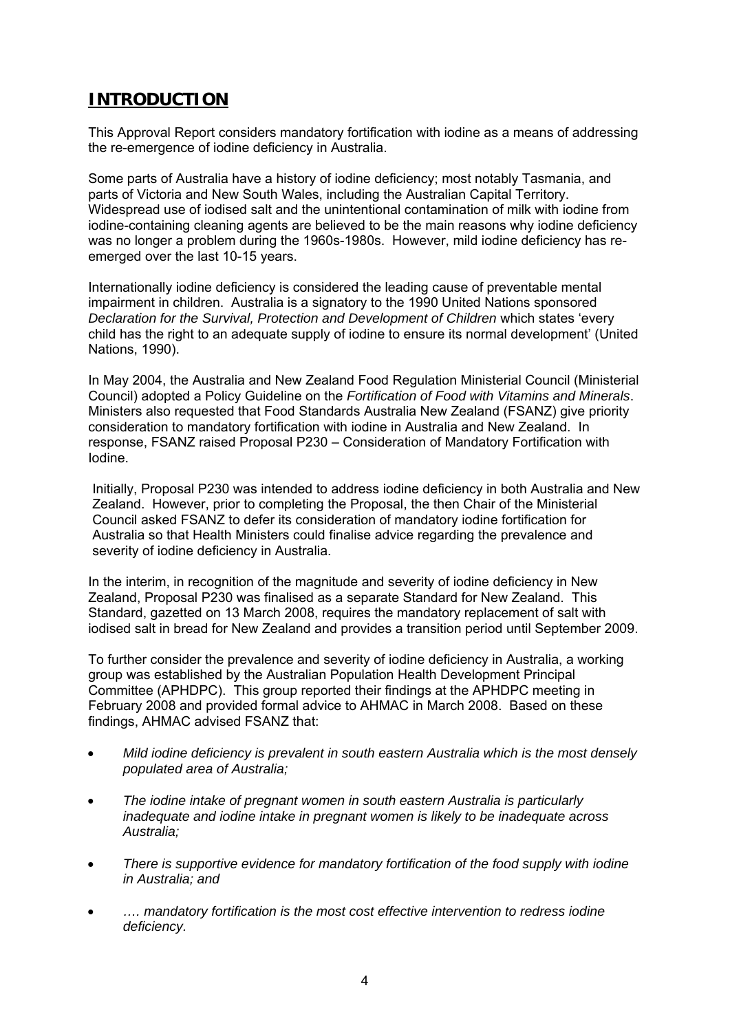# INTRODUCTION

This Approval Report considers mandatory fortification with iodine as a means of addressing the re-emergence of iodine deficiency in Australia.

Some parts of Australia have a history of iodine deficiency; most notably Tasmania, and parts of Victoria and New South Wales, including the Australian Capital Territory. Widespread use of iodised salt and the unintentional contamination of milk with iodine from iodine-containing cleaning agents are believed to be the main reasons why iodine deficiency was no longer a problem during the 1960s-1980s. However, mild iodine deficiency has re-emerged over the last 10-15 years.

Internationally iodine deficiency is considered the leading cause of preventable mental impairment in children. Australia is a signatory to the 1990 United Nations sponsored *Declaration for the Survival, Protection and Development of Children* which states 'every child has the right to an adequate supply of iodine to ensure its normal development' (United Nations, 1990).

In May 2004, the Australia and New Zealand Food Regulation Ministerial Council (Ministerial Council) adopted a Policy Guideline on the *Fortification of Food with Vitamins and Minerals*. Ministers also requested that Food Standards Australia New Zealand (FSANZ) give priority consideration to mandatory fortification with iodine in Australia and New Zealand. In response, FSANZ raised Proposal P230 – Consideration of Mandatory Fortification with Iodine.

Initially, Proposal P230 was intended to address iodine deficiency in both Australia and New Zealand. However, prior to completing the Proposal, the then Chair of the Ministerial Council asked FSANZ to defer its consideration of mandatory iodine fortification for Australia so that Health Ministers could finalise advice regarding the prevalence and severity of iodine deficiency in Australia.

In the interim, in recognition of the magnitude and severity of iodine deficiency in New Zealand, Proposal P230 was finalised as a separate Standard for New Zealand. This Standard, gazetted on 13 March 2008, requires the mandatory replacement of salt with iodised salt in bread for New Zealand and provides a transition period until September 2009.

To further consider the prevalence and severity of iodine deficiency in Australia, a working group was established by the Australian Population Health Development Principal Committee (APHDPC). This group reported their findings at the APHDPC meeting in February 2008 and provided formal advice to AHMAC in March 2008. Based on these findings, AHMAC advised FSANZ that:

- *Mild iodine deficiency is prevalent in south eastern Australia which is the most densely populated area of Australia;*
- *The iodine intake of pregnant women in south eastern Australia is particularly inadequate and iodine intake in pregnant women is likely to be inadequate across Australia;*
- *There is supportive evidence for mandatory fortification of the food supply with iodine in Australia; and*
- *…. mandatory fortification is the most cost effective intervention to redress iodine deficiency.*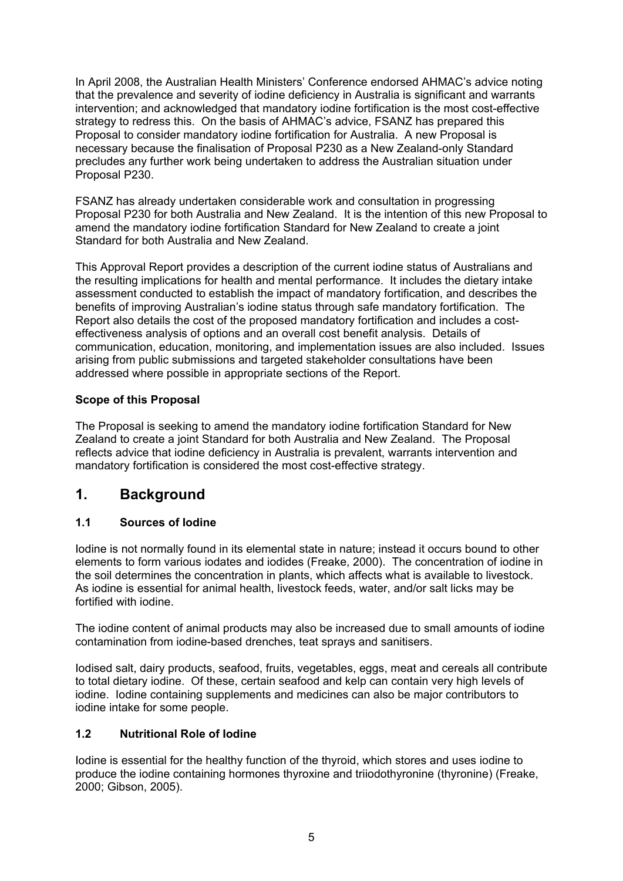In April 2008, the Australian Health Ministers' Conference endorsed AHMAC's advice noting that the prevalence and severity of iodine deficiency in Australia is significant and warrants intervention; and acknowledged that mandatory iodine fortification is the most cost-effective strategy to redress this. On the basis of AHMAC's advice, FSANZ has prepared this Proposal to consider mandatory iodine fortification for Australia. A new Proposal is necessary because the finalisation of Proposal P230 as a New Zealand-only Standard precludes any further work being undertaken to address the Australian situation under Proposal P230.

FSANZ has already undertaken considerable work and consultation in progressing Proposal P230 for both Australia and New Zealand. It is the intention of this new Proposal to amend the mandatory iodine fortification Standard for New Zealand to create a joint Standard for both Australia and New Zealand.

This Approval Report provides a description of the current iodine status of Australians and the resulting implications for health and mental performance. It includes the dietary intake assessment conducted to establish the impact of mandatory fortification, and describes the benefits of improving Australian's iodine status through safe mandatory fortification. The Report also details the cost of the proposed mandatory fortification and includes a cost-effectiveness analysis of options and an overall cost benefit analysis. Details of communication, education, monitoring, and implementation issues are also included. Issues arising from public submissions and targeted stakeholder consultations have been addressed where possible in appropriate sections of the Report.

**Scope of this Proposal**

The Proposal is seeking to amend the mandatory iodine fortification Standard for New Zealand to create a joint Standard for both Australia and New Zealand. The Proposal reflects advice that iodine deficiency in Australia is prevalent, warrants intervention and mandatory fortification is considered the most cost-effective strategy.

# 1. Background

### 1.1 Sources of Iodine

Iodine is not normally found in its elemental state in nature; instead it occurs bound to other elements to form various iodates and iodides (Freake, 2000). The concentration of iodine in the soil determines the concentration in plants, which affects what is available to livestock. As iodine is essential for animal health, livestock feeds, water, and/or salt licks may be fortified with iodine.

The iodine content of animal products may also be increased due to small amounts of iodine contamination from iodine-based drenches, teat sprays and sanitisers.

Iodised salt, dairy products, seafood, fruits, vegetables, eggs, meat and cereals all contribute to total dietary iodine. Of these, certain seafood and kelp can contain very high levels of iodine. Iodine containing supplements and medicines can also be major contributors to iodine intake for some people.

### 1.2 Nutritional Role of Iodine

Iodine is essential for the healthy function of the thyroid, which stores and uses iodine to produce the iodine containing hormones thyroxine and triiodothyronine (thyronine) (Freake, 2000; Gibson, 2005).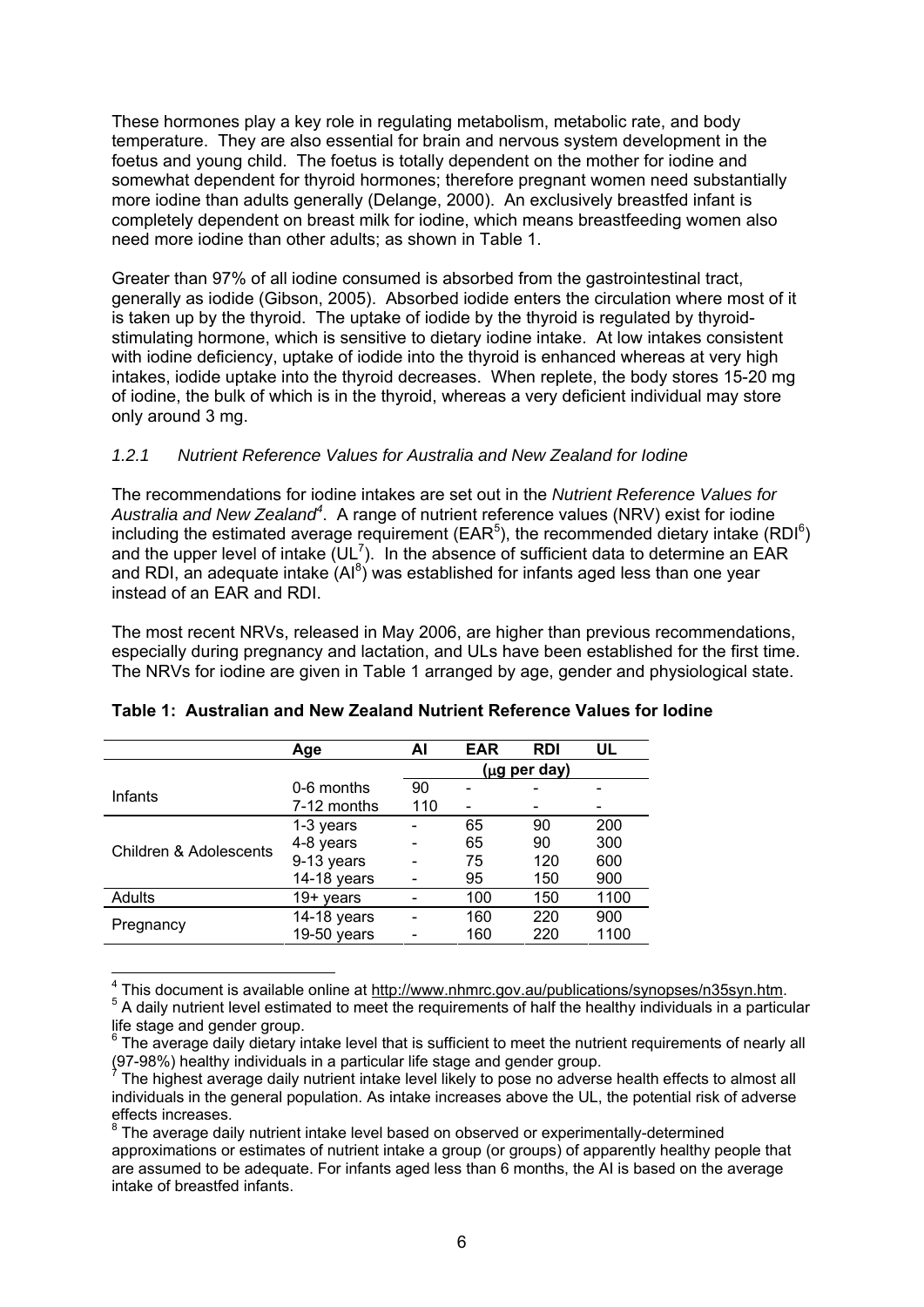These hormones play a key role in regulating metabolism, metabolic rate, and body temperature. They are also essential for brain and nervous system development in the foetus and young child. The foetus is totally dependent on the mother for iodine and somewhat dependent for thyroid hormones; therefore pregnant women need substantially more iodine than adults generally (Delange, 2000). An exclusively breastfed infant is completely dependent on breast milk for iodine, which means breastfeeding women also need more iodine than other adults; as shown in Table 1.

Greater than 97% of all iodine consumed is absorbed from the gastrointestinal tract, generally as iodide (Gibson, 2005). Absorbed iodide enters the circulation where most of it is taken up by the thyroid. The uptake of iodide by the thyroid is regulated by thyroid-stimulating hormone, which is sensitive to dietary iodine intake. At low intakes consistent with iodine deficiency, uptake of iodide into the thyroid is enhanced whereas at very high intakes, iodide uptake into the thyroid decreases. When replete, the body stores 15-20 mg of iodine, the bulk of which is in the thyroid, whereas a very deficient individual may store only around 3 mg.

### *1.2.1 Nutrient Reference Values for Australia and New Zealand for Iodine*

The recommendations for iodine intakes are set out in the *Nutrient Reference Values for Australia and New Zealand*[4]. A range of nutrient reference values (NRV) exist for iodine including the estimated average requirement (EAR[5]), the recommended dietary intake (RDI[6]) and the upper level of intake (UL[7]). In the absence of sufficient data to determine an EAR and RDI, an adequate intake (AI[8]) was established for infants aged less than one year instead of an EAR and RDI.

The most recent NRVs, released in May 2006, are higher than previous recommendations, especially during pregnancy and lactation, and ULs have been established for the first time. The NRVs for iodine are given in Table 1 arranged by age, gender and physiological state.

**Table 1: Australian and New Zealand Nutrient Reference Values for Iodine**

| | Age | AI | EAR | RDI | UL |
|---|---|---|---|---|---|
| | | (μg per day) | | | |
| Infants | 0-6 months | 90 | - | - | - |
| | 7-12 months | 110 | - | - | - |
| Children & Adolescents | 1-3 years | - | 65 | 90 | 200 |
| | 4-8 years | - | 65 | 90 | 300 |
| | 9-13 years | - | 75 | 120 | 600 |
| | 14-18 years | - | 95 | 150 | 900 |
| Adults | 19+ years | - | 100 | 150 | 1100 |
| Pregnancy | 14-18 years | - | 160 | 220 | 900 |
| | 19-50 years | - | 160 | 220 | 1100 |

[4] This document is available online at http://www.nhmrc.gov.au/publications/synopses/n35syn.htm.

[5] A daily nutrient level estimated to meet the requirements of half the healthy individuals in a particular life stage and gender group.

[6] The average daily dietary intake level that is sufficient to meet the nutrient requirements of nearly all (97-98%) healthy individuals in a particular life stage and gender group.

[7] The highest average daily nutrient intake level likely to pose no adverse health effects to almost all individuals in the general population. As intake increases above the UL, the potential risk of adverse effects increases.

[8] The average daily nutrient intake level based on observed or experimentally-determined approximations or estimates of nutrient intake a group (or groups) of apparently healthy people that are assumed to be adequate. For infants aged less than 6 months, the AI is based on the average intake of breastfed infants.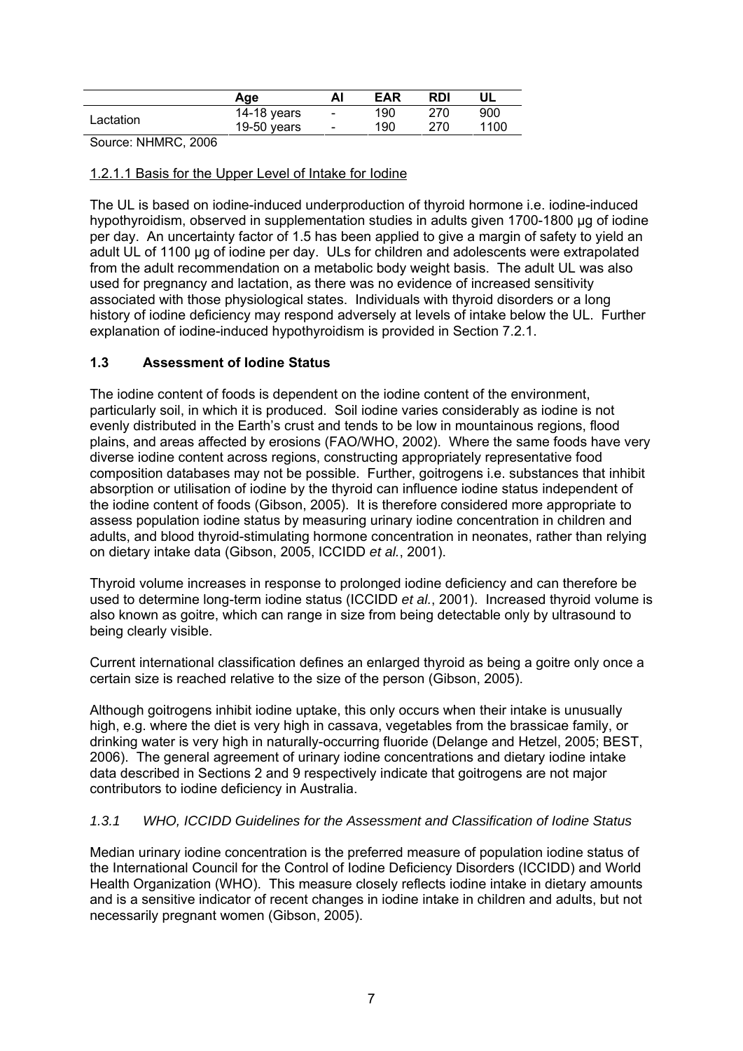| | Age | AI | EAR | RDI | UL |
|---|---|---|---|---|---|
| Lactation | 14-18 years | - | 190 | 270 | 900 |
| | 19-50 years | - | 190 | 270 | 1100 |

Source: NHMRC, 2006

1.2.1.1 Basis for the Upper Level of Intake for Iodine

The UL is based on iodine-induced underproduction of thyroid hormone i.e. iodine-induced hypothyroidism, observed in supplementation studies in adults given 1700-1800 µg of iodine per day. An uncertainty factor of 1.5 has been applied to give a margin of safety to yield an adult UL of 1100 µg of iodine per day. ULs for children and adolescents were extrapolated from the adult recommendation on a metabolic body weight basis. The adult UL was also used for pregnancy and lactation, as there was no evidence of increased sensitivity associated with those physiological states. Individuals with thyroid disorders or a long history of iodine deficiency may respond adversely at levels of intake below the UL. Further explanation of iodine-induced hypothyroidism is provided in Section 7.2.1.

## 1.3 Assessment of Iodine Status

The iodine content of foods is dependent on the iodine content of the environment, particularly soil, in which it is produced. Soil iodine varies considerably as iodine is not evenly distributed in the Earth's crust and tends to be low in mountainous regions, flood plains, and areas affected by erosions (FAO/WHO, 2002). Where the same foods have very diverse iodine content across regions, constructing appropriately representative food composition databases may not be possible. Further, goitrogens i.e. substances that inhibit absorption or utilisation of iodine by the thyroid can influence iodine status independent of the iodine content of foods (Gibson, 2005). It is therefore considered more appropriate to assess population iodine status by measuring urinary iodine concentration in children and adults, and blood thyroid-stimulating hormone concentration in neonates, rather than relying on dietary intake data (Gibson, 2005, ICCIDD *et al.*, 2001).

Thyroid volume increases in response to prolonged iodine deficiency and can therefore be used to determine long-term iodine status (ICCIDD *et al.*, 2001). Increased thyroid volume is also known as goitre, which can range in size from being detectable only by ultrasound to being clearly visible.

Current international classification defines an enlarged thyroid as being a goitre only once a certain size is reached relative to the size of the person (Gibson, 2005).

Although goitrogens inhibit iodine uptake, this only occurs when their intake is unusually high, e.g. where the diet is very high in cassava, vegetables from the brassicae family, or drinking water is very high in naturally-occurring fluoride (Delange and Hetzel, 2005; BEST, 2006). The general agreement of urinary iodine concentrations and dietary iodine intake data described in Sections 2 and 9 respectively indicate that goitrogens are not major contributors to iodine deficiency in Australia.

### *1.3.1 WHO, ICCIDD Guidelines for the Assessment and Classification of Iodine Status*

Median urinary iodine concentration is the preferred measure of population iodine status of the International Council for the Control of Iodine Deficiency Disorders (ICCIDD) and World Health Organization (WHO). This measure closely reflects iodine intake in dietary amounts and is a sensitive indicator of recent changes in iodine intake in children and adults, but not necessarily pregnant women (Gibson, 2005).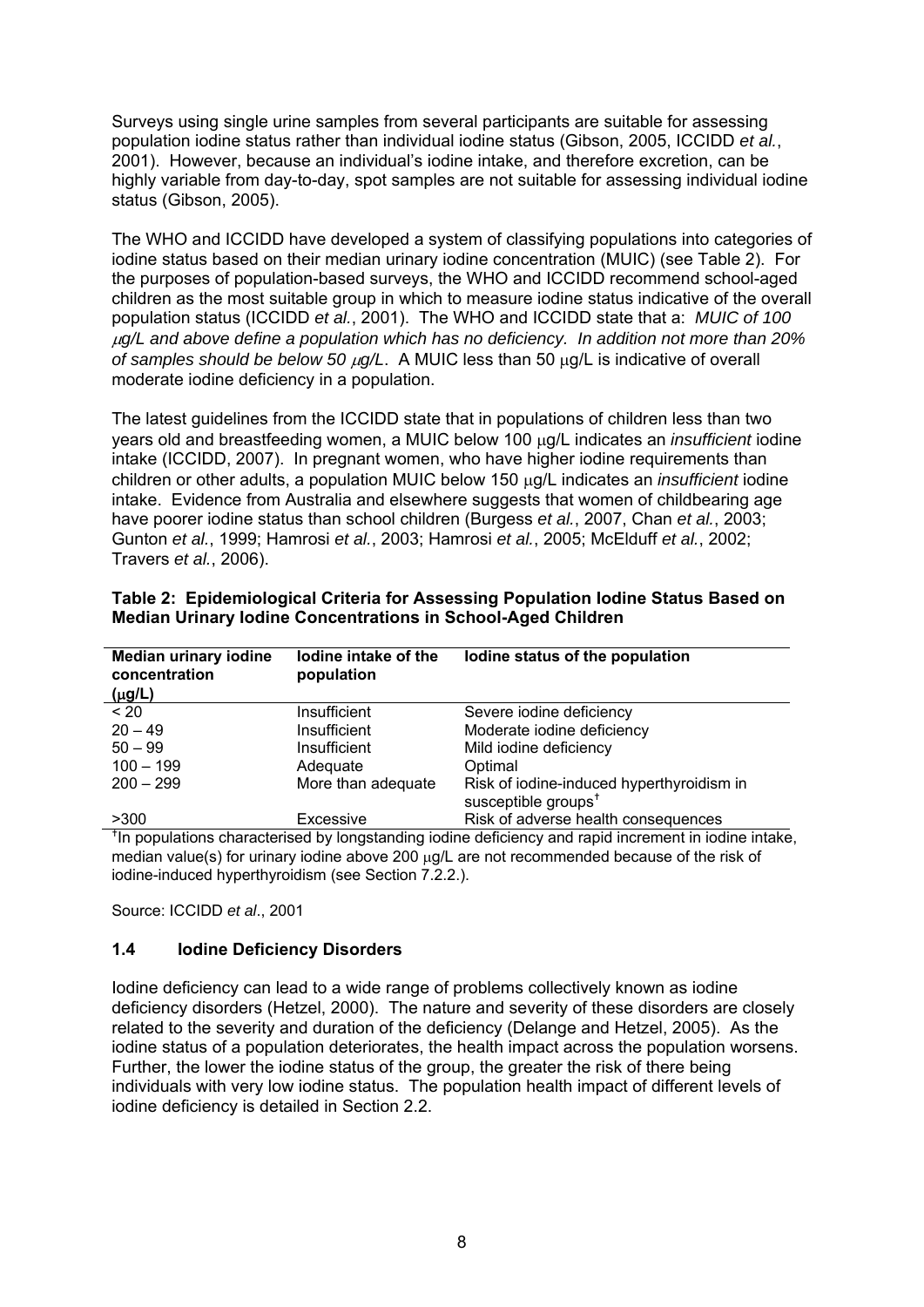Surveys using single urine samples from several participants are suitable for assessing population iodine status rather than individual iodine status (Gibson, 2005, ICCIDD *et al.*, 2001). However, because an individual's iodine intake, and therefore excretion, can be highly variable from day-to-day, spot samples are not suitable for assessing individual iodine status (Gibson, 2005).

The WHO and ICCIDD have developed a system of classifying populations into categories of iodine status based on their median urinary iodine concentration (MUIC) (see Table 2). For the purposes of population-based surveys, the WHO and ICCIDD recommend school-aged children as the most suitable group in which to measure iodine status indicative of the overall population status (ICCIDD *et al.*, 2001). The WHO and ICCIDD state that a: *MUIC of 100 μg/L and above define a population which has no deficiency. In addition not more than 20% of samples should be below 50 μg/L*. A MUIC less than 50 μg/L is indicative of overall moderate iodine deficiency in a population.

The latest guidelines from the ICCIDD state that in populations of children less than two years old and breastfeeding women, a MUIC below 100 μg/L indicates an *insufficient* iodine intake (ICCIDD, 2007). In pregnant women, who have higher iodine requirements than children or other adults, a population MUIC below 150 μg/L indicates an *insufficient* iodine intake. Evidence from Australia and elsewhere suggests that women of childbearing age have poorer iodine status than school children (Burgess *et al.*, 2007, Chan *et al.*, 2003; Gunton *et al.*, 1999; Hamrosi *et al.*, 2003; Hamrosi *et al.*, 2005; McElduff *et al.*, 2002; Travers *et al.*, 2006).

**Table 2: Epidemiological Criteria for Assessing Population Iodine Status Based on Median Urinary Iodine Concentrations in School-Aged Children**

| Median urinary iodine concentration (μg/L) | Iodine intake of the population | Iodine status of the population |
|---|---|---|
| < 20 | Insufficient | Severe iodine deficiency |
| 20 – 49 | Insufficient | Moderate iodine deficiency |
| 50 – 99 | Insufficient | Mild iodine deficiency |
| 100 – 199 | Adequate | Optimal |
| 200 – 299 | More than adequate | Risk of iodine-induced hyperthyroidism in susceptible groups[†] |
| >300 | Excessive | Risk of adverse health consequences |

[†]In populations characterised by longstanding iodine deficiency and rapid increment in iodine intake, median value(s) for urinary iodine above 200 μg/L are not recommended because of the risk of iodine-induced hyperthyroidism (see Section 7.2.2.).

Source: ICCIDD *et al*., 2001

## 1.4 Iodine Deficiency Disorders

Iodine deficiency can lead to a wide range of problems collectively known as iodine deficiency disorders (Hetzel, 2000). The nature and severity of these disorders are closely related to the severity and duration of the deficiency (Delange and Hetzel, 2005). As the iodine status of a population deteriorates, the health impact across the population worsens. Further, the lower the iodine status of the group, the greater the risk of there being individuals with very low iodine status. The population health impact of different levels of iodine deficiency is detailed in Section 2.2.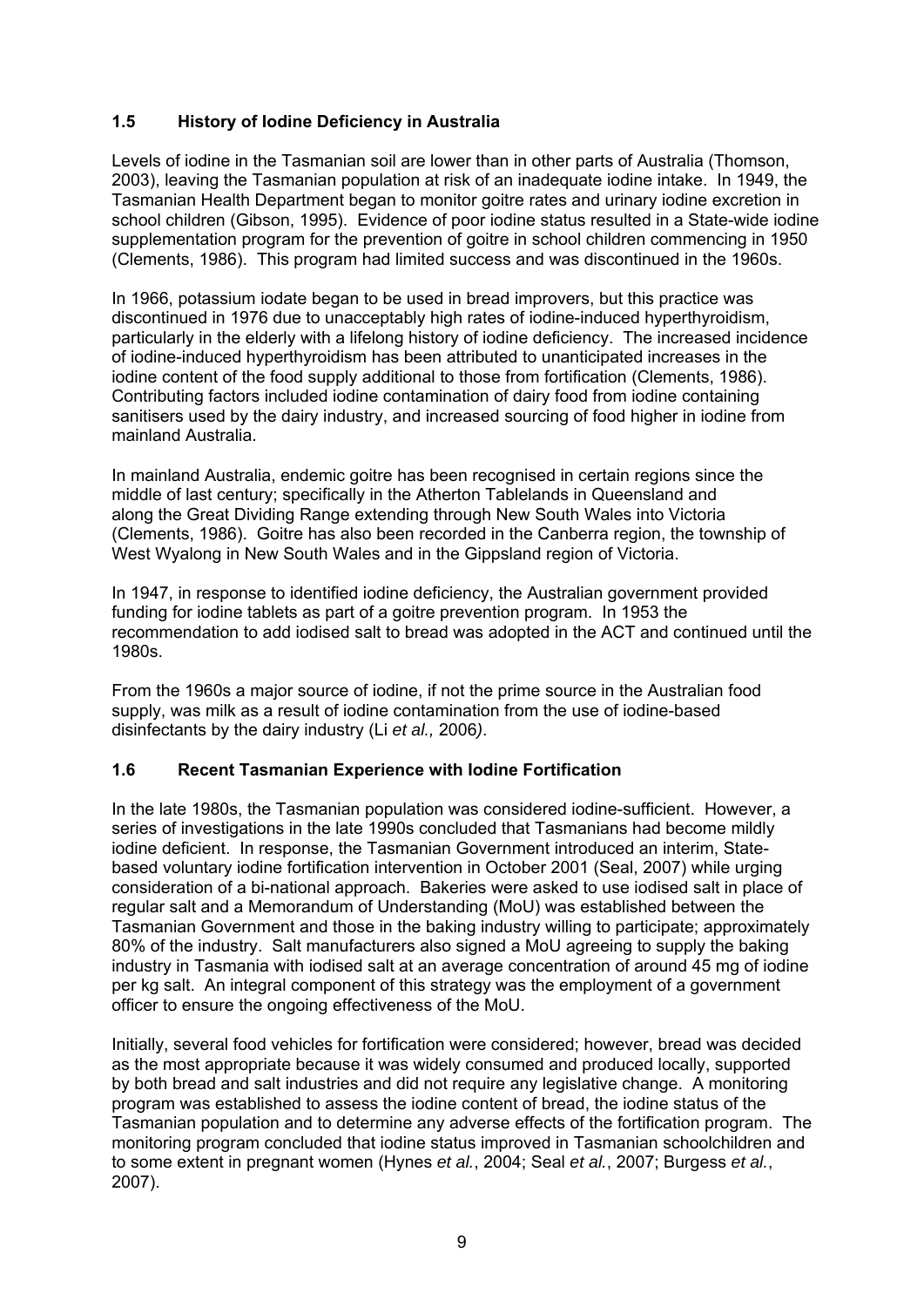### 1.5 History of Iodine Deficiency in Australia

Levels of iodine in the Tasmanian soil are lower than in other parts of Australia (Thomson, 2003), leaving the Tasmanian population at risk of an inadequate iodine intake. In 1949, the Tasmanian Health Department began to monitor goitre rates and urinary iodine excretion in school children (Gibson, 1995). Evidence of poor iodine status resulted in a State-wide iodine supplementation program for the prevention of goitre in school children commencing in 1950 (Clements, 1986). This program had limited success and was discontinued in the 1960s.

In 1966, potassium iodate began to be used in bread improvers, but this practice was discontinued in 1976 due to unacceptably high rates of iodine-induced hyperthyroidism, particularly in the elderly with a lifelong history of iodine deficiency. The increased incidence of iodine-induced hyperthyroidism has been attributed to unanticipated increases in the iodine content of the food supply additional to those from fortification (Clements, 1986). Contributing factors included iodine contamination of dairy food from iodine containing sanitisers used by the dairy industry, and increased sourcing of food higher in iodine from mainland Australia.

In mainland Australia, endemic goitre has been recognised in certain regions since the middle of last century; specifically in the Atherton Tablelands in Queensland and along the Great Dividing Range extending through New South Wales into Victoria (Clements, 1986). Goitre has also been recorded in the Canberra region, the township of West Wyalong in New South Wales and in the Gippsland region of Victoria.

In 1947, in response to identified iodine deficiency, the Australian government provided funding for iodine tablets as part of a goitre prevention program. In 1953 the recommendation to add iodised salt to bread was adopted in the ACT and continued until the 1980s.

From the 1960s a major source of iodine, if not the prime source in the Australian food supply, was milk as a result of iodine contamination from the use of iodine-based disinfectants by the dairy industry (Li *et al.,* 2006).

### 1.6 Recent Tasmanian Experience with Iodine Fortification

In the late 1980s, the Tasmanian population was considered iodine-sufficient. However, a series of investigations in the late 1990s concluded that Tasmanians had become mildly iodine deficient. In response, the Tasmanian Government introduced an interim, State-based voluntary iodine fortification intervention in October 2001 (Seal, 2007) while urging consideration of a bi-national approach. Bakeries were asked to use iodised salt in place of regular salt and a Memorandum of Understanding (MoU) was established between the Tasmanian Government and those in the baking industry willing to participate; approximately 80% of the industry. Salt manufacturers also signed a MoU agreeing to supply the baking industry in Tasmania with iodised salt at an average concentration of around 45 mg of iodine per kg salt. An integral component of this strategy was the employment of a government officer to ensure the ongoing effectiveness of the MoU.

Initially, several food vehicles for fortification were considered; however, bread was decided as the most appropriate because it was widely consumed and produced locally, supported by both bread and salt industries and did not require any legislative change. A monitoring program was established to assess the iodine content of bread, the iodine status of the Tasmanian population and to determine any adverse effects of the fortification program. The monitoring program concluded that iodine status improved in Tasmanian schoolchildren and to some extent in pregnant women (Hynes *et al.*, 2004; Seal *et al.*, 2007; Burgess *et al.*, 2007).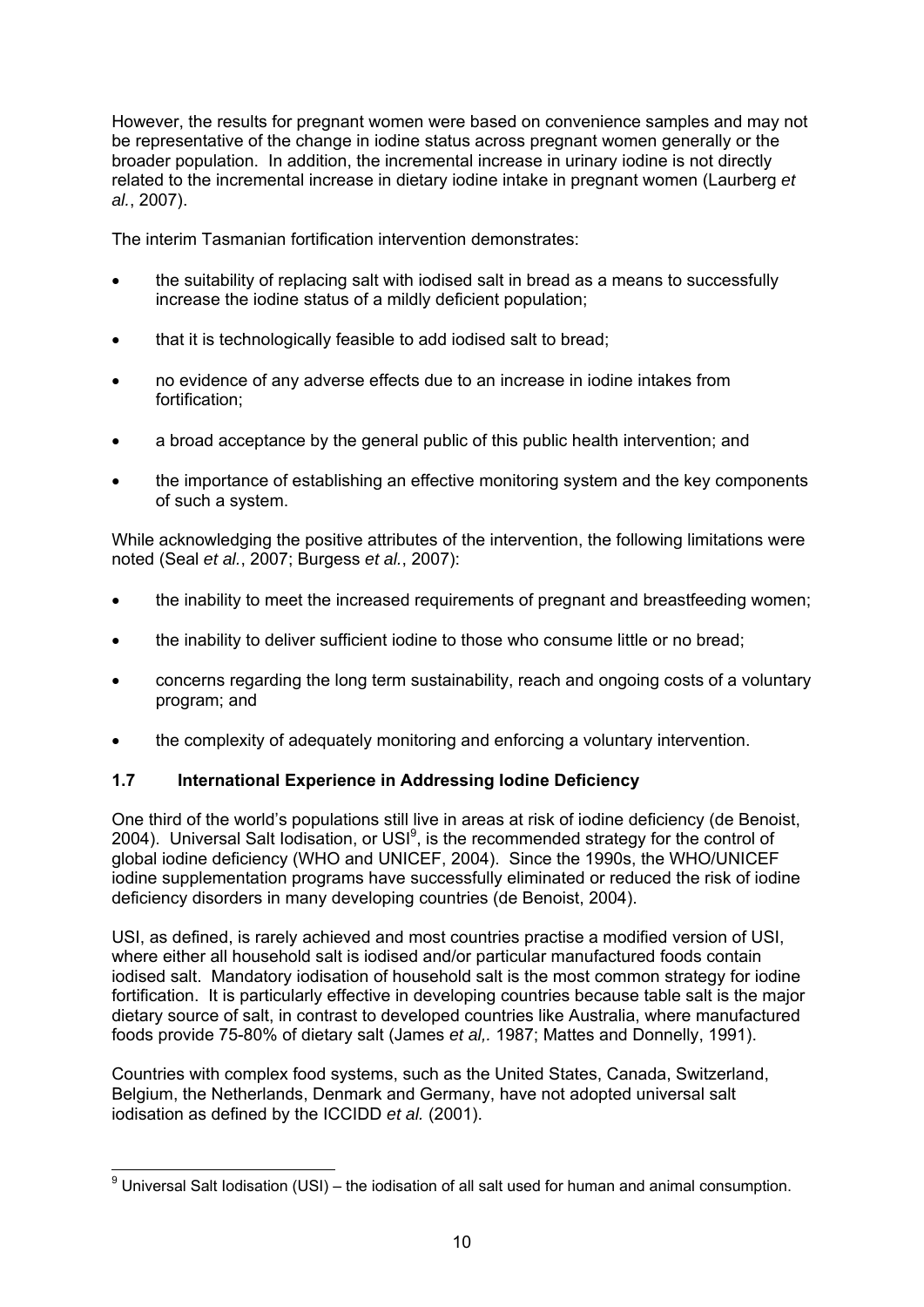However, the results for pregnant women were based on convenience samples and may not be representative of the change in iodine status across pregnant women generally or the broader population. In addition, the incremental increase in urinary iodine is not directly related to the incremental increase in dietary iodine intake in pregnant women (Laurberg *et al.*, 2007).

The interim Tasmanian fortification intervention demonstrates:

- the suitability of replacing salt with iodised salt in bread as a means to successfully increase the iodine status of a mildly deficient population;
- that it is technologically feasible to add iodised salt to bread;
- no evidence of any adverse effects due to an increase in iodine intakes from fortification;
- a broad acceptance by the general public of this public health intervention; and
- the importance of establishing an effective monitoring system and the key components of such a system.

While acknowledging the positive attributes of the intervention, the following limitations were noted (Seal *et al.*, 2007; Burgess *et al.*, 2007):

- the inability to meet the increased requirements of pregnant and breastfeeding women;
- the inability to deliver sufficient iodine to those who consume little or no bread;
- concerns regarding the long term sustainability, reach and ongoing costs of a voluntary program; and
- the complexity of adequately monitoring and enforcing a voluntary intervention.

### 1.7 International Experience in Addressing Iodine Deficiency

One third of the world's populations still live in areas at risk of iodine deficiency (de Benoist, 2004). Universal Salt Iodisation, or USI[9], is the recommended strategy for the control of global iodine deficiency (WHO and UNICEF, 2004). Since the 1990s, the WHO/UNICEF iodine supplementation programs have successfully eliminated or reduced the risk of iodine deficiency disorders in many developing countries (de Benoist, 2004).

USI, as defined, is rarely achieved and most countries practise a modified version of USI, where either all household salt is iodised and/or particular manufactured foods contain iodised salt. Mandatory iodisation of household salt is the most common strategy for iodine fortification. It is particularly effective in developing countries because table salt is the major dietary source of salt, in contrast to developed countries like Australia, where manufactured foods provide 75-80% of dietary salt (James *et al,.* 1987; Mattes and Donnelly, 1991).

Countries with complex food systems, such as the United States, Canada, Switzerland, Belgium, the Netherlands, Denmark and Germany, have not adopted universal salt iodisation as defined by the ICCIDD *et al.* (2001).

[9] Universal Salt Iodisation (USI) – the iodisation of all salt used for human and animal consumption.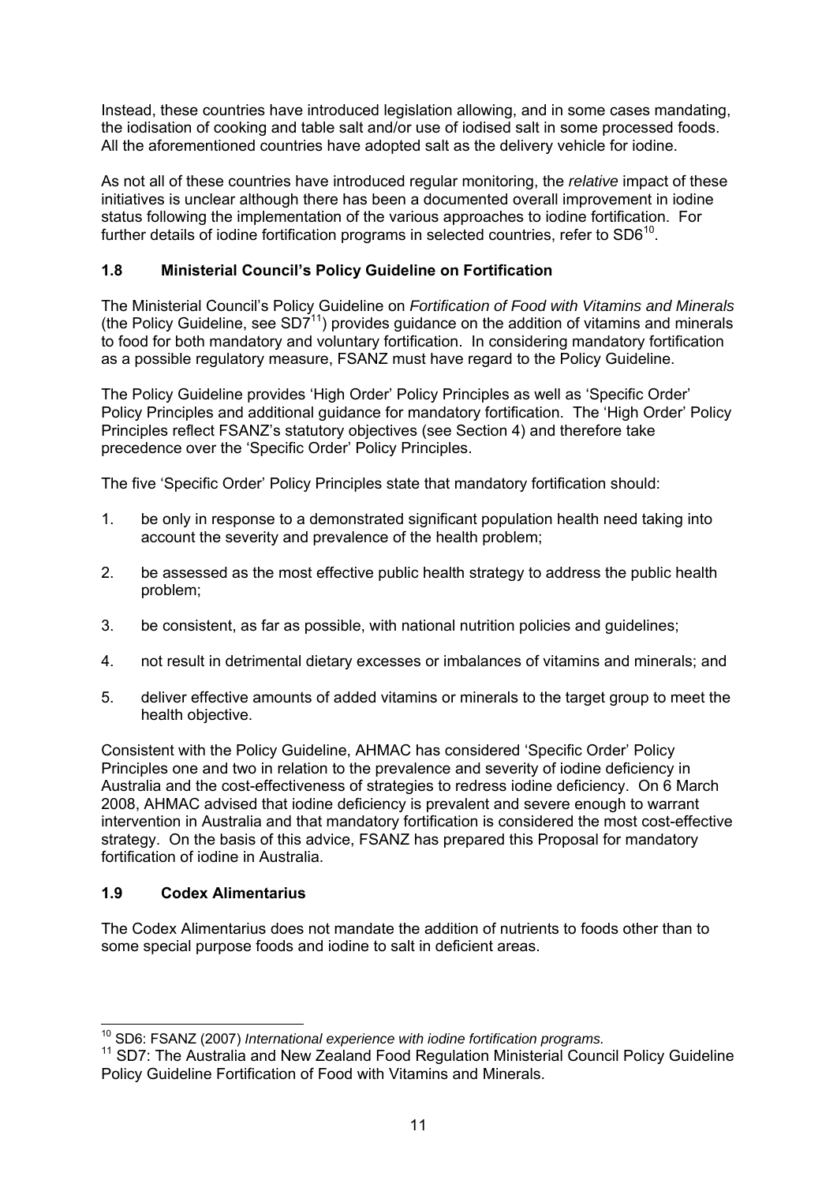Instead, these countries have introduced legislation allowing, and in some cases mandating, the iodisation of cooking and table salt and/or use of iodised salt in some processed foods. All the aforementioned countries have adopted salt as the delivery vehicle for iodine.

As not all of these countries have introduced regular monitoring, the *relative* impact of these initiatives is unclear although there has been a documented overall improvement in iodine status following the implementation of the various approaches to iodine fortification. For further details of iodine fortification programs in selected countries, refer to SD6[10].

### 1.8 Ministerial Council's Policy Guideline on Fortification

The Ministerial Council's Policy Guideline on *Fortification of Food with Vitamins and Minerals* (the Policy Guideline, see SD7[11]) provides guidance on the addition of vitamins and minerals to food for both mandatory and voluntary fortification. In considering mandatory fortification as a possible regulatory measure, FSANZ must have regard to the Policy Guideline.

The Policy Guideline provides 'High Order' Policy Principles as well as 'Specific Order' Policy Principles and additional guidance for mandatory fortification. The 'High Order' Policy Principles reflect FSANZ's statutory objectives (see Section 4) and therefore take precedence over the 'Specific Order' Policy Principles.

The five 'Specific Order' Policy Principles state that mandatory fortification should:

1. be only in response to a demonstrated significant population health need taking into account the severity and prevalence of the health problem;
2. be assessed as the most effective public health strategy to address the public health problem;
3. be consistent, as far as possible, with national nutrition policies and guidelines;
4. not result in detrimental dietary excesses or imbalances of vitamins and minerals; and
5. deliver effective amounts of added vitamins or minerals to the target group to meet the health objective.

Consistent with the Policy Guideline, AHMAC has considered 'Specific Order' Policy Principles one and two in relation to the prevalence and severity of iodine deficiency in Australia and the cost-effectiveness of strategies to redress iodine deficiency. On 6 March 2008, AHMAC advised that iodine deficiency is prevalent and severe enough to warrant intervention in Australia and that mandatory fortification is considered the most cost-effective strategy. On the basis of this advice, FSANZ has prepared this Proposal for mandatory fortification of iodine in Australia.

### 1.9 Codex Alimentarius

The Codex Alimentarius does not mandate the addition of nutrients to foods other than to some special purpose foods and iodine to salt in deficient areas.

---

[10] SD6: FSANZ (2007) *International experience with iodine fortification programs.*

[11] SD7: The Australia and New Zealand Food Regulation Ministerial Council Policy Guideline Policy Guideline Fortification of Food with Vitamins and Minerals.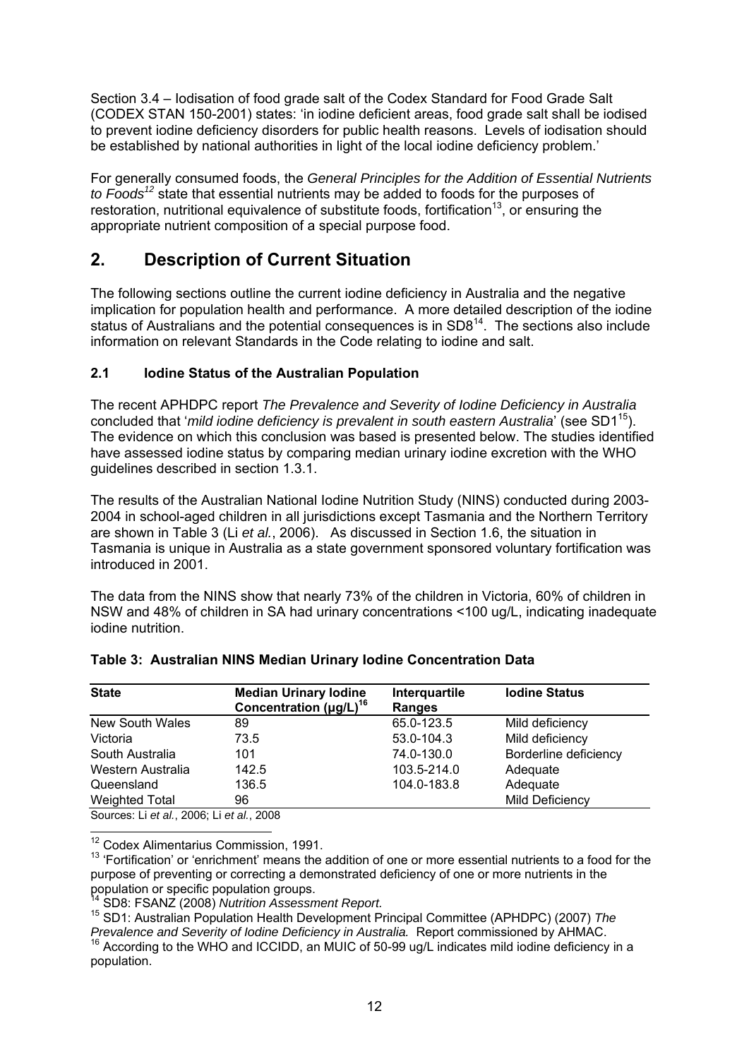Section 3.4 – Iodisation of food grade salt of the Codex Standard for Food Grade Salt (CODEX STAN 150-2001) states: 'in iodine deficient areas, food grade salt shall be iodised to prevent iodine deficiency disorders for public health reasons. Levels of iodisation should be established by national authorities in light of the local iodine deficiency problem.'

For generally consumed foods, the *General Principles for the Addition of Essential Nutrients to Foods*[12] state that essential nutrients may be added to foods for the purposes of restoration, nutritional equivalence of substitute foods, fortification[13], or ensuring the appropriate nutrient composition of a special purpose food.

# 2. Description of Current Situation

The following sections outline the current iodine deficiency in Australia and the negative implication for population health and performance. A more detailed description of the iodine status of Australians and the potential consequences is in SD8[14]. The sections also include information on relevant Standards in the Code relating to iodine and salt.

## 2.1 Iodine Status of the Australian Population

The recent APHDPC report *The Prevalence and Severity of Iodine Deficiency in Australia* concluded that '*mild iodine deficiency is prevalent in south eastern Australia*' (see SD1[15]). The evidence on which this conclusion was based is presented below. The studies identified have assessed iodine status by comparing median urinary iodine excretion with the WHO guidelines described in section 1.3.1.

The results of the Australian National Iodine Nutrition Study (NINS) conducted during 2003-2004 in school-aged children in all jurisdictions except Tasmania and the Northern Territory are shown in Table 3 (Li *et al.*, 2006). As discussed in Section 1.6, the situation in Tasmania is unique in Australia as a state government sponsored voluntary fortification was introduced in 2001.

The data from the NINS show that nearly 73% of the children in Victoria, 60% of children in NSW and 48% of children in SA had urinary concentrations <100 ug/L, indicating inadequate iodine nutrition.

**Table 3: Australian NINS Median Urinary Iodine Concentration Data**

| State | Median Urinary Iodine Concentration (µg/L)[16] | Interquartile Ranges | Iodine Status |
|---|---|---|---|
| New South Wales | 89 | 65.0-123.5 | Mild deficiency |
| Victoria | 73.5 | 53.0-104.3 | Mild deficiency |
| South Australia | 101 | 74.0-130.0 | Borderline deficiency |
| Western Australia | 142.5 | 103.5-214.0 | Adequate |
| Queensland | 136.5 | 104.0-183.8 | Adequate |
| Weighted Total | 96 | | Mild Deficiency |

Sources: Li *et al.*, 2006; Li *et al.*, 2008

[12] Codex Alimentarius Commission, 1991.

[13] 'Fortification' or 'enrichment' means the addition of one or more essential nutrients to a food for the purpose of preventing or correcting a demonstrated deficiency of one or more nutrients in the population or specific population groups.

[14] SD8: FSANZ (2008) *Nutrition Assessment Report.*

[15] SD1: Australian Population Health Development Principal Committee (APHDPC) (2007) *The Prevalence and Severity of Iodine Deficiency in Australia.* Report commissioned by AHMAC.

[16] According to the WHO and ICCIDD, an MUIC of 50-99 ug/L indicates mild iodine deficiency in a population.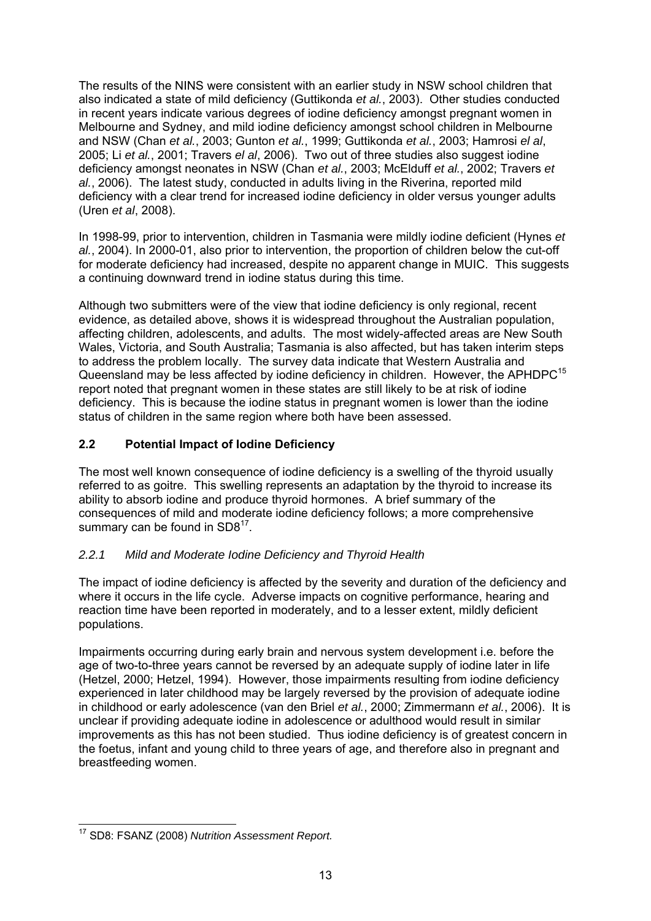The results of the NINS were consistent with an earlier study in NSW school children that also indicated a state of mild deficiency (Guttikonda *et al.*, 2003). Other studies conducted in recent years indicate various degrees of iodine deficiency amongst pregnant women in Melbourne and Sydney, and mild iodine deficiency amongst school children in Melbourne and NSW (Chan *et al.*, 2003; Gunton *et al.*, 1999; Guttikonda *et al.*, 2003; Hamrosi *el al*, 2005; Li *et al.*, 2001; Travers *el al*, 2006). Two out of three studies also suggest iodine deficiency amongst neonates in NSW (Chan *et al.*, 2003; McElduff *et al.*, 2002; Travers *et al.*, 2006). The latest study, conducted in adults living in the Riverina, reported mild deficiency with a clear trend for increased iodine deficiency in older versus younger adults (Uren *et al*, 2008).

In 1998-99, prior to intervention, children in Tasmania were mildly iodine deficient (Hynes *et al.*, 2004). In 2000-01, also prior to intervention, the proportion of children below the cut-off for moderate deficiency had increased, despite no apparent change in MUIC. This suggests a continuing downward trend in iodine status during this time.

Although two submitters were of the view that iodine deficiency is only regional, recent evidence, as detailed above, shows it is widespread throughout the Australian population, affecting children, adolescents, and adults. The most widely-affected areas are New South Wales, Victoria, and South Australia; Tasmania is also affected, but has taken interim steps to address the problem locally. The survey data indicate that Western Australia and Queensland may be less affected by iodine deficiency in children. However, the APHDPC[15] report noted that pregnant women in these states are still likely to be at risk of iodine deficiency. This is because the iodine status in pregnant women is lower than the iodine status of children in the same region where both have been assessed.

## 2.2 Potential Impact of Iodine Deficiency

The most well known consequence of iodine deficiency is a swelling of the thyroid usually referred to as goitre. This swelling represents an adaptation by the thyroid to increase its ability to absorb iodine and produce thyroid hormones. A brief summary of the consequences of mild and moderate iodine deficiency follows; a more comprehensive summary can be found in SD8[17].

### *2.2.1 Mild and Moderate Iodine Deficiency and Thyroid Health*

The impact of iodine deficiency is affected by the severity and duration of the deficiency and where it occurs in the life cycle. Adverse impacts on cognitive performance, hearing and reaction time have been reported in moderately, and to a lesser extent, mildly deficient populations.

Impairments occurring during early brain and nervous system development i.e. before the age of two-to-three years cannot be reversed by an adequate supply of iodine later in life (Hetzel, 2000; Hetzel, 1994). However, those impairments resulting from iodine deficiency experienced in later childhood may be largely reversed by the provision of adequate iodine in childhood or early adolescence (van den Briel *et al.*, 2000; Zimmermann *et al.*, 2006). It is unclear if providing adequate iodine in adolescence or adulthood would result in similar improvements as this has not been studied. Thus iodine deficiency is of greatest concern in the foetus, infant and young child to three years of age, and therefore also in pregnant and breastfeeding women.

---

[17] SD8: FSANZ (2008) *Nutrition Assessment Report.*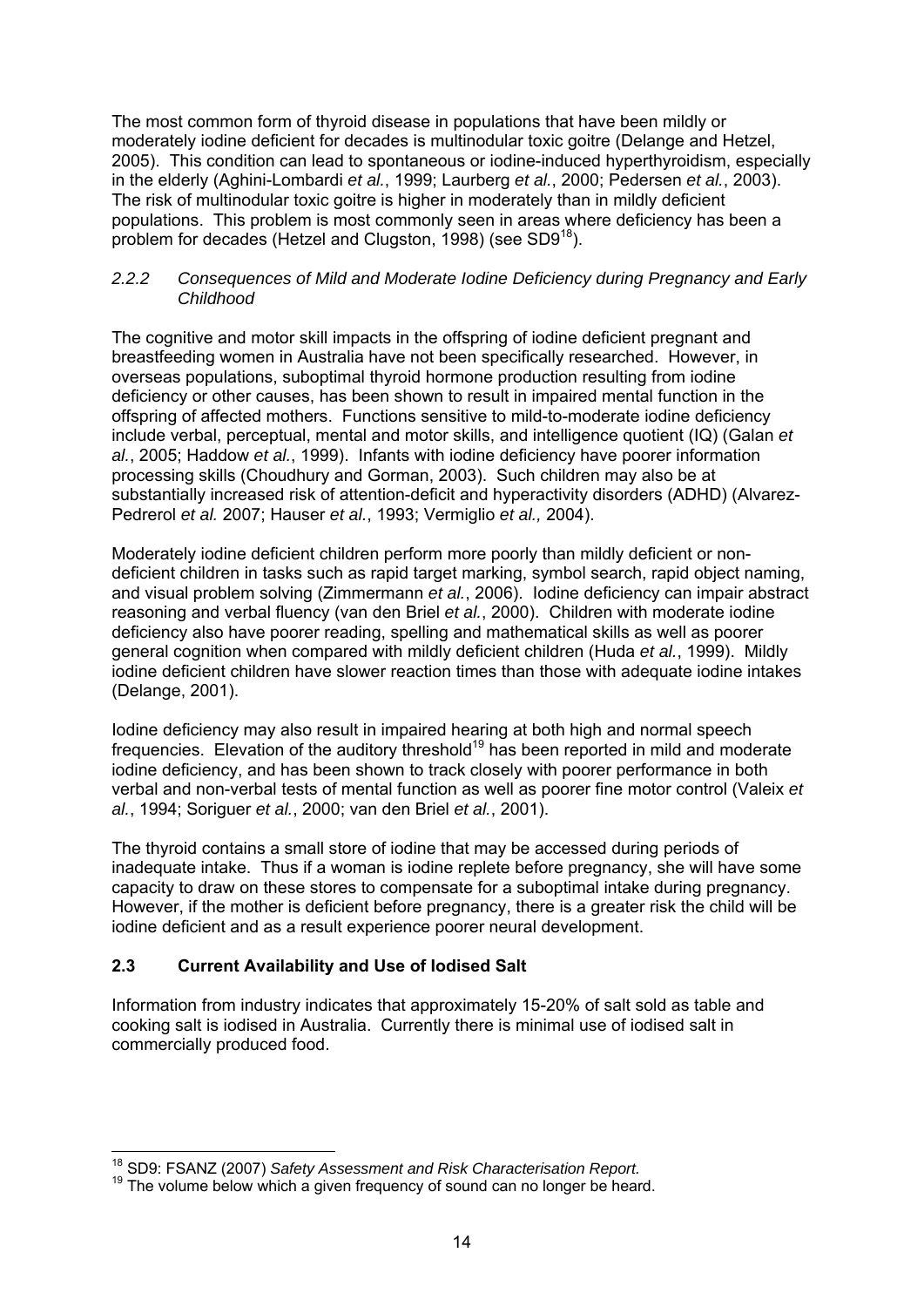The most common form of thyroid disease in populations that have been mildly or moderately iodine deficient for decades is multinodular toxic goitre (Delange and Hetzel, 2005). This condition can lead to spontaneous or iodine-induced hyperthyroidism, especially in the elderly (Aghini-Lombardi *et al.*, 1999; Laurberg *et al.*, 2000; Pedersen *et al.*, 2003). The risk of multinodular toxic goitre is higher in moderately than in mildly deficient populations. This problem is most commonly seen in areas where deficiency has been a problem for decades (Hetzel and Clugston, 1998) (see SD9[18]).

### 2.2.2 *Consequences of Mild and Moderate Iodine Deficiency during Pregnancy and Early Childhood*

The cognitive and motor skill impacts in the offspring of iodine deficient pregnant and breastfeeding women in Australia have not been specifically researched. However, in overseas populations, suboptimal thyroid hormone production resulting from iodine deficiency or other causes, has been shown to result in impaired mental function in the offspring of affected mothers. Functions sensitive to mild-to-moderate iodine deficiency include verbal, perceptual, mental and motor skills, and intelligence quotient (IQ) (Galan *et al.*, 2005; Haddow *et al.*, 1999). Infants with iodine deficiency have poorer information processing skills (Choudhury and Gorman, 2003). Such children may also be at substantially increased risk of attention-deficit and hyperactivity disorders (ADHD) (Alvarez-Pedrerol *et al.* 2007; Hauser *et al.*, 1993; Vermiglio *et al.,* 2004).

Moderately iodine deficient children perform more poorly than mildly deficient or non-deficient children in tasks such as rapid target marking, symbol search, rapid object naming, and visual problem solving (Zimmermann *et al.*, 2006). Iodine deficiency can impair abstract reasoning and verbal fluency (van den Briel *et al.*, 2000). Children with moderate iodine deficiency also have poorer reading, spelling and mathematical skills as well as poorer general cognition when compared with mildly deficient children (Huda *et al.*, 1999). Mildly iodine deficient children have slower reaction times than those with adequate iodine intakes (Delange, 2001).

Iodine deficiency may also result in impaired hearing at both high and normal speech frequencies. Elevation of the auditory threshold[19] has been reported in mild and moderate iodine deficiency, and has been shown to track closely with poorer performance in both verbal and non-verbal tests of mental function as well as poorer fine motor control (Valeix *et al.*, 1994; Soriguer *et al.*, 2000; van den Briel *et al.*, 2001).

The thyroid contains a small store of iodine that may be accessed during periods of inadequate intake. Thus if a woman is iodine replete before pregnancy, she will have some capacity to draw on these stores to compensate for a suboptimal intake during pregnancy. However, if the mother is deficient before pregnancy, there is a greater risk the child will be iodine deficient and as a result experience poorer neural development.

## 2.3 Current Availability and Use of Iodised Salt

Information from industry indicates that approximately 15-20% of salt sold as table and cooking salt is iodised in Australia. Currently there is minimal use of iodised salt in commercially produced food.

---

[18] SD9: FSANZ (2007) *Safety Assessment and Risk Characterisation Report.*

[19] The volume below which a given frequency of sound can no longer be heard.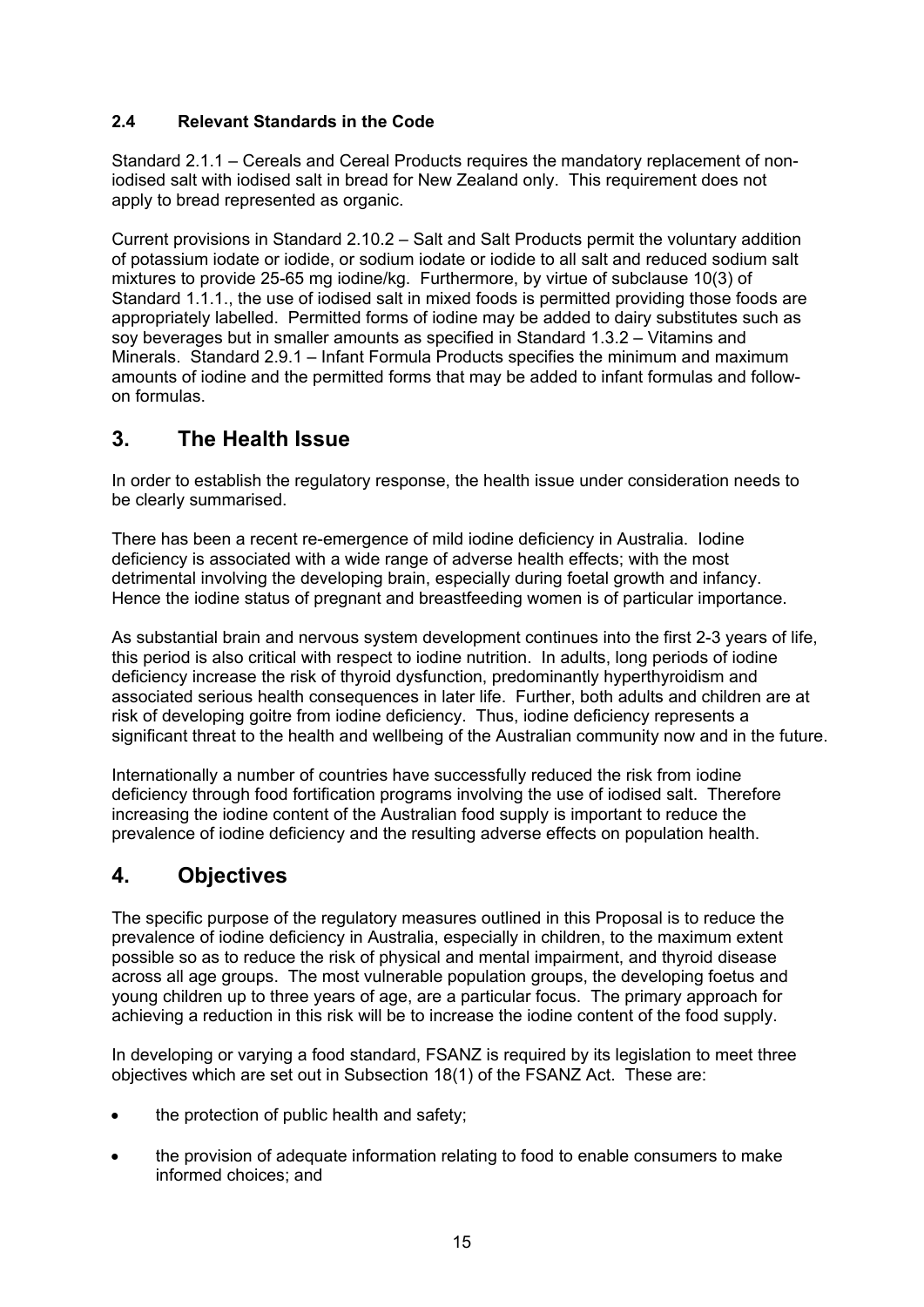### 2.4 Relevant Standards in the Code

Standard 2.1.1 – Cereals and Cereal Products requires the mandatory replacement of non-iodised salt with iodised salt in bread for New Zealand only. This requirement does not apply to bread represented as organic.

Current provisions in Standard 2.10.2 – Salt and Salt Products permit the voluntary addition of potassium iodate or iodide, or sodium iodate or iodide to all salt and reduced sodium salt mixtures to provide 25-65 mg iodine/kg. Furthermore, by virtue of subclause 10(3) of Standard 1.1.1., the use of iodised salt in mixed foods is permitted providing those foods are appropriately labelled. Permitted forms of iodine may be added to dairy substitutes such as soy beverages but in smaller amounts as specified in Standard 1.3.2 – Vitamins and Minerals. Standard 2.9.1 – Infant Formula Products specifies the minimum and maximum amounts of iodine and the permitted forms that may be added to infant formulas and follow-on formulas.

## 3. The Health Issue

In order to establish the regulatory response, the health issue under consideration needs to be clearly summarised.

There has been a recent re-emergence of mild iodine deficiency in Australia. Iodine deficiency is associated with a wide range of adverse health effects; with the most detrimental involving the developing brain, especially during foetal growth and infancy. Hence the iodine status of pregnant and breastfeeding women is of particular importance.

As substantial brain and nervous system development continues into the first 2-3 years of life, this period is also critical with respect to iodine nutrition. In adults, long periods of iodine deficiency increase the risk of thyroid dysfunction, predominantly hyperthyroidism and associated serious health consequences in later life. Further, both adults and children are at risk of developing goitre from iodine deficiency. Thus, iodine deficiency represents a significant threat to the health and wellbeing of the Australian community now and in the future.

Internationally a number of countries have successfully reduced the risk from iodine deficiency through food fortification programs involving the use of iodised salt. Therefore increasing the iodine content of the Australian food supply is important to reduce the prevalence of iodine deficiency and the resulting adverse effects on population health.

## 4. Objectives

The specific purpose of the regulatory measures outlined in this Proposal is to reduce the prevalence of iodine deficiency in Australia, especially in children, to the maximum extent possible so as to reduce the risk of physical and mental impairment, and thyroid disease across all age groups. The most vulnerable population groups, the developing foetus and young children up to three years of age, are a particular focus. The primary approach for achieving a reduction in this risk will be to increase the iodine content of the food supply.

In developing or varying a food standard, FSANZ is required by its legislation to meet three objectives which are set out in Subsection 18(1) of the FSANZ Act. These are:

- the protection of public health and safety;
- the provision of adequate information relating to food to enable consumers to make informed choices; and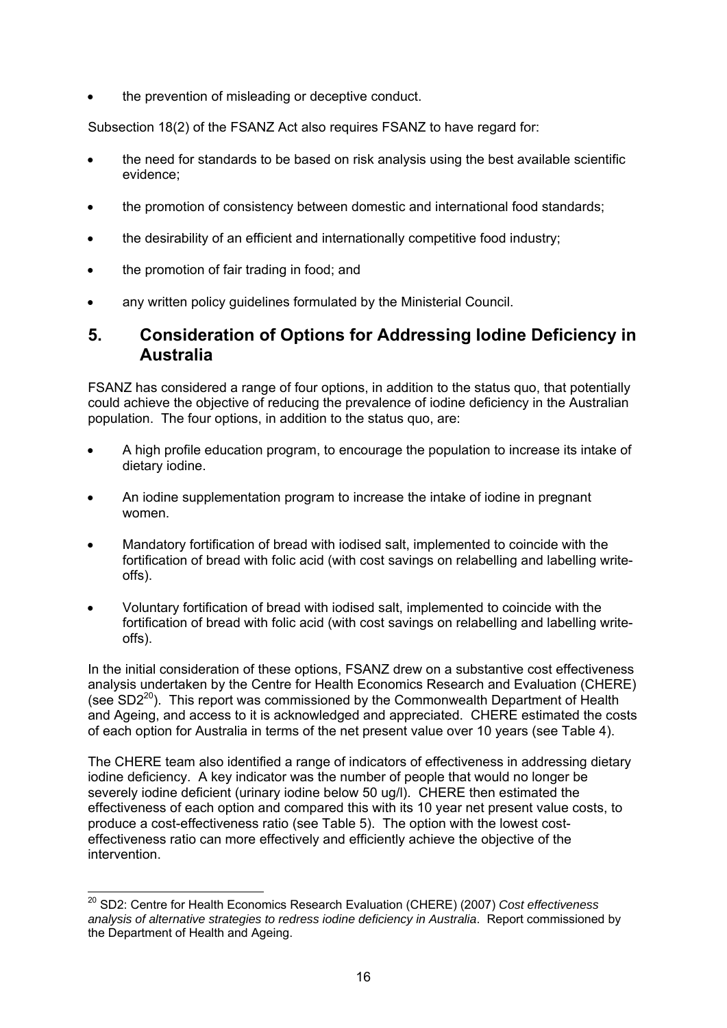- the prevention of misleading or deceptive conduct.

Subsection 18(2) of the FSANZ Act also requires FSANZ to have regard for:

- the need for standards to be based on risk analysis using the best available scientific evidence;
- the promotion of consistency between domestic and international food standards;
- the desirability of an efficient and internationally competitive food industry;
- the promotion of fair trading in food; and
- any written policy guidelines formulated by the Ministerial Council.

## 5. Consideration of Options for Addressing Iodine Deficiency in Australia

FSANZ has considered a range of four options, in addition to the status quo, that potentially could achieve the objective of reducing the prevalence of iodine deficiency in the Australian population. The four options, in addition to the status quo, are:

- A high profile education program, to encourage the population to increase its intake of dietary iodine.
- An iodine supplementation program to increase the intake of iodine in pregnant women.
- Mandatory fortification of bread with iodised salt, implemented to coincide with the fortification of bread with folic acid (with cost savings on relabelling and labelling write-offs).
- Voluntary fortification of bread with iodised salt, implemented to coincide with the fortification of bread with folic acid (with cost savings on relabelling and labelling write-offs).

In the initial consideration of these options, FSANZ drew on a substantive cost effectiveness analysis undertaken by the Centre for Health Economics Research and Evaluation (CHERE) (see SD2[20]). This report was commissioned by the Commonwealth Department of Health and Ageing, and access to it is acknowledged and appreciated. CHERE estimated the costs of each option for Australia in terms of the net present value over 10 years (see Table 4).

The CHERE team also identified a range of indicators of effectiveness in addressing dietary iodine deficiency. A key indicator was the number of people that would no longer be severely iodine deficient (urinary iodine below 50 ug/l). CHERE then estimated the effectiveness of each option and compared this with its 10 year net present value costs, to produce a cost-effectiveness ratio (see Table 5). The option with the lowest cost-effectiveness ratio can more effectively and efficiently achieve the objective of the intervention.

[20] SD2: Centre for Health Economics Research Evaluation (CHERE) (2007) *Cost effectiveness analysis of alternative strategies to redress iodine deficiency in Australia*. Report commissioned by the Department of Health and Ageing.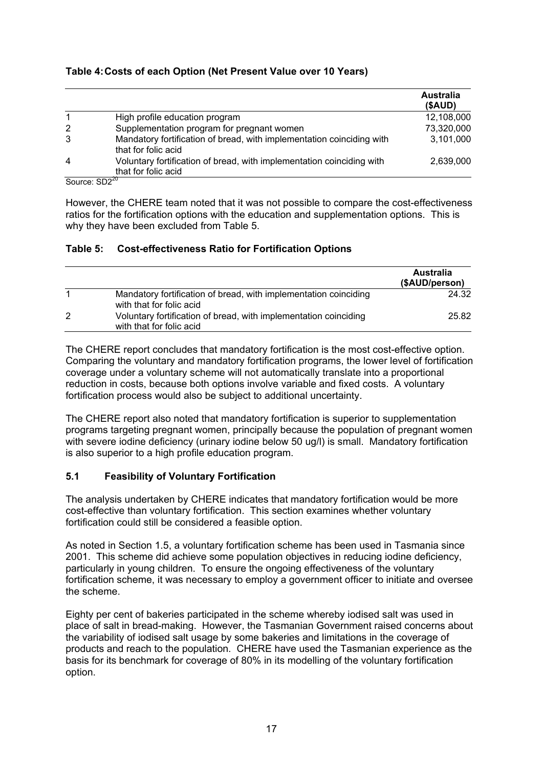**Table 4: Costs of each Option (Net Present Value over 10 Years)**

| | | Australia ($AUD) |
|---|---|---|
| 1 | High profile education program | 12,108,000 |
| 2 | Supplementation program for pregnant women | 73,320,000 |
| 3 | Mandatory fortification of bread, with implementation coinciding with that for folic acid | 3,101,000 |
| 4 | Voluntary fortification of bread, with implementation coinciding with that for folic acid | 2,639,000 |

Source: SD2[20]

However, the CHERE team noted that it was not possible to compare the cost-effectiveness ratios for the fortification options with the education and supplementation options. This is why they have been excluded from Table 5.

**Table 5: Cost-effectiveness Ratio for Fortification Options**

| | | Australia ($AUD/person) |
|---|---|---|
| 1 | Mandatory fortification of bread, with implementation coinciding with that for folic acid | 24.32 |
| 2 | Voluntary fortification of bread, with implementation coinciding with that for folic acid | 25.82 |

The CHERE report concludes that mandatory fortification is the most cost-effective option. Comparing the voluntary and mandatory fortification programs, the lower level of fortification coverage under a voluntary scheme will not automatically translate into a proportional reduction in costs, because both options involve variable and fixed costs. A voluntary fortification process would also be subject to additional uncertainty.

The CHERE report also noted that mandatory fortification is superior to supplementation programs targeting pregnant women, principally because the population of pregnant women with severe iodine deficiency (urinary iodine below 50 ug/l) is small. Mandatory fortification is also superior to a high profile education program.

### 5.1 Feasibility of Voluntary Fortification

The analysis undertaken by CHERE indicates that mandatory fortification would be more cost-effective than voluntary fortification. This section examines whether voluntary fortification could still be considered a feasible option.

As noted in Section 1.5, a voluntary fortification scheme has been used in Tasmania since 2001. This scheme did achieve some population objectives in reducing iodine deficiency, particularly in young children. To ensure the ongoing effectiveness of the voluntary fortification scheme, it was necessary to employ a government officer to initiate and oversee the scheme.

Eighty per cent of bakeries participated in the scheme whereby iodised salt was used in place of salt in bread-making. However, the Tasmanian Government raised concerns about the variability of iodised salt usage by some bakeries and limitations in the coverage of products and reach to the population. CHERE have used the Tasmanian experience as the basis for its benchmark for coverage of 80% in its modelling of the voluntary fortification option.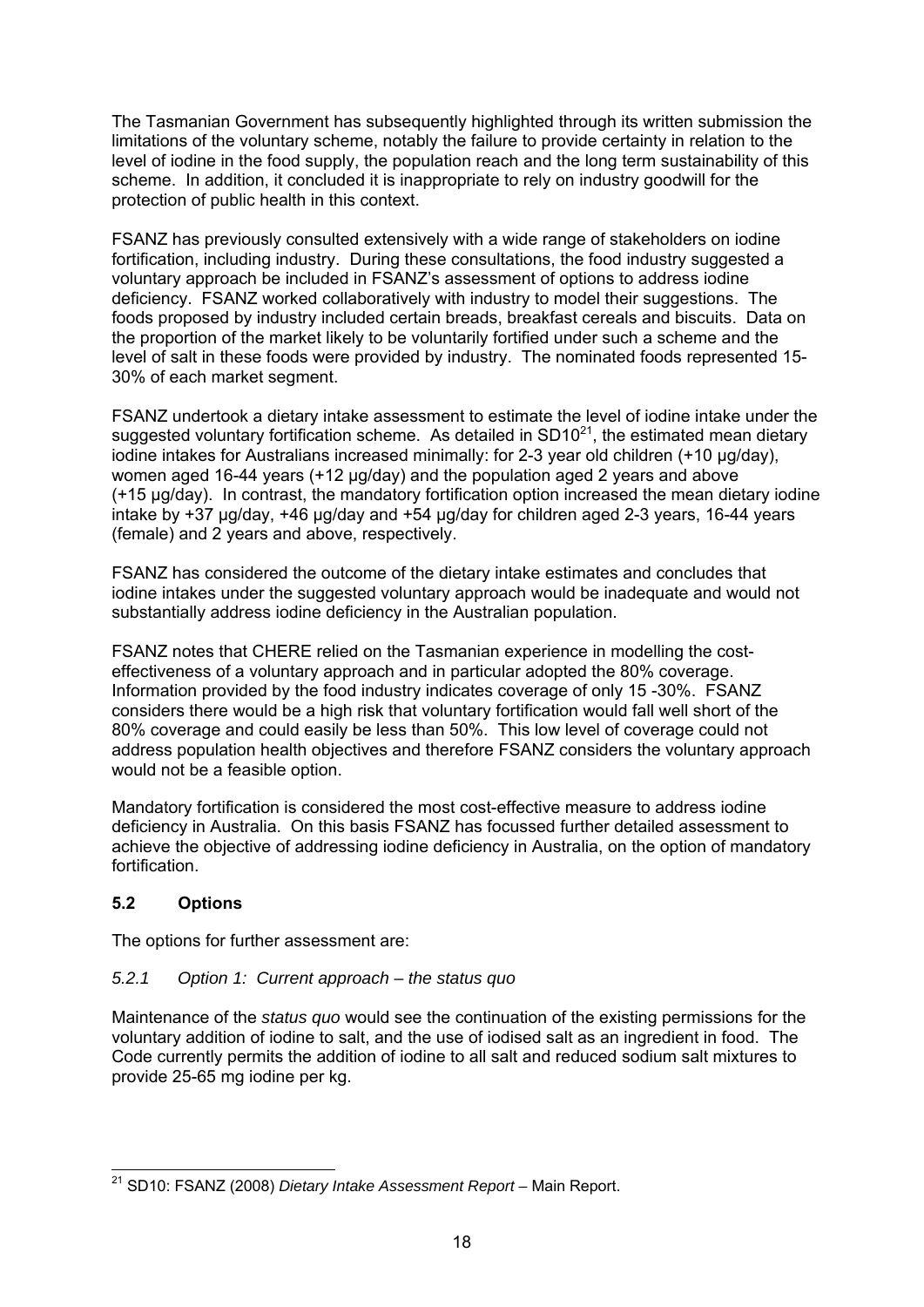The Tasmanian Government has subsequently highlighted through its written submission the limitations of the voluntary scheme, notably the failure to provide certainty in relation to the level of iodine in the food supply, the population reach and the long term sustainability of this scheme. In addition, it concluded it is inappropriate to rely on industry goodwill for the protection of public health in this context.

FSANZ has previously consulted extensively with a wide range of stakeholders on iodine fortification, including industry. During these consultations, the food industry suggested a voluntary approach be included in FSANZ's assessment of options to address iodine deficiency. FSANZ worked collaboratively with industry to model their suggestions. The foods proposed by industry included certain breads, breakfast cereals and biscuits. Data on the proportion of the market likely to be voluntarily fortified under such a scheme and the level of salt in these foods were provided by industry. The nominated foods represented 15-30% of each market segment.

FSANZ undertook a dietary intake assessment to estimate the level of iodine intake under the suggested voluntary fortification scheme. As detailed in SD10[21], the estimated mean dietary iodine intakes for Australians increased minimally: for 2-3 year old children (+10 µg/day), women aged 16-44 years (+12 µg/day) and the population aged 2 years and above (+15 µg/day). In contrast, the mandatory fortification option increased the mean dietary iodine intake by +37 µg/day, +46 µg/day and +54 µg/day for children aged 2-3 years, 16-44 years (female) and 2 years and above, respectively.

FSANZ has considered the outcome of the dietary intake estimates and concludes that iodine intakes under the suggested voluntary approach would be inadequate and would not substantially address iodine deficiency in the Australian population.

FSANZ notes that CHERE relied on the Tasmanian experience in modelling the cost-effectiveness of a voluntary approach and in particular adopted the 80% coverage. Information provided by the food industry indicates coverage of only 15 -30%. FSANZ considers there would be a high risk that voluntary fortification would fall well short of the 80% coverage and could easily be less than 50%. This low level of coverage could not address population health objectives and therefore FSANZ considers the voluntary approach would not be a feasible option.

Mandatory fortification is considered the most cost-effective measure to address iodine deficiency in Australia. On this basis FSANZ has focussed further detailed assessment to achieve the objective of addressing iodine deficiency in Australia, on the option of mandatory fortification.

### 5.2 Options

The options for further assessment are:

#### *5.2.1 Option 1: Current approach – the status quo*

Maintenance of the *status quo* would see the continuation of the existing permissions for the voluntary addition of iodine to salt, and the use of iodised salt as an ingredient in food. The Code currently permits the addition of iodine to all salt and reduced sodium salt mixtures to provide 25-65 mg iodine per kg.

---

[21] SD10: FSANZ (2008) *Dietary Intake Assessment Report* – Main Report.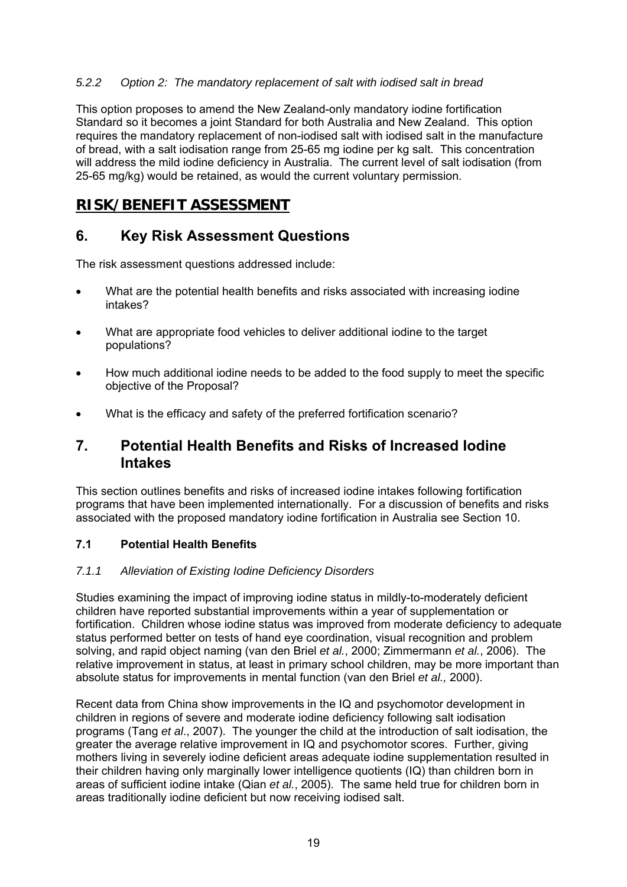#### *5.2.2 Option 2: The mandatory replacement of salt with iodised salt in bread*

This option proposes to amend the New Zealand-only mandatory iodine fortification Standard so it becomes a joint Standard for both Australia and New Zealand. This option requires the mandatory replacement of non-iodised salt with iodised salt in the manufacture of bread, with a salt iodisation range from 25-65 mg iodine per kg salt. This concentration will address the mild iodine deficiency in Australia. The current level of salt iodisation (from 25-65 mg/kg) would be retained, as would the current voluntary permission.

# RISK/BENEFIT ASSESSMENT

## 6. Key Risk Assessment Questions

The risk assessment questions addressed include:

- What are the potential health benefits and risks associated with increasing iodine intakes?
- What are appropriate food vehicles to deliver additional iodine to the target populations?
- How much additional iodine needs to be added to the food supply to meet the specific objective of the Proposal?
- What is the efficacy and safety of the preferred fortification scenario?

## 7. Potential Health Benefits and Risks of Increased Iodine Intakes

This section outlines benefits and risks of increased iodine intakes following fortification programs that have been implemented internationally. For a discussion of benefits and risks associated with the proposed mandatory iodine fortification in Australia see Section 10.

### 7.1 Potential Health Benefits

#### *7.1.1 Alleviation of Existing Iodine Deficiency Disorders*

Studies examining the impact of improving iodine status in mildly-to-moderately deficient children have reported substantial improvements within a year of supplementation or fortification. Children whose iodine status was improved from moderate deficiency to adequate status performed better on tests of hand eye coordination, visual recognition and problem solving, and rapid object naming (van den Briel *et al.*, 2000; Zimmermann *et al.*, 2006). The relative improvement in status, at least in primary school children, may be more important than absolute status for improvements in mental function (van den Briel *et al.,* 2000).

Recent data from China show improvements in the IQ and psychomotor development in children in regions of severe and moderate iodine deficiency following salt iodisation programs (Tang *et al*., 2007). The younger the child at the introduction of salt iodisation, the greater the average relative improvement in IQ and psychomotor scores. Further, giving mothers living in severely iodine deficient areas adequate iodine supplementation resulted in their children having only marginally lower intelligence quotients (IQ) than children born in areas of sufficient iodine intake (Qian *et al.*, 2005). The same held true for children born in areas traditionally iodine deficient but now receiving iodised salt.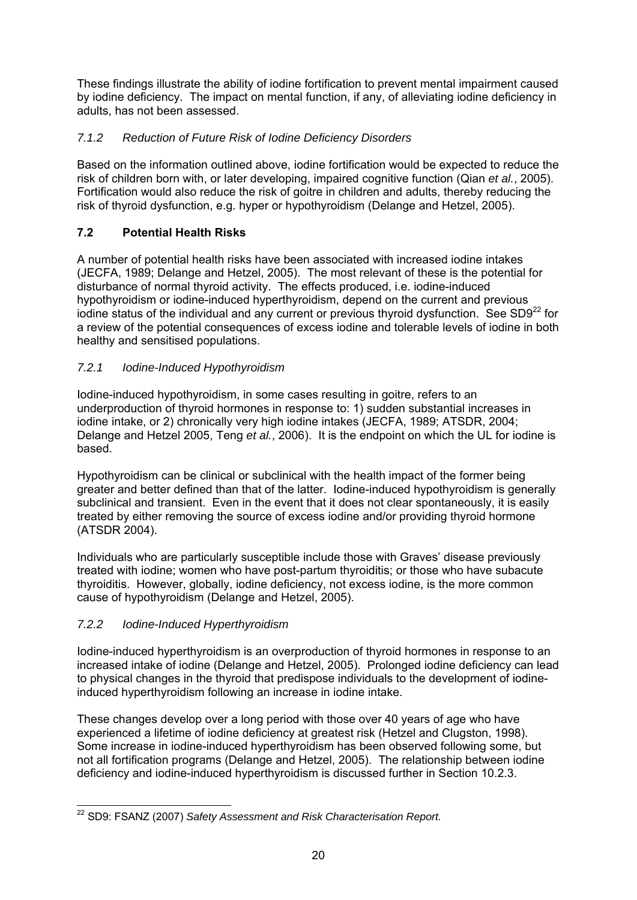These findings illustrate the ability of iodine fortification to prevent mental impairment caused by iodine deficiency. The impact on mental function, if any, of alleviating iodine deficiency in adults, has not been assessed.

### *7.1.2 Reduction of Future Risk of Iodine Deficiency Disorders*

Based on the information outlined above, iodine fortification would be expected to reduce the risk of children born with, or later developing, impaired cognitive function (Qian *et al.*, 2005). Fortification would also reduce the risk of goitre in children and adults, thereby reducing the risk of thyroid dysfunction, e.g. hyper or hypothyroidism (Delange and Hetzel, 2005).

## 7.2 Potential Health Risks

A number of potential health risks have been associated with increased iodine intakes (JECFA, 1989; Delange and Hetzel, 2005). The most relevant of these is the potential for disturbance of normal thyroid activity. The effects produced, i.e. iodine-induced hypothyroidism or iodine-induced hyperthyroidism, depend on the current and previous iodine status of the individual and any current or previous thyroid dysfunction. See SD9[22] for a review of the potential consequences of excess iodine and tolerable levels of iodine in both healthy and sensitised populations.

### *7.2.1 Iodine-Induced Hypothyroidism*

Iodine-induced hypothyroidism, in some cases resulting in goitre, refers to an underproduction of thyroid hormones in response to: 1) sudden substantial increases in iodine intake, or 2) chronically very high iodine intakes (JECFA, 1989; ATSDR, 2004; Delange and Hetzel 2005, Teng *et al.*, 2006). It is the endpoint on which the UL for iodine is based.

Hypothyroidism can be clinical or subclinical with the health impact of the former being greater and better defined than that of the latter. Iodine-induced hypothyroidism is generally subclinical and transient. Even in the event that it does not clear spontaneously, it is easily treated by either removing the source of excess iodine and/or providing thyroid hormone (ATSDR 2004).

Individuals who are particularly susceptible include those with Graves' disease previously treated with iodine; women who have post-partum thyroiditis; or those who have subacute thyroiditis. However, globally, iodine deficiency, not excess iodine, is the more common cause of hypothyroidism (Delange and Hetzel, 2005).

### *7.2.2 Iodine-Induced Hyperthyroidism*

Iodine-induced hyperthyroidism is an overproduction of thyroid hormones in response to an increased intake of iodine (Delange and Hetzel, 2005). Prolonged iodine deficiency can lead to physical changes in the thyroid that predispose individuals to the development of iodine-induced hyperthyroidism following an increase in iodine intake.

These changes develop over a long period with those over 40 years of age who have experienced a lifetime of iodine deficiency at greatest risk (Hetzel and Clugston, 1998). Some increase in iodine-induced hyperthyroidism has been observed following some, but not all fortification programs (Delange and Hetzel, 2005). The relationship between iodine deficiency and iodine-induced hyperthyroidism is discussed further in Section 10.2.3.

---

[22] SD9: FSANZ (2007) *Safety Assessment and Risk Characterisation Report.*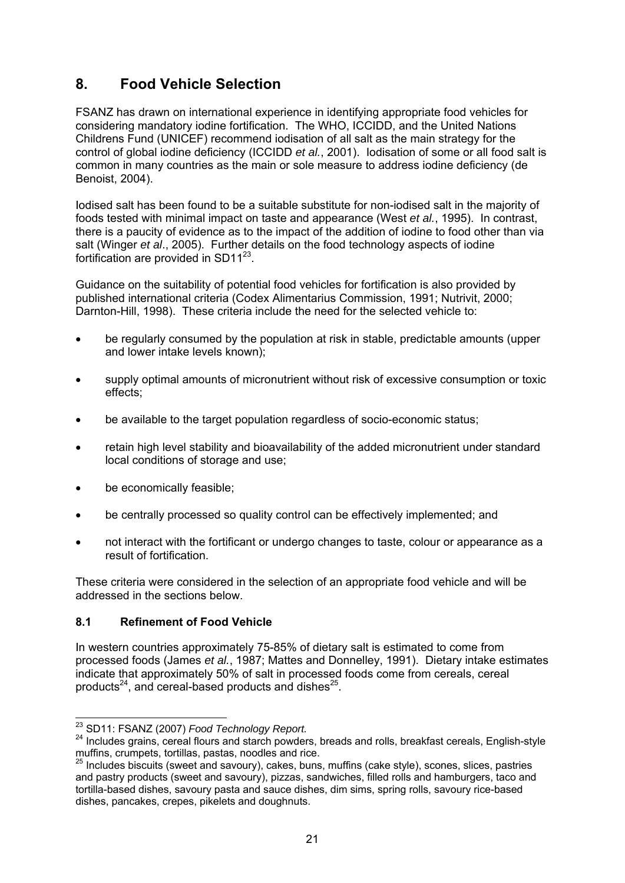## 8. Food Vehicle Selection

FSANZ has drawn on international experience in identifying appropriate food vehicles for considering mandatory iodine fortification. The WHO, ICCIDD, and the United Nations Childrens Fund (UNICEF) recommend iodisation of all salt as the main strategy for the control of global iodine deficiency (ICCIDD *et al.*, 2001). Iodisation of some or all food salt is common in many countries as the main or sole measure to address iodine deficiency (de Benoist, 2004).

Iodised salt has been found to be a suitable substitute for non-iodised salt in the majority of foods tested with minimal impact on taste and appearance (West *et al.*, 1995). In contrast, there is a paucity of evidence as to the impact of the addition of iodine to food other than via salt (Winger *et al*., 2005). Further details on the food technology aspects of iodine fortification are provided in SD11[23].

Guidance on the suitability of potential food vehicles for fortification is also provided by published international criteria (Codex Alimentarius Commission, 1991; Nutrivit, 2000; Darnton-Hill, 1998). These criteria include the need for the selected vehicle to:

- be regularly consumed by the population at risk in stable, predictable amounts (upper and lower intake levels known);
- supply optimal amounts of micronutrient without risk of excessive consumption or toxic effects;
- be available to the target population regardless of socio-economic status;
- retain high level stability and bioavailability of the added micronutrient under standard local conditions of storage and use;
- be economically feasible;
- be centrally processed so quality control can be effectively implemented; and
- not interact with the fortificant or undergo changes to taste, colour or appearance as a result of fortification.

These criteria were considered in the selection of an appropriate food vehicle and will be addressed in the sections below.

### 8.1 Refinement of Food Vehicle

In western countries approximately 75-85% of dietary salt is estimated to come from processed foods (James *et al.*, 1987; Mattes and Donnelley, 1991). Dietary intake estimates indicate that approximately 50% of salt in processed foods come from cereals, cereal products[24], and cereal-based products and dishes[25].

---

[23] SD11: FSANZ (2007) *Food Technology Report.*

[24] Includes grains, cereal flours and starch powders, breads and rolls, breakfast cereals, English-style muffins, crumpets, tortillas, pastas, noodles and rice.

[25] Includes biscuits (sweet and savoury), cakes, buns, muffins (cake style), scones, slices, pastries and pastry products (sweet and savoury), pizzas, sandwiches, filled rolls and hamburgers, taco and tortilla-based dishes, savoury pasta and sauce dishes, dim sims, spring rolls, savoury rice-based dishes, pancakes, crepes, pikelets and doughnuts.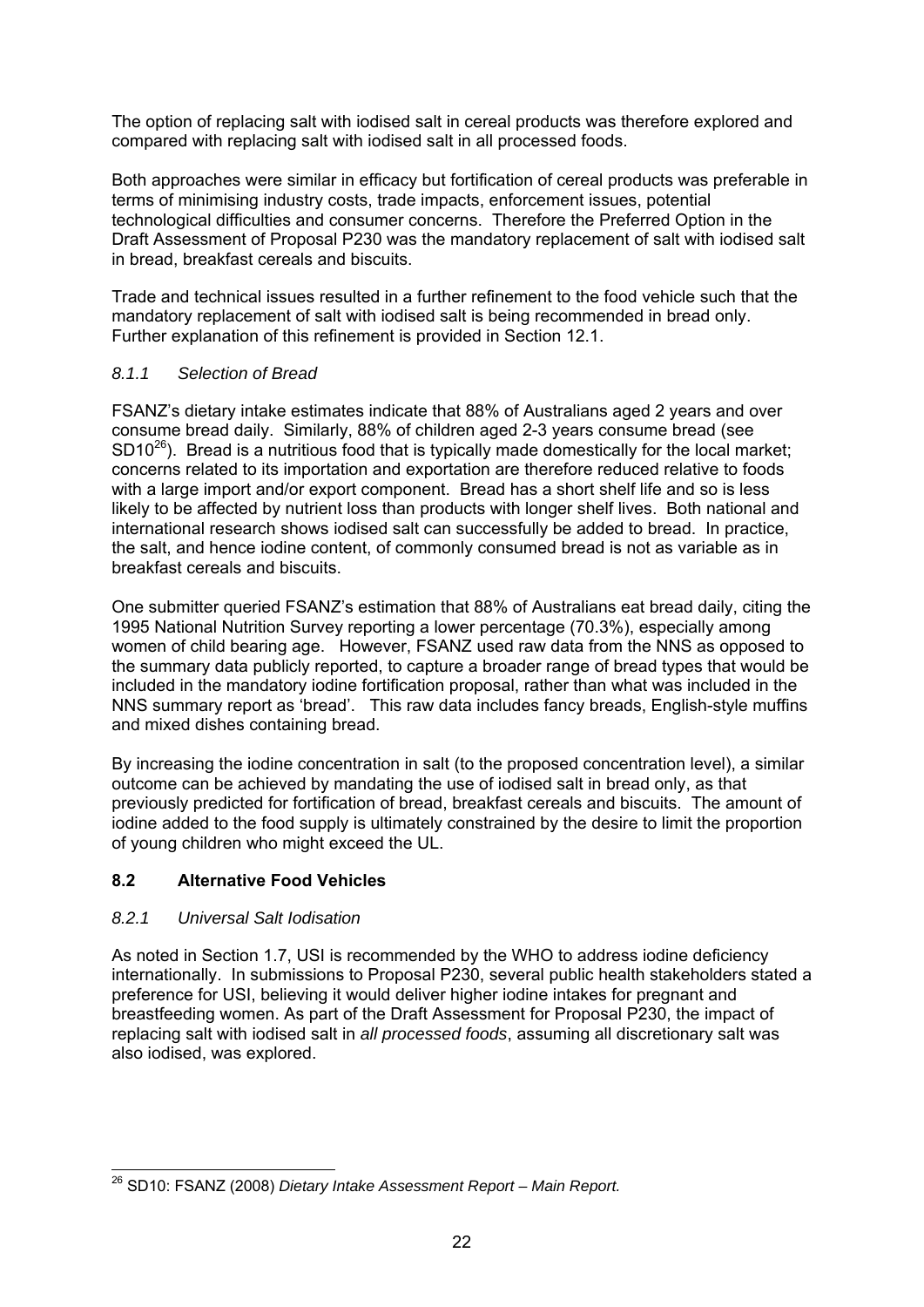The option of replacing salt with iodised salt in cereal products was therefore explored and compared with replacing salt with iodised salt in all processed foods.

Both approaches were similar in efficacy but fortification of cereal products was preferable in terms of minimising industry costs, trade impacts, enforcement issues, potential technological difficulties and consumer concerns. Therefore the Preferred Option in the Draft Assessment of Proposal P230 was the mandatory replacement of salt with iodised salt in bread, breakfast cereals and biscuits.

Trade and technical issues resulted in a further refinement to the food vehicle such that the mandatory replacement of salt with iodised salt is being recommended in bread only. Further explanation of this refinement is provided in Section 12.1.

#### *8.1.1 Selection of Bread*

FSANZ's dietary intake estimates indicate that 88% of Australians aged 2 years and over consume bread daily. Similarly, 88% of children aged 2-3 years consume bread (see SD10[26]). Bread is a nutritious food that is typically made domestically for the local market; concerns related to its importation and exportation are therefore reduced relative to foods with a large import and/or export component. Bread has a short shelf life and so is less likely to be affected by nutrient loss than products with longer shelf lives. Both national and international research shows iodised salt can successfully be added to bread. In practice, the salt, and hence iodine content, of commonly consumed bread is not as variable as in breakfast cereals and biscuits.

One submitter queried FSANZ's estimation that 88% of Australians eat bread daily, citing the 1995 National Nutrition Survey reporting a lower percentage (70.3%), especially among women of child bearing age. However, FSANZ used raw data from the NNS as opposed to the summary data publicly reported, to capture a broader range of bread types that would be included in the mandatory iodine fortification proposal, rather than what was included in the NNS summary report as 'bread'. This raw data includes fancy breads, English-style muffins and mixed dishes containing bread.

By increasing the iodine concentration in salt (to the proposed concentration level), a similar outcome can be achieved by mandating the use of iodised salt in bread only, as that previously predicted for fortification of bread, breakfast cereals and biscuits. The amount of iodine added to the food supply is ultimately constrained by the desire to limit the proportion of young children who might exceed the UL.

### 8.2 Alternative Food Vehicles

#### *8.2.1 Universal Salt Iodisation*

As noted in Section 1.7, USI is recommended by the WHO to address iodine deficiency internationally. In submissions to Proposal P230, several public health stakeholders stated a preference for USI, believing it would deliver higher iodine intakes for pregnant and breastfeeding women. As part of the Draft Assessment for Proposal P230, the impact of replacing salt with iodised salt in *all processed foods*, assuming all discretionary salt was also iodised, was explored.

---

[26] SD10: FSANZ (2008) *Dietary Intake Assessment Report – Main Report.*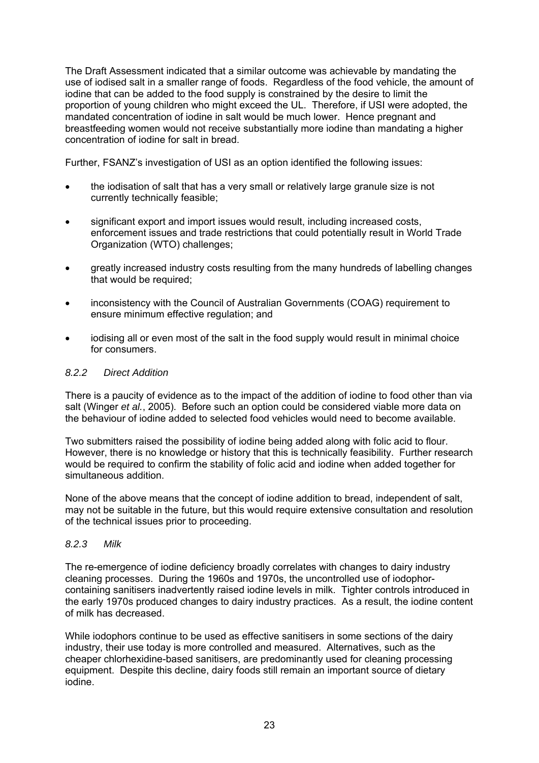The Draft Assessment indicated that a similar outcome was achievable by mandating the use of iodised salt in a smaller range of foods. Regardless of the food vehicle, the amount of iodine that can be added to the food supply is constrained by the desire to limit the proportion of young children who might exceed the UL. Therefore, if USI were adopted, the mandated concentration of iodine in salt would be much lower. Hence pregnant and breastfeeding women would not receive substantially more iodine than mandating a higher concentration of iodine for salt in bread.

Further, FSANZ's investigation of USI as an option identified the following issues:

- the iodisation of salt that has a very small or relatively large granule size is not currently technically feasible;
- significant export and import issues would result, including increased costs, enforcement issues and trade restrictions that could potentially result in World Trade Organization (WTO) challenges;
- greatly increased industry costs resulting from the many hundreds of labelling changes that would be required;
- inconsistency with the Council of Australian Governments (COAG) requirement to ensure minimum effective regulation; and
- iodising all or even most of the salt in the food supply would result in minimal choice for consumers.

### *8.2.2 Direct Addition*

There is a paucity of evidence as to the impact of the addition of iodine to food other than via salt (Winger *et al.*, 2005). Before such an option could be considered viable more data on the behaviour of iodine added to selected food vehicles would need to become available.

Two submitters raised the possibility of iodine being added along with folic acid to flour. However, there is no knowledge or history that this is technically feasibility. Further research would be required to confirm the stability of folic acid and iodine when added together for simultaneous addition.

None of the above means that the concept of iodine addition to bread, independent of salt, may not be suitable in the future, but this would require extensive consultation and resolution of the technical issues prior to proceeding.

### *8.2.3 Milk*

The re-emergence of iodine deficiency broadly correlates with changes to dairy industry cleaning processes. During the 1960s and 1970s, the uncontrolled use of iodophor-containing sanitisers inadvertently raised iodine levels in milk. Tighter controls introduced in the early 1970s produced changes to dairy industry practices. As a result, the iodine content of milk has decreased.

While iodophors continue to be used as effective sanitisers in some sections of the dairy industry, their use today is more controlled and measured. Alternatives, such as the cheaper chlorhexidine-based sanitisers, are predominantly used for cleaning processing equipment. Despite this decline, dairy foods still remain an important source of dietary iodine.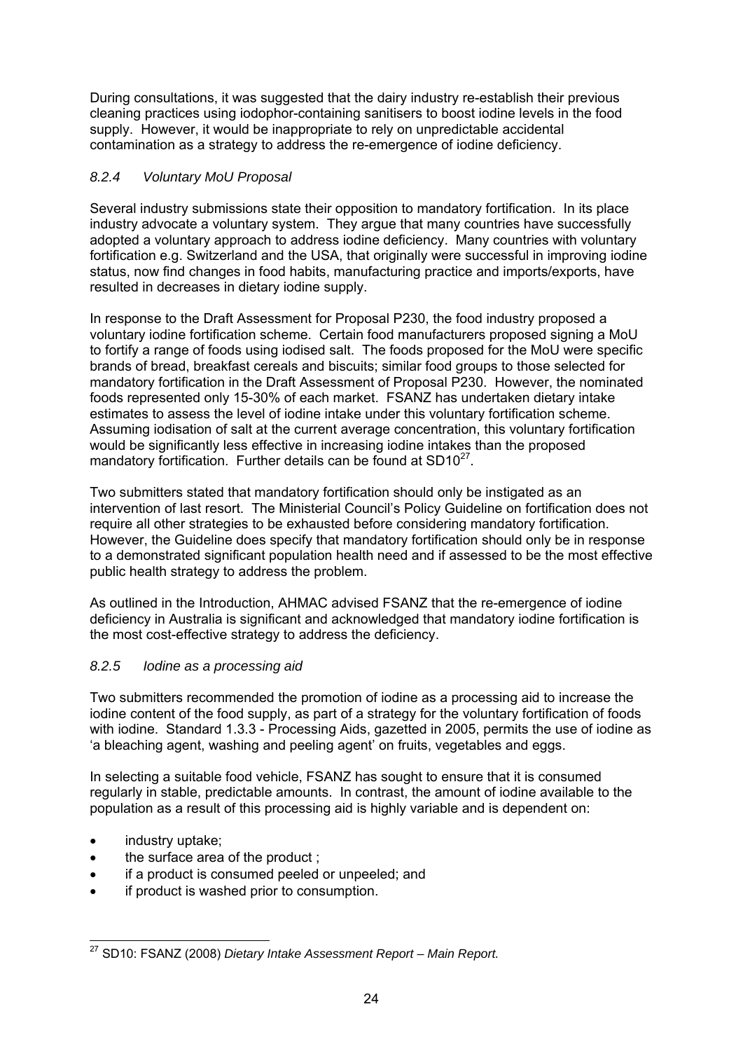During consultations, it was suggested that the dairy industry re-establish their previous cleaning practices using iodophor-containing sanitisers to boost iodine levels in the food supply. However, it would be inappropriate to rely on unpredictable accidental contamination as a strategy to address the re-emergence of iodine deficiency.

### *8.2.4 Voluntary MoU Proposal*

Several industry submissions state their opposition to mandatory fortification. In its place industry advocate a voluntary system. They argue that many countries have successfully adopted a voluntary approach to address iodine deficiency. Many countries with voluntary fortification e.g. Switzerland and the USA, that originally were successful in improving iodine status, now find changes in food habits, manufacturing practice and imports/exports, have resulted in decreases in dietary iodine supply.

In response to the Draft Assessment for Proposal P230, the food industry proposed a voluntary iodine fortification scheme. Certain food manufacturers proposed signing a MoU to fortify a range of foods using iodised salt. The foods proposed for the MoU were specific brands of bread, breakfast cereals and biscuits; similar food groups to those selected for mandatory fortification in the Draft Assessment of Proposal P230. However, the nominated foods represented only 15-30% of each market. FSANZ has undertaken dietary intake estimates to assess the level of iodine intake under this voluntary fortification scheme. Assuming iodisation of salt at the current average concentration, this voluntary fortification would be significantly less effective in increasing iodine intakes than the proposed mandatory fortification. Further details can be found at SD10[27].

Two submitters stated that mandatory fortification should only be instigated as an intervention of last resort. The Ministerial Council's Policy Guideline on fortification does not require all other strategies to be exhausted before considering mandatory fortification. However, the Guideline does specify that mandatory fortification should only be in response to a demonstrated significant population health need and if assessed to be the most effective public health strategy to address the problem.

As outlined in the Introduction, AHMAC advised FSANZ that the re-emergence of iodine deficiency in Australia is significant and acknowledged that mandatory iodine fortification is the most cost-effective strategy to address the deficiency.

### *8.2.5 Iodine as a processing aid*

Two submitters recommended the promotion of iodine as a processing aid to increase the iodine content of the food supply, as part of a strategy for the voluntary fortification of foods with iodine. Standard 1.3.3 - Processing Aids, gazetted in 2005, permits the use of iodine as 'a bleaching agent, washing and peeling agent' on fruits, vegetables and eggs.

In selecting a suitable food vehicle, FSANZ has sought to ensure that it is consumed regularly in stable, predictable amounts. In contrast, the amount of iodine available to the population as a result of this processing aid is highly variable and is dependent on:

- industry uptake;
- the surface area of the product ;
- if a product is consumed peeled or unpeeled; and
- if product is washed prior to consumption.

[27] SD10: FSANZ (2008) *Dietary Intake Assessment Report – Main Report.*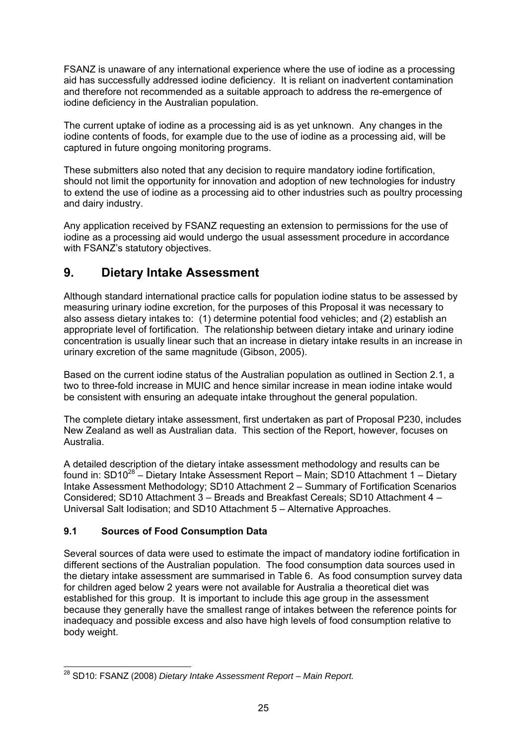FSANZ is unaware of any international experience where the use of iodine as a processing aid has successfully addressed iodine deficiency. It is reliant on inadvertent contamination and therefore not recommended as a suitable approach to address the re-emergence of iodine deficiency in the Australian population.

The current uptake of iodine as a processing aid is as yet unknown. Any changes in the iodine contents of foods, for example due to the use of iodine as a processing aid, will be captured in future ongoing monitoring programs.

These submitters also noted that any decision to require mandatory iodine fortification, should not limit the opportunity for innovation and adoption of new technologies for industry to extend the use of iodine as a processing aid to other industries such as poultry processing and dairy industry.

Any application received by FSANZ requesting an extension to permissions for the use of iodine as a processing aid would undergo the usual assessment procedure in accordance with FSANZ's statutory objectives.

## 9. Dietary Intake Assessment

Although standard international practice calls for population iodine status to be assessed by measuring urinary iodine excretion, for the purposes of this Proposal it was necessary to also assess dietary intakes to: (1) determine potential food vehicles; and (2) establish an appropriate level of fortification. The relationship between dietary intake and urinary iodine concentration is usually linear such that an increase in dietary intake results in an increase in urinary excretion of the same magnitude (Gibson, 2005).

Based on the current iodine status of the Australian population as outlined in Section 2.1, a two to three-fold increase in MUIC and hence similar increase in mean iodine intake would be consistent with ensuring an adequate intake throughout the general population.

The complete dietary intake assessment, first undertaken as part of Proposal P230, includes New Zealand as well as Australian data. This section of the Report, however, focuses on Australia.

A detailed description of the dietary intake assessment methodology and results can be found in: SD10[28] – Dietary Intake Assessment Report – Main; SD10 Attachment 1 – Dietary Intake Assessment Methodology; SD10 Attachment 2 – Summary of Fortification Scenarios Considered; SD10 Attachment 3 – Breads and Breakfast Cereals; SD10 Attachment 4 – Universal Salt Iodisation; and SD10 Attachment 5 – Alternative Approaches.

### 9.1 Sources of Food Consumption Data

Several sources of data were used to estimate the impact of mandatory iodine fortification in different sections of the Australian population. The food consumption data sources used in the dietary intake assessment are summarised in Table 6. As food consumption survey data for children aged below 2 years were not available for Australia a theoretical diet was established for this group. It is important to include this age group in the assessment because they generally have the smallest range of intakes between the reference points for inadequacy and possible excess and also have high levels of food consumption relative to body weight.

[28] SD10: FSANZ (2008) *Dietary Intake Assessment Report – Main Report.*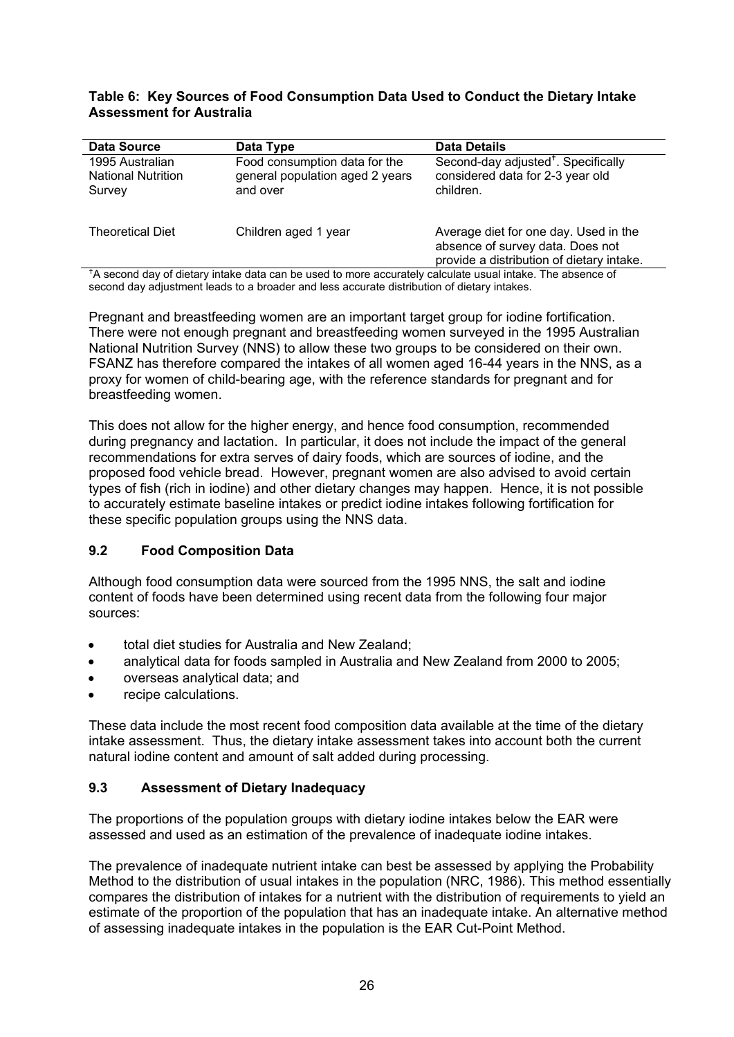**Table 6: Key Sources of Food Consumption Data Used to Conduct the Dietary Intake Assessment for Australia**

| Data Source | Data Type | Data Details |
|---|---|---|
| 1995 Australian National Nutrition Survey | Food consumption data for the general population aged 2 years and over | Second-day adjusted[†]. Specifically considered data for 2-3 year old children. |
| Theoretical Diet | Children aged 1 year | Average diet for one day. Used in the absence of survey data. Does not provide a distribution of dietary intake. |

[†]A second day of dietary intake data can be used to more accurately calculate usual intake. The absence of second day adjustment leads to a broader and less accurate distribution of dietary intakes.

Pregnant and breastfeeding women are an important target group for iodine fortification. There were not enough pregnant and breastfeeding women surveyed in the 1995 Australian National Nutrition Survey (NNS) to allow these two groups to be considered on their own. FSANZ has therefore compared the intakes of all women aged 16-44 years in the NNS, as a proxy for women of child-bearing age, with the reference standards for pregnant and for breastfeeding women.

This does not allow for the higher energy, and hence food consumption, recommended during pregnancy and lactation. In particular, it does not include the impact of the general recommendations for extra serves of dairy foods, which are sources of iodine, and the proposed food vehicle bread. However, pregnant women are also advised to avoid certain types of fish (rich in iodine) and other dietary changes may happen. Hence, it is not possible to accurately estimate baseline intakes or predict iodine intakes following fortification for these specific population groups using the NNS data.

### 9.2 Food Composition Data

Although food consumption data were sourced from the 1995 NNS, the salt and iodine content of foods have been determined using recent data from the following four major sources:

- total diet studies for Australia and New Zealand;
- analytical data for foods sampled in Australia and New Zealand from 2000 to 2005;
- overseas analytical data; and
- recipe calculations.

These data include the most recent food composition data available at the time of the dietary intake assessment. Thus, the dietary intake assessment takes into account both the current natural iodine content and amount of salt added during processing.

### 9.3 Assessment of Dietary Inadequacy

The proportions of the population groups with dietary iodine intakes below the EAR were assessed and used as an estimation of the prevalence of inadequate iodine intakes.

The prevalence of inadequate nutrient intake can best be assessed by applying the Probability Method to the distribution of usual intakes in the population (NRC, 1986). This method essentially compares the distribution of intakes for a nutrient with the distribution of requirements to yield an estimate of the proportion of the population that has an inadequate intake. An alternative method of assessing inadequate intakes in the population is the EAR Cut-Point Method.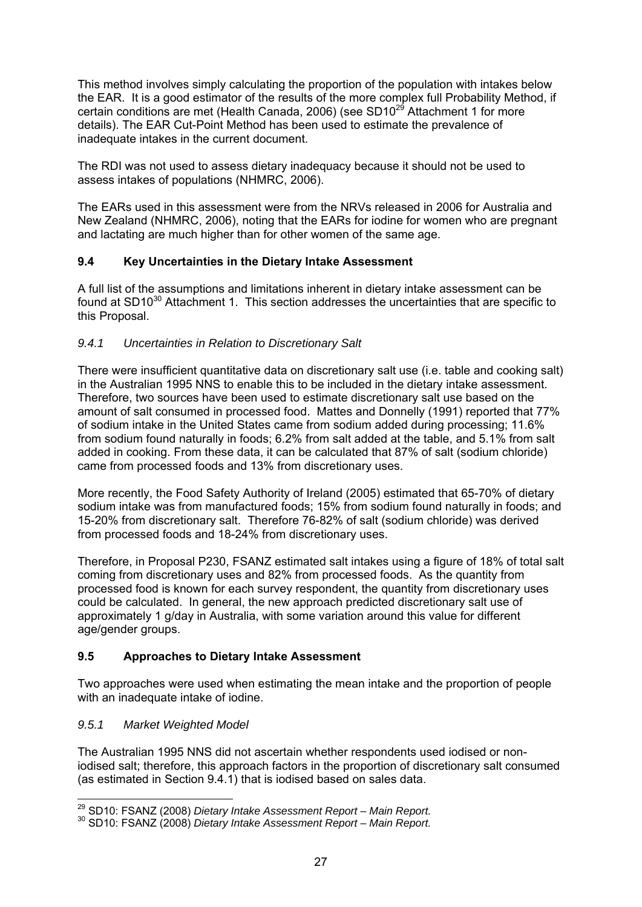This method involves simply calculating the proportion of the population with intakes below the EAR. It is a good estimator of the results of the more complex full Probability Method, if certain conditions are met (Health Canada, 2006) (see SD10[29] Attachment 1 for more details). The EAR Cut-Point Method has been used to estimate the prevalence of inadequate intakes in the current document.

The RDI was not used to assess dietary inadequacy because it should not be used to assess intakes of populations (NHMRC, 2006).

The EARs used in this assessment were from the NRVs released in 2006 for Australia and New Zealand (NHMRC, 2006), noting that the EARs for iodine for women who are pregnant and lactating are much higher than for other women of the same age.

### 9.4 Key Uncertainties in the Dietary Intake Assessment

A full list of the assumptions and limitations inherent in dietary intake assessment can be found at SD10[30] Attachment 1. This section addresses the uncertainties that are specific to this Proposal.

#### *9.4.1 Uncertainties in Relation to Discretionary Salt*

There were insufficient quantitative data on discretionary salt use (i.e. table and cooking salt) in the Australian 1995 NNS to enable this to be included in the dietary intake assessment. Therefore, two sources have been used to estimate discretionary salt use based on the amount of salt consumed in processed food. Mattes and Donnelly (1991) reported that 77% of sodium intake in the United States came from sodium added during processing; 11.6% from sodium found naturally in foods; 6.2% from salt added at the table, and 5.1% from salt added in cooking. From these data, it can be calculated that 87% of salt (sodium chloride) came from processed foods and 13% from discretionary uses.

More recently, the Food Safety Authority of Ireland (2005) estimated that 65-70% of dietary sodium intake was from manufactured foods; 15% from sodium found naturally in foods; and 15-20% from discretionary salt. Therefore 76-82% of salt (sodium chloride) was derived from processed foods and 18-24% from discretionary uses.

Therefore, in Proposal P230, FSANZ estimated salt intakes using a figure of 18% of total salt coming from discretionary uses and 82% from processed foods. As the quantity from processed food is known for each survey respondent, the quantity from discretionary uses could be calculated. In general, the new approach predicted discretionary salt use of approximately 1 g/day in Australia, with some variation around this value for different age/gender groups.

### 9.5 Approaches to Dietary Intake Assessment

Two approaches were used when estimating the mean intake and the proportion of people with an inadequate intake of iodine.

#### *9.5.1 Market Weighted Model*

The Australian 1995 NNS did not ascertain whether respondents used iodised or non-iodised salt; therefore, this approach factors in the proportion of discretionary salt consumed (as estimated in Section 9.4.1) that is iodised based on sales data.

---

[29] SD10: FSANZ (2008) *Dietary Intake Assessment Report – Main Report.*

[30] SD10: FSANZ (2008) *Dietary Intake Assessment Report – Main Report.*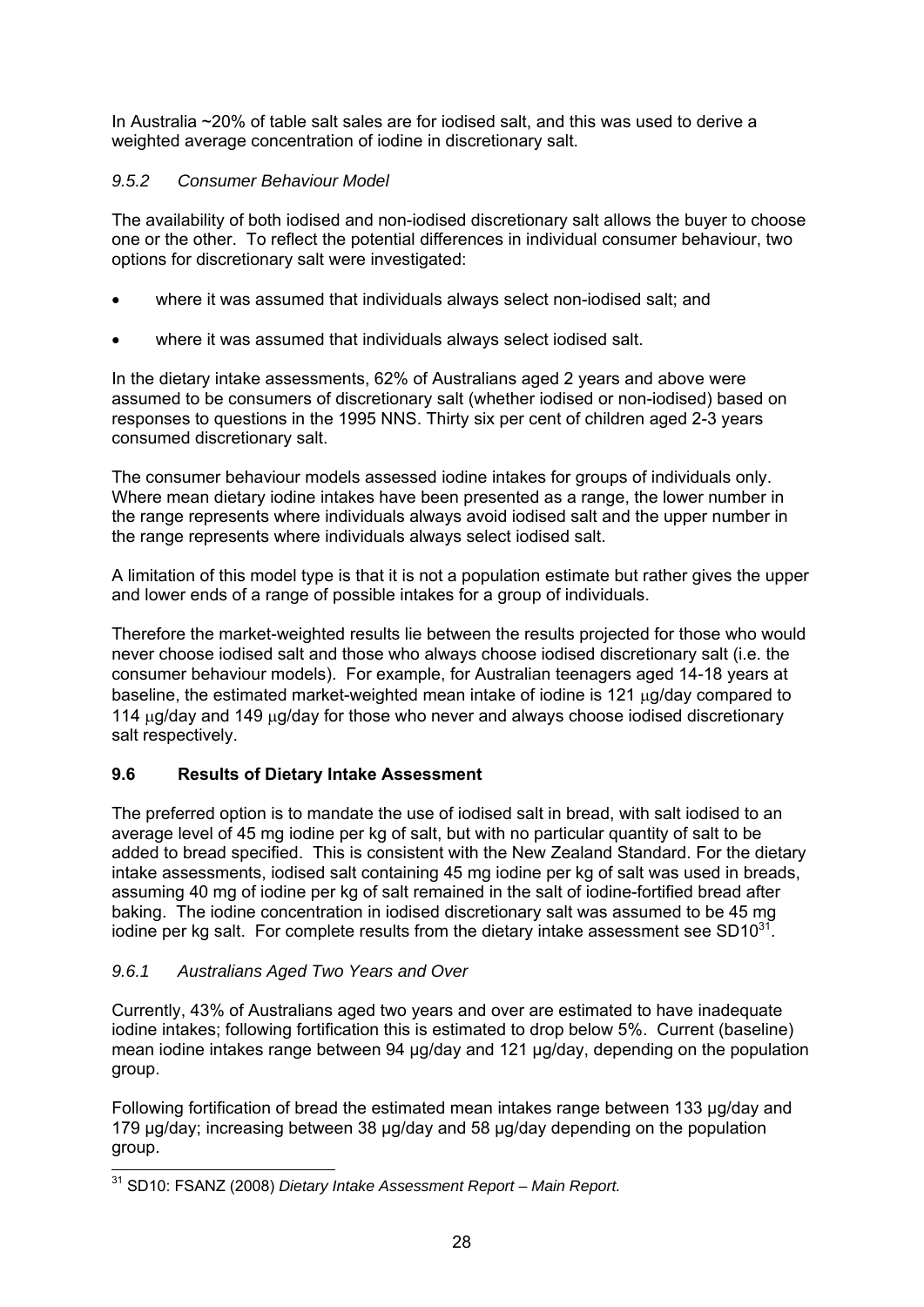In Australia ~20% of table salt sales are for iodised salt, and this was used to derive a weighted average concentration of iodine in discretionary salt.

### *9.5.2 Consumer Behaviour Model*

The availability of both iodised and non-iodised discretionary salt allows the buyer to choose one or the other. To reflect the potential differences in individual consumer behaviour, two options for discretionary salt were investigated:

- where it was assumed that individuals always select non-iodised salt; and
- where it was assumed that individuals always select iodised salt.

In the dietary intake assessments, 62% of Australians aged 2 years and above were assumed to be consumers of discretionary salt (whether iodised or non-iodised) based on responses to questions in the 1995 NNS. Thirty six per cent of children aged 2-3 years consumed discretionary salt.

The consumer behaviour models assessed iodine intakes for groups of individuals only. Where mean dietary iodine intakes have been presented as a range, the lower number in the range represents where individuals always avoid iodised salt and the upper number in the range represents where individuals always select iodised salt.

A limitation of this model type is that it is not a population estimate but rather gives the upper and lower ends of a range of possible intakes for a group of individuals.

Therefore the market-weighted results lie between the results projected for those who would never choose iodised salt and those who always choose iodised discretionary salt (i.e. the consumer behaviour models). For example, for Australian teenagers aged 14-18 years at baseline, the estimated market-weighted mean intake of iodine is 121 μg/day compared to 114 μg/day and 149 μg/day for those who never and always choose iodised discretionary salt respectively.

## **9.6 Results of Dietary Intake Assessment**

The preferred option is to mandate the use of iodised salt in bread, with salt iodised to an average level of 45 mg iodine per kg of salt, but with no particular quantity of salt to be added to bread specified. This is consistent with the New Zealand Standard. For the dietary intake assessments, iodised salt containing 45 mg iodine per kg of salt was used in breads, assuming 40 mg of iodine per kg of salt remained in the salt of iodine-fortified bread after baking. The iodine concentration in iodised discretionary salt was assumed to be 45 mg iodine per kg salt. For complete results from the dietary intake assessment see SD10[31].

### *9.6.1 Australians Aged Two Years and Over*

Currently, 43% of Australians aged two years and over are estimated to have inadequate iodine intakes; following fortification this is estimated to drop below 5%. Current (baseline) mean iodine intakes range between 94 μg/day and 121 μg/day, depending on the population group.

Following fortification of bread the estimated mean intakes range between 133 μg/day and 179 μg/day; increasing between 38 μg/day and 58 μg/day depending on the population group.

---

[31] SD10: FSANZ (2008) *Dietary Intake Assessment Report – Main Report.*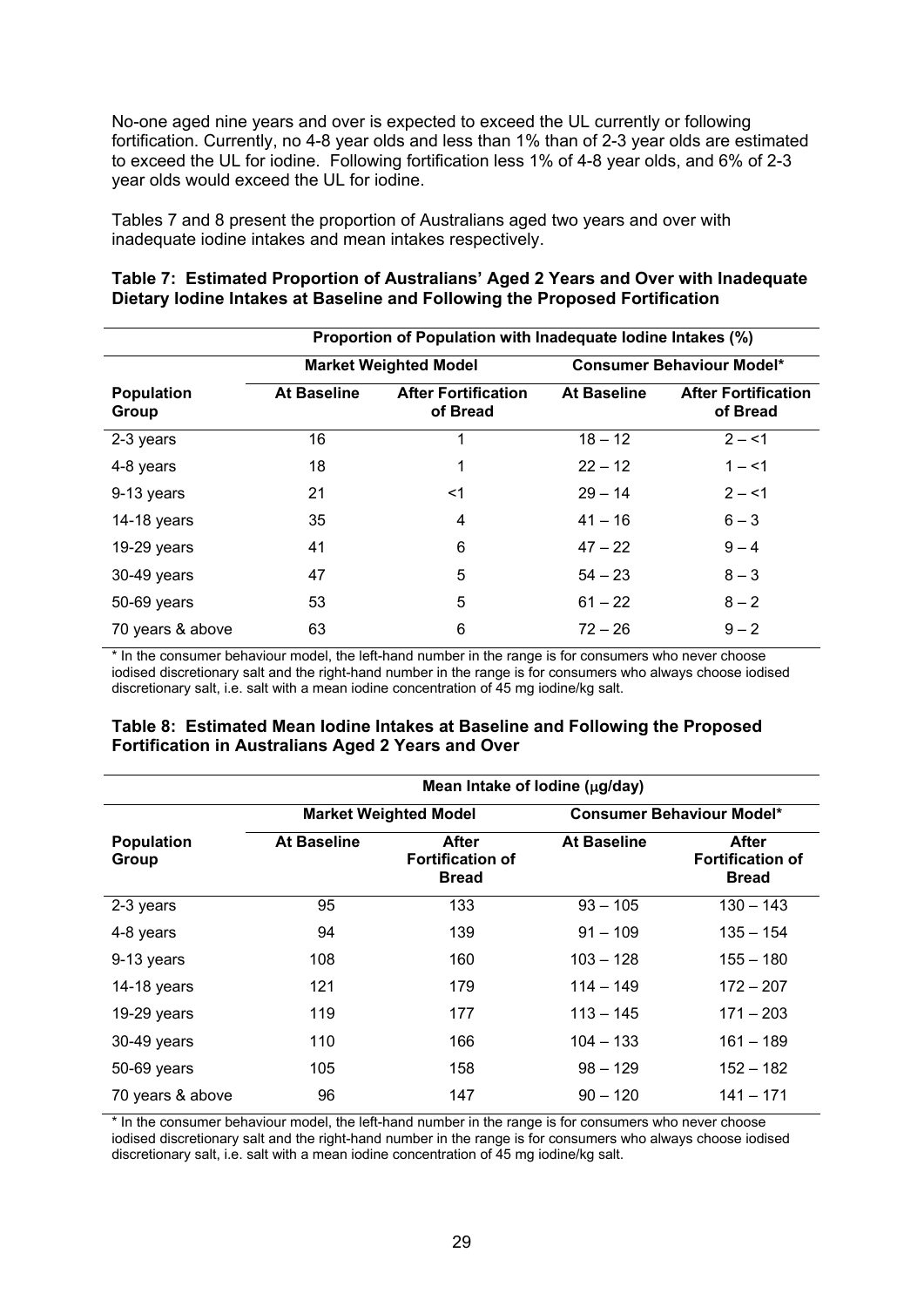No-one aged nine years and over is expected to exceed the UL currently or following fortification. Currently, no 4-8 year olds and less than 1% than of 2-3 year olds are estimated to exceed the UL for iodine. Following fortification less 1% of 4-8 year olds, and 6% of 2-3 year olds would exceed the UL for iodine.

Tables 7 and 8 present the proportion of Australians aged two years and over with inadequate iodine intakes and mean intakes respectively.

**Table 7: Estimated Proportion of Australians' Aged 2 Years and Over with Inadequate Dietary Iodine Intakes at Baseline and Following the Proposed Fortification**

| | Proportion of Population with Inadequate Iodine Intakes (%) | | | |
|---|---|---|---|---|
| | Market Weighted Model | | Consumer Behaviour Model* | |
| **Population Group** | **At Baseline** | **After Fortification of Bread** | **At Baseline** | **After Fortification of Bread** |
| 2-3 years | 16 | 1 | 18 – 12 | 2 – <1 |
| 4-8 years | 18 | 1 | 22 – 12 | 1 – <1 |
| 9-13 years | 21 | <1 | 29 – 14 | 2 – <1 |
| 14-18 years | 35 | 4 | 41 – 16 | 6 – 3 |
| 19-29 years | 41 | 6 | 47 – 22 | 9 – 4 |
| 30-49 years | 47 | 5 | 54 – 23 | 8 – 3 |
| 50-69 years | 53 | 5 | 61 – 22 | 8 – 2 |
| 70 years & above | 63 | 6 | 72 – 26 | 9 – 2 |

\* In the consumer behaviour model, the left-hand number in the range is for consumers who never choose iodised discretionary salt and the right-hand number in the range is for consumers who always choose iodised discretionary salt, i.e. salt with a mean iodine concentration of 45 mg iodine/kg salt.

**Table 8: Estimated Mean Iodine Intakes at Baseline and Following the Proposed Fortification in Australians Aged 2 Years and Over**

| | Mean Intake of Iodine (μg/day) | | | |
|---|---|---|---|---|
| | Market Weighted Model | | Consumer Behaviour Model* | |
| **Population Group** | **At Baseline** | **After Fortification of Bread** | **At Baseline** | **After Fortification of Bread** |
| 2-3 years | 95 | 133 | 93 – 105 | 130 – 143 |
| 4-8 years | 94 | 139 | 91 – 109 | 135 – 154 |
| 9-13 years | 108 | 160 | 103 – 128 | 155 – 180 |
| 14-18 years | 121 | 179 | 114 – 149 | 172 – 207 |
| 19-29 years | 119 | 177 | 113 – 145 | 171 – 203 |
| 30-49 years | 110 | 166 | 104 – 133 | 161 – 189 |
| 50-69 years | 105 | 158 | 98 – 129 | 152 – 182 |
| 70 years & above | 96 | 147 | 90 – 120 | 141 – 171 |

\* In the consumer behaviour model, the left-hand number in the range is for consumers who never choose iodised discretionary salt and the right-hand number in the range is for consumers who always choose iodised discretionary salt, i.e. salt with a mean iodine concentration of 45 mg iodine/kg salt.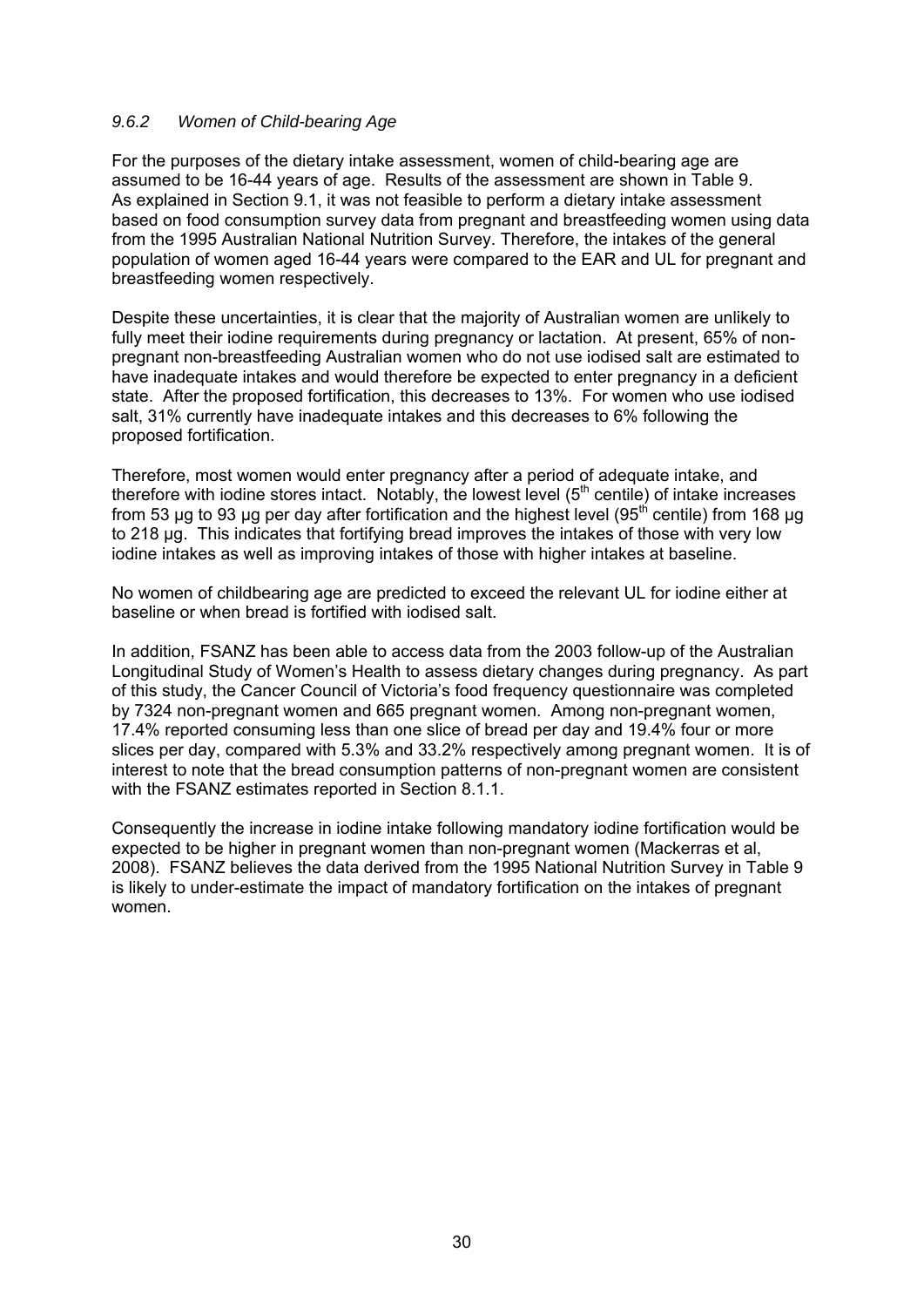### *9.6.2 Women of Child-bearing Age*

For the purposes of the dietary intake assessment, women of child-bearing age are assumed to be 16-44 years of age. Results of the assessment are shown in Table 9. As explained in Section 9.1, it was not feasible to perform a dietary intake assessment based on food consumption survey data from pregnant and breastfeeding women using data from the 1995 Australian National Nutrition Survey. Therefore, the intakes of the general population of women aged 16-44 years were compared to the EAR and UL for pregnant and breastfeeding women respectively.

Despite these uncertainties, it is clear that the majority of Australian women are unlikely to fully meet their iodine requirements during pregnancy or lactation. At present, 65% of non-pregnant non-breastfeeding Australian women who do not use iodised salt are estimated to have inadequate intakes and would therefore be expected to enter pregnancy in a deficient state. After the proposed fortification, this decreases to 13%. For women who use iodised salt, 31% currently have inadequate intakes and this decreases to 6% following the proposed fortification.

Therefore, most women would enter pregnancy after a period of adequate intake, and therefore with iodine stores intact. Notably, the lowest level (5th centile) of intake increases from 53 µg to 93 µg per day after fortification and the highest level (95th centile) from 168 µg to 218 µg. This indicates that fortifying bread improves the intakes of those with very low iodine intakes as well as improving intakes of those with higher intakes at baseline.

No women of childbearing age are predicted to exceed the relevant UL for iodine either at baseline or when bread is fortified with iodised salt.

In addition, FSANZ has been able to access data from the 2003 follow-up of the Australian Longitudinal Study of Women's Health to assess dietary changes during pregnancy. As part of this study, the Cancer Council of Victoria's food frequency questionnaire was completed by 7324 non-pregnant women and 665 pregnant women. Among non-pregnant women, 17.4% reported consuming less than one slice of bread per day and 19.4% four or more slices per day, compared with 5.3% and 33.2% respectively among pregnant women. It is of interest to note that the bread consumption patterns of non-pregnant women are consistent with the FSANZ estimates reported in Section 8.1.1.

Consequently the increase in iodine intake following mandatory iodine fortification would be expected to be higher in pregnant women than non-pregnant women (Mackerras et al, 2008). FSANZ believes the data derived from the 1995 National Nutrition Survey in Table 9 is likely to under-estimate the impact of mandatory fortification on the intakes of pregnant women.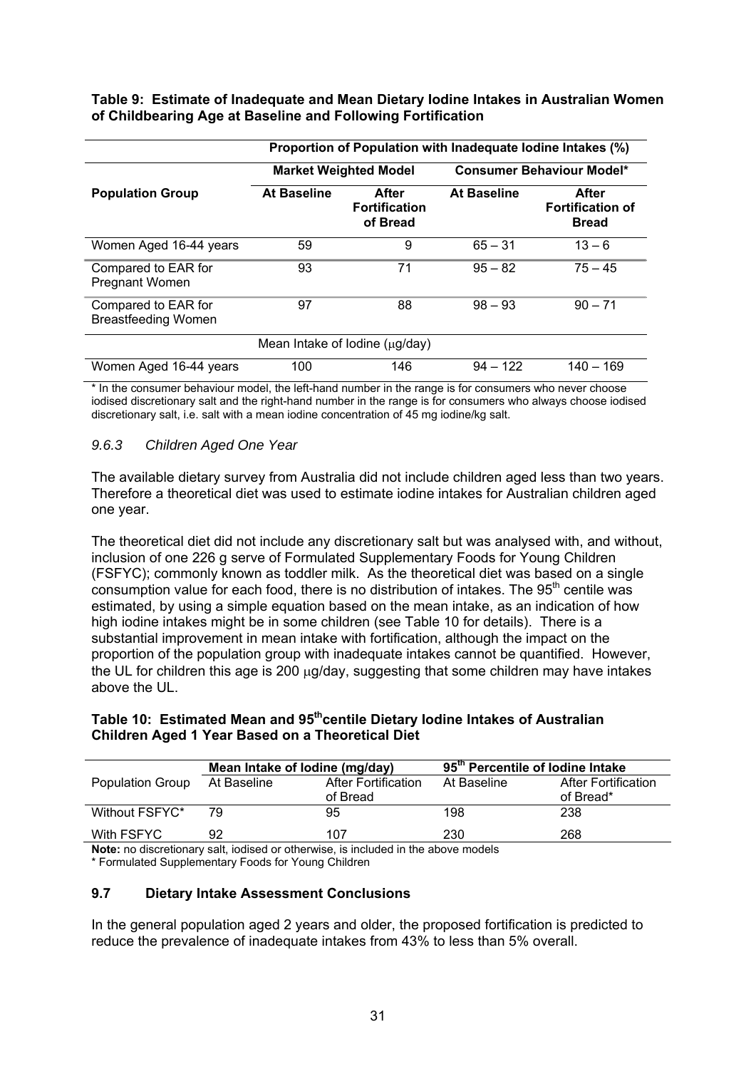**Table 9: Estimate of Inadequate and Mean Dietary Iodine Intakes in Australian Women of Childbearing Age at Baseline and Following Fortification**

| | Proportion of Population with Inadequate Iodine Intakes (%) | | | |
|---|---|---|---|---|
| | **Market Weighted Model** | | **Consumer Behaviour Model*** | |
| **Population Group** | **At Baseline** | **After Fortification of Bread** | **At Baseline** | **After Fortification of Bread** |
| Women Aged 16-44 years | 59 | 9 | 65 – 31 | 13 – 6 |
| Compared to EAR for Pregnant Women | 93 | 71 | 95 – 82 | 75 – 45 |
| Compared to EAR for Breastfeeding Women | 97 | 88 | 98 – 93 | 90 – 71 |
| | Mean Intake of Iodine (μg/day) | | | |
| Women Aged 16-44 years | 100 | 146 | 94 – 122 | 140 – 169 |

* In the consumer behaviour model, the left-hand number in the range is for consumers who never choose iodised discretionary salt and the right-hand number in the range is for consumers who always choose iodised discretionary salt, i.e. salt with a mean iodine concentration of 45 mg iodine/kg salt.

### *9.6.3 Children Aged One Year*

The available dietary survey from Australia did not include children aged less than two years. Therefore a theoretical diet was used to estimate iodine intakes for Australian children aged one year.

The theoretical diet did not include any discretionary salt but was analysed with, and without, inclusion of one 226 g serve of Formulated Supplementary Foods for Young Children (FSFYC); commonly known as toddler milk. As the theoretical diet was based on a single consumption value for each food, there is no distribution of intakes. The 95th centile was estimated, by using a simple equation based on the mean intake, as an indication of how high iodine intakes might be in some children (see Table 10 for details). There is a substantial improvement in mean intake with fortification, although the impact on the proportion of the population group with inadequate intakes cannot be quantified. However, the UL for children this age is 200 μg/day, suggesting that some children may have intakes above the UL.

**Table 10: Estimated Mean and 95thcentile Dietary Iodine Intakes of Australian Children Aged 1 Year Based on a Theoretical Diet**

| | **Mean Intake of Iodine (mg/day)** | | **95th Percentile of Iodine Intake** | |
|---|---|---|---|---|
| Population Group | At Baseline | After Fortification of Bread | At Baseline | After Fortification of Bread* |
| Without FSFYC* | 79 | 95 | 198 | 238 |
| With FSFYC | 92 | 107 | 230 | 268 |

**Note:** no discretionary salt, iodised or otherwise, is included in the above models
* Formulated Supplementary Foods for Young Children

## 9.7 Dietary Intake Assessment Conclusions

In the general population aged 2 years and older, the proposed fortification is predicted to reduce the prevalence of inadequate intakes from 43% to less than 5% overall.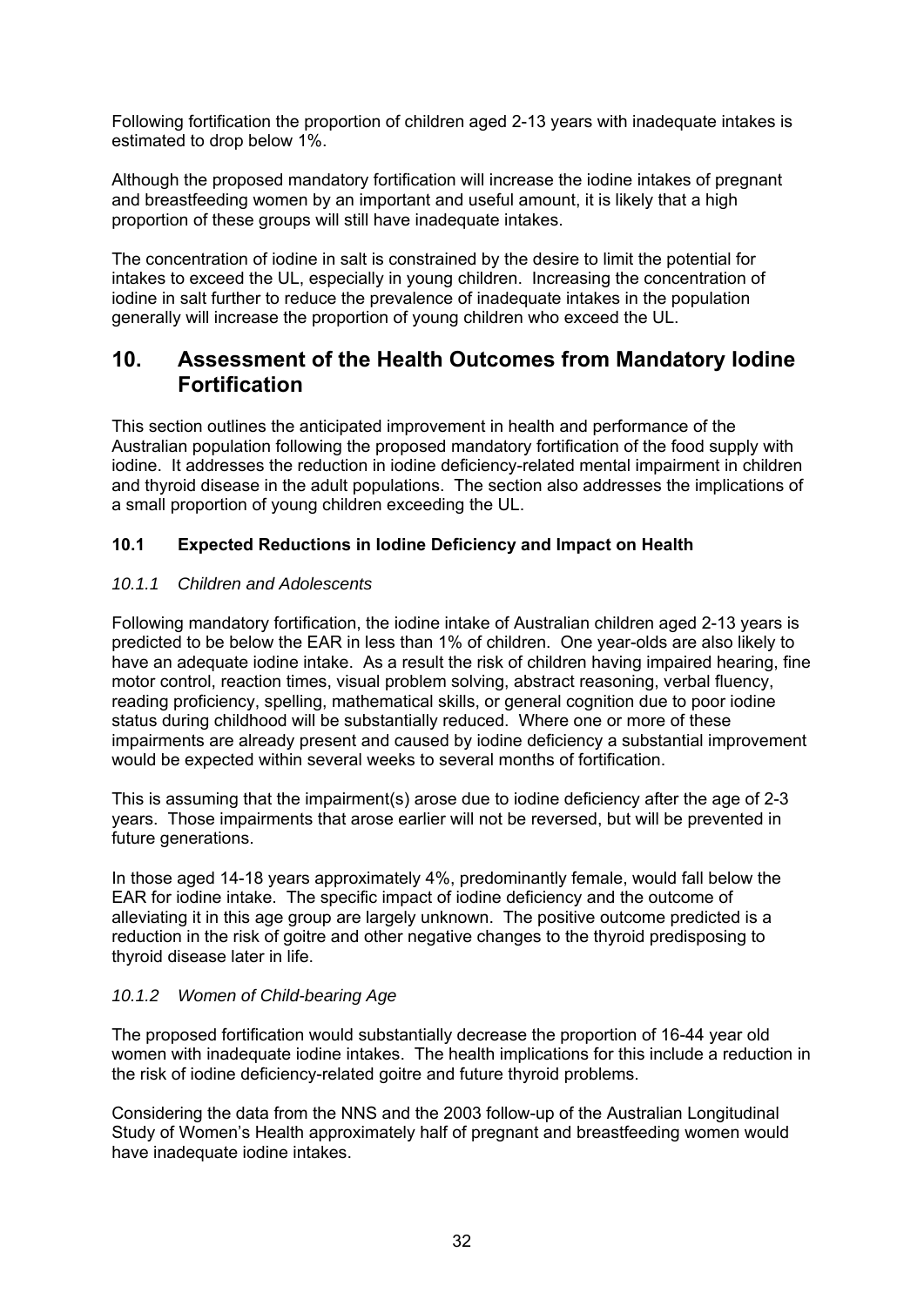Following fortification the proportion of children aged 2-13 years with inadequate intakes is estimated to drop below 1%.

Although the proposed mandatory fortification will increase the iodine intakes of pregnant and breastfeeding women by an important and useful amount, it is likely that a high proportion of these groups will still have inadequate intakes.

The concentration of iodine in salt is constrained by the desire to limit the potential for intakes to exceed the UL, especially in young children. Increasing the concentration of iodine in salt further to reduce the prevalence of inadequate intakes in the population generally will increase the proportion of young children who exceed the UL.

# 10. Assessment of the Health Outcomes from Mandatory Iodine Fortification

This section outlines the anticipated improvement in health and performance of the Australian population following the proposed mandatory fortification of the food supply with iodine. It addresses the reduction in iodine deficiency-related mental impairment in children and thyroid disease in the adult populations. The section also addresses the implications of a small proportion of young children exceeding the UL.

### 10.1 Expected Reductions in Iodine Deficiency and Impact on Health

#### *10.1.1 Children and Adolescents*

Following mandatory fortification, the iodine intake of Australian children aged 2-13 years is predicted to be below the EAR in less than 1% of children. One year-olds are also likely to have an adequate iodine intake. As a result the risk of children having impaired hearing, fine motor control, reaction times, visual problem solving, abstract reasoning, verbal fluency, reading proficiency, spelling, mathematical skills, or general cognition due to poor iodine status during childhood will be substantially reduced. Where one or more of these impairments are already present and caused by iodine deficiency a substantial improvement would be expected within several weeks to several months of fortification.

This is assuming that the impairment(s) arose due to iodine deficiency after the age of 2-3 years. Those impairments that arose earlier will not be reversed, but will be prevented in future generations.

In those aged 14-18 years approximately 4%, predominantly female, would fall below the EAR for iodine intake. The specific impact of iodine deficiency and the outcome of alleviating it in this age group are largely unknown. The positive outcome predicted is a reduction in the risk of goitre and other negative changes to the thyroid predisposing to thyroid disease later in life.

#### *10.1.2 Women of Child-bearing Age*

The proposed fortification would substantially decrease the proportion of 16-44 year old women with inadequate iodine intakes. The health implications for this include a reduction in the risk of iodine deficiency-related goitre and future thyroid problems.

Considering the data from the NNS and the 2003 follow-up of the Australian Longitudinal Study of Women's Health approximately half of pregnant and breastfeeding women would have inadequate iodine intakes.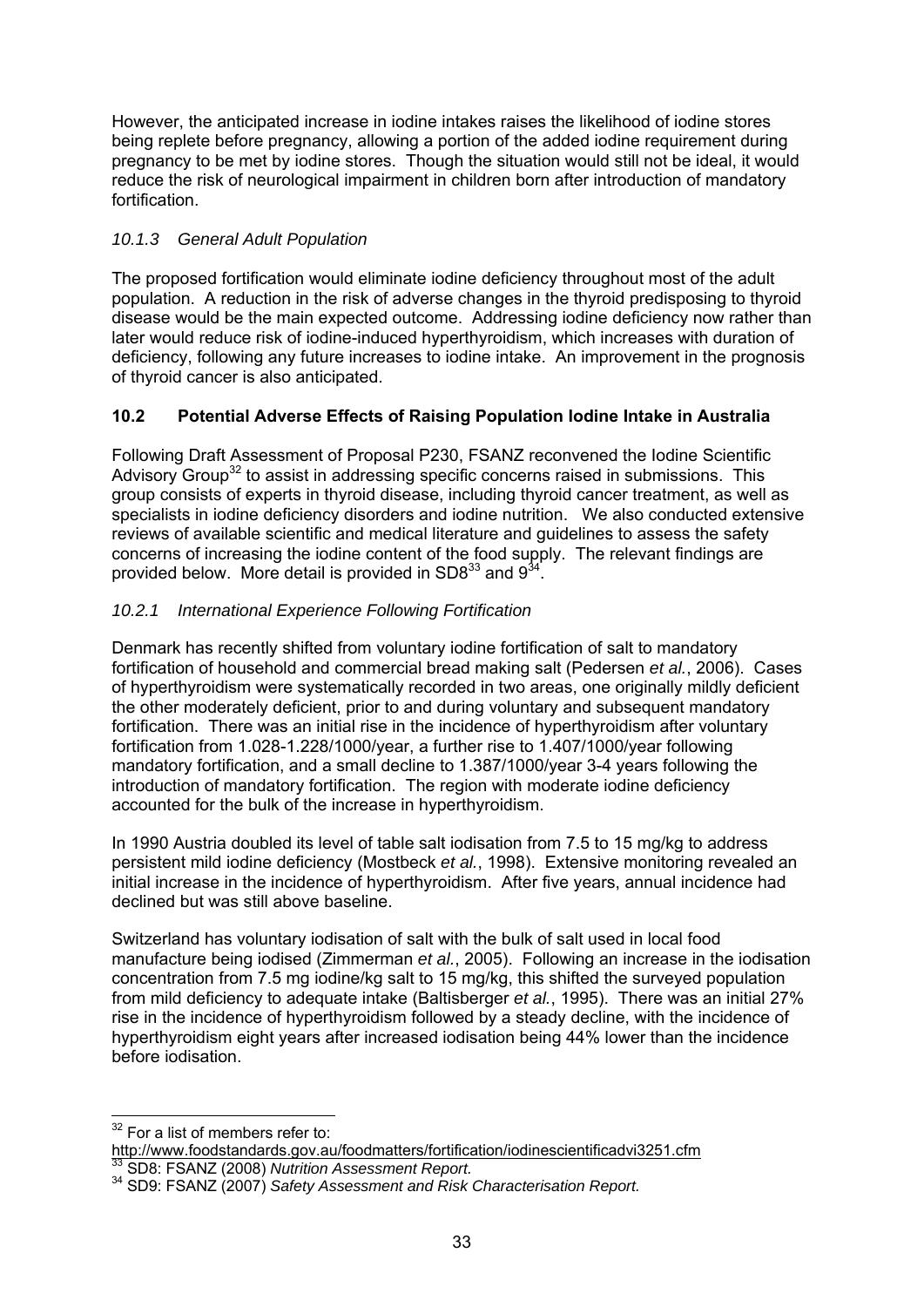However, the anticipated increase in iodine intakes raises the likelihood of iodine stores being replete before pregnancy, allowing a portion of the added iodine requirement during pregnancy to be met by iodine stores. Though the situation would still not be ideal, it would reduce the risk of neurological impairment in children born after introduction of mandatory fortification.

#### *10.1.3 General Adult Population*

The proposed fortification would eliminate iodine deficiency throughout most of the adult population. A reduction in the risk of adverse changes in the thyroid predisposing to thyroid disease would be the main expected outcome. Addressing iodine deficiency now rather than later would reduce risk of iodine-induced hyperthyroidism, which increases with duration of deficiency, following any future increases to iodine intake. An improvement in the prognosis of thyroid cancer is also anticipated.

### 10.2 Potential Adverse Effects of Raising Population Iodine Intake in Australia

Following Draft Assessment of Proposal P230, FSANZ reconvened the Iodine Scientific Advisory Group[32] to assist in addressing specific concerns raised in submissions. This group consists of experts in thyroid disease, including thyroid cancer treatment, as well as specialists in iodine deficiency disorders and iodine nutrition. We also conducted extensive reviews of available scientific and medical literature and guidelines to assess the safety concerns of increasing the iodine content of the food supply. The relevant findings are provided below. More detail is provided in SD8[33] and 9[34].

#### *10.2.1 International Experience Following Fortification*

Denmark has recently shifted from voluntary iodine fortification of salt to mandatory fortification of household and commercial bread making salt (Pedersen *et al.*, 2006). Cases of hyperthyroidism were systematically recorded in two areas, one originally mildly deficient the other moderately deficient, prior to and during voluntary and subsequent mandatory fortification. There was an initial rise in the incidence of hyperthyroidism after voluntary fortification from 1.028-1.228/1000/year, a further rise to 1.407/1000/year following mandatory fortification, and a small decline to 1.387/1000/year 3-4 years following the introduction of mandatory fortification. The region with moderate iodine deficiency accounted for the bulk of the increase in hyperthyroidism.

In 1990 Austria doubled its level of table salt iodisation from 7.5 to 15 mg/kg to address persistent mild iodine deficiency (Mostbeck *et al.*, 1998). Extensive monitoring revealed an initial increase in the incidence of hyperthyroidism. After five years, annual incidence had declined but was still above baseline.

Switzerland has voluntary iodisation of salt with the bulk of salt used in local food manufacture being iodised (Zimmerman *et al.*, 2005). Following an increase in the iodisation concentration from 7.5 mg iodine/kg salt to 15 mg/kg, this shifted the surveyed population from mild deficiency to adequate intake (Baltisberger *et al.*, 1995). There was an initial 27% rise in the incidence of hyperthyroidism followed by a steady decline, with the incidence of hyperthyroidism eight years after increased iodisation being 44% lower than the incidence before iodisation.

---

[32] For a list of members refer to: http://www.foodstandards.gov.au/foodmatters/fortification/iodinescientificadvi3251.cfm

[33] SD8: FSANZ (2008) *Nutrition Assessment Report.*

[34] SD9: FSANZ (2007) *Safety Assessment and Risk Characterisation Report.*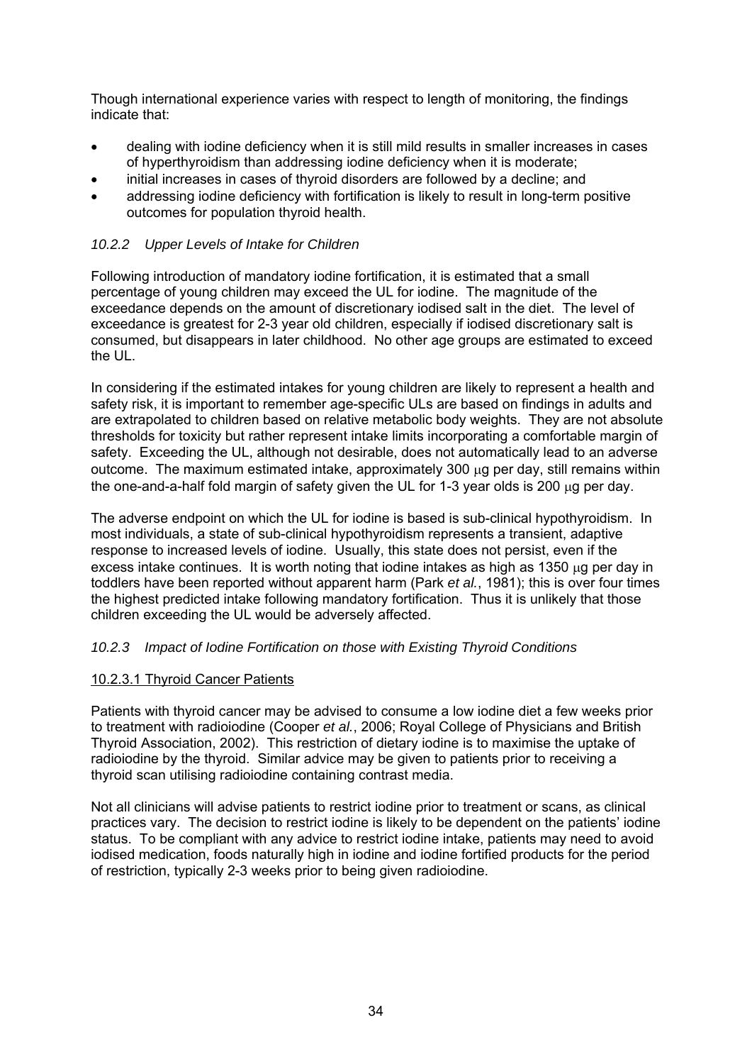Though international experience varies with respect to length of monitoring, the findings indicate that:

- dealing with iodine deficiency when it is still mild results in smaller increases in cases of hyperthyroidism than addressing iodine deficiency when it is moderate;
- initial increases in cases of thyroid disorders are followed by a decline; and
- addressing iodine deficiency with fortification is likely to result in long-term positive outcomes for population thyroid health.

### *10.2.2 Upper Levels of Intake for Children*

Following introduction of mandatory iodine fortification, it is estimated that a small percentage of young children may exceed the UL for iodine. The magnitude of the exceedance depends on the amount of discretionary iodised salt in the diet. The level of exceedance is greatest for 2-3 year old children, especially if iodised discretionary salt is consumed, but disappears in later childhood. No other age groups are estimated to exceed the UL.

In considering if the estimated intakes for young children are likely to represent a health and safety risk, it is important to remember age-specific ULs are based on findings in adults and are extrapolated to children based on relative metabolic body weights. They are not absolute thresholds for toxicity but rather represent intake limits incorporating a comfortable margin of safety. Exceeding the UL, although not desirable, does not automatically lead to an adverse outcome. The maximum estimated intake, approximately 300 μg per day, still remains within the one-and-a-half fold margin of safety given the UL for 1-3 year olds is 200 μg per day.

The adverse endpoint on which the UL for iodine is based is sub-clinical hypothyroidism. In most individuals, a state of sub-clinical hypothyroidism represents a transient, adaptive response to increased levels of iodine. Usually, this state does not persist, even if the excess intake continues. It is worth noting that iodine intakes as high as 1350 μg per day in toddlers have been reported without apparent harm (Park *et al.*, 1981); this is over four times the highest predicted intake following mandatory fortification. Thus it is unlikely that those children exceeding the UL would be adversely affected.

### *10.2.3 Impact of Iodine Fortification on those with Existing Thyroid Conditions*

#### 10.2.3.1 Thyroid Cancer Patients

Patients with thyroid cancer may be advised to consume a low iodine diet a few weeks prior to treatment with radioiodine (Cooper *et al.*, 2006; Royal College of Physicians and British Thyroid Association, 2002). This restriction of dietary iodine is to maximise the uptake of radioiodine by the thyroid. Similar advice may be given to patients prior to receiving a thyroid scan utilising radioiodine containing contrast media.

Not all clinicians will advise patients to restrict iodine prior to treatment or scans, as clinical practices vary. The decision to restrict iodine is likely to be dependent on the patients' iodine status. To be compliant with any advice to restrict iodine intake, patients may need to avoid iodised medication, foods naturally high in iodine and iodine fortified products for the period of restriction, typically 2-3 weeks prior to being given radioiodine.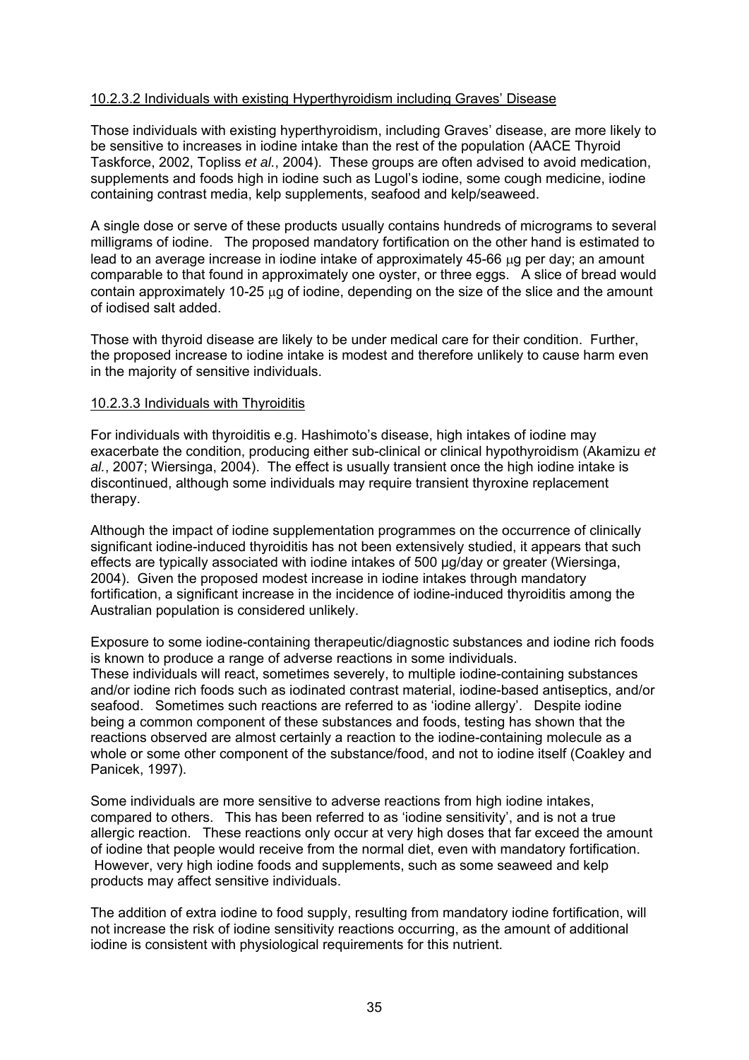#### 10.2.3.2 Individuals with existing Hyperthyroidism including Graves' Disease

Those individuals with existing hyperthyroidism, including Graves' disease, are more likely to be sensitive to increases in iodine intake than the rest of the population (AACE Thyroid Taskforce, 2002, Topliss *et al.*, 2004). These groups are often advised to avoid medication, supplements and foods high in iodine such as Lugol's iodine, some cough medicine, iodine containing contrast media, kelp supplements, seafood and kelp/seaweed.

A single dose or serve of these products usually contains hundreds of micrograms to several milligrams of iodine. The proposed mandatory fortification on the other hand is estimated to lead to an average increase in iodine intake of approximately 45-66 μg per day; an amount comparable to that found in approximately one oyster, or three eggs. A slice of bread would contain approximately 10-25 μg of iodine, depending on the size of the slice and the amount of iodised salt added.

Those with thyroid disease are likely to be under medical care for their condition. Further, the proposed increase to iodine intake is modest and therefore unlikely to cause harm even in the majority of sensitive individuals.

#### 10.2.3.3 Individuals with Thyroiditis

For individuals with thyroiditis e.g. Hashimoto's disease, high intakes of iodine may exacerbate the condition, producing either sub-clinical or clinical hypothyroidism (Akamizu *et al.*, 2007; Wiersinga, 2004). The effect is usually transient once the high iodine intake is discontinued, although some individuals may require transient thyroxine replacement therapy.

Although the impact of iodine supplementation programmes on the occurrence of clinically significant iodine-induced thyroiditis has not been extensively studied, it appears that such effects are typically associated with iodine intakes of 500 μg/day or greater (Wiersinga, 2004). Given the proposed modest increase in iodine intakes through mandatory fortification, a significant increase in the incidence of iodine-induced thyroiditis among the Australian population is considered unlikely.

Exposure to some iodine-containing therapeutic/diagnostic substances and iodine rich foods is known to produce a range of adverse reactions in some individuals.
These individuals will react, sometimes severely, to multiple iodine-containing substances and/or iodine rich foods such as iodinated contrast material, iodine-based antiseptics, and/or seafood. Sometimes such reactions are referred to as 'iodine allergy'. Despite iodine being a common component of these substances and foods, testing has shown that the reactions observed are almost certainly a reaction to the iodine-containing molecule as a whole or some other component of the substance/food, and not to iodine itself (Coakley and Panicek, 1997).

Some individuals are more sensitive to adverse reactions from high iodine intakes, compared to others. This has been referred to as 'iodine sensitivity', and is not a true allergic reaction. These reactions only occur at very high doses that far exceed the amount of iodine that people would receive from the normal diet, even with mandatory fortification. However, very high iodine foods and supplements, such as some seaweed and kelp products may affect sensitive individuals.

The addition of extra iodine to food supply, resulting from mandatory iodine fortification, will not increase the risk of iodine sensitivity reactions occurring, as the amount of additional iodine is consistent with physiological requirements for this nutrient.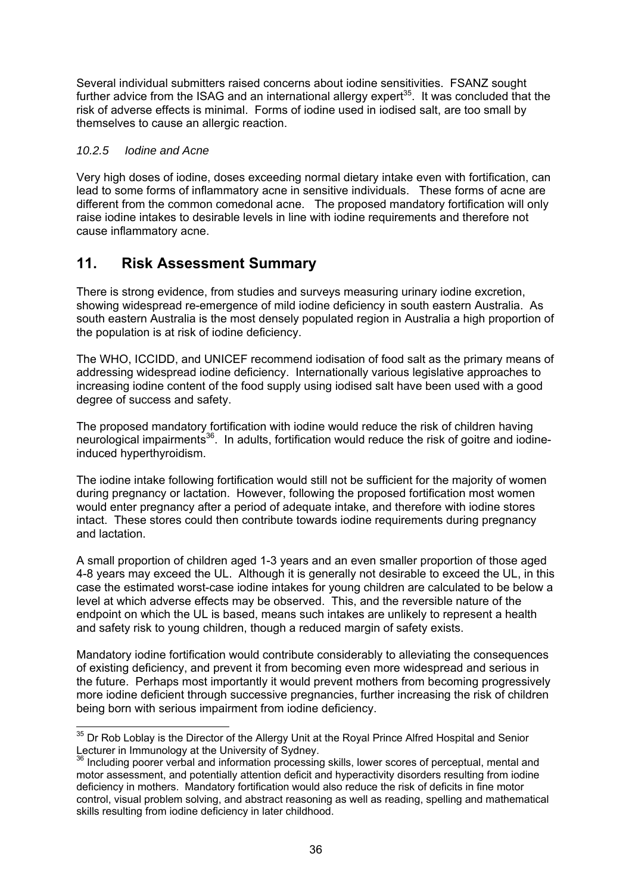Several individual submitters raised concerns about iodine sensitivities. FSANZ sought further advice from the ISAG and an international allergy expert[35]. It was concluded that the risk of adverse effects is minimal. Forms of iodine used in iodised salt, are too small by themselves to cause an allergic reaction.

### *10.2.5 Iodine and Acne*

Very high doses of iodine, doses exceeding normal dietary intake even with fortification, can lead to some forms of inflammatory acne in sensitive individuals. These forms of acne are different from the common comedonal acne. The proposed mandatory fortification will only raise iodine intakes to desirable levels in line with iodine requirements and therefore not cause inflammatory acne.

## 11. Risk Assessment Summary

There is strong evidence, from studies and surveys measuring urinary iodine excretion, showing widespread re-emergence of mild iodine deficiency in south eastern Australia. As south eastern Australia is the most densely populated region in Australia a high proportion of the population is at risk of iodine deficiency.

The WHO, ICCIDD, and UNICEF recommend iodisation of food salt as the primary means of addressing widespread iodine deficiency. Internationally various legislative approaches to increasing iodine content of the food supply using iodised salt have been used with a good degree of success and safety.

The proposed mandatory fortification with iodine would reduce the risk of children having neurological impairments[36]. In adults, fortification would reduce the risk of goitre and iodine-induced hyperthyroidism.

The iodine intake following fortification would still not be sufficient for the majority of women during pregnancy or lactation. However, following the proposed fortification most women would enter pregnancy after a period of adequate intake, and therefore with iodine stores intact. These stores could then contribute towards iodine requirements during pregnancy and lactation.

A small proportion of children aged 1-3 years and an even smaller proportion of those aged 4-8 years may exceed the UL. Although it is generally not desirable to exceed the UL, in this case the estimated worst-case iodine intakes for young children are calculated to be below a level at which adverse effects may be observed. This, and the reversible nature of the endpoint on which the UL is based, means such intakes are unlikely to represent a health and safety risk to young children, though a reduced margin of safety exists.

Mandatory iodine fortification would contribute considerably to alleviating the consequences of existing deficiency, and prevent it from becoming even more widespread and serious in the future. Perhaps most importantly it would prevent mothers from becoming progressively more iodine deficient through successive pregnancies, further increasing the risk of children being born with serious impairment from iodine deficiency.

---

[35] Dr Rob Loblay is the Director of the Allergy Unit at the Royal Prince Alfred Hospital and Senior Lecturer in Immunology at the University of Sydney.

[36] Including poorer verbal and information processing skills, lower scores of perceptual, mental and motor assessment, and potentially attention deficit and hyperactivity disorders resulting from iodine deficiency in mothers. Mandatory fortification would also reduce the risk of deficits in fine motor control, visual problem solving, and abstract reasoning as well as reading, spelling and mathematical skills resulting from iodine deficiency in later childhood.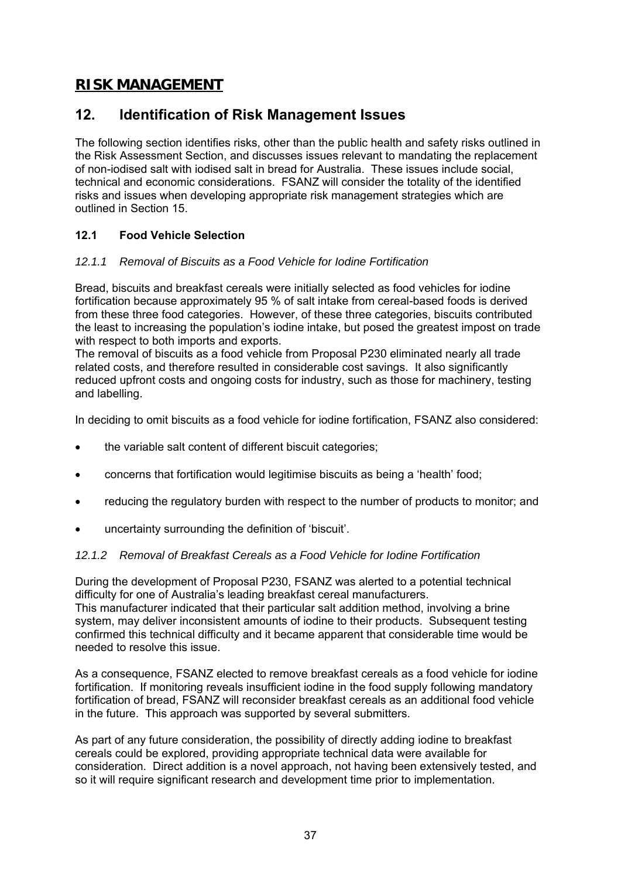# RISK MANAGEMENT

## 12. Identification of Risk Management Issues

The following section identifies risks, other than the public health and safety risks outlined in the Risk Assessment Section, and discusses issues relevant to mandating the replacement of non-iodised salt with iodised salt in bread for Australia. These issues include social, technical and economic considerations. FSANZ will consider the totality of the identified risks and issues when developing appropriate risk management strategies which are outlined in Section 15.

### 12.1 Food Vehicle Selection

#### *12.1.1 Removal of Biscuits as a Food Vehicle for Iodine Fortification*

Bread, biscuits and breakfast cereals were initially selected as food vehicles for iodine fortification because approximately 95 % of salt intake from cereal-based foods is derived from these three food categories. However, of these three categories, biscuits contributed the least to increasing the population's iodine intake, but posed the greatest impost on trade with respect to both imports and exports.
The removal of biscuits as a food vehicle from Proposal P230 eliminated nearly all trade related costs, and therefore resulted in considerable cost savings. It also significantly reduced upfront costs and ongoing costs for industry, such as those for machinery, testing and labelling.

In deciding to omit biscuits as a food vehicle for iodine fortification, FSANZ also considered:

- the variable salt content of different biscuit categories;
- concerns that fortification would legitimise biscuits as being a 'health' food;
- reducing the regulatory burden with respect to the number of products to monitor; and
- uncertainty surrounding the definition of 'biscuit'.

#### *12.1.2 Removal of Breakfast Cereals as a Food Vehicle for Iodine Fortification*

During the development of Proposal P230, FSANZ was alerted to a potential technical difficulty for one of Australia's leading breakfast cereal manufacturers.
This manufacturer indicated that their particular salt addition method, involving a brine system, may deliver inconsistent amounts of iodine to their products. Subsequent testing confirmed this technical difficulty and it became apparent that considerable time would be needed to resolve this issue.

As a consequence, FSANZ elected to remove breakfast cereals as a food vehicle for iodine fortification. If monitoring reveals insufficient iodine in the food supply following mandatory fortification of bread, FSANZ will reconsider breakfast cereals as an additional food vehicle in the future. This approach was supported by several submitters.

As part of any future consideration, the possibility of directly adding iodine to breakfast cereals could be explored, providing appropriate technical data were available for consideration. Direct addition is a novel approach, not having been extensively tested, and so it will require significant research and development time prior to implementation.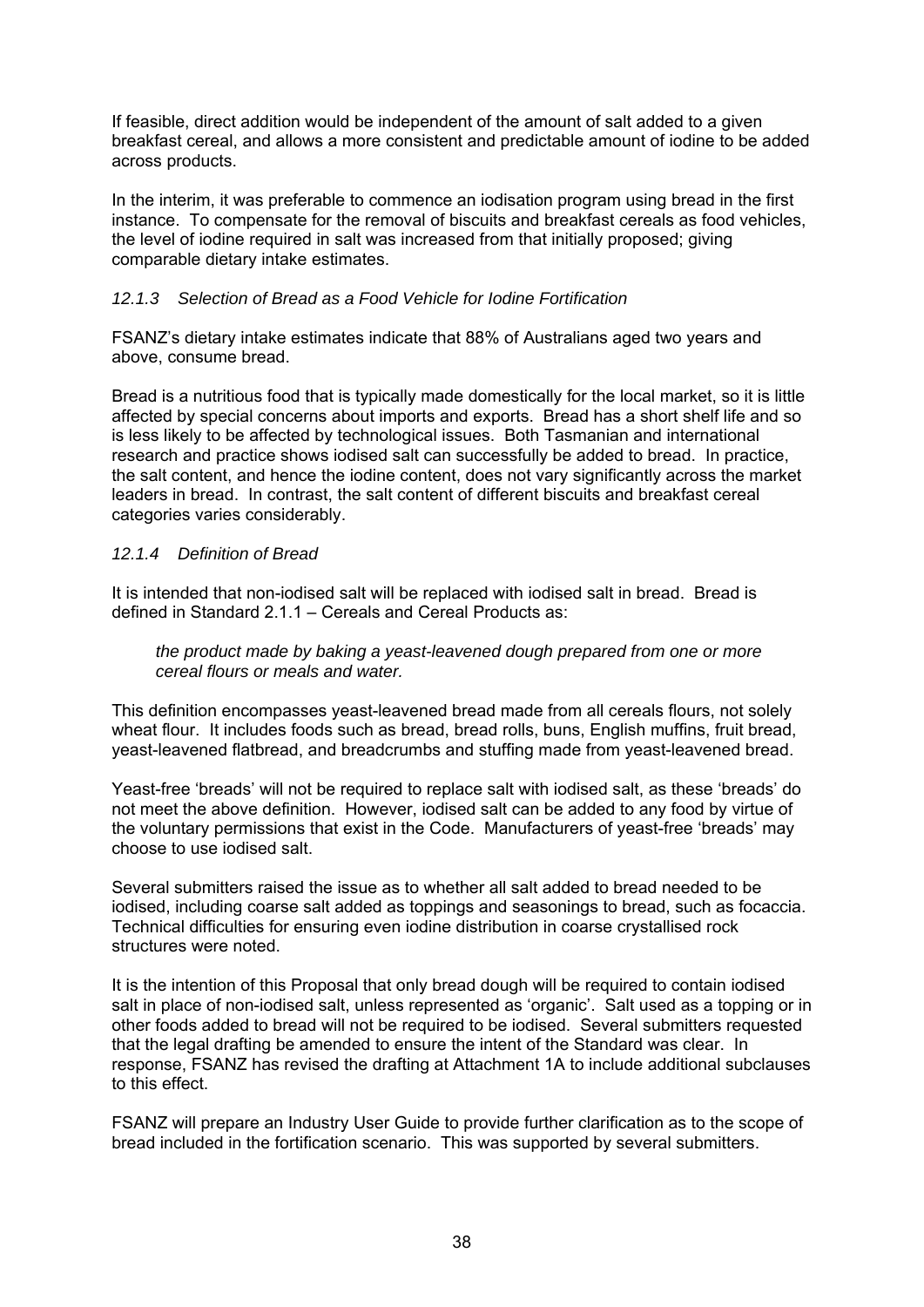If feasible, direct addition would be independent of the amount of salt added to a given breakfast cereal, and allows a more consistent and predictable amount of iodine to be added across products.

In the interim, it was preferable to commence an iodisation program using bread in the first instance. To compensate for the removal of biscuits and breakfast cereals as food vehicles, the level of iodine required in salt was increased from that initially proposed; giving comparable dietary intake estimates.

#### *12.1.3 Selection of Bread as a Food Vehicle for Iodine Fortification*

FSANZ's dietary intake estimates indicate that 88% of Australians aged two years and above, consume bread.

Bread is a nutritious food that is typically made domestically for the local market, so it is little affected by special concerns about imports and exports. Bread has a short shelf life and so is less likely to be affected by technological issues. Both Tasmanian and international research and practice shows iodised salt can successfully be added to bread. In practice, the salt content, and hence the iodine content, does not vary significantly across the market leaders in bread. In contrast, the salt content of different biscuits and breakfast cereal categories varies considerably.

#### *12.1.4 Definition of Bread*

It is intended that non-iodised salt will be replaced with iodised salt in bread. Bread is defined in Standard 2.1.1 – Cereals and Cereal Products as:

> *the product made by baking a yeast-leavened dough prepared from one or more cereal flours or meals and water.*

This definition encompasses yeast-leavened bread made from all cereals flours, not solely wheat flour. It includes foods such as bread, bread rolls, buns, English muffins, fruit bread, yeast-leavened flatbread, and breadcrumbs and stuffing made from yeast-leavened bread.

Yeast-free 'breads' will not be required to replace salt with iodised salt, as these 'breads' do not meet the above definition. However, iodised salt can be added to any food by virtue of the voluntary permissions that exist in the Code. Manufacturers of yeast-free 'breads' may choose to use iodised salt.

Several submitters raised the issue as to whether all salt added to bread needed to be iodised, including coarse salt added as toppings and seasonings to bread, such as focaccia. Technical difficulties for ensuring even iodine distribution in coarse crystallised rock structures were noted.

It is the intention of this Proposal that only bread dough will be required to contain iodised salt in place of non-iodised salt, unless represented as 'organic'. Salt used as a topping or in other foods added to bread will not be required to be iodised. Several submitters requested that the legal drafting be amended to ensure the intent of the Standard was clear. In response, FSANZ has revised the drafting at Attachment 1A to include additional subclauses to this effect.

FSANZ will prepare an Industry User Guide to provide further clarification as to the scope of bread included in the fortification scenario. This was supported by several submitters.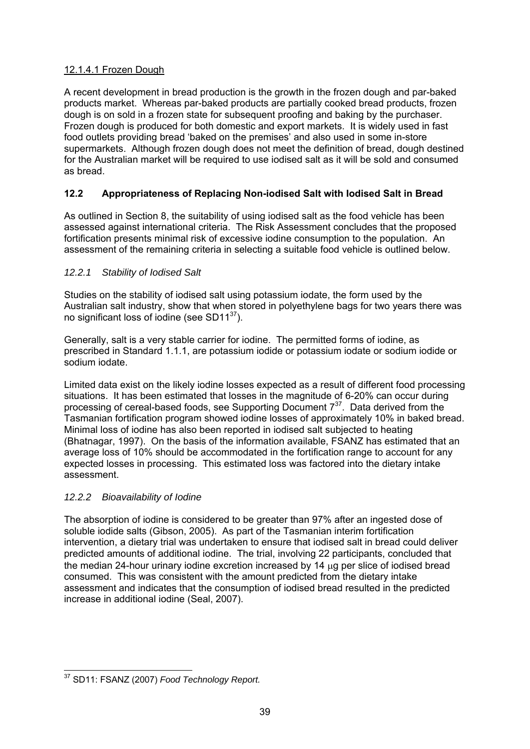#### 12.1.4.1 Frozen Dough

A recent development in bread production is the growth in the frozen dough and par-baked products market. Whereas par-baked products are partially cooked bread products, frozen dough is on sold in a frozen state for subsequent proofing and baking by the purchaser. Frozen dough is produced for both domestic and export markets. It is widely used in fast food outlets providing bread 'baked on the premises' and also used in some in-store supermarkets. Although frozen dough does not meet the definition of bread, dough destined for the Australian market will be required to use iodised salt as it will be sold and consumed as bread.

## 12.2 Appropriateness of Replacing Non-iodised Salt with Iodised Salt in Bread

As outlined in Section 8, the suitability of using iodised salt as the food vehicle has been assessed against international criteria. The Risk Assessment concludes that the proposed fortification presents minimal risk of excessive iodine consumption to the population. An assessment of the remaining criteria in selecting a suitable food vehicle is outlined below.

### *12.2.1 Stability of Iodised Salt*

Studies on the stability of iodised salt using potassium iodate, the form used by the Australian salt industry, show that when stored in polyethylene bags for two years there was no significant loss of iodine (see SD11[37]).

Generally, salt is a very stable carrier for iodine. The permitted forms of iodine, as prescribed in Standard 1.1.1, are potassium iodide or potassium iodate or sodium iodide or sodium iodate.

Limited data exist on the likely iodine losses expected as a result of different food processing situations. It has been estimated that losses in the magnitude of 6-20% can occur during processing of cereal-based foods, see Supporting Document 7[37]. Data derived from the Tasmanian fortification program showed iodine losses of approximately 10% in baked bread. Minimal loss of iodine has also been reported in iodised salt subjected to heating (Bhatnagar, 1997). On the basis of the information available, FSANZ has estimated that an average loss of 10% should be accommodated in the fortification range to account for any expected losses in processing. This estimated loss was factored into the dietary intake assessment.

### *12.2.2 Bioavailability of Iodine*

The absorption of iodine is considered to be greater than 97% after an ingested dose of soluble iodide salts (Gibson, 2005). As part of the Tasmanian interim fortification intervention, a dietary trial was undertaken to ensure that iodised salt in bread could deliver predicted amounts of additional iodine. The trial, involving 22 participants, concluded that the median 24-hour urinary iodine excretion increased by 14 μg per slice of iodised bread consumed. This was consistent with the amount predicted from the dietary intake assessment and indicates that the consumption of iodised bread resulted in the predicted increase in additional iodine (Seal, 2007).

---

[37] SD11: FSANZ (2007) *Food Technology Report.*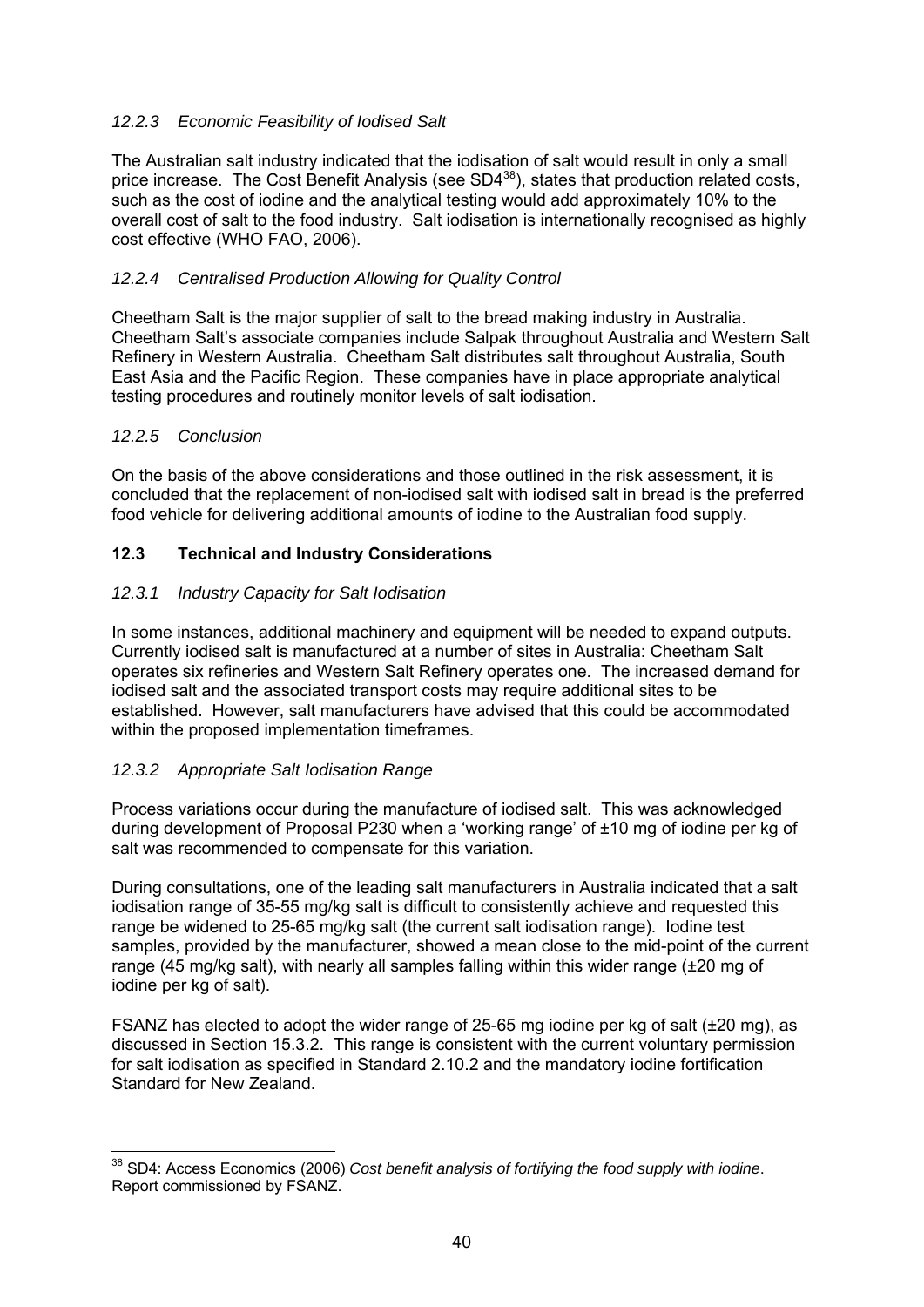### *12.2.3 Economic Feasibility of Iodised Salt*

The Australian salt industry indicated that the iodisation of salt would result in only a small price increase. The Cost Benefit Analysis (see SD4[38]), states that production related costs, such as the cost of iodine and the analytical testing would add approximately 10% to the overall cost of salt to the food industry. Salt iodisation is internationally recognised as highly cost effective (WHO FAO, 2006).

### *12.2.4 Centralised Production Allowing for Quality Control*

Cheetham Salt is the major supplier of salt to the bread making industry in Australia. Cheetham Salt's associate companies include Salpak throughout Australia and Western Salt Refinery in Western Australia. Cheetham Salt distributes salt throughout Australia, South East Asia and the Pacific Region. These companies have in place appropriate analytical testing procedures and routinely monitor levels of salt iodisation.

### *12.2.5 Conclusion*

On the basis of the above considerations and those outlined in the risk assessment, it is concluded that the replacement of non-iodised salt with iodised salt in bread is the preferred food vehicle for delivering additional amounts of iodine to the Australian food supply.

## **12.3 Technical and Industry Considerations**

### *12.3.1 Industry Capacity for Salt Iodisation*

In some instances, additional machinery and equipment will be needed to expand outputs. Currently iodised salt is manufactured at a number of sites in Australia: Cheetham Salt operates six refineries and Western Salt Refinery operates one. The increased demand for iodised salt and the associated transport costs may require additional sites to be established. However, salt manufacturers have advised that this could be accommodated within the proposed implementation timeframes.

### *12.3.2 Appropriate Salt Iodisation Range*

Process variations occur during the manufacture of iodised salt. This was acknowledged during development of Proposal P230 when a 'working range' of ±10 mg of iodine per kg of salt was recommended to compensate for this variation.

During consultations, one of the leading salt manufacturers in Australia indicated that a salt iodisation range of 35-55 mg/kg salt is difficult to consistently achieve and requested this range be widened to 25-65 mg/kg salt (the current salt iodisation range). Iodine test samples, provided by the manufacturer, showed a mean close to the mid-point of the current range (45 mg/kg salt), with nearly all samples falling within this wider range (±20 mg of iodine per kg of salt).

FSANZ has elected to adopt the wider range of 25-65 mg iodine per kg of salt (±20 mg), as discussed in Section 15.3.2. This range is consistent with the current voluntary permission for salt iodisation as specified in Standard 2.10.2 and the mandatory iodine fortification Standard for New Zealand.

---

[38] SD4: Access Economics (2006) *Cost benefit analysis of fortifying the food supply with iodine*. Report commissioned by FSANZ.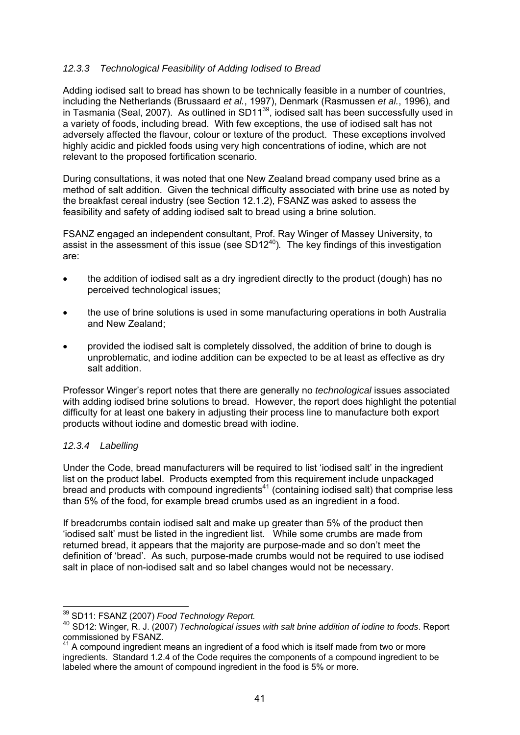### *12.3.3 Technological Feasibility of Adding Iodised to Bread*

Adding iodised salt to bread has shown to be technically feasible in a number of countries, including the Netherlands (Brussaard *et al.*, 1997), Denmark (Rasmussen *et al.*, 1996), and in Tasmania (Seal, 2007). As outlined in SD11[39], iodised salt has been successfully used in a variety of foods, including bread. With few exceptions, the use of iodised salt has not adversely affected the flavour, colour or texture of the product. These exceptions involved highly acidic and pickled foods using very high concentrations of iodine, which are not relevant to the proposed fortification scenario.

During consultations, it was noted that one New Zealand bread company used brine as a method of salt addition. Given the technical difficulty associated with brine use as noted by the breakfast cereal industry (see Section 12.1.2), FSANZ was asked to assess the feasibility and safety of adding iodised salt to bread using a brine solution.

FSANZ engaged an independent consultant, Prof. Ray Winger of Massey University, to assist in the assessment of this issue (see SD12[40]). The key findings of this investigation are:

- the addition of iodised salt as a dry ingredient directly to the product (dough) has no perceived technological issues;
- the use of brine solutions is used in some manufacturing operations in both Australia and New Zealand;
- provided the iodised salt is completely dissolved, the addition of brine to dough is unproblematic, and iodine addition can be expected to be at least as effective as dry salt addition.

Professor Winger's report notes that there are generally no *technological* issues associated with adding iodised brine solutions to bread. However, the report does highlight the potential difficulty for at least one bakery in adjusting their process line to manufacture both export products without iodine and domestic bread with iodine.

### *12.3.4 Labelling*

Under the Code, bread manufacturers will be required to list 'iodised salt' in the ingredient list on the product label. Products exempted from this requirement include unpackaged bread and products with compound ingredients[41] (containing iodised salt) that comprise less than 5% of the food, for example bread crumbs used as an ingredient in a food.

If breadcrumbs contain iodised salt and make up greater than 5% of the product then 'iodised salt' must be listed in the ingredient list. While some crumbs are made from returned bread, it appears that the majority are purpose-made and so don't meet the definition of 'bread'. As such, purpose-made crumbs would not be required to use iodised salt in place of non-iodised salt and so label changes would not be necessary.

---

[39] SD11: FSANZ (2007) *Food Technology Report.*

[40] SD12: Winger, R. J. (2007) *Technological issues with salt brine addition of iodine to foods*. Report commissioned by FSANZ.

[41] A compound ingredient means an ingredient of a food which is itself made from two or more ingredients. Standard 1.2.4 of the Code requires the components of a compound ingredient to be labeled where the amount of compound ingredient in the food is 5% or more.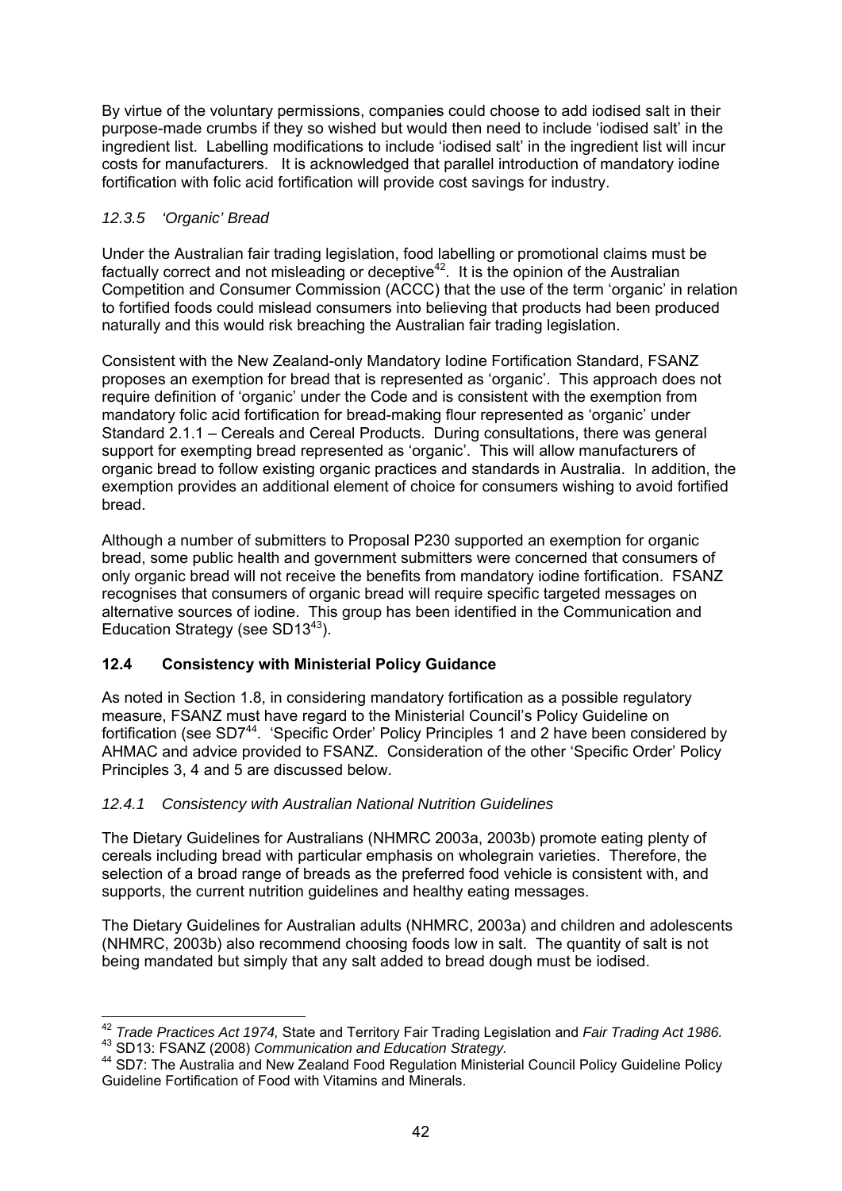By virtue of the voluntary permissions, companies could choose to add iodised salt in their purpose-made crumbs if they so wished but would then need to include 'iodised salt' in the ingredient list. Labelling modifications to include 'iodised salt' in the ingredient list will incur costs for manufacturers. It is acknowledged that parallel introduction of mandatory iodine fortification with folic acid fortification will provide cost savings for industry.

### *12.3.5 'Organic' Bread*

Under the Australian fair trading legislation, food labelling or promotional claims must be factually correct and not misleading or deceptive[42]. It is the opinion of the Australian Competition and Consumer Commission (ACCC) that the use of the term 'organic' in relation to fortified foods could mislead consumers into believing that products had been produced naturally and this would risk breaching the Australian fair trading legislation.

Consistent with the New Zealand-only Mandatory Iodine Fortification Standard, FSANZ proposes an exemption for bread that is represented as 'organic'. This approach does not require definition of 'organic' under the Code and is consistent with the exemption from mandatory folic acid fortification for bread-making flour represented as 'organic' under Standard 2.1.1 – Cereals and Cereal Products. During consultations, there was general support for exempting bread represented as 'organic'. This will allow manufacturers of organic bread to follow existing organic practices and standards in Australia. In addition, the exemption provides an additional element of choice for consumers wishing to avoid fortified bread.

Although a number of submitters to Proposal P230 supported an exemption for organic bread, some public health and government submitters were concerned that consumers of only organic bread will not receive the benefits from mandatory iodine fortification. FSANZ recognises that consumers of organic bread will require specific targeted messages on alternative sources of iodine. This group has been identified in the Communication and Education Strategy (see SD13[43]).

## **12.4 Consistency with Ministerial Policy Guidance**

As noted in Section 1.8, in considering mandatory fortification as a possible regulatory measure, FSANZ must have regard to the Ministerial Council's Policy Guideline on fortification (see SD7[44]. 'Specific Order' Policy Principles 1 and 2 have been considered by AHMAC and advice provided to FSANZ. Consideration of the other 'Specific Order' Policy Principles 3, 4 and 5 are discussed below.

### *12.4.1 Consistency with Australian National Nutrition Guidelines*

The Dietary Guidelines for Australians (NHMRC 2003a, 2003b) promote eating plenty of cereals including bread with particular emphasis on wholegrain varieties. Therefore, the selection of a broad range of breads as the preferred food vehicle is consistent with, and supports, the current nutrition guidelines and healthy eating messages.

The Dietary Guidelines for Australian adults (NHMRC, 2003a) and children and adolescents (NHMRC, 2003b) also recommend choosing foods low in salt. The quantity of salt is not being mandated but simply that any salt added to bread dough must be iodised.

---

[42] *Trade Practices Act 1974,* State and Territory Fair Trading Legislation and *Fair Trading Act 1986.*

[43] SD13: FSANZ (2008) *Communication and Education Strategy.*

[44] SD7: The Australia and New Zealand Food Regulation Ministerial Council Policy Guideline Policy Guideline Fortification of Food with Vitamins and Minerals.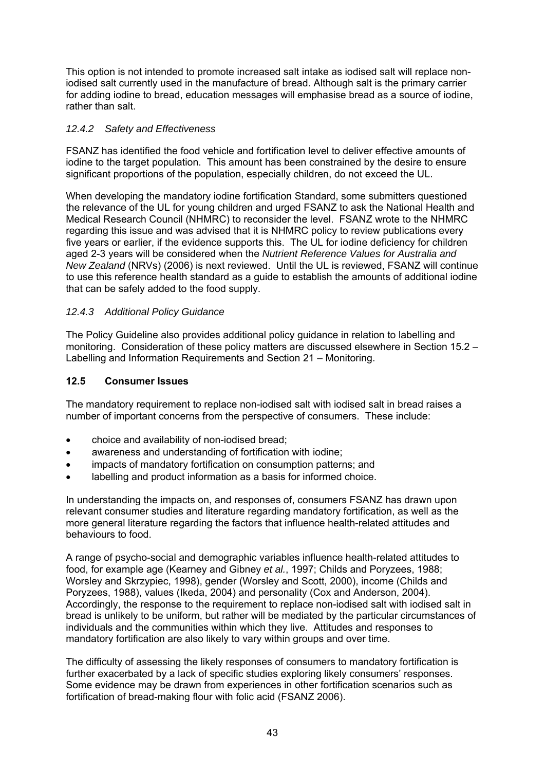This option is not intended to promote increased salt intake as iodised salt will replace non-iodised salt currently used in the manufacture of bread. Although salt is the primary carrier for adding iodine to bread, education messages will emphasise bread as a source of iodine, rather than salt.

### *12.4.2 Safety and Effectiveness*

FSANZ has identified the food vehicle and fortification level to deliver effective amounts of iodine to the target population. This amount has been constrained by the desire to ensure significant proportions of the population, especially children, do not exceed the UL.

When developing the mandatory iodine fortification Standard, some submitters questioned the relevance of the UL for young children and urged FSANZ to ask the National Health and Medical Research Council (NHMRC) to reconsider the level. FSANZ wrote to the NHMRC regarding this issue and was advised that it is NHMRC policy to review publications every five years or earlier, if the evidence supports this. The UL for iodine deficiency for children aged 2-3 years will be considered when the *Nutrient Reference Values for Australia and New Zealand* (NRVs) (2006) is next reviewed. Until the UL is reviewed, FSANZ will continue to use this reference health standard as a guide to establish the amounts of additional iodine that can be safely added to the food supply.

### *12.4.3 Additional Policy Guidance*

The Policy Guideline also provides additional policy guidance in relation to labelling and monitoring. Consideration of these policy matters are discussed elsewhere in Section 15.2 – Labelling and Information Requirements and Section 21 – Monitoring.

## 12.5 Consumer Issues

The mandatory requirement to replace non-iodised salt with iodised salt in bread raises a number of important concerns from the perspective of consumers. These include:

- choice and availability of non-iodised bread;
- awareness and understanding of fortification with iodine;
- impacts of mandatory fortification on consumption patterns; and
- labelling and product information as a basis for informed choice.

In understanding the impacts on, and responses of, consumers FSANZ has drawn upon relevant consumer studies and literature regarding mandatory fortification, as well as the more general literature regarding the factors that influence health-related attitudes and behaviours to food.

A range of psycho-social and demographic variables influence health-related attitudes to food, for example age (Kearney and Gibney *et al.*, 1997; Childs and Poryzees, 1988; Worsley and Skrzypiec, 1998), gender (Worsley and Scott, 2000), income (Childs and Poryzees, 1988), values (Ikeda, 2004) and personality (Cox and Anderson, 2004). Accordingly, the response to the requirement to replace non-iodised salt with iodised salt in bread is unlikely to be uniform, but rather will be mediated by the particular circumstances of individuals and the communities within which they live. Attitudes and responses to mandatory fortification are also likely to vary within groups and over time.

The difficulty of assessing the likely responses of consumers to mandatory fortification is further exacerbated by a lack of specific studies exploring likely consumers' responses. Some evidence may be drawn from experiences in other fortification scenarios such as fortification of bread-making flour with folic acid (FSANZ 2006).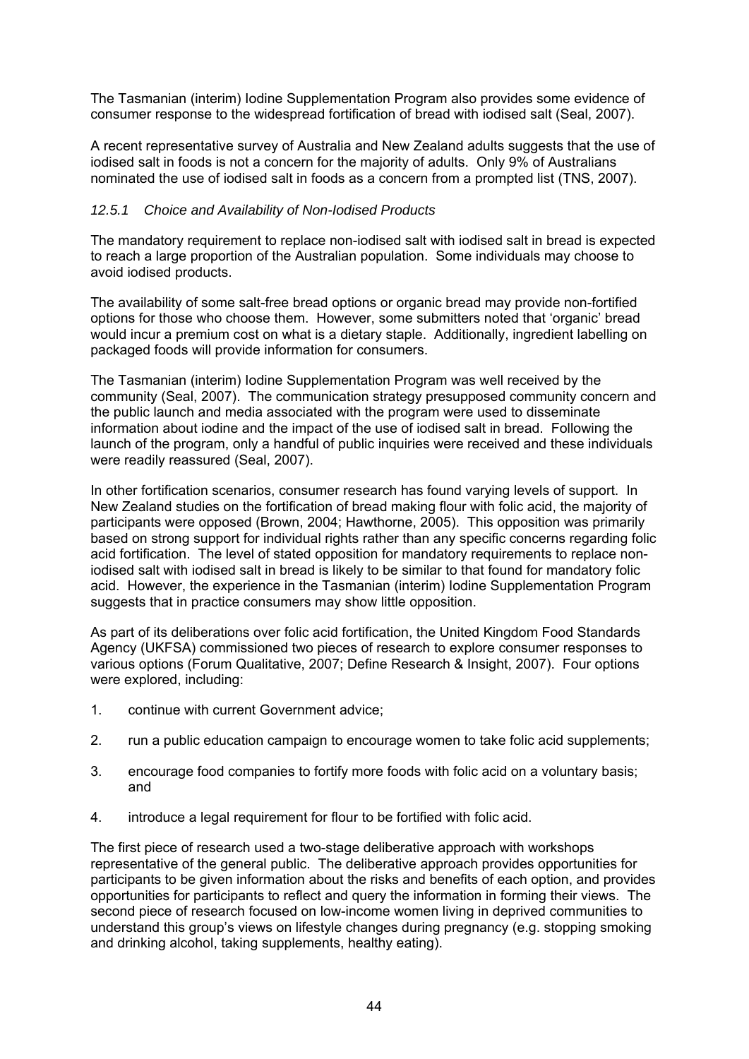The Tasmanian (interim) Iodine Supplementation Program also provides some evidence of consumer response to the widespread fortification of bread with iodised salt (Seal, 2007).

A recent representative survey of Australia and New Zealand adults suggests that the use of iodised salt in foods is not a concern for the majority of adults. Only 9% of Australians nominated the use of iodised salt in foods as a concern from a prompted list (TNS, 2007).

#### *12.5.1 Choice and Availability of Non-Iodised Products*

The mandatory requirement to replace non-iodised salt with iodised salt in bread is expected to reach a large proportion of the Australian population. Some individuals may choose to avoid iodised products.

The availability of some salt-free bread options or organic bread may provide non-fortified options for those who choose them. However, some submitters noted that 'organic' bread would incur a premium cost on what is a dietary staple. Additionally, ingredient labelling on packaged foods will provide information for consumers.

The Tasmanian (interim) Iodine Supplementation Program was well received by the community (Seal, 2007). The communication strategy presupposed community concern and the public launch and media associated with the program were used to disseminate information about iodine and the impact of the use of iodised salt in bread. Following the launch of the program, only a handful of public inquiries were received and these individuals were readily reassured (Seal, 2007).

In other fortification scenarios, consumer research has found varying levels of support. In New Zealand studies on the fortification of bread making flour with folic acid, the majority of participants were opposed (Brown, 2004; Hawthorne, 2005). This opposition was primarily based on strong support for individual rights rather than any specific concerns regarding folic acid fortification. The level of stated opposition for mandatory requirements to replace non-iodised salt with iodised salt in bread is likely to be similar to that found for mandatory folic acid. However, the experience in the Tasmanian (interim) Iodine Supplementation Program suggests that in practice consumers may show little opposition.

As part of its deliberations over folic acid fortification, the United Kingdom Food Standards Agency (UKFSA) commissioned two pieces of research to explore consumer responses to various options (Forum Qualitative, 2007; Define Research & Insight, 2007). Four options were explored, including:

1. continue with current Government advice;
2. run a public education campaign to encourage women to take folic acid supplements;
3. encourage food companies to fortify more foods with folic acid on a voluntary basis; and
4. introduce a legal requirement for flour to be fortified with folic acid.

The first piece of research used a two-stage deliberative approach with workshops representative of the general public. The deliberative approach provides opportunities for participants to be given information about the risks and benefits of each option, and provides opportunities for participants to reflect and query the information in forming their views. The second piece of research focused on low-income women living in deprived communities to understand this group's views on lifestyle changes during pregnancy (e.g. stopping smoking and drinking alcohol, taking supplements, healthy eating).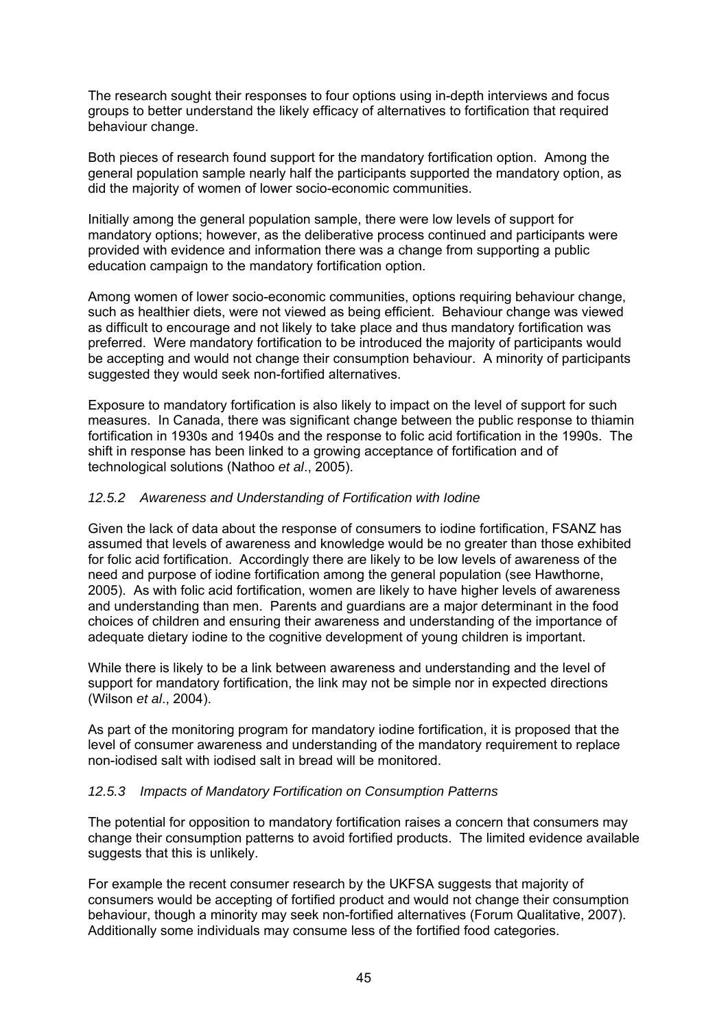The research sought their responses to four options using in-depth interviews and focus groups to better understand the likely efficacy of alternatives to fortification that required behaviour change.

Both pieces of research found support for the mandatory fortification option. Among the general population sample nearly half the participants supported the mandatory option, as did the majority of women of lower socio-economic communities.

Initially among the general population sample, there were low levels of support for mandatory options; however, as the deliberative process continued and participants were provided with evidence and information there was a change from supporting a public education campaign to the mandatory fortification option.

Among women of lower socio-economic communities, options requiring behaviour change, such as healthier diets, were not viewed as being efficient. Behaviour change was viewed as difficult to encourage and not likely to take place and thus mandatory fortification was preferred. Were mandatory fortification to be introduced the majority of participants would be accepting and would not change their consumption behaviour. A minority of participants suggested they would seek non-fortified alternatives.

Exposure to mandatory fortification is also likely to impact on the level of support for such measures. In Canada, there was significant change between the public response to thiamin fortification in 1930s and 1940s and the response to folic acid fortification in the 1990s. The shift in response has been linked to a growing acceptance of fortification and of technological solutions (Nathoo *et al*., 2005).

#### *12.5.2 Awareness and Understanding of Fortification with Iodine*

Given the lack of data about the response of consumers to iodine fortification, FSANZ has assumed that levels of awareness and knowledge would be no greater than those exhibited for folic acid fortification. Accordingly there are likely to be low levels of awareness of the need and purpose of iodine fortification among the general population (see Hawthorne, 2005). As with folic acid fortification, women are likely to have higher levels of awareness and understanding than men. Parents and guardians are a major determinant in the food choices of children and ensuring their awareness and understanding of the importance of adequate dietary iodine to the cognitive development of young children is important.

While there is likely to be a link between awareness and understanding and the level of support for mandatory fortification, the link may not be simple nor in expected directions (Wilson *et al*., 2004).

As part of the monitoring program for mandatory iodine fortification, it is proposed that the level of consumer awareness and understanding of the mandatory requirement to replace non-iodised salt with iodised salt in bread will be monitored.

#### *12.5.3 Impacts of Mandatory Fortification on Consumption Patterns*

The potential for opposition to mandatory fortification raises a concern that consumers may change their consumption patterns to avoid fortified products. The limited evidence available suggests that this is unlikely.

For example the recent consumer research by the UKFSA suggests that majority of consumers would be accepting of fortified product and would not change their consumption behaviour, though a minority may seek non-fortified alternatives (Forum Qualitative, 2007). Additionally some individuals may consume less of the fortified food categories.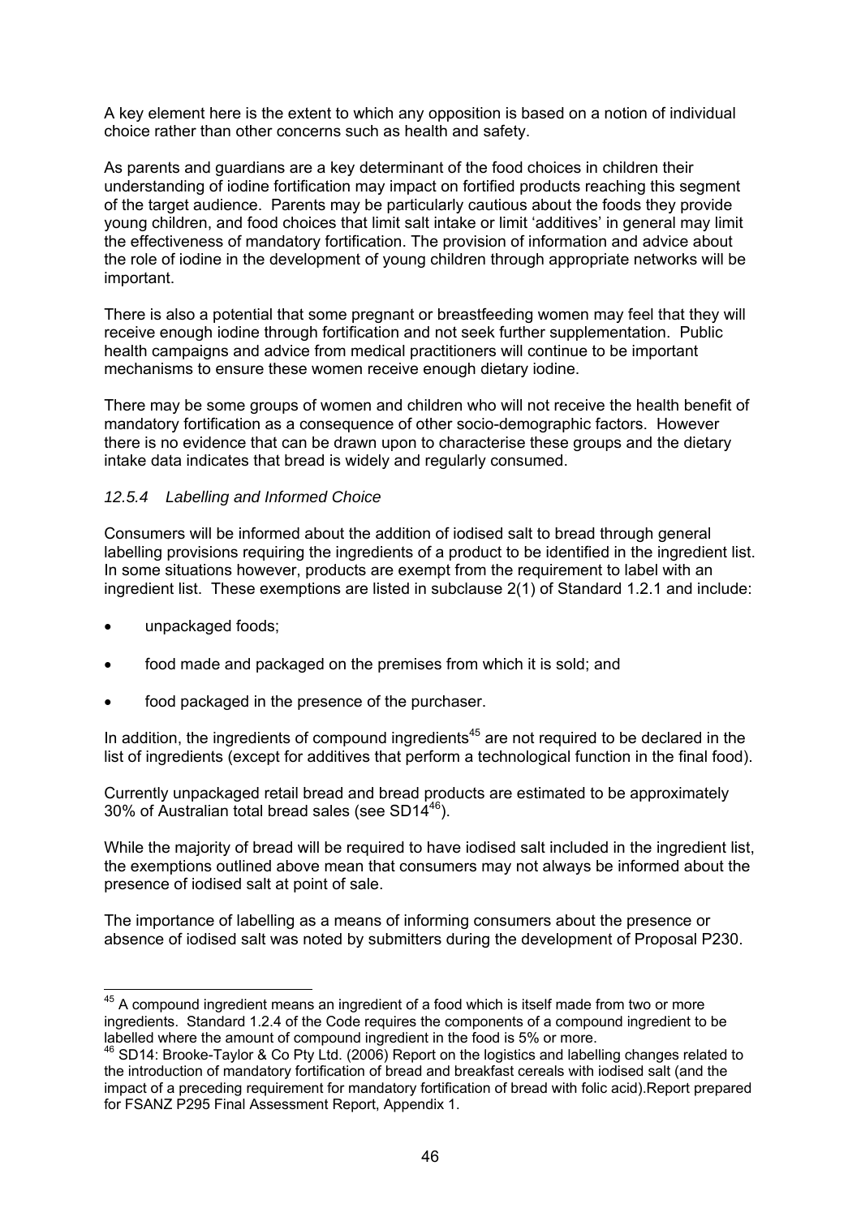A key element here is the extent to which any opposition is based on a notion of individual choice rather than other concerns such as health and safety.

As parents and guardians are a key determinant of the food choices in children their understanding of iodine fortification may impact on fortified products reaching this segment of the target audience. Parents may be particularly cautious about the foods they provide young children, and food choices that limit salt intake or limit 'additives' in general may limit the effectiveness of mandatory fortification. The provision of information and advice about the role of iodine in the development of young children through appropriate networks will be important.

There is also a potential that some pregnant or breastfeeding women may feel that they will receive enough iodine through fortification and not seek further supplementation. Public health campaigns and advice from medical practitioners will continue to be important mechanisms to ensure these women receive enough dietary iodine.

There may be some groups of women and children who will not receive the health benefit of mandatory fortification as a consequence of other socio-demographic factors. However there is no evidence that can be drawn upon to characterise these groups and the dietary intake data indicates that bread is widely and regularly consumed.

#### *12.5.4 Labelling and Informed Choice*

Consumers will be informed about the addition of iodised salt to bread through general labelling provisions requiring the ingredients of a product to be identified in the ingredient list. In some situations however, products are exempt from the requirement to label with an ingredient list. These exemptions are listed in subclause 2(1) of Standard 1.2.1 and include:

- unpackaged foods;
- food made and packaged on the premises from which it is sold; and
- food packaged in the presence of the purchaser.

In addition, the ingredients of compound ingredients[45] are not required to be declared in the list of ingredients (except for additives that perform a technological function in the final food).

Currently unpackaged retail bread and bread products are estimated to be approximately 30% of Australian total bread sales (see SD14[46]).

While the majority of bread will be required to have iodised salt included in the ingredient list, the exemptions outlined above mean that consumers may not always be informed about the presence of iodised salt at point of sale.

The importance of labelling as a means of informing consumers about the presence or absence of iodised salt was noted by submitters during the development of Proposal P230.

---

[45] A compound ingredient means an ingredient of a food which is itself made from two or more ingredients. Standard 1.2.4 of the Code requires the components of a compound ingredient to be labelled where the amount of compound ingredient in the food is 5% or more.

[46] SD14: Brooke-Taylor & Co Pty Ltd. (2006) Report on the logistics and labelling changes related to the introduction of mandatory fortification of bread and breakfast cereals with iodised salt (and the impact of a preceding requirement for mandatory fortification of bread with folic acid).Report prepared for FSANZ P295 Final Assessment Report, Appendix 1.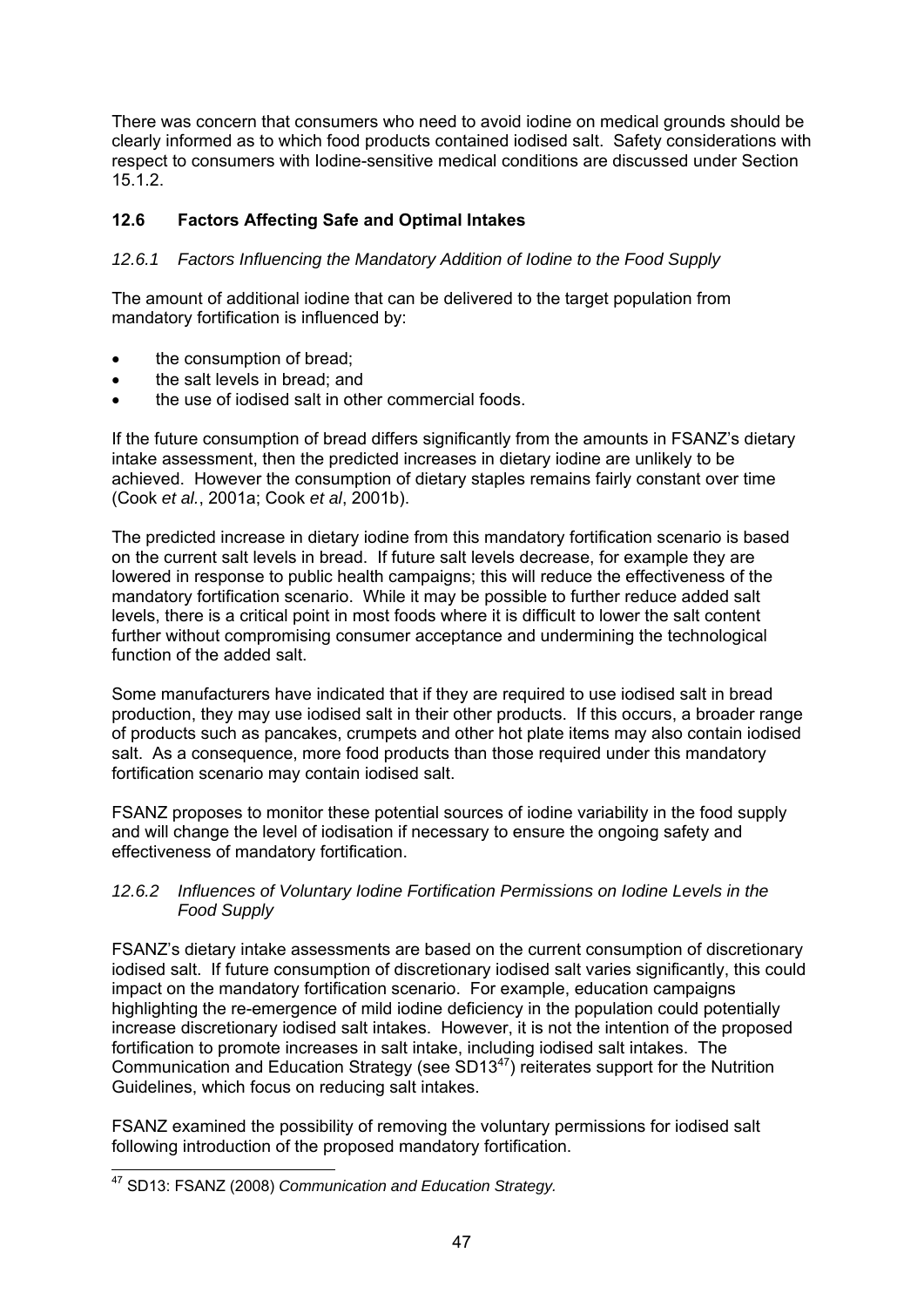There was concern that consumers who need to avoid iodine on medical grounds should be clearly informed as to which food products contained iodised salt. Safety considerations with respect to consumers with Iodine-sensitive medical conditions are discussed under Section 15.1.2.

## 12.6 Factors Affecting Safe and Optimal Intakes

### *12.6.1 Factors Influencing the Mandatory Addition of Iodine to the Food Supply*

The amount of additional iodine that can be delivered to the target population from mandatory fortification is influenced by:

- the consumption of bread;
- the salt levels in bread; and
- the use of iodised salt in other commercial foods.

If the future consumption of bread differs significantly from the amounts in FSANZ's dietary intake assessment, then the predicted increases in dietary iodine are unlikely to be achieved. However the consumption of dietary staples remains fairly constant over time (Cook *et al.*, 2001a; Cook *et al*, 2001b).

The predicted increase in dietary iodine from this mandatory fortification scenario is based on the current salt levels in bread. If future salt levels decrease, for example they are lowered in response to public health campaigns; this will reduce the effectiveness of the mandatory fortification scenario. While it may be possible to further reduce added salt levels, there is a critical point in most foods where it is difficult to lower the salt content further without compromising consumer acceptance and undermining the technological function of the added salt.

Some manufacturers have indicated that if they are required to use iodised salt in bread production, they may use iodised salt in their other products. If this occurs, a broader range of products such as pancakes, crumpets and other hot plate items may also contain iodised salt. As a consequence, more food products than those required under this mandatory fortification scenario may contain iodised salt.

FSANZ proposes to monitor these potential sources of iodine variability in the food supply and will change the level of iodisation if necessary to ensure the ongoing safety and effectiveness of mandatory fortification.

### *12.6.2 Influences of Voluntary Iodine Fortification Permissions on Iodine Levels in the Food Supply*

FSANZ's dietary intake assessments are based on the current consumption of discretionary iodised salt. If future consumption of discretionary iodised salt varies significantly, this could impact on the mandatory fortification scenario. For example, education campaigns highlighting the re-emergence of mild iodine deficiency in the population could potentially increase discretionary iodised salt intakes. However, it is not the intention of the proposed fortification to promote increases in salt intake, including iodised salt intakes. The Communication and Education Strategy (see SD13[47]) reiterates support for the Nutrition Guidelines, which focus on reducing salt intakes.

FSANZ examined the possibility of removing the voluntary permissions for iodised salt following introduction of the proposed mandatory fortification.

---

[47] SD13: FSANZ (2008) *Communication and Education Strategy.*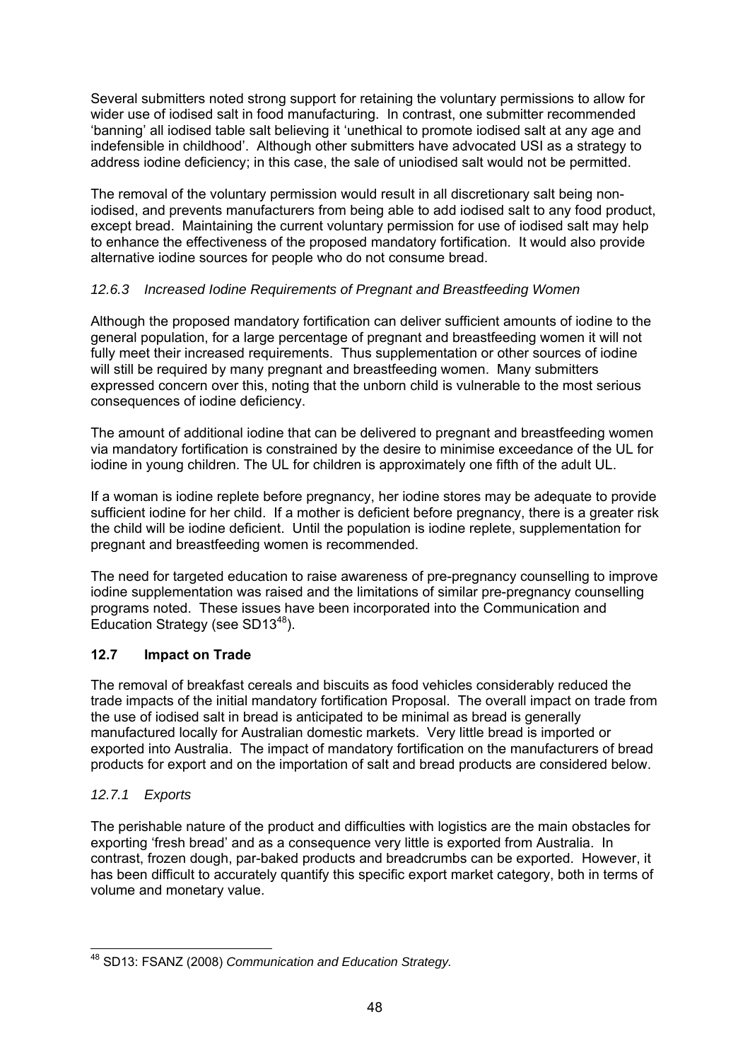Several submitters noted strong support for retaining the voluntary permissions to allow for wider use of iodised salt in food manufacturing. In contrast, one submitter recommended 'banning' all iodised table salt believing it 'unethical to promote iodised salt at any age and indefensible in childhood'. Although other submitters have advocated USI as a strategy to address iodine deficiency; in this case, the sale of uniodised salt would not be permitted.

The removal of the voluntary permission would result in all discretionary salt being non-iodised, and prevents manufacturers from being able to add iodised salt to any food product, except bread. Maintaining the current voluntary permission for use of iodised salt may help to enhance the effectiveness of the proposed mandatory fortification. It would also provide alternative iodine sources for people who do not consume bread.

### *12.6.3 Increased Iodine Requirements of Pregnant and Breastfeeding Women*

Although the proposed mandatory fortification can deliver sufficient amounts of iodine to the general population, for a large percentage of pregnant and breastfeeding women it will not fully meet their increased requirements. Thus supplementation or other sources of iodine will still be required by many pregnant and breastfeeding women. Many submitters expressed concern over this, noting that the unborn child is vulnerable to the most serious consequences of iodine deficiency.

The amount of additional iodine that can be delivered to pregnant and breastfeeding women via mandatory fortification is constrained by the desire to minimise exceedance of the UL for iodine in young children. The UL for children is approximately one fifth of the adult UL.

If a woman is iodine replete before pregnancy, her iodine stores may be adequate to provide sufficient iodine for her child. If a mother is deficient before pregnancy, there is a greater risk the child will be iodine deficient. Until the population is iodine replete, supplementation for pregnant and breastfeeding women is recommended.

The need for targeted education to raise awareness of pre-pregnancy counselling to improve iodine supplementation was raised and the limitations of similar pre-pregnancy counselling programs noted. These issues have been incorporated into the Communication and Education Strategy (see SD13[48]).

## **12.7 Impact on Trade**

The removal of breakfast cereals and biscuits as food vehicles considerably reduced the trade impacts of the initial mandatory fortification Proposal. The overall impact on trade from the use of iodised salt in bread is anticipated to be minimal as bread is generally manufactured locally for Australian domestic markets. Very little bread is imported or exported into Australia. The impact of mandatory fortification on the manufacturers of bread products for export and on the importation of salt and bread products are considered below.

### *12.7.1 Exports*

The perishable nature of the product and difficulties with logistics are the main obstacles for exporting 'fresh bread' and as a consequence very little is exported from Australia. In contrast, frozen dough, par-baked products and breadcrumbs can be exported. However, it has been difficult to accurately quantify this specific export market category, both in terms of volume and monetary value.

---

[48] SD13: FSANZ (2008) *Communication and Education Strategy.*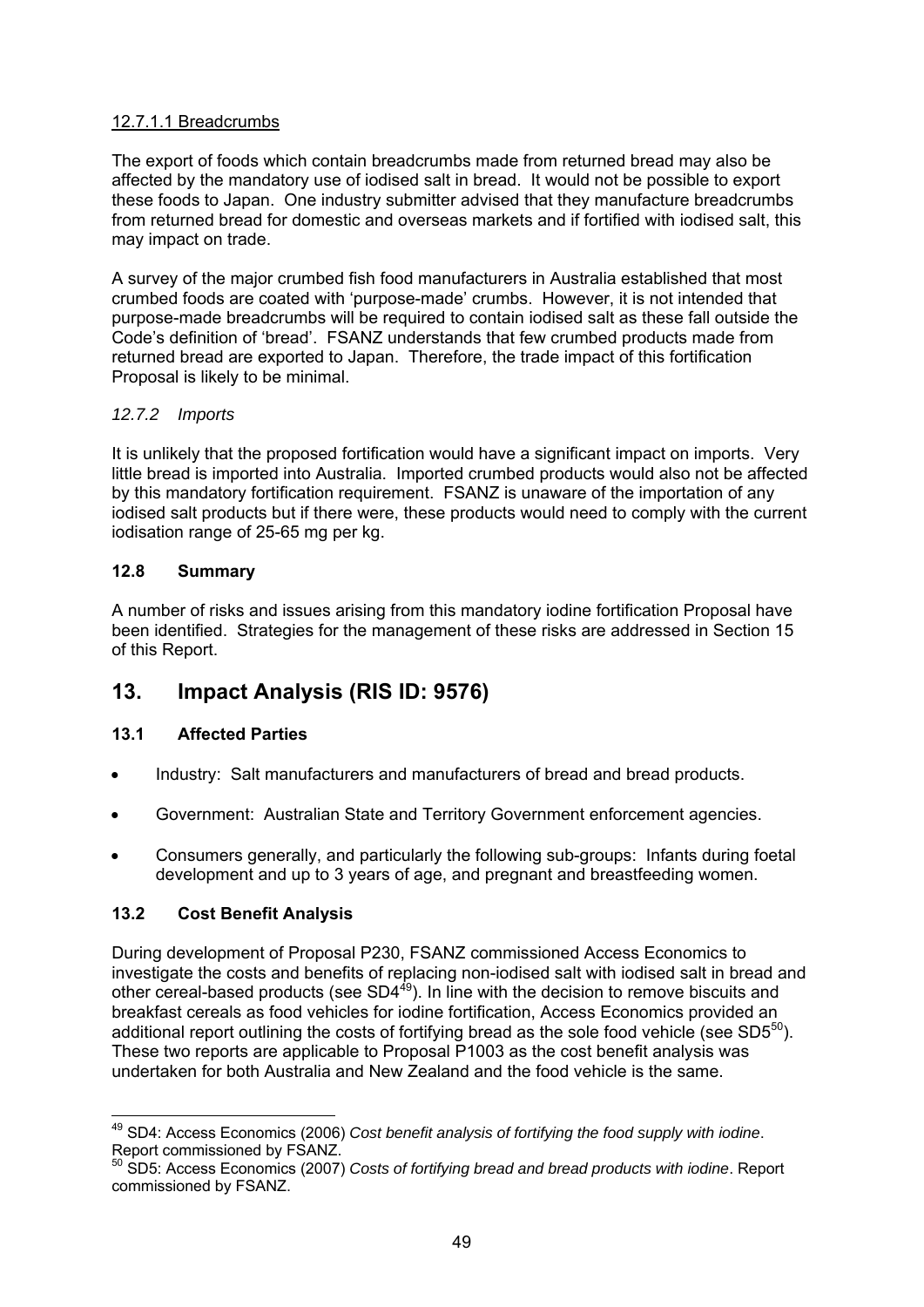12.7.1.1 Breadcrumbs

The export of foods which contain breadcrumbs made from returned bread may also be affected by the mandatory use of iodised salt in bread. It would not be possible to export these foods to Japan. One industry submitter advised that they manufacture breadcrumbs from returned bread for domestic and overseas markets and if fortified with iodised salt, this may impact on trade.

A survey of the major crumbed fish food manufacturers in Australia established that most crumbed foods are coated with 'purpose-made' crumbs. However, it is not intended that purpose-made breadcrumbs will be required to contain iodised salt as these fall outside the Code's definition of 'bread'. FSANZ understands that few crumbed products made from returned bread are exported to Japan. Therefore, the trade impact of this fortification Proposal is likely to be minimal.

#### *12.7.2 Imports*

It is unlikely that the proposed fortification would have a significant impact on imports. Very little bread is imported into Australia. Imported crumbed products would also not be affected by this mandatory fortification requirement. FSANZ is unaware of the importation of any iodised salt products but if there were, these products would need to comply with the current iodisation range of 25-65 mg per kg.

### 12.8 Summary

A number of risks and issues arising from this mandatory iodine fortification Proposal have been identified. Strategies for the management of these risks are addressed in Section 15 of this Report.

## 13. Impact Analysis (RIS ID: 9576)

### 13.1 Affected Parties

- Industry: Salt manufacturers and manufacturers of bread and bread products.
- Government: Australian State and Territory Government enforcement agencies.
- Consumers generally, and particularly the following sub-groups: Infants during foetal development and up to 3 years of age, and pregnant and breastfeeding women.

### 13.2 Cost Benefit Analysis

During development of Proposal P230, FSANZ commissioned Access Economics to investigate the costs and benefits of replacing non-iodised salt with iodised salt in bread and other cereal-based products (see SD4[49]). In line with the decision to remove biscuits and breakfast cereals as food vehicles for iodine fortification, Access Economics provided an additional report outlining the costs of fortifying bread as the sole food vehicle (see SD5[50]). These two reports are applicable to Proposal P1003 as the cost benefit analysis was undertaken for both Australia and New Zealand and the food vehicle is the same.

---

[49] SD4: Access Economics (2006) *Cost benefit analysis of fortifying the food supply with iodine*. Report commissioned by FSANZ.

[50] SD5: Access Economics (2007) *Costs of fortifying bread and bread products with iodine*. Report commissioned by FSANZ.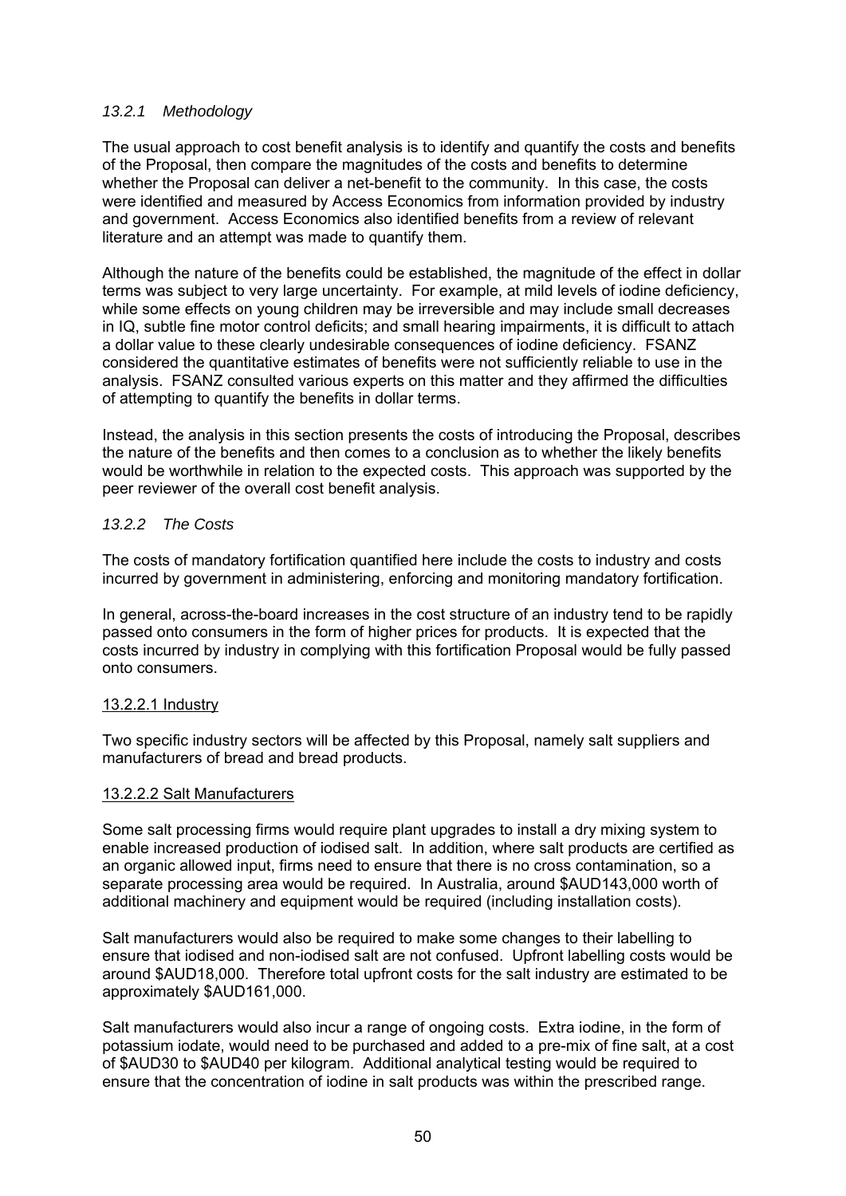#### *13.2.1 Methodology*

The usual approach to cost benefit analysis is to identify and quantify the costs and benefits of the Proposal, then compare the magnitudes of the costs and benefits to determine whether the Proposal can deliver a net-benefit to the community. In this case, the costs were identified and measured by Access Economics from information provided by industry and government. Access Economics also identified benefits from a review of relevant literature and an attempt was made to quantify them.

Although the nature of the benefits could be established, the magnitude of the effect in dollar terms was subject to very large uncertainty. For example, at mild levels of iodine deficiency, while some effects on young children may be irreversible and may include small decreases in IQ, subtle fine motor control deficits; and small hearing impairments, it is difficult to attach a dollar value to these clearly undesirable consequences of iodine deficiency. FSANZ considered the quantitative estimates of benefits were not sufficiently reliable to use in the analysis. FSANZ consulted various experts on this matter and they affirmed the difficulties of attempting to quantify the benefits in dollar terms.

Instead, the analysis in this section presents the costs of introducing the Proposal, describes the nature of the benefits and then comes to a conclusion as to whether the likely benefits would be worthwhile in relation to the expected costs. This approach was supported by the peer reviewer of the overall cost benefit analysis.

#### *13.2.2 The Costs*

The costs of mandatory fortification quantified here include the costs to industry and costs incurred by government in administering, enforcing and monitoring mandatory fortification.

In general, across-the-board increases in the cost structure of an industry tend to be rapidly passed onto consumers in the form of higher prices for products. It is expected that the costs incurred by industry in complying with this fortification Proposal would be fully passed onto consumers.

##### 13.2.2.1 Industry

Two specific industry sectors will be affected by this Proposal, namely salt suppliers and manufacturers of bread and bread products.

##### 13.2.2.2 Salt Manufacturers

Some salt processing firms would require plant upgrades to install a dry mixing system to enable increased production of iodised salt. In addition, where salt products are certified as an organic allowed input, firms need to ensure that there is no cross contamination, so a separate processing area would be required. In Australia, around $AUD143,000 worth of additional machinery and equipment would be required (including installation costs).

Salt manufacturers would also be required to make some changes to their labelling to ensure that iodised and non-iodised salt are not confused. Upfront labelling costs would be around $AUD18,000. Therefore total upfront costs for the salt industry are estimated to be approximately $AUD161,000.

Salt manufacturers would also incur a range of ongoing costs. Extra iodine, in the form of potassium iodate, would need to be purchased and added to a pre-mix of fine salt, at a cost of $AUD30 to $AUD40 per kilogram. Additional analytical testing would be required to ensure that the concentration of iodine in salt products was within the prescribed range.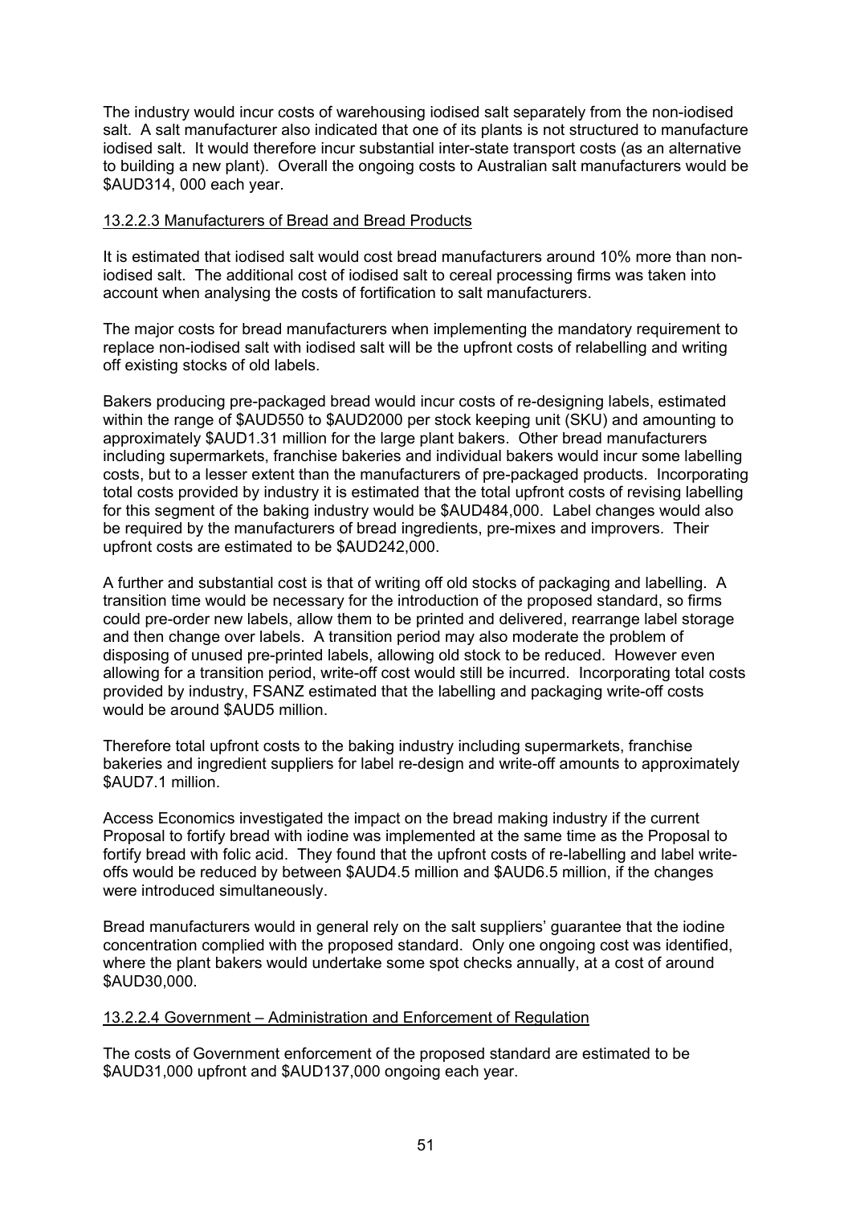The industry would incur costs of warehousing iodised salt separately from the non-iodised salt. A salt manufacturer also indicated that one of its plants is not structured to manufacture iodised salt. It would therefore incur substantial inter-state transport costs (as an alternative to building a new plant). Overall the ongoing costs to Australian salt manufacturers would be $AUD314, 000 each year.

#### 13.2.2.3 Manufacturers of Bread and Bread Products

It is estimated that iodised salt would cost bread manufacturers around 10% more than non-iodised salt. The additional cost of iodised salt to cereal processing firms was taken into account when analysing the costs of fortification to salt manufacturers.

The major costs for bread manufacturers when implementing the mandatory requirement to replace non-iodised salt with iodised salt will be the upfront costs of relabelling and writing off existing stocks of old labels.

Bakers producing pre-packaged bread would incur costs of re-designing labels, estimated within the range of $AUD550 to $AUD2000 per stock keeping unit (SKU) and amounting to approximately $AUD1.31 million for the large plant bakers. Other bread manufacturers including supermarkets, franchise bakeries and individual bakers would incur some labelling costs, but to a lesser extent than the manufacturers of pre-packaged products. Incorporating total costs provided by industry it is estimated that the total upfront costs of revising labelling for this segment of the baking industry would be $AUD484,000. Label changes would also be required by the manufacturers of bread ingredients, pre-mixes and improvers. Their upfront costs are estimated to be $AUD242,000.

A further and substantial cost is that of writing off old stocks of packaging and labelling. A transition time would be necessary for the introduction of the proposed standard, so firms could pre-order new labels, allow them to be printed and delivered, rearrange label storage and then change over labels. A transition period may also moderate the problem of disposing of unused pre-printed labels, allowing old stock to be reduced. However even allowing for a transition period, write-off cost would still be incurred. Incorporating total costs provided by industry, FSANZ estimated that the labelling and packaging write-off costs would be around $AUD5 million.

Therefore total upfront costs to the baking industry including supermarkets, franchise bakeries and ingredient suppliers for label re-design and write-off amounts to approximately $AUD7.1 million.

Access Economics investigated the impact on the bread making industry if the current Proposal to fortify bread with iodine was implemented at the same time as the Proposal to fortify bread with folic acid. They found that the upfront costs of re-labelling and label write-offs would be reduced by between $AUD4.5 million and $AUD6.5 million, if the changes were introduced simultaneously.

Bread manufacturers would in general rely on the salt suppliers' guarantee that the iodine concentration complied with the proposed standard. Only one ongoing cost was identified, where the plant bakers would undertake some spot checks annually, at a cost of around $AUD30,000.

#### 13.2.2.4 Government – Administration and Enforcement of Regulation

The costs of Government enforcement of the proposed standard are estimated to be $AUD31,000 upfront and $AUD137,000 ongoing each year.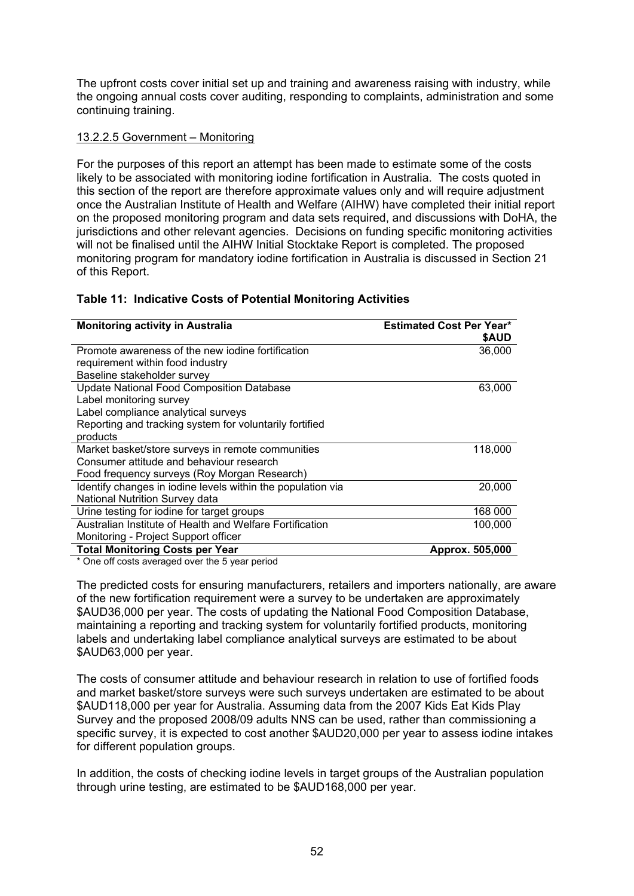The upfront costs cover initial set up and training and awareness raising with industry, while the ongoing annual costs cover auditing, responding to complaints, administration and some continuing training.

13.2.2.5 Government – Monitoring

For the purposes of this report an attempt has been made to estimate some of the costs likely to be associated with monitoring iodine fortification in Australia. The costs quoted in this section of the report are therefore approximate values only and will require adjustment once the Australian Institute of Health and Welfare (AIHW) have completed their initial report on the proposed monitoring program and data sets required, and discussions with DoHA, the jurisdictions and other relevant agencies. Decisions on funding specific monitoring activities will not be finalised until the AIHW Initial Stocktake Report is completed. The proposed monitoring program for mandatory iodine fortification in Australia is discussed in Section 21 of this Report.

**Table 11: Indicative Costs of Potential Monitoring Activities**

| Monitoring activity in Australia | Estimated Cost Per Year* $AUD |
|---|---|
| Promote awareness of the new iodine fortification requirement within food industry<br>Baseline stakeholder survey | 36,000 |
| Update National Food Composition Database<br>Label monitoring survey<br>Label compliance analytical surveys<br>Reporting and tracking system for voluntarily fortified products | 63,000 |
| Market basket/store surveys in remote communities<br>Consumer attitude and behaviour research<br>Food frequency surveys (Roy Morgan Research) | 118,000 |
| Identify changes in iodine levels within the population via National Nutrition Survey data | 20,000 |
| Urine testing for iodine for target groups | 168 000 |
| Australian Institute of Health and Welfare Fortification Monitoring - Project Support officer | 100,000 |
| **Total Monitoring Costs per Year** | **Approx. 505,000** |

\* One off costs averaged over the 5 year period

The predicted costs for ensuring manufacturers, retailers and importers nationally, are aware of the new fortification requirement were a survey to be undertaken are approximately $AUD36,000 per year. The costs of updating the National Food Composition Database, maintaining a reporting and tracking system for voluntarily fortified products, monitoring labels and undertaking label compliance analytical surveys are estimated to be about $AUD63,000 per year.

The costs of consumer attitude and behaviour research in relation to use of fortified foods and market basket/store surveys were such surveys undertaken are estimated to be about $AUD118,000 per year for Australia. Assuming data from the 2007 Kids Eat Kids Play Survey and the proposed 2008/09 adults NNS can be used, rather than commissioning a specific survey, it is expected to cost another $AUD20,000 per year to assess iodine intakes for different population groups.

In addition, the costs of checking iodine levels in target groups of the Australian population through urine testing, are estimated to be $AUD168,000 per year.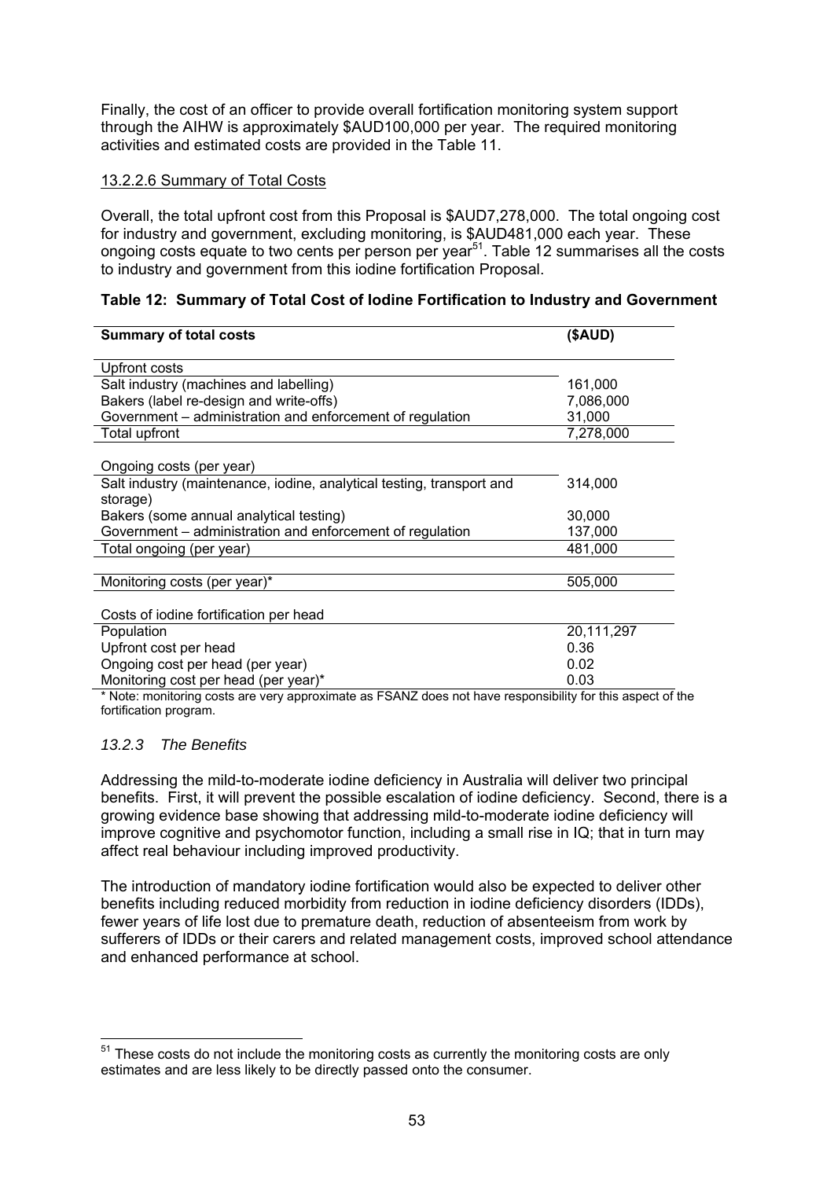Finally, the cost of an officer to provide overall fortification monitoring system support through the AIHW is approximately $AUD100,000 per year. The required monitoring activities and estimated costs are provided in the Table 11.

13.2.2.6 Summary of Total Costs

Overall, the total upfront cost from this Proposal is $AUD7,278,000. The total ongoing cost for industry and government, excluding monitoring, is $AUD481,000 each year. These ongoing costs equate to two cents per person per year[51]. Table 12 summarises all the costs to industry and government from this iodine fortification Proposal.

**Table 12: Summary of Total Cost of Iodine Fortification to Industry and Government**

| Summary of total costs | ($AUD) |
|---|---|
| Upfront costs | |
| Salt industry (machines and labelling) | 161,000 |
| Bakers (label re-design and write-offs) | 7,086,000 |
| Government – administration and enforcement of regulation | 31,000 |
| Total upfront | 7,278,000 |
| Ongoing costs (per year) | |
| Salt industry (maintenance, iodine, analytical testing, transport and storage) | 314,000 |
| Bakers (some annual analytical testing) | 30,000 |
| Government – administration and enforcement of regulation | 137,000 |
| Total ongoing (per year) | 481,000 |
| Monitoring costs (per year)* | 505,000 |
| Costs of iodine fortification per head | |
| Population | 20,111,297 |
| Upfront cost per head | 0.36 |
| Ongoing cost per head (per year) | 0.02 |
| Monitoring cost per head (per year)* | 0.03 |

* Note: monitoring costs are very approximate as FSANZ does not have responsibility for this aspect of the fortification program.

### *13.2.3 The Benefits*

Addressing the mild-to-moderate iodine deficiency in Australia will deliver two principal benefits. First, it will prevent the possible escalation of iodine deficiency. Second, there is a growing evidence base showing that addressing mild-to-moderate iodine deficiency will improve cognitive and psychomotor function, including a small rise in IQ; that in turn may affect real behaviour including improved productivity.

The introduction of mandatory iodine fortification would also be expected to deliver other benefits including reduced morbidity from reduction in iodine deficiency disorders (IDDs), fewer years of life lost due to premature death, reduction of absenteeism from work by sufferers of IDDs or their carers and related management costs, improved school attendance and enhanced performance at school.

[51] These costs do not include the monitoring costs as currently the monitoring costs are only estimates and are less likely to be directly passed onto the consumer.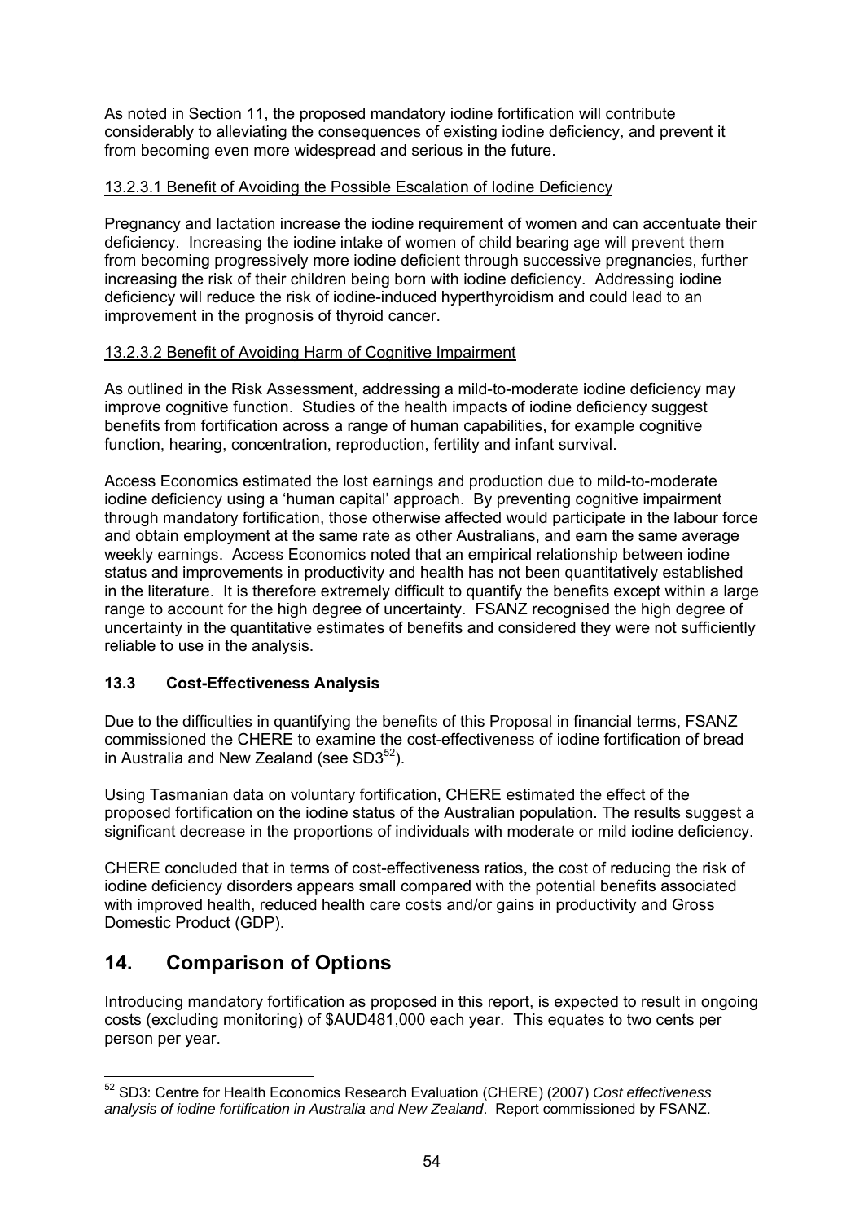As noted in Section 11, the proposed mandatory iodine fortification will contribute considerably to alleviating the consequences of existing iodine deficiency, and prevent it from becoming even more widespread and serious in the future.

#### 13.2.3.1 Benefit of Avoiding the Possible Escalation of Iodine Deficiency

Pregnancy and lactation increase the iodine requirement of women and can accentuate their deficiency. Increasing the iodine intake of women of child bearing age will prevent them from becoming progressively more iodine deficient through successive pregnancies, further increasing the risk of their children being born with iodine deficiency. Addressing iodine deficiency will reduce the risk of iodine-induced hyperthyroidism and could lead to an improvement in the prognosis of thyroid cancer.

#### 13.2.3.2 Benefit of Avoiding Harm of Cognitive Impairment

As outlined in the Risk Assessment, addressing a mild-to-moderate iodine deficiency may improve cognitive function. Studies of the health impacts of iodine deficiency suggest benefits from fortification across a range of human capabilities, for example cognitive function, hearing, concentration, reproduction, fertility and infant survival.

Access Economics estimated the lost earnings and production due to mild-to-moderate iodine deficiency using a 'human capital' approach. By preventing cognitive impairment through mandatory fortification, those otherwise affected would participate in the labour force and obtain employment at the same rate as other Australians, and earn the same average weekly earnings. Access Economics noted that an empirical relationship between iodine status and improvements in productivity and health has not been quantitatively established in the literature. It is therefore extremely difficult to quantify the benefits except within a large range to account for the high degree of uncertainty. FSANZ recognised the high degree of uncertainty in the quantitative estimates of benefits and considered they were not sufficiently reliable to use in the analysis.

### 13.3 Cost-Effectiveness Analysis

Due to the difficulties in quantifying the benefits of this Proposal in financial terms, FSANZ commissioned the CHERE to examine the cost-effectiveness of iodine fortification of bread in Australia and New Zealand (see SD3[52]).

Using Tasmanian data on voluntary fortification, CHERE estimated the effect of the proposed fortification on the iodine status of the Australian population. The results suggest a significant decrease in the proportions of individuals with moderate or mild iodine deficiency.

CHERE concluded that in terms of cost-effectiveness ratios, the cost of reducing the risk of iodine deficiency disorders appears small compared with the potential benefits associated with improved health, reduced health care costs and/or gains in productivity and Gross Domestic Product (GDP).

## 14. Comparison of Options

Introducing mandatory fortification as proposed in this report, is expected to result in ongoing costs (excluding monitoring) of $AUD481,000 each year. This equates to two cents per person per year.

---

[52] SD3: Centre for Health Economics Research Evaluation (CHERE) (2007) *Cost effectiveness analysis of iodine fortification in Australia and New Zealand*. Report commissioned by FSANZ.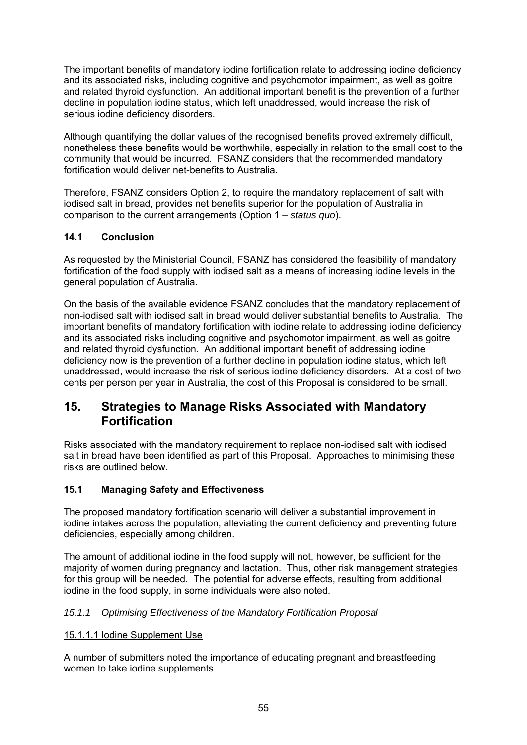The important benefits of mandatory iodine fortification relate to addressing iodine deficiency and its associated risks, including cognitive and psychomotor impairment, as well as goitre and related thyroid dysfunction. An additional important benefit is the prevention of a further decline in population iodine status, which left unaddressed, would increase the risk of serious iodine deficiency disorders.

Although quantifying the dollar values of the recognised benefits proved extremely difficult, nonetheless these benefits would be worthwhile, especially in relation to the small cost to the community that would be incurred. FSANZ considers that the recommended mandatory fortification would deliver net-benefits to Australia.

Therefore, FSANZ considers Option 2, to require the mandatory replacement of salt with iodised salt in bread, provides net benefits superior for the population of Australia in comparison to the current arrangements (Option 1 – *status quo*).

### 14.1 Conclusion

As requested by the Ministerial Council, FSANZ has considered the feasibility of mandatory fortification of the food supply with iodised salt as a means of increasing iodine levels in the general population of Australia.

On the basis of the available evidence FSANZ concludes that the mandatory replacement of non-iodised salt with iodised salt in bread would deliver substantial benefits to Australia. The important benefits of mandatory fortification with iodine relate to addressing iodine deficiency and its associated risks including cognitive and psychomotor impairment, as well as goitre and related thyroid dysfunction. An additional important benefit of addressing iodine deficiency now is the prevention of a further decline in population iodine status, which left unaddressed, would increase the risk of serious iodine deficiency disorders. At a cost of two cents per person per year in Australia, the cost of this Proposal is considered to be small.

## 15. Strategies to Manage Risks Associated with Mandatory Fortification

Risks associated with the mandatory requirement to replace non-iodised salt with iodised salt in bread have been identified as part of this Proposal. Approaches to minimising these risks are outlined below.

### 15.1 Managing Safety and Effectiveness

The proposed mandatory fortification scenario will deliver a substantial improvement in iodine intakes across the population, alleviating the current deficiency and preventing future deficiencies, especially among children.

The amount of additional iodine in the food supply will not, however, be sufficient for the majority of women during pregnancy and lactation. Thus, other risk management strategies for this group will be needed. The potential for adverse effects, resulting from additional iodine in the food supply, in some individuals were also noted.

#### *15.1.1 Optimising Effectiveness of the Mandatory Fortification Proposal*

15.1.1.1 Iodine Supplement Use

A number of submitters noted the importance of educating pregnant and breastfeeding women to take iodine supplements.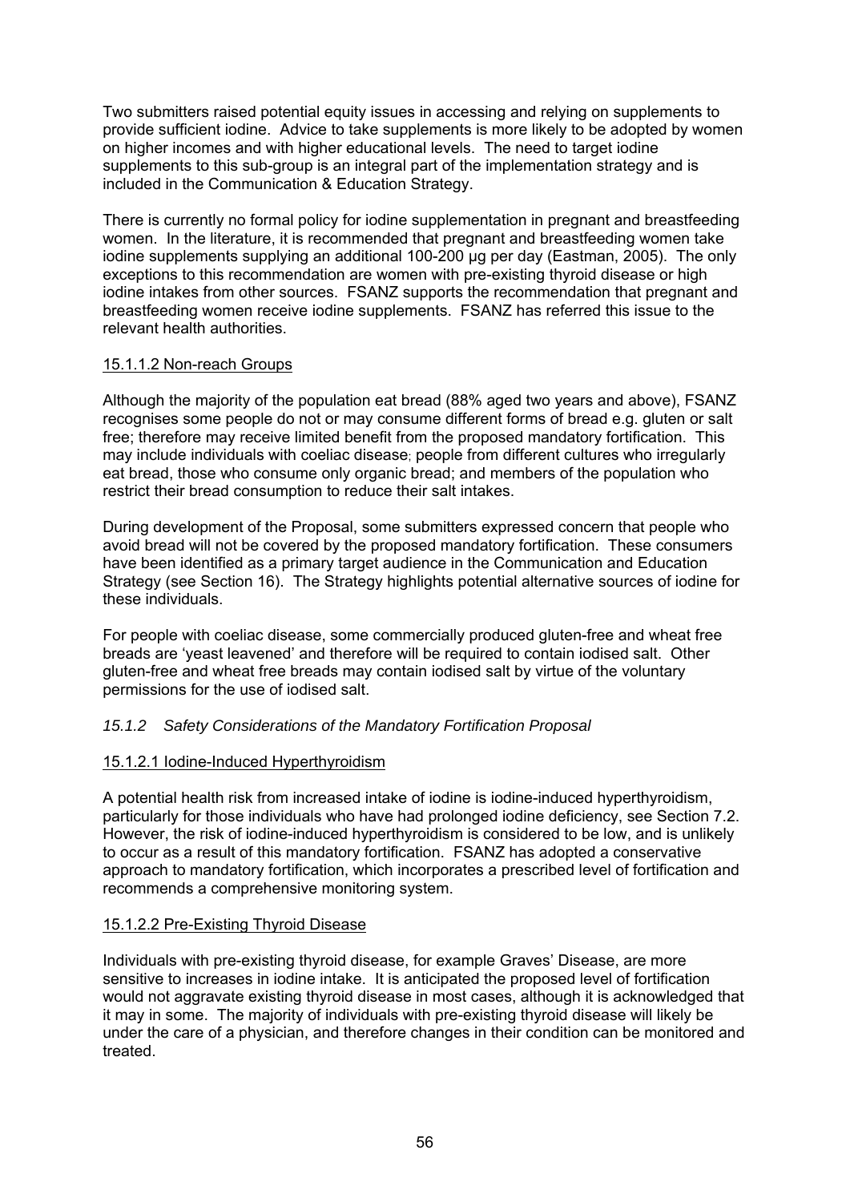Two submitters raised potential equity issues in accessing and relying on supplements to provide sufficient iodine. Advice to take supplements is more likely to be adopted by women on higher incomes and with higher educational levels. The need to target iodine supplements to this sub-group is an integral part of the implementation strategy and is included in the Communication & Education Strategy.

There is currently no formal policy for iodine supplementation in pregnant and breastfeeding women. In the literature, it is recommended that pregnant and breastfeeding women take iodine supplements supplying an additional 100-200 µg per day (Eastman, 2005). The only exceptions to this recommendation are women with pre-existing thyroid disease or high iodine intakes from other sources. FSANZ supports the recommendation that pregnant and breastfeeding women receive iodine supplements. FSANZ has referred this issue to the relevant health authorities.

#### 15.1.1.2 Non-reach Groups

Although the majority of the population eat bread (88% aged two years and above), FSANZ recognises some people do not or may consume different forms of bread e.g. gluten or salt free; therefore may receive limited benefit from the proposed mandatory fortification. This may include individuals with coeliac disease; people from different cultures who irregularly eat bread, those who consume only organic bread; and members of the population who restrict their bread consumption to reduce their salt intakes.

During development of the Proposal, some submitters expressed concern that people who avoid bread will not be covered by the proposed mandatory fortification. These consumers have been identified as a primary target audience in the Communication and Education Strategy (see Section 16). The Strategy highlights potential alternative sources of iodine for these individuals.

For people with coeliac disease, some commercially produced gluten-free and wheat free breads are 'yeast leavened' and therefore will be required to contain iodised salt. Other gluten-free and wheat free breads may contain iodised salt by virtue of the voluntary permissions for the use of iodised salt.

### *15.1.2 Safety Considerations of the Mandatory Fortification Proposal*

#### 15.1.2.1 Iodine-Induced Hyperthyroidism

A potential health risk from increased intake of iodine is iodine-induced hyperthyroidism, particularly for those individuals who have had prolonged iodine deficiency, see Section 7.2. However, the risk of iodine-induced hyperthyroidism is considered to be low, and is unlikely to occur as a result of this mandatory fortification. FSANZ has adopted a conservative approach to mandatory fortification, which incorporates a prescribed level of fortification and recommends a comprehensive monitoring system.

#### 15.1.2.2 Pre-Existing Thyroid Disease

Individuals with pre-existing thyroid disease, for example Graves' Disease, are more sensitive to increases in iodine intake. It is anticipated the proposed level of fortification would not aggravate existing thyroid disease in most cases, although it is acknowledged that it may in some. The majority of individuals with pre-existing thyroid disease will likely be under the care of a physician, and therefore changes in their condition can be monitored and treated.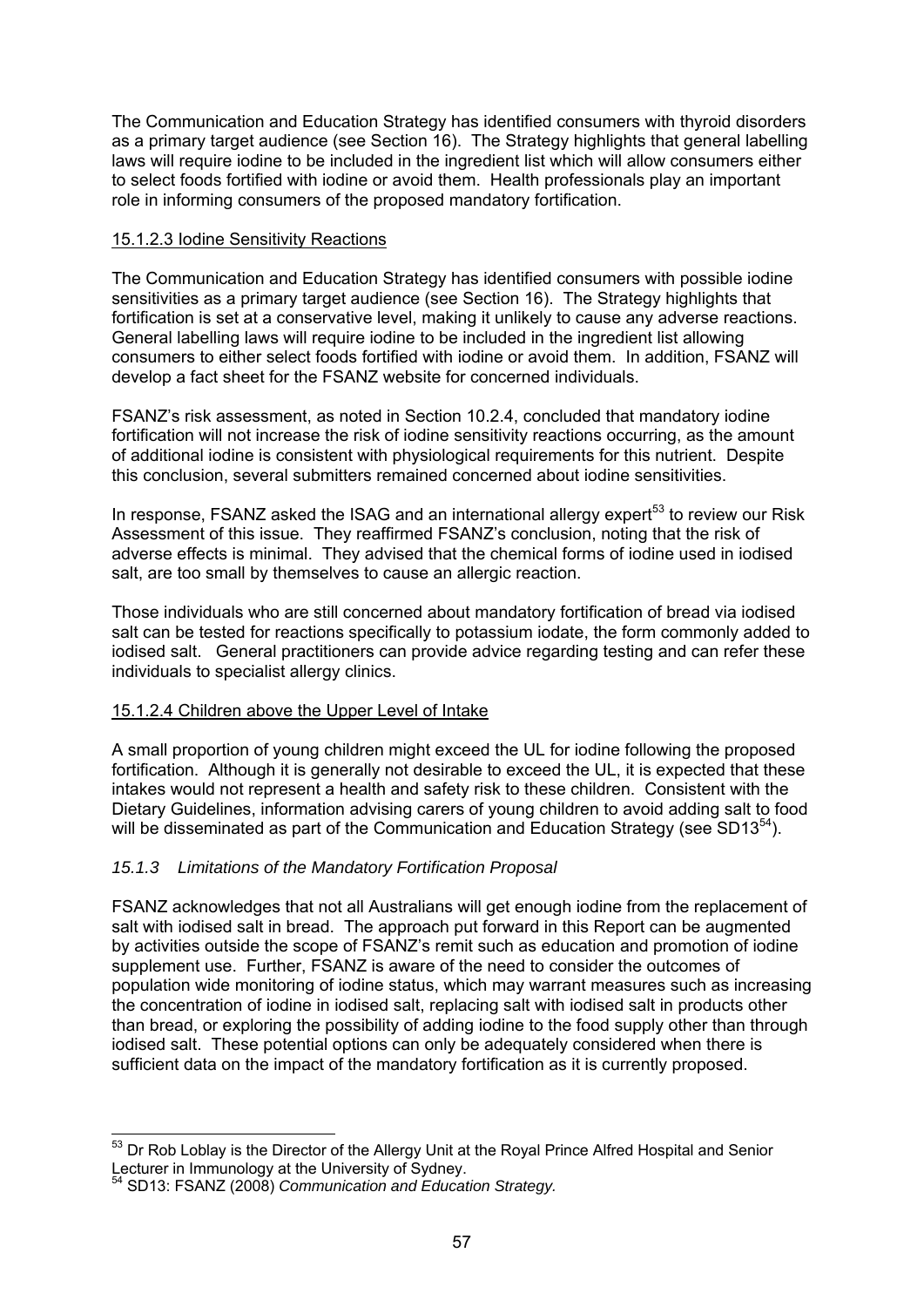The Communication and Education Strategy has identified consumers with thyroid disorders as a primary target audience (see Section 16). The Strategy highlights that general labelling laws will require iodine to be included in the ingredient list which will allow consumers either to select foods fortified with iodine or avoid them. Health professionals play an important role in informing consumers of the proposed mandatory fortification.

#### 15.1.2.3 Iodine Sensitivity Reactions

The Communication and Education Strategy has identified consumers with possible iodine sensitivities as a primary target audience (see Section 16). The Strategy highlights that fortification is set at a conservative level, making it unlikely to cause any adverse reactions. General labelling laws will require iodine to be included in the ingredient list allowing consumers to either select foods fortified with iodine or avoid them. In addition, FSANZ will develop a fact sheet for the FSANZ website for concerned individuals.

FSANZ's risk assessment, as noted in Section 10.2.4, concluded that mandatory iodine fortification will not increase the risk of iodine sensitivity reactions occurring, as the amount of additional iodine is consistent with physiological requirements for this nutrient. Despite this conclusion, several submitters remained concerned about iodine sensitivities.

In response, FSANZ asked the ISAG and an international allergy expert[53] to review our Risk Assessment of this issue. They reaffirmed FSANZ's conclusion, noting that the risk of adverse effects is minimal. They advised that the chemical forms of iodine used in iodised salt, are too small by themselves to cause an allergic reaction.

Those individuals who are still concerned about mandatory fortification of bread via iodised salt can be tested for reactions specifically to potassium iodate, the form commonly added to iodised salt. General practitioners can provide advice regarding testing and can refer these individuals to specialist allergy clinics.

#### 15.1.2.4 Children above the Upper Level of Intake

A small proportion of young children might exceed the UL for iodine following the proposed fortification. Although it is generally not desirable to exceed the UL, it is expected that these intakes would not represent a health and safety risk to these children. Consistent with the Dietary Guidelines, information advising carers of young children to avoid adding salt to food will be disseminated as part of the Communication and Education Strategy (see SD13[54]).

### *15.1.3 Limitations of the Mandatory Fortification Proposal*

FSANZ acknowledges that not all Australians will get enough iodine from the replacement of salt with iodised salt in bread. The approach put forward in this Report can be augmented by activities outside the scope of FSANZ's remit such as education and promotion of iodine supplement use. Further, FSANZ is aware of the need to consider the outcomes of population wide monitoring of iodine status, which may warrant measures such as increasing the concentration of iodine in iodised salt, replacing salt with iodised salt in products other than bread, or exploring the possibility of adding iodine to the food supply other than through iodised salt. These potential options can only be adequately considered when there is sufficient data on the impact of the mandatory fortification as it is currently proposed.

---

[53] Dr Rob Loblay is the Director of the Allergy Unit at the Royal Prince Alfred Hospital and Senior Lecturer in Immunology at the University of Sydney.

[54] SD13: FSANZ (2008) *Communication and Education Strategy.*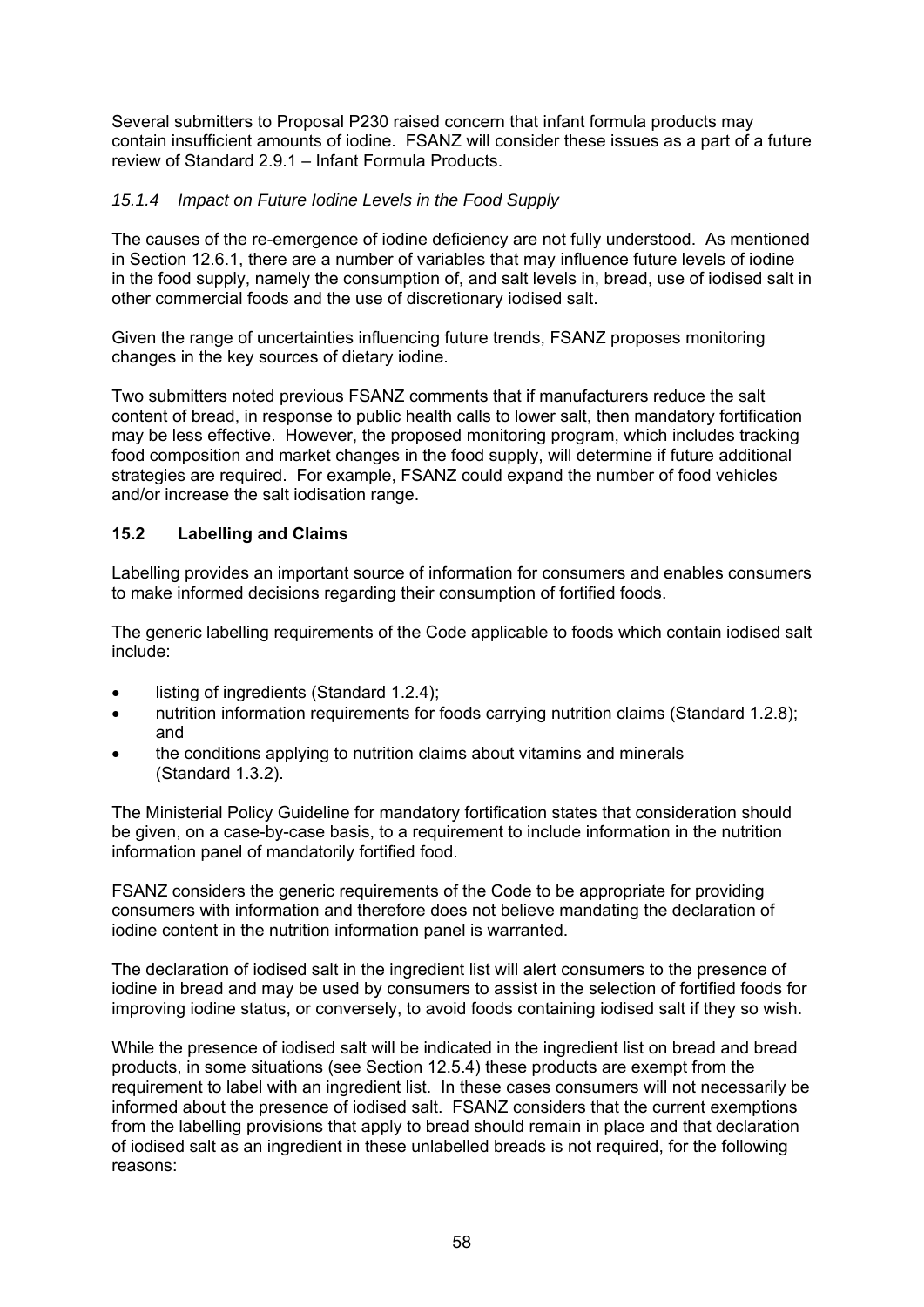Several submitters to Proposal P230 raised concern that infant formula products may contain insufficient amounts of iodine. FSANZ will consider these issues as a part of a future review of Standard 2.9.1 – Infant Formula Products.

### *15.1.4 Impact on Future Iodine Levels in the Food Supply*

The causes of the re-emergence of iodine deficiency are not fully understood. As mentioned in Section 12.6.1, there are a number of variables that may influence future levels of iodine in the food supply, namely the consumption of, and salt levels in, bread, use of iodised salt in other commercial foods and the use of discretionary iodised salt.

Given the range of uncertainties influencing future trends, FSANZ proposes monitoring changes in the key sources of dietary iodine.

Two submitters noted previous FSANZ comments that if manufacturers reduce the salt content of bread, in response to public health calls to lower salt, then mandatory fortification may be less effective. However, the proposed monitoring program, which includes tracking food composition and market changes in the food supply, will determine if future additional strategies are required. For example, FSANZ could expand the number of food vehicles and/or increase the salt iodisation range.

## 15.2 Labelling and Claims

Labelling provides an important source of information for consumers and enables consumers to make informed decisions regarding their consumption of fortified foods.

The generic labelling requirements of the Code applicable to foods which contain iodised salt include:

- listing of ingredients (Standard 1.2.4);
- nutrition information requirements for foods carrying nutrition claims (Standard 1.2.8); and
- the conditions applying to nutrition claims about vitamins and minerals (Standard 1.3.2).

The Ministerial Policy Guideline for mandatory fortification states that consideration should be given, on a case-by-case basis, to a requirement to include information in the nutrition information panel of mandatorily fortified food.

FSANZ considers the generic requirements of the Code to be appropriate for providing consumers with information and therefore does not believe mandating the declaration of iodine content in the nutrition information panel is warranted.

The declaration of iodised salt in the ingredient list will alert consumers to the presence of iodine in bread and may be used by consumers to assist in the selection of fortified foods for improving iodine status, or conversely, to avoid foods containing iodised salt if they so wish.

While the presence of iodised salt will be indicated in the ingredient list on bread and bread products, in some situations (see Section 12.5.4) these products are exempt from the requirement to label with an ingredient list. In these cases consumers will not necessarily be informed about the presence of iodised salt. FSANZ considers that the current exemptions from the labelling provisions that apply to bread should remain in place and that declaration of iodised salt as an ingredient in these unlabelled breads is not required, for the following reasons: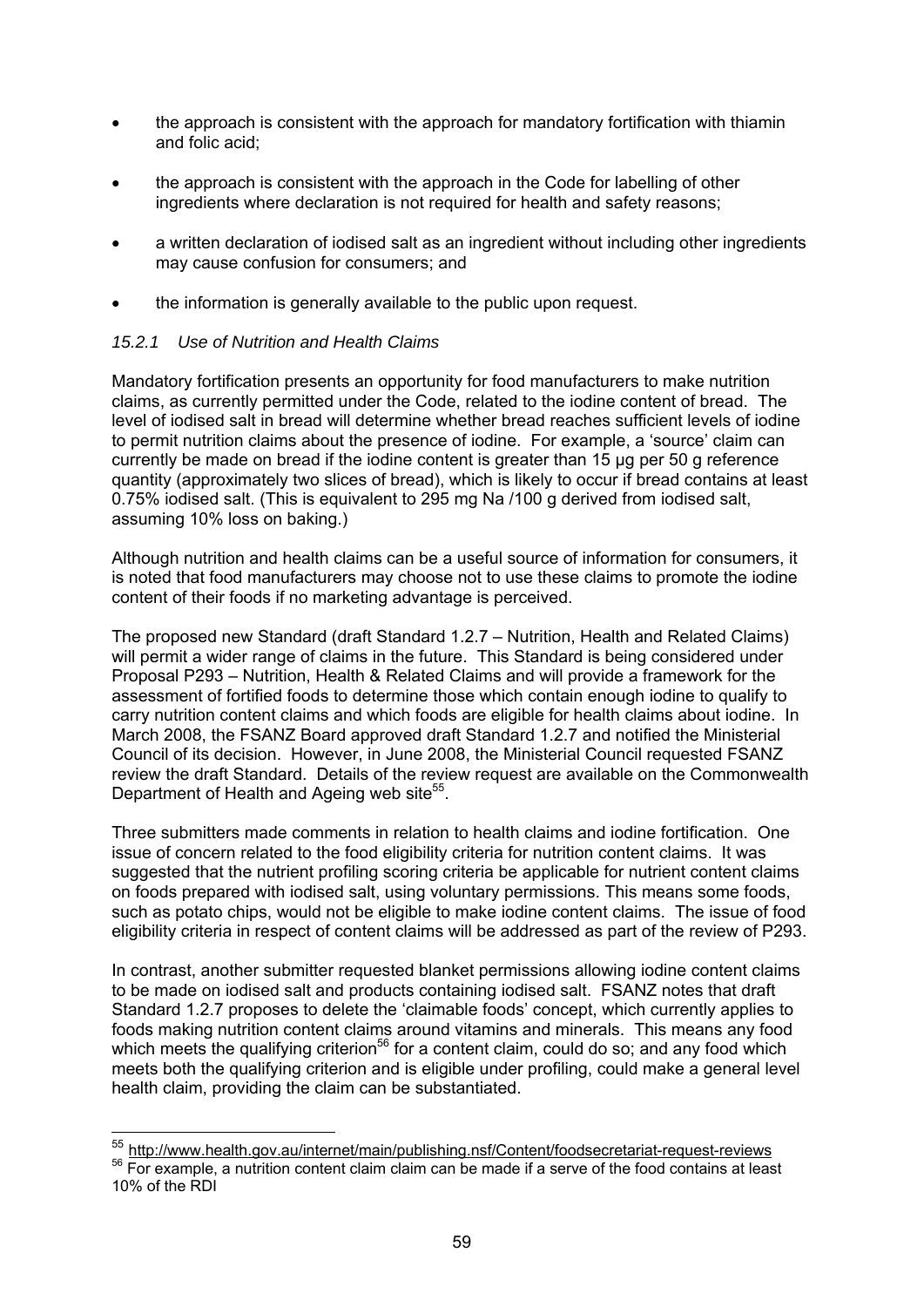- the approach is consistent with the approach for mandatory fortification with thiamin and folic acid;
- the approach is consistent with the approach in the Code for labelling of other ingredients where declaration is not required for health and safety reasons;
- a written declaration of iodised salt as an ingredient without including other ingredients may cause confusion for consumers; and
- the information is generally available to the public upon request.

#### *15.2.1 Use of Nutrition and Health Claims*

Mandatory fortification presents an opportunity for food manufacturers to make nutrition claims, as currently permitted under the Code, related to the iodine content of bread. The level of iodised salt in bread will determine whether bread reaches sufficient levels of iodine to permit nutrition claims about the presence of iodine. For example, a 'source' claim can currently be made on bread if the iodine content is greater than 15 µg per 50 g reference quantity (approximately two slices of bread), which is likely to occur if bread contains at least 0.75% iodised salt. (This is equivalent to 295 mg Na /100 g derived from iodised salt, assuming 10% loss on baking.)

Although nutrition and health claims can be a useful source of information for consumers, it is noted that food manufacturers may choose not to use these claims to promote the iodine content of their foods if no marketing advantage is perceived.

The proposed new Standard (draft Standard 1.2.7 – Nutrition, Health and Related Claims) will permit a wider range of claims in the future. This Standard is being considered under Proposal P293 – Nutrition, Health & Related Claims and will provide a framework for the assessment of fortified foods to determine those which contain enough iodine to qualify to carry nutrition content claims and which foods are eligible for health claims about iodine. In March 2008, the FSANZ Board approved draft Standard 1.2.7 and notified the Ministerial Council of its decision. However, in June 2008, the Ministerial Council requested FSANZ review the draft Standard. Details of the review request are available on the Commonwealth Department of Health and Ageing web site[55].

Three submitters made comments in relation to health claims and iodine fortification. One issue of concern related to the food eligibility criteria for nutrition content claims. It was suggested that the nutrient profiling scoring criteria be applicable for nutrient content claims on foods prepared with iodised salt, using voluntary permissions. This means some foods, such as potato chips, would not be eligible to make iodine content claims. The issue of food eligibility criteria in respect of content claims will be addressed as part of the review of P293.

In contrast, another submitter requested blanket permissions allowing iodine content claims to be made on iodised salt and products containing iodised salt. FSANZ notes that draft Standard 1.2.7 proposes to delete the 'claimable foods' concept, which currently applies to foods making nutrition content claims around vitamins and minerals. This means any food which meets the qualifying criterion[56] for a content claim, could do so; and any food which meets both the qualifying criterion and is eligible under profiling, could make a general level health claim, providing the claim can be substantiated.

---

[55] http://www.health.gov.au/internet/main/publishing.nsf/Content/foodsecretariat-request-reviews

[56] For example, a nutrition content claim claim can be made if a serve of the food contains at least 10% of the RDI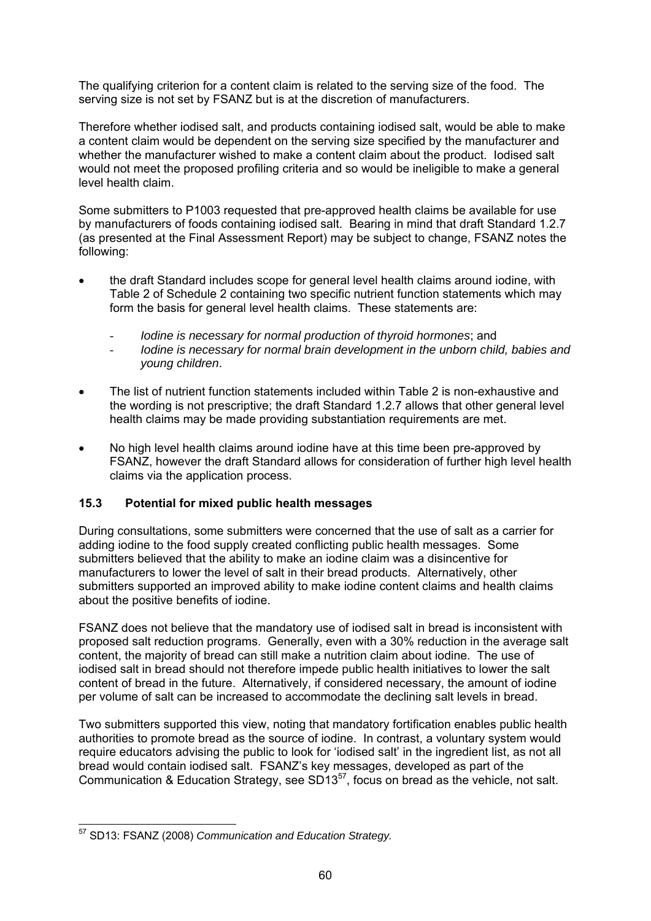The qualifying criterion for a content claim is related to the serving size of the food. The serving size is not set by FSANZ but is at the discretion of manufacturers.

Therefore whether iodised salt, and products containing iodised salt, would be able to make a content claim would be dependent on the serving size specified by the manufacturer and whether the manufacturer wished to make a content claim about the product. Iodised salt would not meet the proposed profiling criteria and so would be ineligible to make a general level health claim.

Some submitters to P1003 requested that pre-approved health claims be available for use by manufacturers of foods containing iodised salt. Bearing in mind that draft Standard 1.2.7 (as presented at the Final Assessment Report) may be subject to change, FSANZ notes the following:

- the draft Standard includes scope for general level health claims around iodine, with Table 2 of Schedule 2 containing two specific nutrient function statements which may form the basis for general level health claims. These statements are:
  - *Iodine is necessary for normal production of thyroid hormones*; and
  - *Iodine is necessary for normal brain development in the unborn child, babies and young children*.
- The list of nutrient function statements included within Table 2 is non-exhaustive and the wording is not prescriptive; the draft Standard 1.2.7 allows that other general level health claims may be made providing substantiation requirements are met.
- No high level health claims around iodine have at this time been pre-approved by FSANZ, however the draft Standard allows for consideration of further high level health claims via the application process.

### 15.3 Potential for mixed public health messages

During consultations, some submitters were concerned that the use of salt as a carrier for adding iodine to the food supply created conflicting public health messages. Some submitters believed that the ability to make an iodine claim was a disincentive for manufacturers to lower the level of salt in their bread products. Alternatively, other submitters supported an improved ability to make iodine content claims and health claims about the positive benefits of iodine.

FSANZ does not believe that the mandatory use of iodised salt in bread is inconsistent with proposed salt reduction programs. Generally, even with a 30% reduction in the average salt content, the majority of bread can still make a nutrition claim about iodine. The use of iodised salt in bread should not therefore impede public health initiatives to lower the salt content of bread in the future. Alternatively, if considered necessary, the amount of iodine per volume of salt can be increased to accommodate the declining salt levels in bread.

Two submitters supported this view, noting that mandatory fortification enables public health authorities to promote bread as the source of iodine. In contrast, a voluntary system would require educators advising the public to look for 'iodised salt' in the ingredient list, as not all bread would contain iodised salt. FSANZ's key messages, developed as part of the Communication & Education Strategy, see SD13[57], focus on bread as the vehicle, not salt.

[57] SD13: FSANZ (2008) *Communication and Education Strategy.*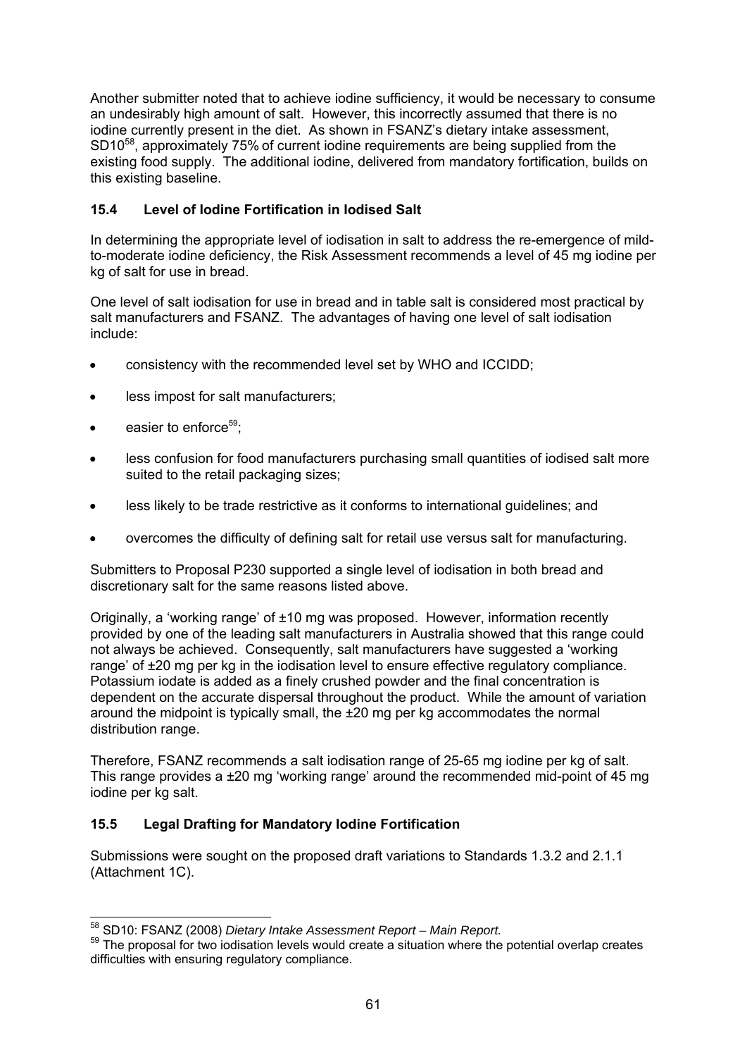Another submitter noted that to achieve iodine sufficiency, it would be necessary to consume an undesirably high amount of salt. However, this incorrectly assumed that there is no iodine currently present in the diet. As shown in FSANZ's dietary intake assessment, SD10[58], approximately 75% of current iodine requirements are being supplied from the existing food supply. The additional iodine, delivered from mandatory fortification, builds on this existing baseline.

### 15.4 Level of Iodine Fortification in Iodised Salt

In determining the appropriate level of iodisation in salt to address the re-emergence of mild-to-moderate iodine deficiency, the Risk Assessment recommends a level of 45 mg iodine per kg of salt for use in bread.

One level of salt iodisation for use in bread and in table salt is considered most practical by salt manufacturers and FSANZ. The advantages of having one level of salt iodisation include:

- consistency with the recommended level set by WHO and ICCIDD;
- less impost for salt manufacturers;
- easier to enforce[59];
- less confusion for food manufacturers purchasing small quantities of iodised salt more suited to the retail packaging sizes;
- less likely to be trade restrictive as it conforms to international guidelines; and
- overcomes the difficulty of defining salt for retail use versus salt for manufacturing.

Submitters to Proposal P230 supported a single level of iodisation in both bread and discretionary salt for the same reasons listed above.

Originally, a 'working range' of ±10 mg was proposed. However, information recently provided by one of the leading salt manufacturers in Australia showed that this range could not always be achieved. Consequently, salt manufacturers have suggested a 'working range' of ±20 mg per kg in the iodisation level to ensure effective regulatory compliance. Potassium iodate is added as a finely crushed powder and the final concentration is dependent on the accurate dispersal throughout the product. While the amount of variation around the midpoint is typically small, the ±20 mg per kg accommodates the normal distribution range.

Therefore, FSANZ recommends a salt iodisation range of 25-65 mg iodine per kg of salt. This range provides a ±20 mg 'working range' around the recommended mid-point of 45 mg iodine per kg salt.

### 15.5 Legal Drafting for Mandatory Iodine Fortification

Submissions were sought on the proposed draft variations to Standards 1.3.2 and 2.1.1 (Attachment 1C).

---

[58] SD10: FSANZ (2008) *Dietary Intake Assessment Report – Main Report.*

[59] The proposal for two iodisation levels would create a situation where the potential overlap creates difficulties with ensuring regulatory compliance.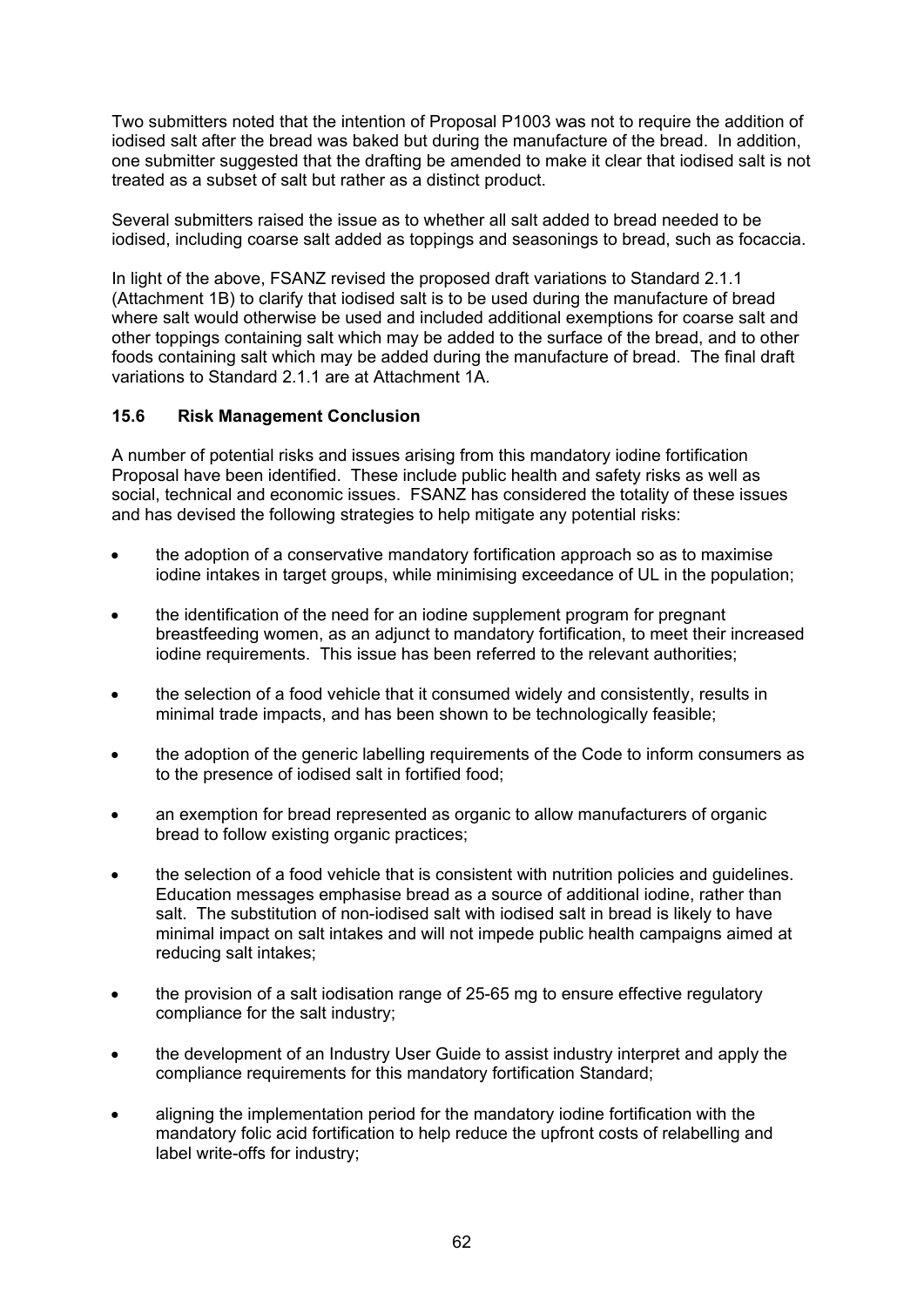Two submitters noted that the intention of Proposal P1003 was not to require the addition of iodised salt after the bread was baked but during the manufacture of the bread. In addition, one submitter suggested that the drafting be amended to make it clear that iodised salt is not treated as a subset of salt but rather as a distinct product.

Several submitters raised the issue as to whether all salt added to bread needed to be iodised, including coarse salt added as toppings and seasonings to bread, such as focaccia.

In light of the above, FSANZ revised the proposed draft variations to Standard 2.1.1 (Attachment 1B) to clarify that iodised salt is to be used during the manufacture of bread where salt would otherwise be used and included additional exemptions for coarse salt and other toppings containing salt which may be added to the surface of the bread, and to other foods containing salt which may be added during the manufacture of bread. The final draft variations to Standard 2.1.1 are at Attachment 1A.

### 15.6 Risk Management Conclusion

A number of potential risks and issues arising from this mandatory iodine fortification Proposal have been identified. These include public health and safety risks as well as social, technical and economic issues. FSANZ has considered the totality of these issues and has devised the following strategies to help mitigate any potential risks:

- the adoption of a conservative mandatory fortification approach so as to maximise iodine intakes in target groups, while minimising exceedance of UL in the population;
- the identification of the need for an iodine supplement program for pregnant breastfeeding women, as an adjunct to mandatory fortification, to meet their increased iodine requirements. This issue has been referred to the relevant authorities;
- the selection of a food vehicle that it consumed widely and consistently, results in minimal trade impacts, and has been shown to be technologically feasible;
- the adoption of the generic labelling requirements of the Code to inform consumers as to the presence of iodised salt in fortified food;
- an exemption for bread represented as organic to allow manufacturers of organic bread to follow existing organic practices;
- the selection of a food vehicle that is consistent with nutrition policies and guidelines. Education messages emphasise bread as a source of additional iodine, rather than salt. The substitution of non-iodised salt with iodised salt in bread is likely to have minimal impact on salt intakes and will not impede public health campaigns aimed at reducing salt intakes;
- the provision of a salt iodisation range of 25-65 mg to ensure effective regulatory compliance for the salt industry;
- the development of an Industry User Guide to assist industry interpret and apply the compliance requirements for this mandatory fortification Standard;
- aligning the implementation period for the mandatory iodine fortification with the mandatory folic acid fortification to help reduce the upfront costs of relabelling and label write-offs for industry;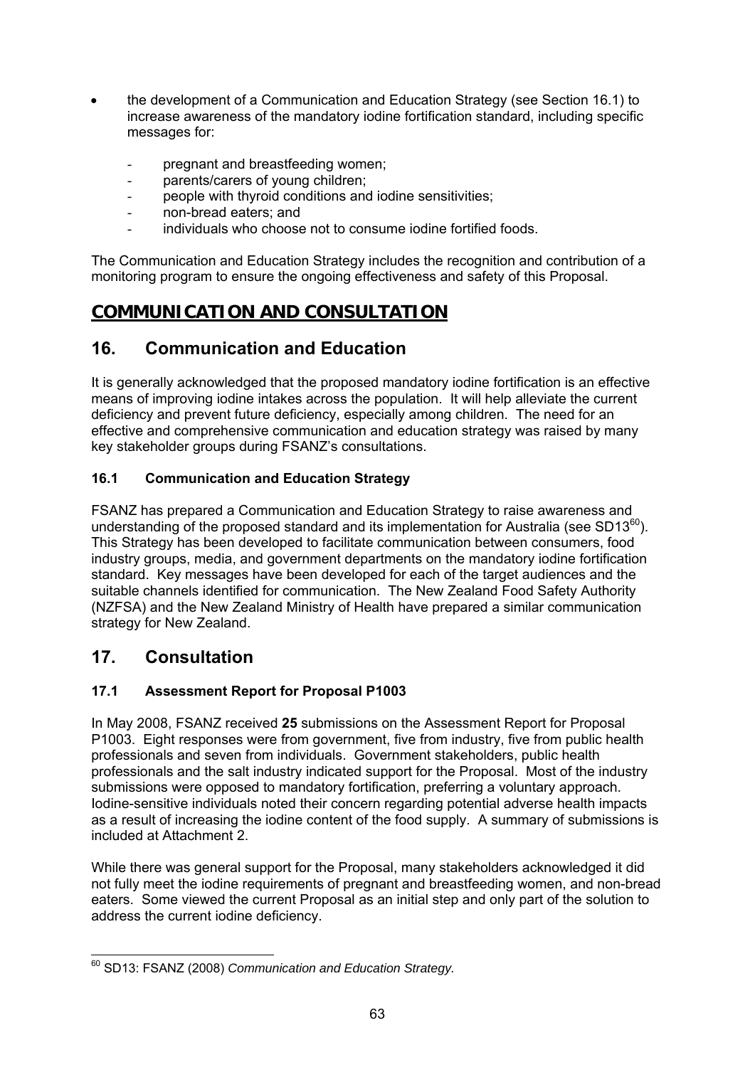- the development of a Communication and Education Strategy (see Section 16.1) to increase awareness of the mandatory iodine fortification standard, including specific messages for:
  - pregnant and breastfeeding women;
  - parents/carers of young children;
  - people with thyroid conditions and iodine sensitivities;
  - non-bread eaters; and
  - individuals who choose not to consume iodine fortified foods.

The Communication and Education Strategy includes the recognition and contribution of a monitoring program to ensure the ongoing effectiveness and safety of this Proposal.

# COMMUNICATION AND CONSULTATION

## 16. Communication and Education

It is generally acknowledged that the proposed mandatory iodine fortification is an effective means of improving iodine intakes across the population. It will help alleviate the current deficiency and prevent future deficiency, especially among children. The need for an effective and comprehensive communication and education strategy was raised by many key stakeholder groups during FSANZ's consultations.

### 16.1 Communication and Education Strategy

FSANZ has prepared a Communication and Education Strategy to raise awareness and understanding of the proposed standard and its implementation for Australia (see SD13[60]). This Strategy has been developed to facilitate communication between consumers, food industry groups, media, and government departments on the mandatory iodine fortification standard. Key messages have been developed for each of the target audiences and the suitable channels identified for communication. The New Zealand Food Safety Authority (NZFSA) and the New Zealand Ministry of Health have prepared a similar communication strategy for New Zealand.

## 17. Consultation

### 17.1 Assessment Report for Proposal P1003

In May 2008, FSANZ received **25** submissions on the Assessment Report for Proposal P1003. Eight responses were from government, five from industry, five from public health professionals and seven from individuals. Government stakeholders, public health professionals and the salt industry indicated support for the Proposal. Most of the industry submissions were opposed to mandatory fortification, preferring a voluntary approach. Iodine-sensitive individuals noted their concern regarding potential adverse health impacts as a result of increasing the iodine content of the food supply. A summary of submissions is included at Attachment 2.

While there was general support for the Proposal, many stakeholders acknowledged it did not fully meet the iodine requirements of pregnant and breastfeeding women, and non-bread eaters. Some viewed the current Proposal as an initial step and only part of the solution to address the current iodine deficiency.

---

[60] SD13: FSANZ (2008) *Communication and Education Strategy.*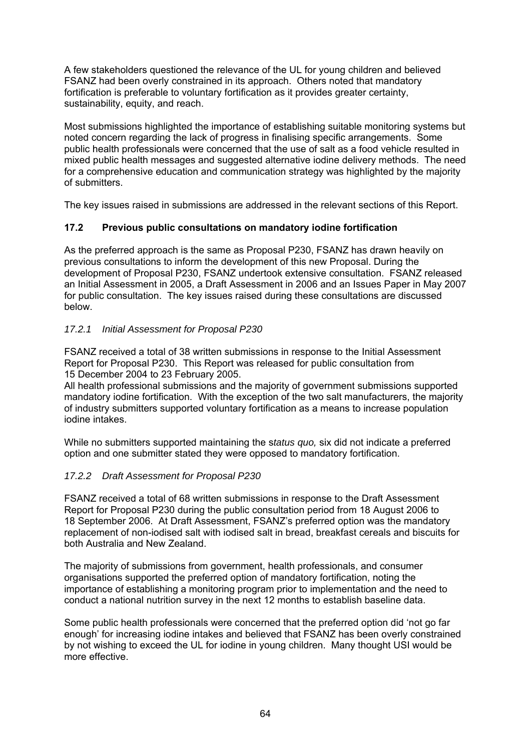A few stakeholders questioned the relevance of the UL for young children and believed FSANZ had been overly constrained in its approach. Others noted that mandatory fortification is preferable to voluntary fortification as it provides greater certainty, sustainability, equity, and reach.

Most submissions highlighted the importance of establishing suitable monitoring systems but noted concern regarding the lack of progress in finalising specific arrangements. Some public health professionals were concerned that the use of salt as a food vehicle resulted in mixed public health messages and suggested alternative iodine delivery methods. The need for a comprehensive education and communication strategy was highlighted by the majority of submitters.

The key issues raised in submissions are addressed in the relevant sections of this Report.

### 17.2 Previous public consultations on mandatory iodine fortification

As the preferred approach is the same as Proposal P230, FSANZ has drawn heavily on previous consultations to inform the development of this new Proposal. During the development of Proposal P230, FSANZ undertook extensive consultation. FSANZ released an Initial Assessment in 2005, a Draft Assessment in 2006 and an Issues Paper in May 2007 for public consultation. The key issues raised during these consultations are discussed below.

#### *17.2.1 Initial Assessment for Proposal P230*

FSANZ received a total of 38 written submissions in response to the Initial Assessment Report for Proposal P230. This Report was released for public consultation from 15 December 2004 to 23 February 2005.
All health professional submissions and the majority of government submissions supported mandatory iodine fortification. With the exception of the two salt manufacturers, the majority of industry submitters supported voluntary fortification as a means to increase population iodine intakes.

While no submitters supported maintaining the s*tatus quo,* six did not indicate a preferred option and one submitter stated they were opposed to mandatory fortification.

#### *17.2.2 Draft Assessment for Proposal P230*

FSANZ received a total of 68 written submissions in response to the Draft Assessment Report for Proposal P230 during the public consultation period from 18 August 2006 to 18 September 2006. At Draft Assessment, FSANZ's preferred option was the mandatory replacement of non-iodised salt with iodised salt in bread, breakfast cereals and biscuits for both Australia and New Zealand.

The majority of submissions from government, health professionals, and consumer organisations supported the preferred option of mandatory fortification, noting the importance of establishing a monitoring program prior to implementation and the need to conduct a national nutrition survey in the next 12 months to establish baseline data.

Some public health professionals were concerned that the preferred option did 'not go far enough' for increasing iodine intakes and believed that FSANZ has been overly constrained by not wishing to exceed the UL for iodine in young children. Many thought USI would be more effective.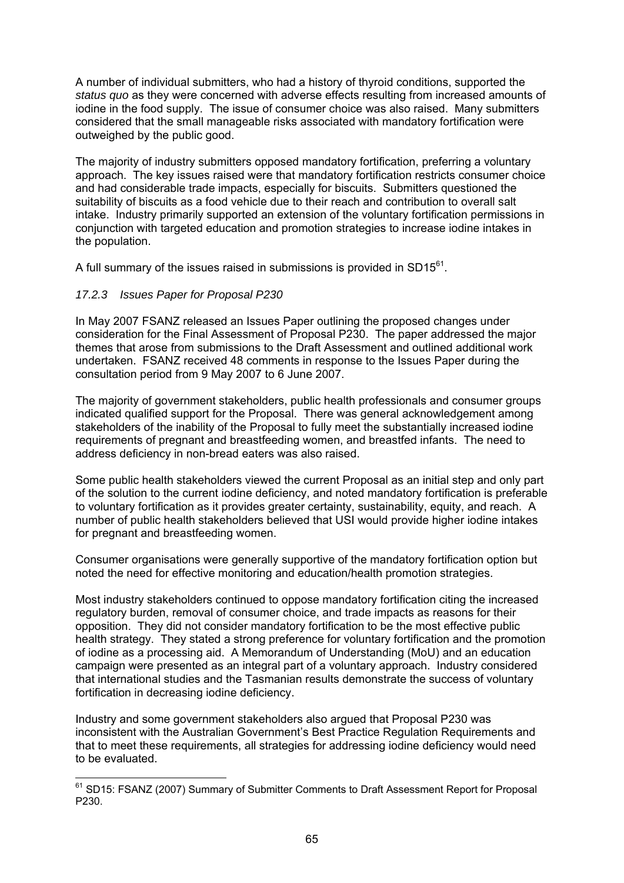A number of individual submitters, who had a history of thyroid conditions, supported the *status quo* as they were concerned with adverse effects resulting from increased amounts of iodine in the food supply. The issue of consumer choice was also raised. Many submitters considered that the small manageable risks associated with mandatory fortification were outweighed by the public good.

The majority of industry submitters opposed mandatory fortification, preferring a voluntary approach. The key issues raised were that mandatory fortification restricts consumer choice and had considerable trade impacts, especially for biscuits. Submitters questioned the suitability of biscuits as a food vehicle due to their reach and contribution to overall salt intake. Industry primarily supported an extension of the voluntary fortification permissions in conjunction with targeted education and promotion strategies to increase iodine intakes in the population.

A full summary of the issues raised in submissions is provided in SD15[61].

### *17.2.3 Issues Paper for Proposal P230*

In May 2007 FSANZ released an Issues Paper outlining the proposed changes under consideration for the Final Assessment of Proposal P230. The paper addressed the major themes that arose from submissions to the Draft Assessment and outlined additional work undertaken. FSANZ received 48 comments in response to the Issues Paper during the consultation period from 9 May 2007 to 6 June 2007.

The majority of government stakeholders, public health professionals and consumer groups indicated qualified support for the Proposal. There was general acknowledgement among stakeholders of the inability of the Proposal to fully meet the substantially increased iodine requirements of pregnant and breastfeeding women, and breastfed infants. The need to address deficiency in non-bread eaters was also raised.

Some public health stakeholders viewed the current Proposal as an initial step and only part of the solution to the current iodine deficiency, and noted mandatory fortification is preferable to voluntary fortification as it provides greater certainty, sustainability, equity, and reach. A number of public health stakeholders believed that USI would provide higher iodine intakes for pregnant and breastfeeding women.

Consumer organisations were generally supportive of the mandatory fortification option but noted the need for effective monitoring and education/health promotion strategies.

Most industry stakeholders continued to oppose mandatory fortification citing the increased regulatory burden, removal of consumer choice, and trade impacts as reasons for their opposition. They did not consider mandatory fortification to be the most effective public health strategy. They stated a strong preference for voluntary fortification and the promotion of iodine as a processing aid. A Memorandum of Understanding (MoU) and an education campaign were presented as an integral part of a voluntary approach. Industry considered that international studies and the Tasmanian results demonstrate the success of voluntary fortification in decreasing iodine deficiency.

Industry and some government stakeholders also argued that Proposal P230 was inconsistent with the Australian Government's Best Practice Regulation Requirements and that to meet these requirements, all strategies for addressing iodine deficiency would need to be evaluated.

---

[61] SD15: FSANZ (2007) Summary of Submitter Comments to Draft Assessment Report for Proposal P230.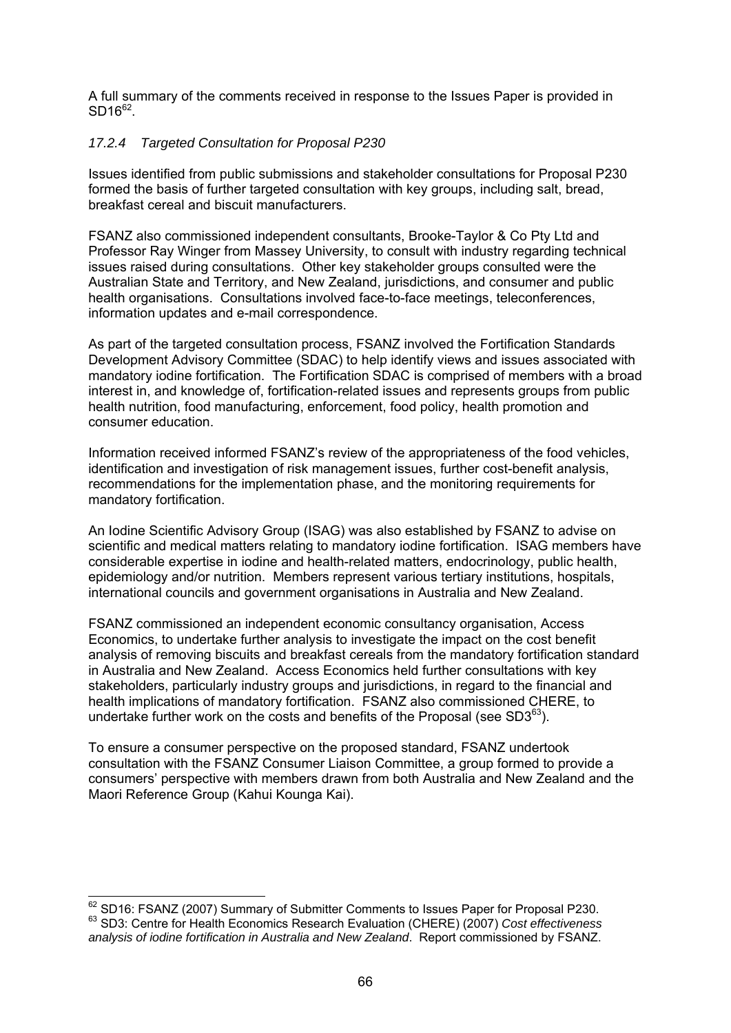A full summary of the comments received in response to the Issues Paper is provided in SD16[62].

### *17.2.4 Targeted Consultation for Proposal P230*

Issues identified from public submissions and stakeholder consultations for Proposal P230 formed the basis of further targeted consultation with key groups, including salt, bread, breakfast cereal and biscuit manufacturers.

FSANZ also commissioned independent consultants, Brooke-Taylor & Co Pty Ltd and Professor Ray Winger from Massey University, to consult with industry regarding technical issues raised during consultations. Other key stakeholder groups consulted were the Australian State and Territory, and New Zealand, jurisdictions, and consumer and public health organisations. Consultations involved face-to-face meetings, teleconferences, information updates and e-mail correspondence.

As part of the targeted consultation process, FSANZ involved the Fortification Standards Development Advisory Committee (SDAC) to help identify views and issues associated with mandatory iodine fortification. The Fortification SDAC is comprised of members with a broad interest in, and knowledge of, fortification-related issues and represents groups from public health nutrition, food manufacturing, enforcement, food policy, health promotion and consumer education.

Information received informed FSANZ's review of the appropriateness of the food vehicles, identification and investigation of risk management issues, further cost-benefit analysis, recommendations for the implementation phase, and the monitoring requirements for mandatory fortification.

An Iodine Scientific Advisory Group (ISAG) was also established by FSANZ to advise on scientific and medical matters relating to mandatory iodine fortification. ISAG members have considerable expertise in iodine and health-related matters, endocrinology, public health, epidemiology and/or nutrition. Members represent various tertiary institutions, hospitals, international councils and government organisations in Australia and New Zealand.

FSANZ commissioned an independent economic consultancy organisation, Access Economics, to undertake further analysis to investigate the impact on the cost benefit analysis of removing biscuits and breakfast cereals from the mandatory fortification standard in Australia and New Zealand. Access Economics held further consultations with key stakeholders, particularly industry groups and jurisdictions, in regard to the financial and health implications of mandatory fortification. FSANZ also commissioned CHERE, to undertake further work on the costs and benefits of the Proposal (see SD3[63]).

To ensure a consumer perspective on the proposed standard, FSANZ undertook consultation with the FSANZ Consumer Liaison Committee, a group formed to provide a consumers' perspective with members drawn from both Australia and New Zealand and the Maori Reference Group (Kahui Kounga Kai).

---

[62] SD16: FSANZ (2007) Summary of Submitter Comments to Issues Paper for Proposal P230.

[63] SD3: Centre for Health Economics Research Evaluation (CHERE) (2007) *Cost effectiveness analysis of iodine fortification in Australia and New Zealand*. Report commissioned by FSANZ.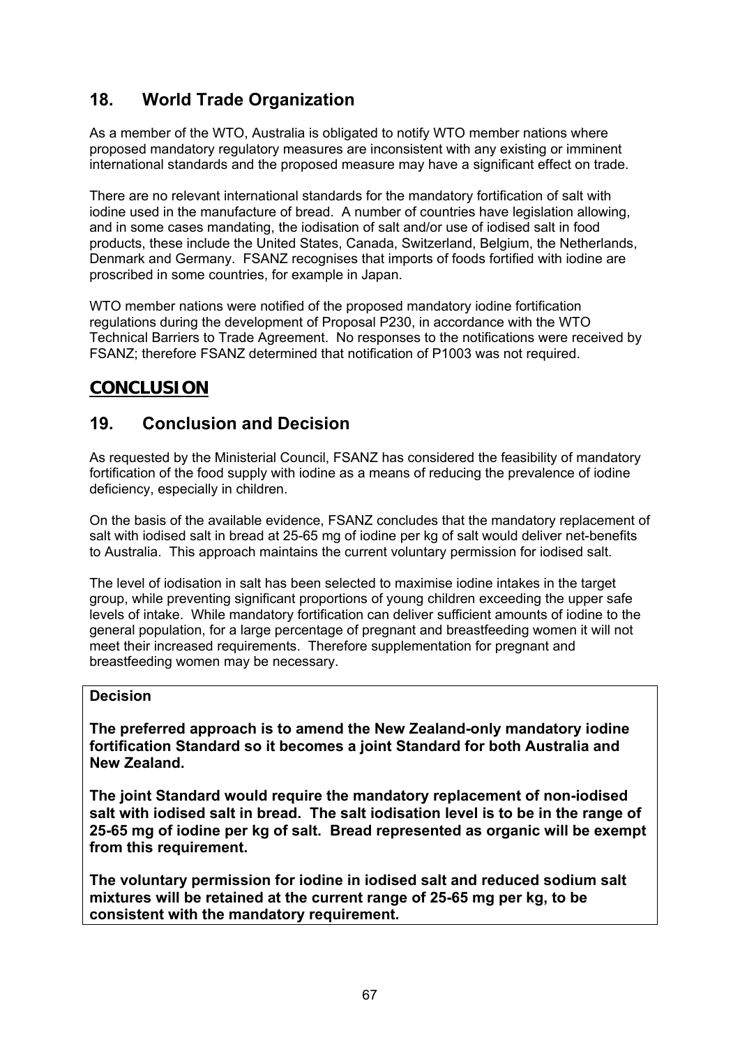## 18. World Trade Organization

As a member of the WTO, Australia is obligated to notify WTO member nations where proposed mandatory regulatory measures are inconsistent with any existing or imminent international standards and the proposed measure may have a significant effect on trade.

There are no relevant international standards for the mandatory fortification of salt with iodine used in the manufacture of bread. A number of countries have legislation allowing, and in some cases mandating, the iodisation of salt and/or use of iodised salt in food products, these include the United States, Canada, Switzerland, Belgium, the Netherlands, Denmark and Germany. FSANZ recognises that imports of foods fortified with iodine are proscribed in some countries, for example in Japan.

WTO member nations were notified of the proposed mandatory iodine fortification regulations during the development of Proposal P230, in accordance with the WTO Technical Barriers to Trade Agreement. No responses to the notifications were received by FSANZ; therefore FSANZ determined that notification of P1003 was not required.

# CONCLUSION

## 19. Conclusion and Decision

As requested by the Ministerial Council, FSANZ has considered the feasibility of mandatory fortification of the food supply with iodine as a means of reducing the prevalence of iodine deficiency, especially in children.

On the basis of the available evidence, FSANZ concludes that the mandatory replacement of salt with iodised salt in bread at 25-65 mg of iodine per kg of salt would deliver net-benefits to Australia. This approach maintains the current voluntary permission for iodised salt.

The level of iodisation in salt has been selected to maximise iodine intakes in the target group, while preventing significant proportions of young children exceeding the upper safe levels of intake. While mandatory fortification can deliver sufficient amounts of iodine to the general population, for a large percentage of pregnant and breastfeeding women it will not meet their increased requirements. Therefore supplementation for pregnant and breastfeeding women may be necessary.

**Decision**

**The preferred approach is to amend the New Zealand-only mandatory iodine fortification Standard so it becomes a joint Standard for both Australia and New Zealand.**

**The joint Standard would require the mandatory replacement of non-iodised salt with iodised salt in bread. The salt iodisation level is to be in the range of 25-65 mg of iodine per kg of salt. Bread represented as organic will be exempt from this requirement.**

**The voluntary permission for iodine in iodised salt and reduced sodium salt mixtures will be retained at the current range of 25-65 mg per kg, to be consistent with the mandatory requirement.**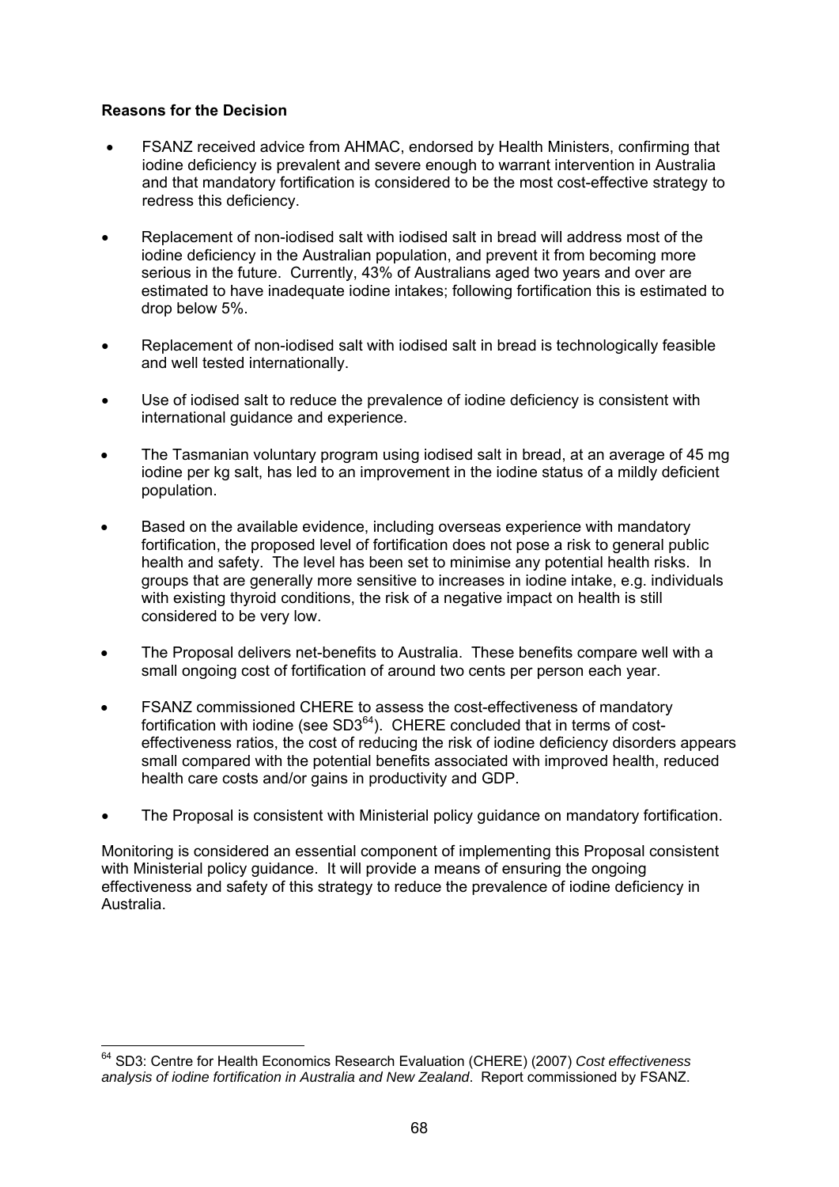**Reasons for the Decision**

- FSANZ received advice from AHMAC, endorsed by Health Ministers, confirming that iodine deficiency is prevalent and severe enough to warrant intervention in Australia and that mandatory fortification is considered to be the most cost-effective strategy to redress this deficiency.

- Replacement of non-iodised salt with iodised salt in bread will address most of the iodine deficiency in the Australian population, and prevent it from becoming more serious in the future. Currently, 43% of Australians aged two years and over are estimated to have inadequate iodine intakes; following fortification this is estimated to drop below 5%.

- Replacement of non-iodised salt with iodised salt in bread is technologically feasible and well tested internationally.

- Use of iodised salt to reduce the prevalence of iodine deficiency is consistent with international guidance and experience.

- The Tasmanian voluntary program using iodised salt in bread, at an average of 45 mg iodine per kg salt, has led to an improvement in the iodine status of a mildly deficient population.

- Based on the available evidence, including overseas experience with mandatory fortification, the proposed level of fortification does not pose a risk to general public health and safety. The level has been set to minimise any potential health risks. In groups that are generally more sensitive to increases in iodine intake, e.g. individuals with existing thyroid conditions, the risk of a negative impact on health is still considered to be very low.

- The Proposal delivers net-benefits to Australia. These benefits compare well with a small ongoing cost of fortification of around two cents per person each year.

- FSANZ commissioned CHERE to assess the cost-effectiveness of mandatory fortification with iodine (see SD3[64]). CHERE concluded that in terms of cost-effectiveness ratios, the cost of reducing the risk of iodine deficiency disorders appears small compared with the potential benefits associated with improved health, reduced health care costs and/or gains in productivity and GDP.

- The Proposal is consistent with Ministerial policy guidance on mandatory fortification.

Monitoring is considered an essential component of implementing this Proposal consistent with Ministerial policy guidance. It will provide a means of ensuring the ongoing effectiveness and safety of this strategy to reduce the prevalence of iodine deficiency in Australia.

---

[64] SD3: Centre for Health Economics Research Evaluation (CHERE) (2007) *Cost effectiveness analysis of iodine fortification in Australia and New Zealand*. Report commissioned by FSANZ.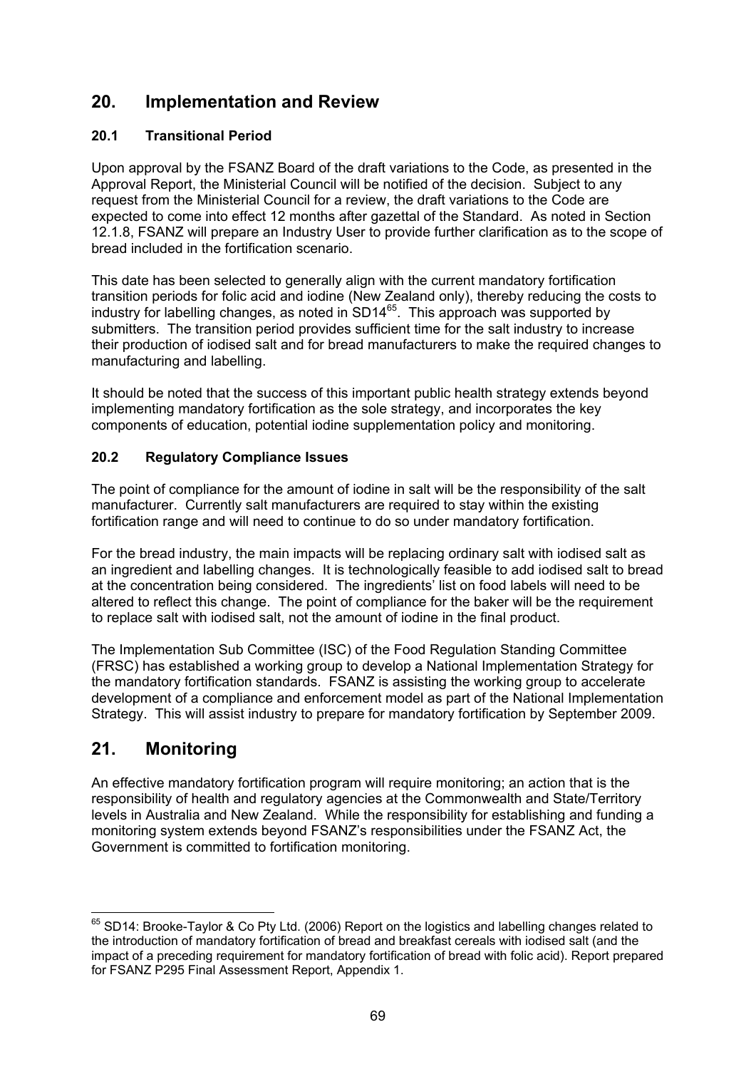## 20. Implementation and Review

### 20.1 Transitional Period

Upon approval by the FSANZ Board of the draft variations to the Code, as presented in the Approval Report, the Ministerial Council will be notified of the decision. Subject to any request from the Ministerial Council for a review, the draft variations to the Code are expected to come into effect 12 months after gazettal of the Standard. As noted in Section 12.1.8, FSANZ will prepare an Industry User to provide further clarification as to the scope of bread included in the fortification scenario.

This date has been selected to generally align with the current mandatory fortification transition periods for folic acid and iodine (New Zealand only), thereby reducing the costs to industry for labelling changes, as noted in SD14[65]. This approach was supported by submitters. The transition period provides sufficient time for the salt industry to increase their production of iodised salt and for bread manufacturers to make the required changes to manufacturing and labelling.

It should be noted that the success of this important public health strategy extends beyond implementing mandatory fortification as the sole strategy, and incorporates the key components of education, potential iodine supplementation policy and monitoring.

### 20.2 Regulatory Compliance Issues

The point of compliance for the amount of iodine in salt will be the responsibility of the salt manufacturer. Currently salt manufacturers are required to stay within the existing fortification range and will need to continue to do so under mandatory fortification.

For the bread industry, the main impacts will be replacing ordinary salt with iodised salt as an ingredient and labelling changes. It is technologically feasible to add iodised salt to bread at the concentration being considered. The ingredients' list on food labels will need to be altered to reflect this change. The point of compliance for the baker will be the requirement to replace salt with iodised salt, not the amount of iodine in the final product.

The Implementation Sub Committee (ISC) of the Food Regulation Standing Committee (FRSC) has established a working group to develop a National Implementation Strategy for the mandatory fortification standards. FSANZ is assisting the working group to accelerate development of a compliance and enforcement model as part of the National Implementation Strategy. This will assist industry to prepare for mandatory fortification by September 2009.

## 21. Monitoring

An effective mandatory fortification program will require monitoring; an action that is the responsibility of health and regulatory agencies at the Commonwealth and State/Territory levels in Australia and New Zealand. While the responsibility for establishing and funding a monitoring system extends beyond FSANZ's responsibilities under the FSANZ Act, the Government is committed to fortification monitoring.

---

[65] SD14: Brooke-Taylor & Co Pty Ltd. (2006) Report on the logistics and labelling changes related to the introduction of mandatory fortification of bread and breakfast cereals with iodised salt (and the impact of a preceding requirement for mandatory fortification of bread with folic acid). Report prepared for FSANZ P295 Final Assessment Report, Appendix 1.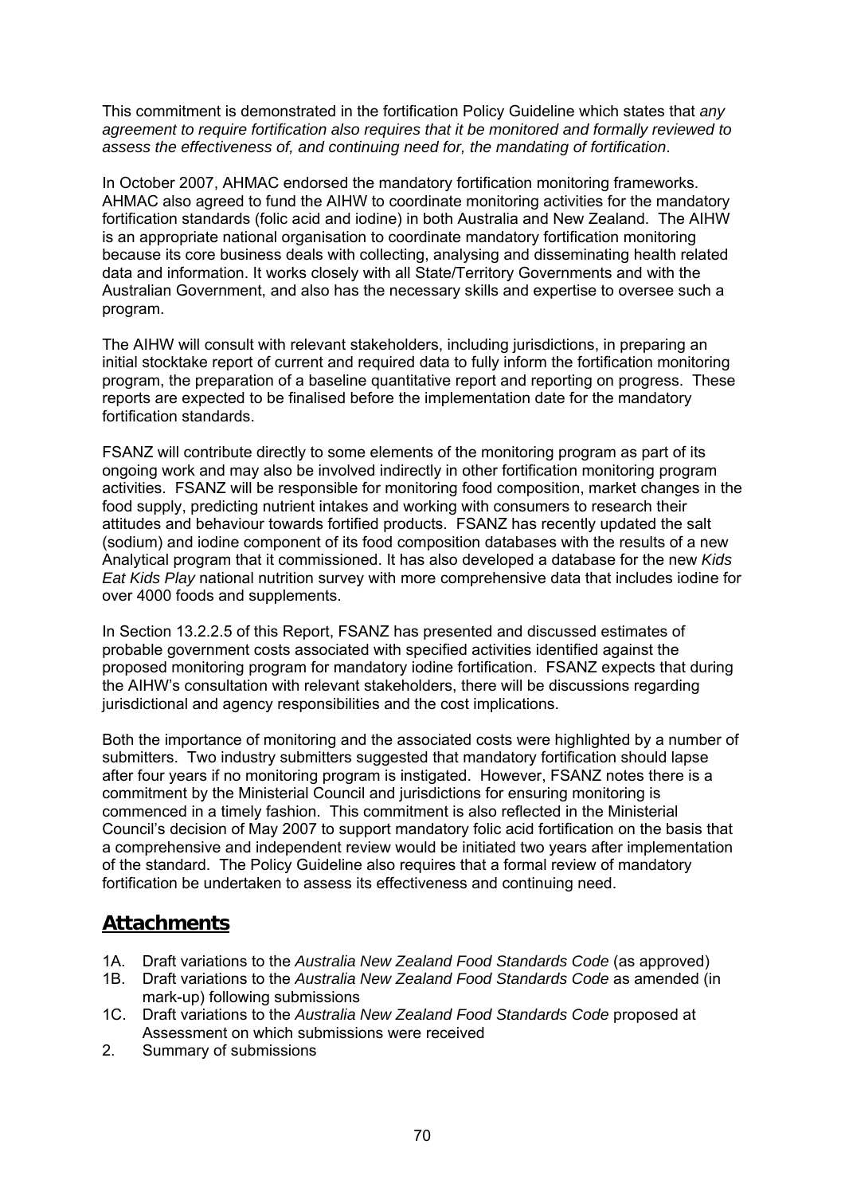This commitment is demonstrated in the fortification Policy Guideline which states that *any agreement to require fortification also requires that it be monitored and formally reviewed to assess the effectiveness of, and continuing need for, the mandating of fortification*.

In October 2007, AHMAC endorsed the mandatory fortification monitoring frameworks. AHMAC also agreed to fund the AIHW to coordinate monitoring activities for the mandatory fortification standards (folic acid and iodine) in both Australia and New Zealand. The AIHW is an appropriate national organisation to coordinate mandatory fortification monitoring because its core business deals with collecting, analysing and disseminating health related data and information. It works closely with all State/Territory Governments and with the Australian Government, and also has the necessary skills and expertise to oversee such a program.

The AIHW will consult with relevant stakeholders, including jurisdictions, in preparing an initial stocktake report of current and required data to fully inform the fortification monitoring program, the preparation of a baseline quantitative report and reporting on progress. These reports are expected to be finalised before the implementation date for the mandatory fortification standards.

FSANZ will contribute directly to some elements of the monitoring program as part of its ongoing work and may also be involved indirectly in other fortification monitoring program activities. FSANZ will be responsible for monitoring food composition, market changes in the food supply, predicting nutrient intakes and working with consumers to research their attitudes and behaviour towards fortified products. FSANZ has recently updated the salt (sodium) and iodine component of its food composition databases with the results of a new Analytical program that it commissioned. It has also developed a database for the new *Kids Eat Kids Play* national nutrition survey with more comprehensive data that includes iodine for over 4000 foods and supplements.

In Section 13.2.2.5 of this Report, FSANZ has presented and discussed estimates of probable government costs associated with specified activities identified against the proposed monitoring program for mandatory iodine fortification. FSANZ expects that during the AIHW's consultation with relevant stakeholders, there will be discussions regarding jurisdictional and agency responsibilities and the cost implications.

Both the importance of monitoring and the associated costs were highlighted by a number of submitters. Two industry submitters suggested that mandatory fortification should lapse after four years if no monitoring program is instigated. However, FSANZ notes there is a commitment by the Ministerial Council and jurisdictions for ensuring monitoring is commenced in a timely fashion. This commitment is also reflected in the Ministerial Council's decision of May 2007 to support mandatory folic acid fortification on the basis that a comprehensive and independent review would be initiated two years after implementation of the standard. The Policy Guideline also requires that a formal review of mandatory fortification be undertaken to assess its effectiveness and continuing need.

## Attachments

1A. Draft variations to the *Australia New Zealand Food Standards Code* (as approved)
1B. Draft variations to the *Australia New Zealand Food Standards Code* as amended (in mark-up) following submissions
1C. Draft variations to the *Australia New Zealand Food Standards Code* proposed at Assessment on which submissions were received
2. Summary of submissions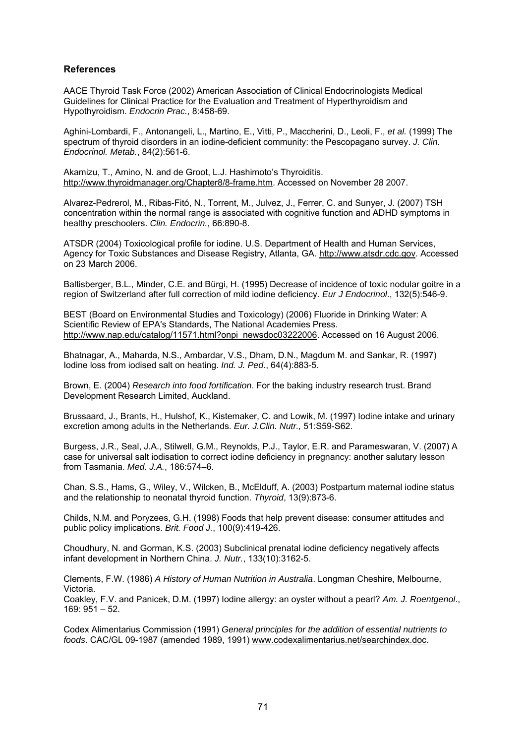## References

AACE Thyroid Task Force (2002) American Association of Clinical Endocrinologists Medical Guidelines for Clinical Practice for the Evaluation and Treatment of Hyperthyroidism and Hypothyroidism. *Endocrin Prac.*, 8:458-69.

Aghini-Lombardi, F., Antonangeli, L., Martino, E., Vitti, P., Maccherini, D., Leoli, F., *et al.* (1999) The spectrum of thyroid disorders in an iodine-deficient community: the Pescopagano survey. *J. Clin. Endocrinol. Metab.*, 84(2):561-6.

Akamizu, T., Amino, N. and de Groot, L.J. Hashimoto's Thyroiditis. http://www.thyroidmanager.org/Chapter8/8-frame.htm. Accessed on November 28 2007.

Alvarez-Pedrerol, M., Ribas-Fitó, N., Torrent, M., Julvez, J., Ferrer, C. and Sunyer, J. (2007) TSH concentration within the normal range is associated with cognitive function and ADHD symptoms in healthy preschoolers. *Clin. Endocrin.*, 66:890-8.

ATSDR (2004) Toxicological profile for iodine. U.S. Department of Health and Human Services, Agency for Toxic Substances and Disease Registry, Atlanta, GA. http://www.atsdr.cdc.gov. Accessed on 23 March 2006.

Baltisberger, B.L., Minder, C.E. and Bürgi, H. (1995) Decrease of incidence of toxic nodular goitre in a region of Switzerland after full correction of mild iodine deficiency. *Eur J Endocrinol*., 132(5):546-9.

BEST (Board on Environmental Studies and Toxicology) (2006) Fluoride in Drinking Water: A Scientific Review of EPA's Standards, The National Academies Press. http://www.nap.edu/catalog/11571.html?onpi_newsdoc03222006. Accessed on 16 August 2006.

Bhatnagar, A., Maharda, N.S., Ambardar, V.S., Dham, D.N., Magdum M. and Sankar, R. (1997) Iodine loss from iodised salt on heating. *Ind. J. Ped*., 64(4):883-5.

Brown, E. (2004) *Research into food fortification*. For the baking industry research trust. Brand Development Research Limited, Auckland.

Brussaard, J., Brants, H., Hulshof, K., Kistemaker, C. and Lowik, M. (1997) Iodine intake and urinary excretion among adults in the Netherlands. *Eur. J.Clin. Nutr.,* 51:S59-S62.

Burgess, J.R., Seal, J.A., Stilwell, G.M., Reynolds, P.J., Taylor, E.R. and Parameswaran, V. (2007) A case for universal salt iodisation to correct iodine deficiency in pregnancy: another salutary lesson from Tasmania. *Med. J.A.*, 186:574–6.

Chan, S.S., Hams, G., Wiley, V., Wilcken, B., McElduff, A. (2003) Postpartum maternal iodine status and the relationship to neonatal thyroid function. *Thyroid*, 13(9):873-6.

Childs, N.M. and Poryzees, G.H. (1998) Foods that help prevent disease: consumer attitudes and public policy implications. *Brit. Food J.*, 100(9):419-426.

Choudhury, N. and Gorman, K.S. (2003) Subclinical prenatal iodine deficiency negatively affects infant development in Northern China. *J. Nutr.*, 133(10):3162-5.

Clements, F.W. (1986) *A History of Human Nutrition in Australia*. Longman Cheshire, Melbourne, Victoria.

Coakley, F.V. and Panicek, D.M. (1997) Iodine allergy: an oyster without a pearl? *Am. J. Roentgenol*., 169: 951 – 52.

Codex Alimentarius Commission (1991) *General principles for the addition of essential nutrients to foods*. CAC/GL 09-1987 (amended 1989, 1991) www.codexalimentarius.net/searchindex.doc.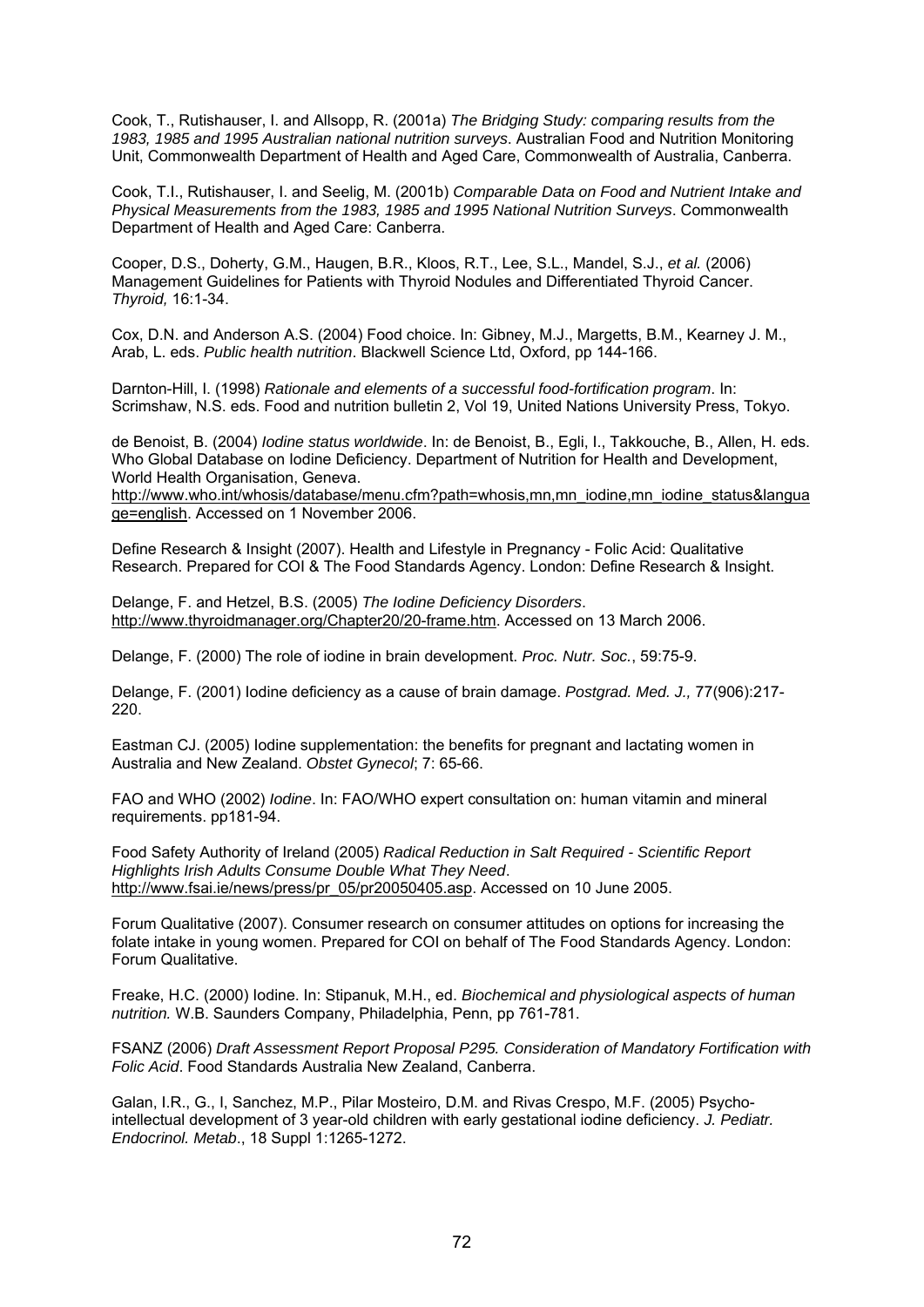Cook, T., Rutishauser, I. and Allsopp, R. (2001a) *The Bridging Study: comparing results from the 1983, 1985 and 1995 Australian national nutrition surveys*. Australian Food and Nutrition Monitoring Unit, Commonwealth Department of Health and Aged Care, Commonwealth of Australia, Canberra.

Cook, T.I., Rutishauser, I. and Seelig, M. (2001b) *Comparable Data on Food and Nutrient Intake and Physical Measurements from the 1983, 1985 and 1995 National Nutrition Surveys*. Commonwealth Department of Health and Aged Care: Canberra.

Cooper, D.S., Doherty, G.M., Haugen, B.R., Kloos, R.T., Lee, S.L., Mandel, S.J., *et al.* (2006) Management Guidelines for Patients with Thyroid Nodules and Differentiated Thyroid Cancer. *Thyroid,* 16:1-34.

Cox, D.N. and Anderson A.S. (2004) Food choice. In: Gibney, M.J., Margetts, B.M., Kearney J. M., Arab, L. eds. *Public health nutrition*. Blackwell Science Ltd, Oxford, pp 144-166.

Darnton-Hill, I. (1998) *Rationale and elements of a successful food-fortification program*. In: Scrimshaw, N.S. eds. Food and nutrition bulletin 2, Vol 19, United Nations University Press, Tokyo.

de Benoist, B. (2004) *Iodine status worldwide*. In: de Benoist, B., Egli, I., Takkouche, B., Allen, H. eds. Who Global Database on Iodine Deficiency. Department of Nutrition for Health and Development, World Health Organisation, Geneva. http://www.who.int/whosis/database/menu.cfm?path=whosis,mn,mn_iodine,mn_iodine_status&language=english. Accessed on 1 November 2006.

Define Research & Insight (2007). Health and Lifestyle in Pregnancy - Folic Acid: Qualitative Research. Prepared for COI & The Food Standards Agency. London: Define Research & Insight.

Delange, F. and Hetzel, B.S. (2005) *The Iodine Deficiency Disorders*. http://www.thyroidmanager.org/Chapter20/20-frame.htm. Accessed on 13 March 2006.

Delange, F. (2000) The role of iodine in brain development. *Proc. Nutr. Soc.*, 59:75-9.

Delange, F. (2001) Iodine deficiency as a cause of brain damage. *Postgrad. Med. J.,* 77(906):217-220.

Eastman CJ. (2005) Iodine supplementation: the benefits for pregnant and lactating women in Australia and New Zealand. *Obstet Gynecol*; 7: 65-66.

FAO and WHO (2002) *Iodine*. In: FAO/WHO expert consultation on: human vitamin and mineral requirements. pp181-94.

Food Safety Authority of Ireland (2005) *Radical Reduction in Salt Required - Scientific Report Highlights Irish Adults Consume Double What They Need*. http://www.fsai.ie/news/press/pr_05/pr20050405.asp. Accessed on 10 June 2005.

Forum Qualitative (2007). Consumer research on consumer attitudes on options for increasing the folate intake in young women. Prepared for COI on behalf of The Food Standards Agency. London: Forum Qualitative.

Freake, H.C. (2000) Iodine. In: Stipanuk, M.H., ed. *Biochemical and physiological aspects of human nutrition.* W.B. Saunders Company, Philadelphia, Penn, pp 761-781.

FSANZ (2006) *Draft Assessment Report Proposal P295. Consideration of Mandatory Fortification with Folic Acid*. Food Standards Australia New Zealand, Canberra.

Galan, I.R., G., I, Sanchez, M.P., Pilar Mosteiro, D.M. and Rivas Crespo, M.F. (2005) Psycho-intellectual development of 3 year-old children with early gestational iodine deficiency. *J. Pediatr. Endocrinol. Metab*., 18 Suppl 1:1265-1272.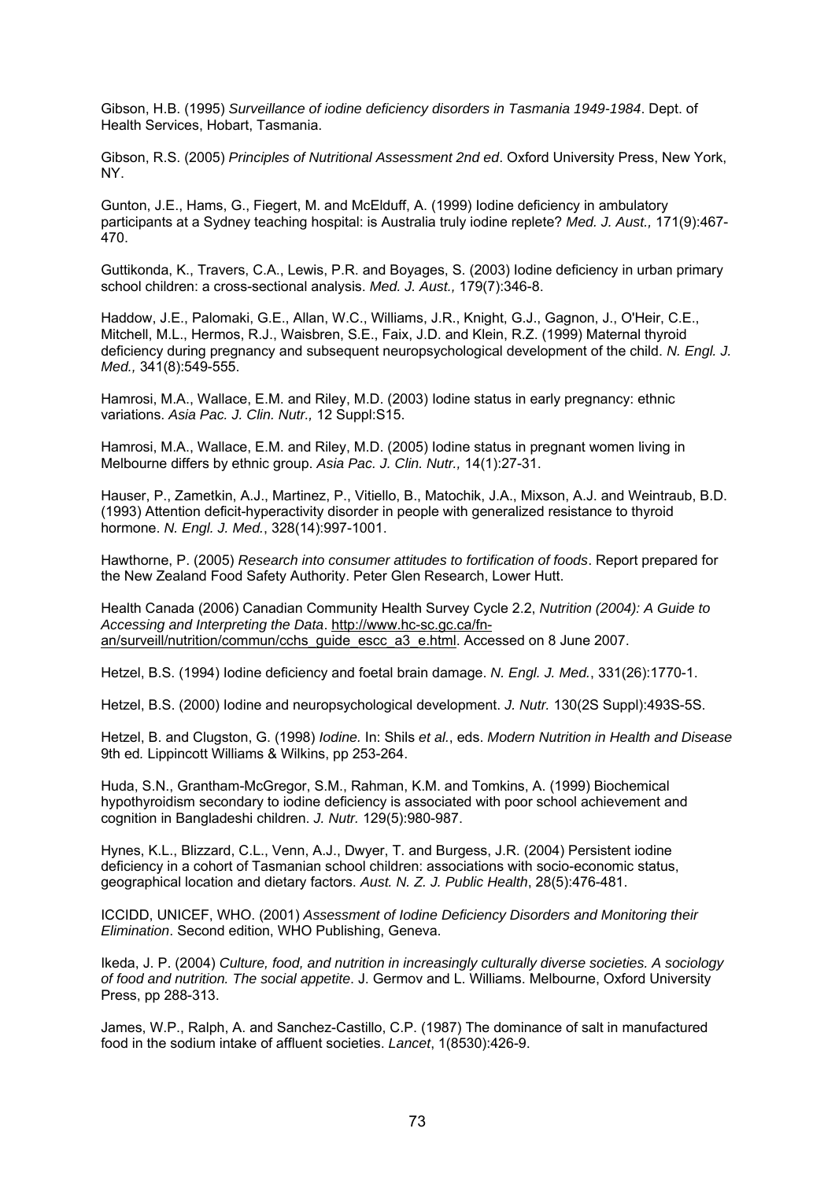Gibson, H.B. (1995) *Surveillance of iodine deficiency disorders in Tasmania 1949-1984*. Dept. of Health Services, Hobart, Tasmania.

Gibson, R.S. (2005) *Principles of Nutritional Assessment 2nd ed*. Oxford University Press, New York, NY.

Gunton, J.E., Hams, G., Fiegert, M. and McElduff, A. (1999) Iodine deficiency in ambulatory participants at a Sydney teaching hospital: is Australia truly iodine replete? *Med. J. Aust.,* 171(9):467-470.

Guttikonda, K., Travers, C.A., Lewis, P.R. and Boyages, S. (2003) Iodine deficiency in urban primary school children: a cross-sectional analysis. *Med. J. Aust.,* 179(7):346-8.

Haddow, J.E., Palomaki, G.E., Allan, W.C., Williams, J.R., Knight, G.J., Gagnon, J., O'Heir, C.E., Mitchell, M.L., Hermos, R.J., Waisbren, S.E., Faix, J.D. and Klein, R.Z. (1999) Maternal thyroid deficiency during pregnancy and subsequent neuropsychological development of the child. *N. Engl. J. Med.,* 341(8):549-555.

Hamrosi, M.A., Wallace, E.M. and Riley, M.D. (2003) Iodine status in early pregnancy: ethnic variations. *Asia Pac. J. Clin. Nutr.,* 12 Suppl:S15.

Hamrosi, M.A., Wallace, E.M. and Riley, M.D. (2005) Iodine status in pregnant women living in Melbourne differs by ethnic group. *Asia Pac. J. Clin. Nutr.,* 14(1):27-31.

Hauser, P., Zametkin, A.J., Martinez, P., Vitiello, B., Matochik, J.A., Mixson, A.J. and Weintraub, B.D. (1993) Attention deficit-hyperactivity disorder in people with generalized resistance to thyroid hormone. *N. Engl. J. Med.*, 328(14):997-1001.

Hawthorne, P. (2005) *Research into consumer attitudes to fortification of foods*. Report prepared for the New Zealand Food Safety Authority. Peter Glen Research, Lower Hutt.

Health Canada (2006) Canadian Community Health Survey Cycle 2.2, *Nutrition (2004): A Guide to Accessing and Interpreting the Data*. http://www.hc-sc.gc.ca/fn-an/surveill/nutrition/commun/cchs_guide_escc_a3_e.html. Accessed on 8 June 2007.

Hetzel, B.S. (1994) Iodine deficiency and foetal brain damage. *N. Engl. J. Med.*, 331(26):1770-1.

Hetzel, B.S. (2000) Iodine and neuropsychological development. *J. Nutr.* 130(2S Suppl):493S-5S.

Hetzel, B. and Clugston, G. (1998) *Iodine.* In: Shils *et al.*, eds. *Modern Nutrition in Health and Disease* 9th ed*.* Lippincott Williams & Wilkins, pp 253-264.

Huda, S.N., Grantham-McGregor, S.M., Rahman, K.M. and Tomkins, A. (1999) Biochemical hypothyroidism secondary to iodine deficiency is associated with poor school achievement and cognition in Bangladeshi children. *J. Nutr.* 129(5):980-987.

Hynes, K.L., Blizzard, C.L., Venn, A.J., Dwyer, T. and Burgess, J.R. (2004) Persistent iodine deficiency in a cohort of Tasmanian school children: associations with socio-economic status, geographical location and dietary factors. *Aust. N. Z. J. Public Health*, 28(5):476-481.

ICCIDD, UNICEF, WHO. (2001) *Assessment of Iodine Deficiency Disorders and Monitoring their Elimination*. Second edition, WHO Publishing, Geneva.

Ikeda, J. P. (2004) *Culture, food, and nutrition in increasingly culturally diverse societies. A sociology of food and nutrition. The social appetite*. J. Germov and L. Williams. Melbourne, Oxford University Press, pp 288-313.

James, W.P., Ralph, A. and Sanchez-Castillo, C.P. (1987) The dominance of salt in manufactured food in the sodium intake of affluent societies. *Lancet*, 1(8530):426-9.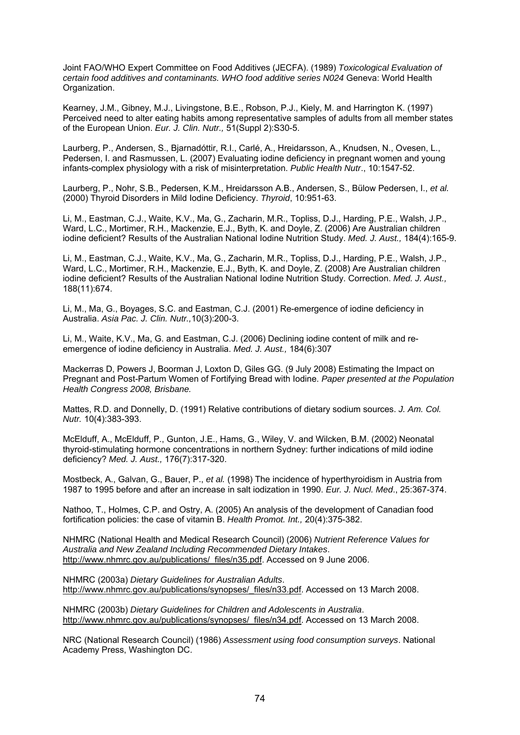Joint FAO/WHO Expert Committee on Food Additives (JECFA). (1989) *Toxicological Evaluation of certain food additives and contaminants. WHO food additive series N024* Geneva: World Health Organization.

Kearney, J.M., Gibney, M.J., Livingstone, B.E., Robson, P.J., Kiely, M. and Harrington K. (1997) Perceived need to alter eating habits among representative samples of adults from all member states of the European Union. *Eur. J. Clin. Nutr.,* 51(Suppl 2):S30-5.

Laurberg, P., Andersen, S., Bjarnadóttir, R.I., Carlé, A., Hreidarsson, A., Knudsen, N., Ovesen, L., Pedersen, I. and Rasmussen, L. (2007) Evaluating iodine deficiency in pregnant women and young infants-complex physiology with a risk of misinterpretation. *Public Health Nutr*., 10:1547-52.

Laurberg, P., Nohr, S.B., Pedersen, K.M., Hreidarsson A.B., Andersen, S., Bülow Pedersen, I., *et al.* (2000) Thyroid Disorders in Mild Iodine Deficiency. *Thyroid*, 10:951-63.

Li, M., Eastman, C.J., Waite, K.V., Ma, G., Zacharin, M.R., Topliss, D.J., Harding, P.E., Walsh, J.P., Ward, L.C., Mortimer, R.H., Mackenzie, E.J., Byth, K. and Doyle, Z. (2006) Are Australian children iodine deficient? Results of the Australian National Iodine Nutrition Study. *Med. J. Aust.,* 184(4):165-9.

Li, M., Eastman, C.J., Waite, K.V., Ma, G., Zacharin, M.R., Topliss, D.J., Harding, P.E., Walsh, J.P., Ward, L.C., Mortimer, R.H., Mackenzie, E.J., Byth, K. and Doyle, Z. (2008) Are Australian children iodine deficient? Results of the Australian National Iodine Nutrition Study. Correction. *Med. J. Aust.,* 188(11):674.

Li, M., Ma, G., Boyages, S.C. and Eastman, C.J. (2001) Re-emergence of iodine deficiency in Australia. *Asia Pac. J. Clin. Nutr.,*10(3):200-3.

Li, M., Waite, K.V., Ma, G. and Eastman, C.J. (2006) Declining iodine content of milk and re-emergence of iodine deficiency in Australia. *Med. J. Aust.,* 184(6):307

Mackerras D, Powers J, Boorman J, Loxton D, Giles GG. (9 July 2008) Estimating the Impact on Pregnant and Post-Partum Women of Fortifying Bread with Iodine. *Paper presented at the Population Health Congress 2008, Brisbane.*

Mattes, R.D. and Donnelly, D. (1991) Relative contributions of dietary sodium sources. *J. Am. Col. Nutr.* 10(4):383-393.

McElduff, A., McElduff, P., Gunton, J.E., Hams, G., Wiley, V. and Wilcken, B.M. (2002) Neonatal thyroid-stimulating hormone concentrations in northern Sydney: further indications of mild iodine deficiency? *Med. J. Aust.,* 176(7):317-320.

Mostbeck, A., Galvan, G., Bauer, P., *et al.* (1998) The incidence of hyperthyroidism in Austria from 1987 to 1995 before and after an increase in salt iodization in 1990. *Eur. J. Nucl. Med*., 25:367-374.

Nathoo, T., Holmes, C.P. and Ostry, A. (2005) An analysis of the development of Canadian food fortification policies: the case of vitamin B. *Health Promot. Int.,* 20(4):375-382.

NHMRC (National Health and Medical Research Council) (2006) *Nutrient Reference Values for Australia and New Zealand Including Recommended Dietary Intakes*. http://www.nhmrc.gov.au/publications/_files/n35.pdf. Accessed on 9 June 2006.

NHMRC (2003a) *Dietary Guidelines for Australian Adults*. http://www.nhmrc.gov.au/publications/synopses/_files/n33.pdf. Accessed on 13 March 2008.

NHMRC (2003b) *Dietary Guidelines for Children and Adolescents in Australia*. http://www.nhmrc.gov.au/publications/synopses/_files/n34.pdf. Accessed on 13 March 2008.

NRC (National Research Council) (1986) *Assessment using food consumption surveys*. National Academy Press, Washington DC.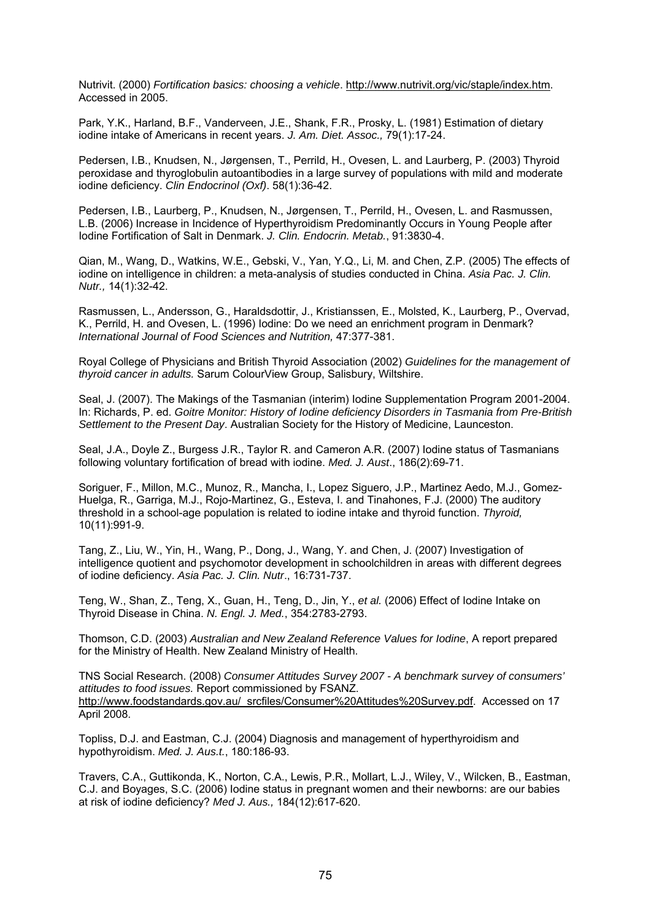Nutrivit. (2000) *Fortification basics: choosing a vehicle*. http://www.nutrivit.org/vic/staple/index.htm. Accessed in 2005.

Park, Y.K., Harland, B.F., Vanderveen, J.E., Shank, F.R., Prosky, L. (1981) Estimation of dietary iodine intake of Americans in recent years. *J. Am. Diet. Assoc.,* 79(1):17-24.

Pedersen, I.B., Knudsen, N., Jørgensen, T., Perrild, H., Ovesen, L. and Laurberg, P. (2003) Thyroid peroxidase and thyroglobulin autoantibodies in a large survey of populations with mild and moderate iodine deficiency. *Clin Endocrinol (Oxf)*. 58(1):36-42.

Pedersen, I.B., Laurberg, P., Knudsen, N., Jørgensen, T., Perrild, H., Ovesen, L. and Rasmussen, L.B. (2006) Increase in Incidence of Hyperthyroidism Predominantly Occurs in Young People after Iodine Fortification of Salt in Denmark. *J. Clin. Endocrin. Metab.*, 91:3830-4.

Qian, M., Wang, D., Watkins, W.E., Gebski, V., Yan, Y.Q., Li, M. and Chen, Z.P. (2005) The effects of iodine on intelligence in children: a meta-analysis of studies conducted in China. *Asia Pac. J. Clin. Nutr.,* 14(1):32-42.

Rasmussen, L., Andersson, G., Haraldsdottir, J., Kristianssen, E., Molsted, K., Laurberg, P., Overvad, K., Perrild, H. and Ovesen, L. (1996) Iodine: Do we need an enrichment program in Denmark? *International Journal of Food Sciences and Nutrition,* 47:377-381.

Royal College of Physicians and British Thyroid Association (2002) *Guidelines for the management of thyroid cancer in adults.* Sarum ColourView Group, Salisbury, Wiltshire.

Seal, J. (2007). The Makings of the Tasmanian (interim) Iodine Supplementation Program 2001-2004. In: Richards, P. ed. *Goitre Monitor: History of Iodine deficiency Disorders in Tasmania from Pre-British Settlement to the Present Day*. Australian Society for the History of Medicine, Launceston.

Seal, J.A., Doyle Z., Burgess J.R., Taylor R. and Cameron A.R. (2007) Iodine status of Tasmanians following voluntary fortification of bread with iodine. *Med. J. Aust*., 186(2):69-71.

Soriguer, F., Millon, M.C., Munoz, R., Mancha, I., Lopez Siguero, J.P., Martinez Aedo, M.J., Gomez-Huelga, R., Garriga, M.J., Rojo-Martinez, G., Esteva, I. and Tinahones, F.J. (2000) The auditory threshold in a school-age population is related to iodine intake and thyroid function. *Thyroid,* 10(11):991-9.

Tang, Z., Liu, W., Yin, H., Wang, P., Dong, J., Wang, Y. and Chen, J. (2007) Investigation of intelligence quotient and psychomotor development in schoolchildren in areas with different degrees of iodine deficiency. *Asia Pac. J. Clin. Nutr*., 16:731-737.

Teng, W., Shan, Z., Teng, X., Guan, H., Teng, D., Jin, Y., *et al.* (2006) Effect of Iodine Intake on Thyroid Disease in China. *N. Engl. J. Med.*, 354:2783-2793.

Thomson, C.D. (2003) *Australian and New Zealand Reference Values for Iodine*, A report prepared for the Ministry of Health. New Zealand Ministry of Health.

TNS Social Research. (2008) *Consumer Attitudes Survey 2007 - A benchmark survey of consumers' attitudes to food issues.* Report commissioned by FSANZ. http://www.foodstandards.gov.au/_srcfiles/Consumer%20Attitudes%20Survey.pdf. Accessed on 17 April 2008.

Topliss, D.J. and Eastman, C.J. (2004) Diagnosis and management of hyperthyroidism and hypothyroidism. *Med. J. Aus.t.*, 180:186-93.

Travers, C.A., Guttikonda, K., Norton, C.A., Lewis, P.R., Mollart, L.J., Wiley, V., Wilcken, B., Eastman, C.J. and Boyages, S.C. (2006) Iodine status in pregnant women and their newborns: are our babies at risk of iodine deficiency? *Med J. Aus.,* 184(12):617-620.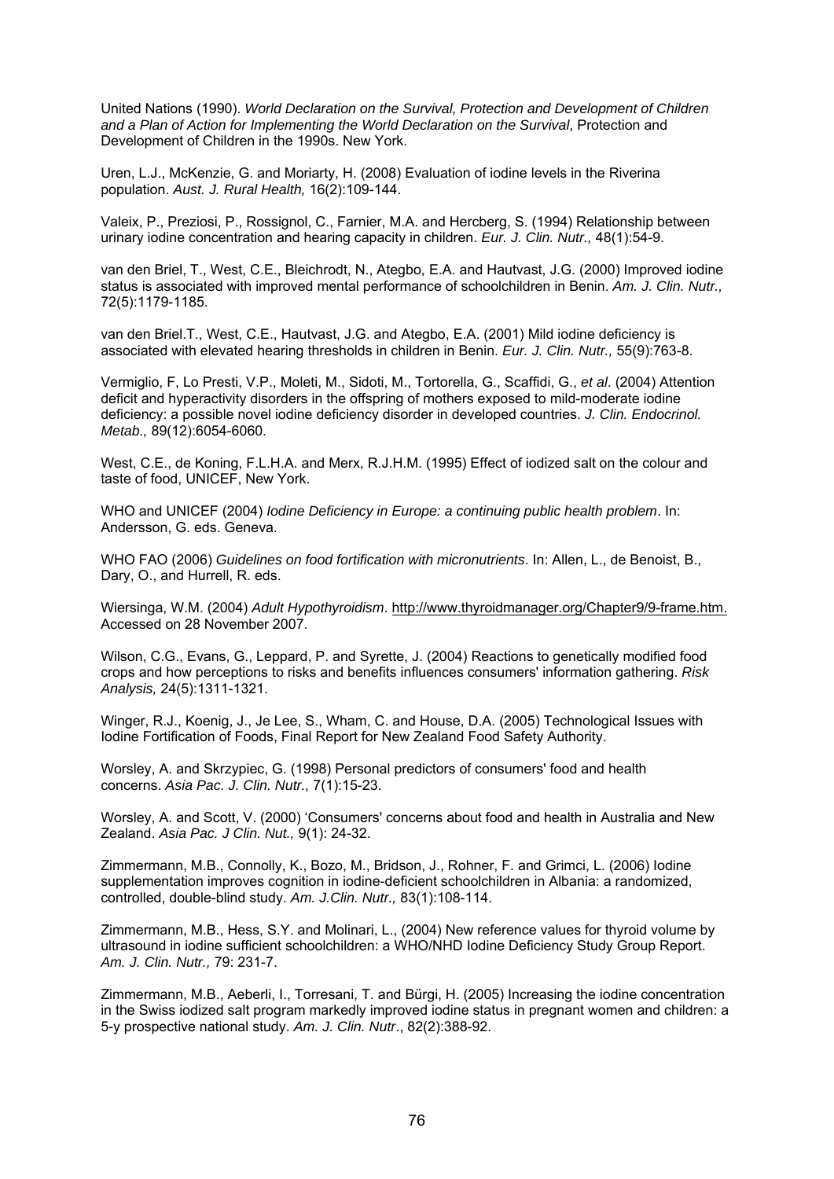United Nations (1990). *World Declaration on the Survival, Protection and Development of Children and a Plan of Action for Implementing the World Declaration on the Survival*, Protection and Development of Children in the 1990s. New York.

Uren, L.J., McKenzie, G. and Moriarty, H. (2008) Evaluation of iodine levels in the Riverina population. *Aust. J. Rural Health,* 16(2):109-144.

Valeix, P., Preziosi, P., Rossignol, C., Farnier, M.A. and Hercberg, S. (1994) Relationship between urinary iodine concentration and hearing capacity in children. *Eur. J. Clin. Nutr.,* 48(1):54-9.

van den Briel, T., West, C.E., Bleichrodt, N., Ategbo, E.A. and Hautvast, J.G. (2000) Improved iodine status is associated with improved mental performance of schoolchildren in Benin. *Am. J. Clin. Nutr.,* 72(5):1179-1185.

van den Briel.T., West, C.E., Hautvast, J.G. and Ategbo, E.A. (2001) Mild iodine deficiency is associated with elevated hearing thresholds in children in Benin. *Eur. J. Clin. Nutr.,* 55(9):763-8.

Vermiglio, F, Lo Presti, V.P., Moleti, M., Sidoti, M., Tortorella, G., Scaffidi, G., *et al*. (2004) Attention deficit and hyperactivity disorders in the offspring of mothers exposed to mild-moderate iodine deficiency: a possible novel iodine deficiency disorder in developed countries. *J. Clin. Endocrinol. Metab.,* 89(12):6054-6060.

West, C.E., de Koning, F.L.H.A. and Merx, R.J.H.M. (1995) Effect of iodized salt on the colour and taste of food, UNICEF, New York.

WHO and UNICEF (2004) *Iodine Deficiency in Europe: a continuing public health problem*. In: Andersson, G. eds. Geneva.

WHO FAO (2006) *Guidelines on food fortification with micronutrients*. In: Allen, L., de Benoist, B., Dary, O., and Hurrell, R. eds.

Wiersinga, W.M. (2004) *Adult Hypothyroidism*. http://www.thyroidmanager.org/Chapter9/9-frame.htm. Accessed on 28 November 2007.

Wilson, C.G., Evans, G., Leppard, P. and Syrette, J. (2004) Reactions to genetically modified food crops and how perceptions to risks and benefits influences consumers' information gathering. *Risk Analysis,* 24(5):1311-1321.

Winger, R.J., Koenig, J., Je Lee, S., Wham, C. and House, D.A. (2005) Technological Issues with Iodine Fortification of Foods, Final Report for New Zealand Food Safety Authority.

Worsley, A. and Skrzypiec, G. (1998) Personal predictors of consumers' food and health concerns. *Asia Pac. J. Clin. Nutr.,* 7(1):15-23.

Worsley, A. and Scott, V. (2000) 'Consumers' concerns about food and health in Australia and New Zealand. *Asia Pac. J Clin. Nut.,* 9(1): 24-32.

Zimmermann, M.B., Connolly, K., Bozo, M., Bridson, J., Rohner, F. and Grimci, L. (2006) Iodine supplementation improves cognition in iodine-deficient schoolchildren in Albania: a randomized, controlled, double-blind study. *Am. J.Clin. Nutr.,* 83(1):108-114.

Zimmermann, M.B., Hess, S.Y. and Molinari, L., (2004) New reference values for thyroid volume by ultrasound in iodine sufficient schoolchildren: a WHO/NHD Iodine Deficiency Study Group Report. *Am. J. Clin. Nutr.,* 79: 231-7.

Zimmermann, M.B., Aeberli, I., Torresani, T. and Bürgi, H. (2005) Increasing the iodine concentration in the Swiss iodized salt program markedly improved iodine status in pregnant women and children: a 5-y prospective national study. *Am. J. Clin. Nutr*., 82(2):388-92.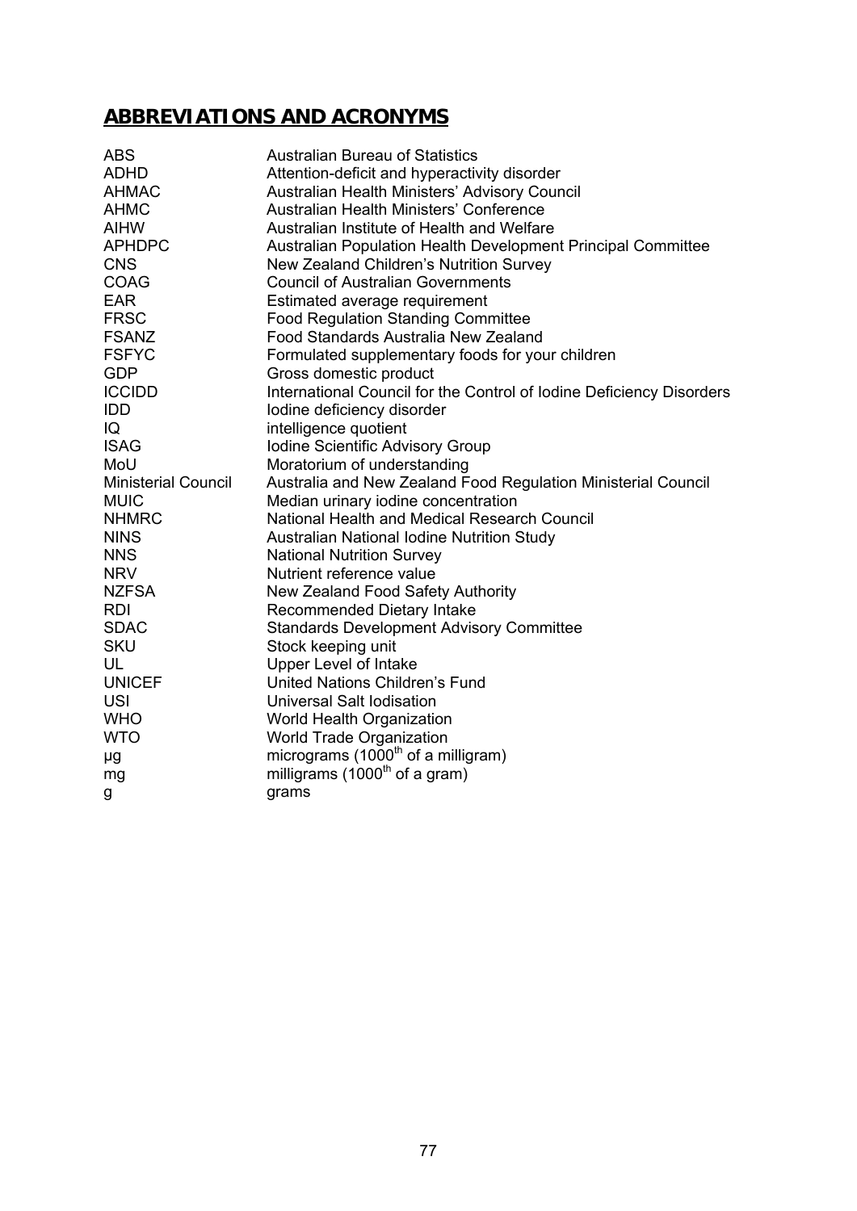## ABBREVIATIONS AND ACRONYMS

| | |
|---|---|
| ABS | Australian Bureau of Statistics |
| ADHD | Attention-deficit and hyperactivity disorder |
| AHMAC | Australian Health Ministers' Advisory Council |
| AHMC | Australian Health Ministers' Conference |
| AIHW | Australian Institute of Health and Welfare |
| APHDPC | Australian Population Health Development Principal Committee |
| CNS | New Zealand Children's Nutrition Survey |
| COAG | Council of Australian Governments |
| EAR | Estimated average requirement |
| FRSC | Food Regulation Standing Committee |
| FSANZ | Food Standards Australia New Zealand |
| FSFYC | Formulated supplementary foods for your children |
| GDP | Gross domestic product |
| ICCIDD | International Council for the Control of Iodine Deficiency Disorders |
| IDD | Iodine deficiency disorder |
| IQ | intelligence quotient |
| ISAG | Iodine Scientific Advisory Group |
| MoU | Moratorium of understanding |
| Ministerial Council | Australia and New Zealand Food Regulation Ministerial Council |
| MUIC | Median urinary iodine concentration |
| NHMRC | National Health and Medical Research Council |
| NINS | Australian National Iodine Nutrition Study |
| NNS | National Nutrition Survey |
| NRV | Nutrient reference value |
| NZFSA | New Zealand Food Safety Authority |
| RDI | Recommended Dietary Intake |
| SDAC | Standards Development Advisory Committee |
| SKU | Stock keeping unit |
| UL | Upper Level of Intake |
| UNICEF | United Nations Children's Fund |
| USI | Universal Salt Iodisation |
| WHO | World Health Organization |
| WTO | World Trade Organization |
| µg | micrograms (1000$^{th}$ of a milligram) |
| mg | milligrams (1000$^{th}$ of a gram) |
| g | grams |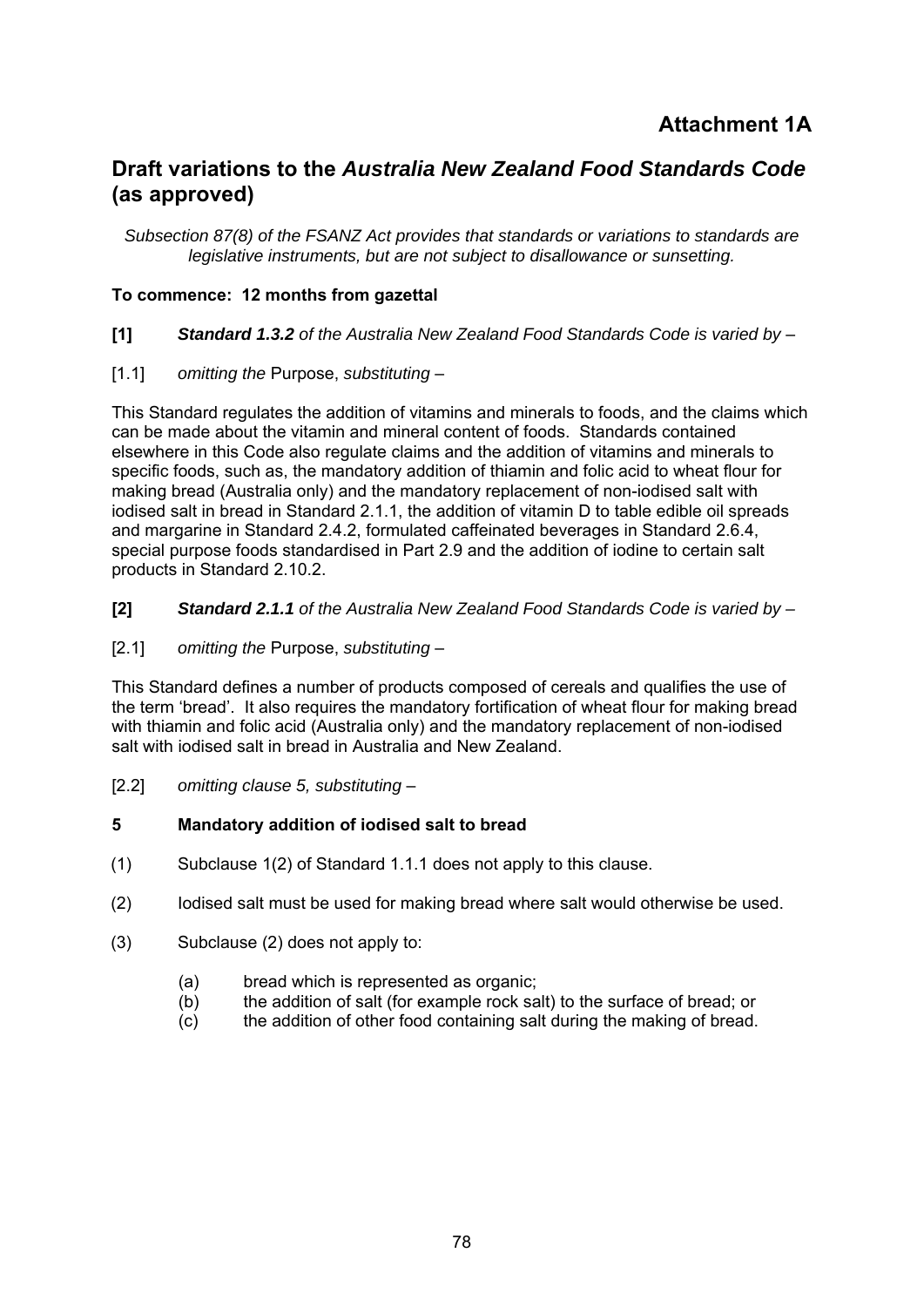# Attachment 1A

## Draft variations to the *Australia New Zealand Food Standards Code* (as approved)

*Subsection 87(8) of the FSANZ Act provides that standards or variations to standards are legislative instruments, but are not subject to disallowance or sunsetting.*

**To commence: 12 months from gazettal**

**[1]** ***Standard 1.3.2*** *of the Australia New Zealand Food Standards Code is varied by –*

[1.1] *omitting the* Purpose, *substituting –*

This Standard regulates the addition of vitamins and minerals to foods, and the claims which can be made about the vitamin and mineral content of foods. Standards contained elsewhere in this Code also regulate claims and the addition of vitamins and minerals to specific foods, such as, the mandatory addition of thiamin and folic acid to wheat flour for making bread (Australia only) and the mandatory replacement of non-iodised salt with iodised salt in bread in Standard 2.1.1, the addition of vitamin D to table edible oil spreads and margarine in Standard 2.4.2, formulated caffeinated beverages in Standard 2.6.4, special purpose foods standardised in Part 2.9 and the addition of iodine to certain salt products in Standard 2.10.2.

**[2]** ***Standard 2.1.1*** *of the Australia New Zealand Food Standards Code is varied by –*

[2.1] *omitting the* Purpose, *substituting –*

This Standard defines a number of products composed of cereals and qualifies the use of the term 'bread'. It also requires the mandatory fortification of wheat flour for making bread with thiamin and folic acid (Australia only) and the mandatory replacement of non-iodised salt with iodised salt in bread in Australia and New Zealand.

[2.2] *omitting clause 5, substituting –*

**5 Mandatory addition of iodised salt to bread**

(1) Subclause 1(2) of Standard 1.1.1 does not apply to this clause.

(2) Iodised salt must be used for making bread where salt would otherwise be used.

(3) Subclause (2) does not apply to:

- (a) bread which is represented as organic;
- (b) the addition of salt (for example rock salt) to the surface of bread; or
- (c) the addition of other food containing salt during the making of bread.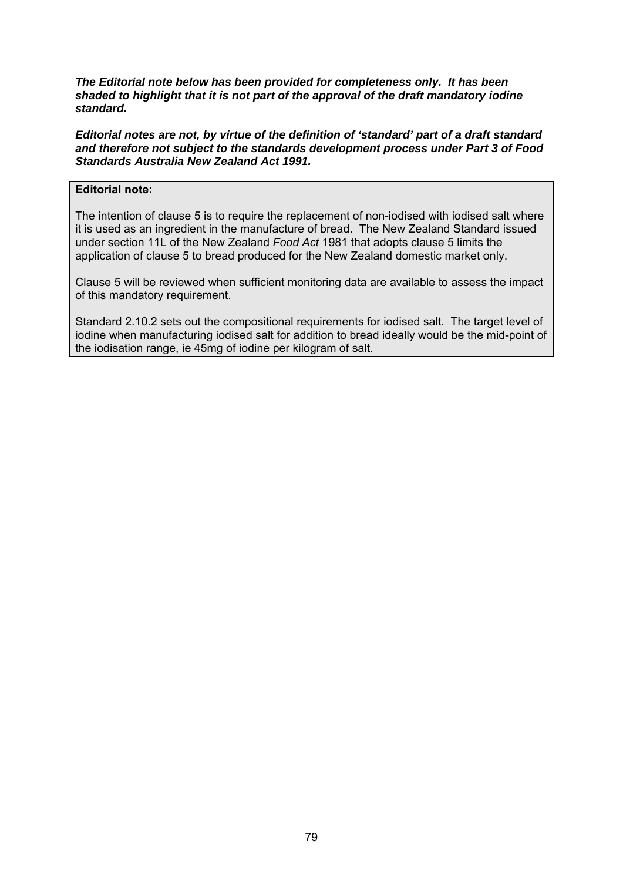***The Editorial note below has been provided for completeness only. It has been shaded to highlight that it is not part of the approval of the draft mandatory iodine standard.***

***Editorial notes are not, by virtue of the definition of 'standard' part of a draft standard and therefore not subject to the standards development process under Part 3 of Food Standards Australia New Zealand Act 1991.***

**Editorial note:**

The intention of clause 5 is to require the replacement of non-iodised with iodised salt where it is used as an ingredient in the manufacture of bread. The New Zealand Standard issued under section 11L of the New Zealand *Food Act* 1981 that adopts clause 5 limits the application of clause 5 to bread produced for the New Zealand domestic market only.

Clause 5 will be reviewed when sufficient monitoring data are available to assess the impact of this mandatory requirement.

Standard 2.10.2 sets out the compositional requirements for iodised salt. The target level of iodine when manufacturing iodised salt for addition to bread ideally would be the mid-point of the iodisation range, ie 45mg of iodine per kilogram of salt.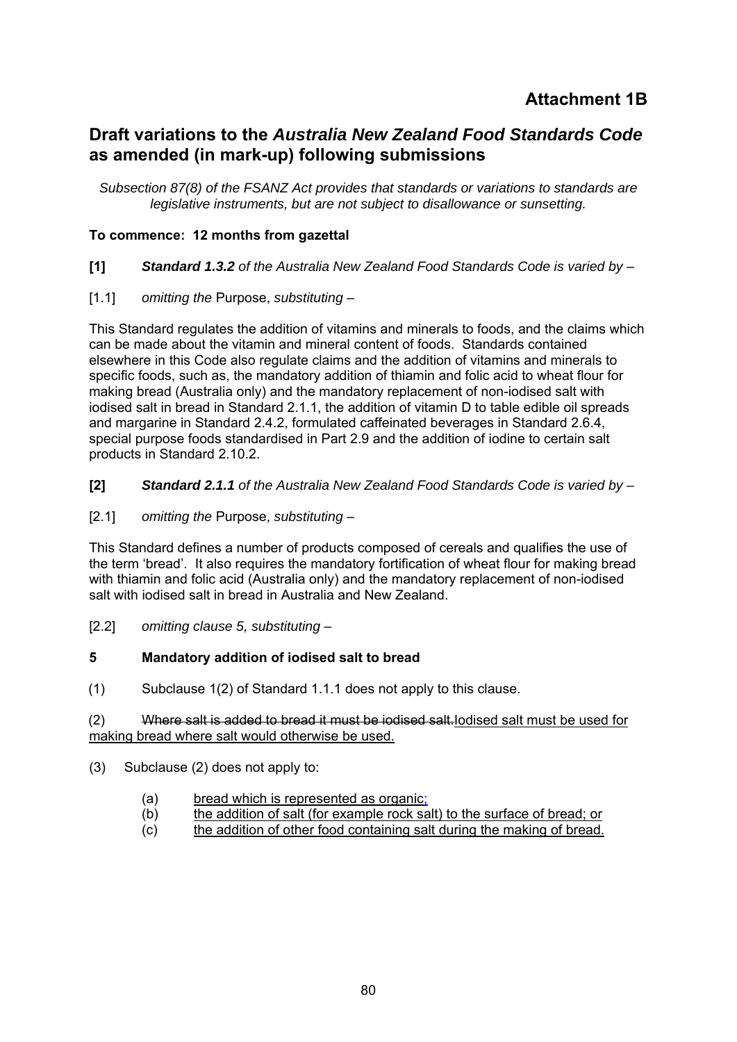# Attachment 1B

## Draft variations to the *Australia New Zealand Food Standards Code* as amended (in mark-up) following submissions

*Subsection 87(8) of the FSANZ Act provides that standards or variations to standards are legislative instruments, but are not subject to disallowance or sunsetting.*

**To commence: 12 months from gazettal**

**[1]** ***Standard 1.3.2*** *of the Australia New Zealand Food Standards Code is varied by* –

[1.1] *omitting the* Purpose, *substituting* –

This Standard regulates the addition of vitamins and minerals to foods, and the claims which can be made about the vitamin and mineral content of foods. Standards contained elsewhere in this Code also regulate claims and the addition of vitamins and minerals to specific foods, such as, the mandatory addition of thiamin and folic acid to wheat flour for making bread (Australia only) and the mandatory replacement of non-iodised salt with iodised salt in bread in Standard 2.1.1, the addition of vitamin D to table edible oil spreads and margarine in Standard 2.4.2, formulated caffeinated beverages in Standard 2.6.4, special purpose foods standardised in Part 2.9 and the addition of iodine to certain salt products in Standard 2.10.2.

**[2]** ***Standard 2.1.1*** *of the Australia New Zealand Food Standards Code is varied by* –

[2.1] *omitting the* Purpose, *substituting* –

This Standard defines a number of products composed of cereals and qualifies the use of the term 'bread'. It also requires the mandatory fortification of wheat flour for making bread with thiamin and folic acid (Australia only) and the mandatory replacement of non-iodised salt with iodised salt in bread in Australia and New Zealand.

[2.2] *omitting clause 5, substituting* –

**5 Mandatory addition of iodised salt to bread**

(1) Subclause 1(2) of Standard 1.1.1 does not apply to this clause.

(2) ~~Where salt is added to bread it must be iodised salt.~~<u>Iodised salt must be used for making bread where salt would otherwise be used.</u>

(3) Subclause (2) does not apply to:

(a) <u>bread which is represented as organic;</u>
(b) <u>the addition of salt (for example rock salt) to the surface of bread; or</u>
(c) <u>the addition of other food containing salt during the making of bread.</u>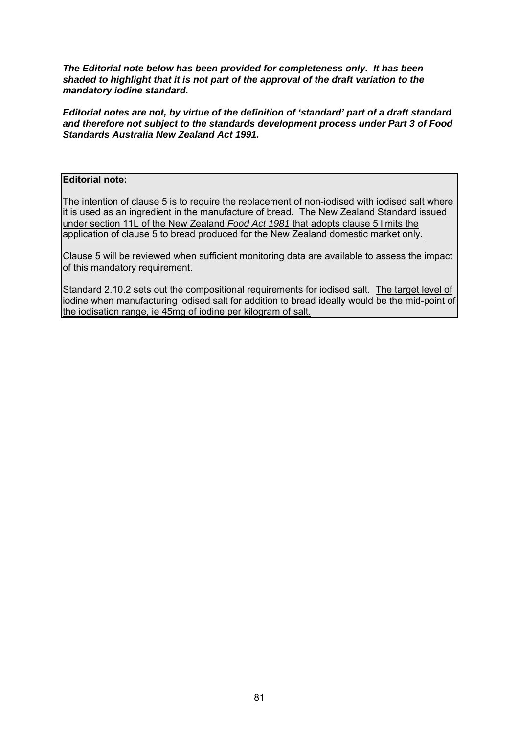***The Editorial note below has been provided for completeness only. It has been shaded to highlight that it is not part of the approval of the draft variation to the mandatory iodine standard.***

***Editorial notes are not, by virtue of the definition of 'standard' part of a draft standard and therefore not subject to the standards development process under Part 3 of Food Standards Australia New Zealand Act 1991.***

**Editorial note:**

The intention of clause 5 is to require the replacement of non-iodised with iodised salt where it is used as an ingredient in the manufacture of bread. <u>The New Zealand Standard issued under section 11L of the New Zealand *Food Act 1981* that adopts clause 5 limits the application of clause 5 to bread produced for the New Zealand domestic market only.</u>

Clause 5 will be reviewed when sufficient monitoring data are available to assess the impact of this mandatory requirement.

Standard 2.10.2 sets out the compositional requirements for iodised salt. <u>The target level of iodine when manufacturing iodised salt for addition to bread ideally would be the mid-point of the iodisation range, ie 45mg of iodine per kilogram of salt.</u>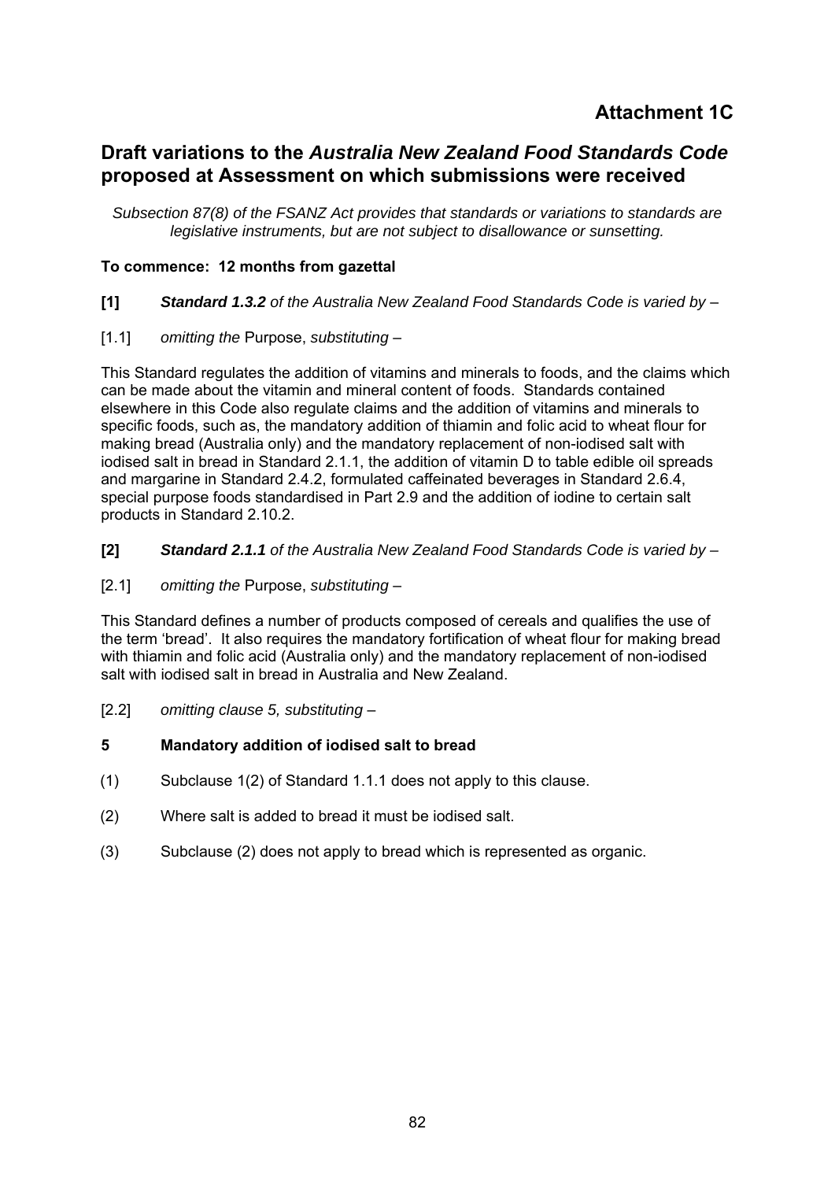# Attachment 1C

## Draft variations to the *Australia New Zealand Food Standards Code* proposed at Assessment on which submissions were received

*Subsection 87(8) of the FSANZ Act provides that standards or variations to standards are legislative instruments, but are not subject to disallowance or sunsetting.*

**To commence: 12 months from gazettal**

**[1]** ***Standard 1.3.2*** *of the Australia New Zealand Food Standards Code is varied by –*

[1.1] *omitting the* Purpose, *substituting –*

This Standard regulates the addition of vitamins and minerals to foods, and the claims which can be made about the vitamin and mineral content of foods. Standards contained elsewhere in this Code also regulate claims and the addition of vitamins and minerals to specific foods, such as, the mandatory addition of thiamin and folic acid to wheat flour for making bread (Australia only) and the mandatory replacement of non-iodised salt with iodised salt in bread in Standard 2.1.1, the addition of vitamin D to table edible oil spreads and margarine in Standard 2.4.2, formulated caffeinated beverages in Standard 2.6.4, special purpose foods standardised in Part 2.9 and the addition of iodine to certain salt products in Standard 2.10.2.

**[2]** ***Standard 2.1.1*** *of the Australia New Zealand Food Standards Code is varied by –*

[2.1] *omitting the* Purpose, *substituting –*

This Standard defines a number of products composed of cereals and qualifies the use of the term 'bread'. It also requires the mandatory fortification of wheat flour for making bread with thiamin and folic acid (Australia only) and the mandatory replacement of non-iodised salt with iodised salt in bread in Australia and New Zealand.

[2.2] *omitting clause 5, substituting –*

**5 Mandatory addition of iodised salt to bread**

(1) Subclause 1(2) of Standard 1.1.1 does not apply to this clause.

(2) Where salt is added to bread it must be iodised salt.

(3) Subclause (2) does not apply to bread which is represented as organic.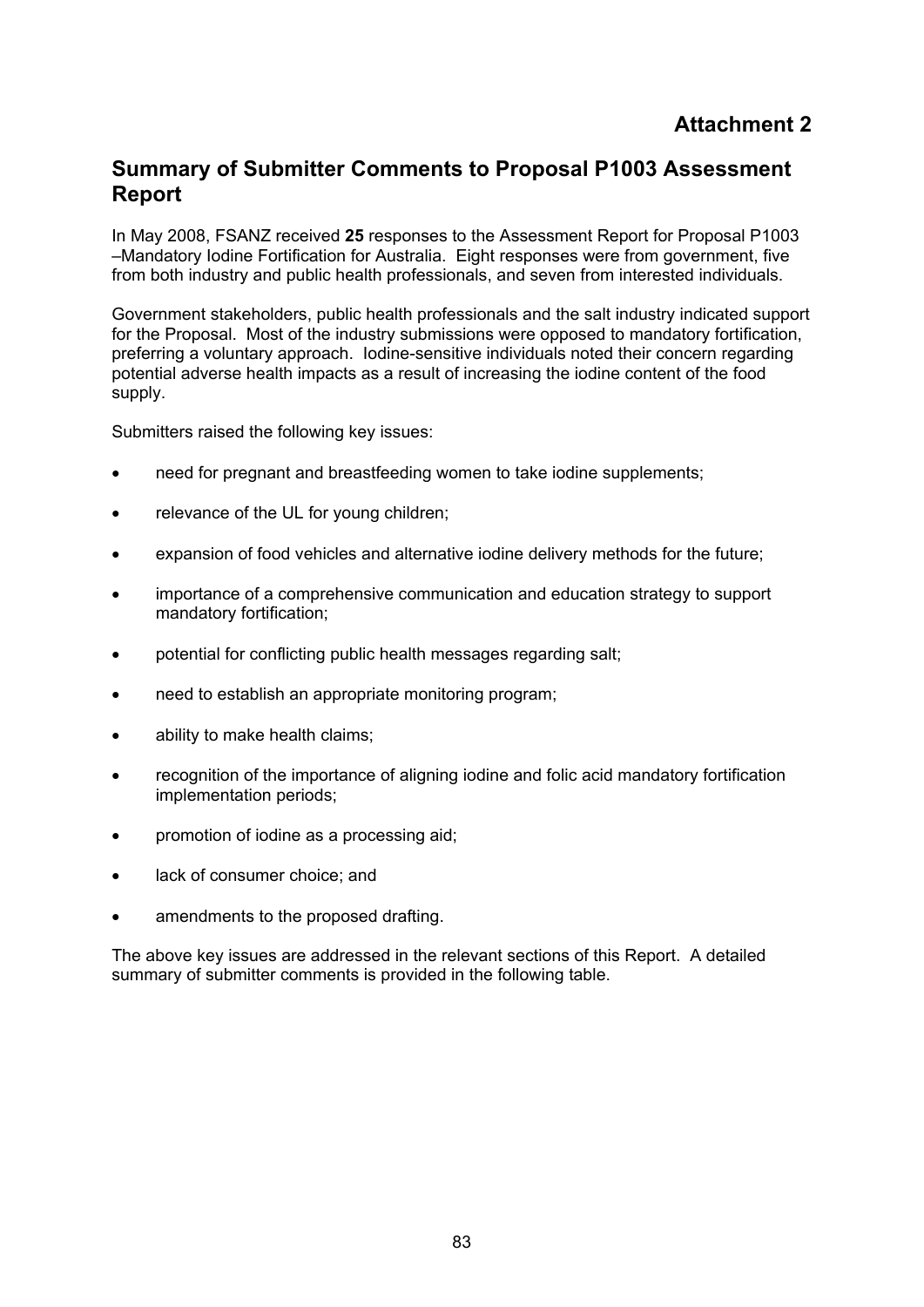# Attachment 2

## Summary of Submitter Comments to Proposal P1003 Assessment Report

In May 2008, FSANZ received **25** responses to the Assessment Report for Proposal P1003 –Mandatory Iodine Fortification for Australia. Eight responses were from government, five from both industry and public health professionals, and seven from interested individuals.

Government stakeholders, public health professionals and the salt industry indicated support for the Proposal. Most of the industry submissions were opposed to mandatory fortification, preferring a voluntary approach. Iodine-sensitive individuals noted their concern regarding potential adverse health impacts as a result of increasing the iodine content of the food supply.

Submitters raised the following key issues:

- need for pregnant and breastfeeding women to take iodine supplements;
- relevance of the UL for young children;
- expansion of food vehicles and alternative iodine delivery methods for the future;
- importance of a comprehensive communication and education strategy to support mandatory fortification;
- potential for conflicting public health messages regarding salt;
- need to establish an appropriate monitoring program;
- ability to make health claims;
- recognition of the importance of aligning iodine and folic acid mandatory fortification implementation periods;
- promotion of iodine as a processing aid;
- lack of consumer choice; and
- amendments to the proposed drafting.

The above key issues are addressed in the relevant sections of this Report. A detailed summary of submitter comments is provided in the following table.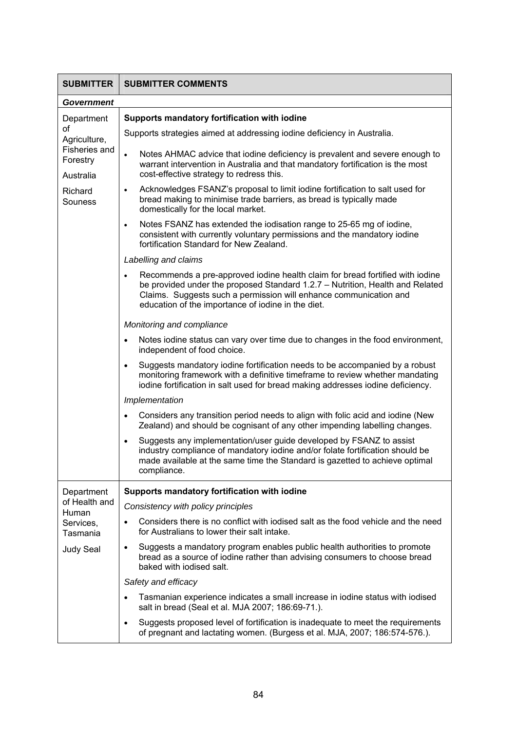| SUBMITTER | SUBMITTER COMMENTS |
|---|---|
| ***Government*** | |
| Department of Agriculture, Fisheries and Forestry Australia<br><br>Richard Souness | **Supports mandatory fortification with iodine**<br><br>Supports strategies aimed at addressing iodine deficiency in Australia.<br><br>• Notes AHMAC advice that iodine deficiency is prevalent and severe enough to warrant intervention in Australia and that mandatory fortification is the most cost-effective strategy to redress this.<br>• Acknowledges FSANZ's proposal to limit iodine fortification to salt used for bread making to minimise trade barriers, as bread is typically made domestically for the local market.<br>• Notes FSANZ has extended the iodisation range to 25-65 mg of iodine, consistent with currently voluntary permissions and the mandatory iodine fortification Standard for New Zealand.<br><br>*Labelling and claims*<br><br>• Recommends a pre-approved iodine health claim for bread fortified with iodine be provided under the proposed Standard 1.2.7 – Nutrition, Health and Related Claims. Suggests such a permission will enhance communication and education of the importance of iodine in the diet.<br><br>*Monitoring and compliance*<br><br>• Notes iodine status can vary over time due to changes in the food environment, independent of food choice.<br>• Suggests mandatory iodine fortification needs to be accompanied by a robust monitoring framework with a definitive timeframe to review whether mandating iodine fortification in salt used for bread making addresses iodine deficiency.<br><br>*Implementation*<br><br>• Considers any transition period needs to align with folic acid and iodine (New Zealand) and should be cognisant of any other impending labelling changes.<br>• Suggests any implementation/user guide developed by FSANZ to assist industry compliance of mandatory iodine and/or folate fortification should be made available at the same time the Standard is gazetted to achieve optimal compliance. |
| Department of Health and Human Services, Tasmania<br><br>Judy Seal | **Supports mandatory fortification with iodine**<br><br>*Consistency with policy principles*<br><br>• Considers there is no conflict with iodised salt as the food vehicle and the need for Australians to lower their salt intake.<br>• Suggests a mandatory program enables public health authorities to promote bread as a source of iodine rather than advising consumers to choose bread baked with iodised salt.<br><br>*Safety and efficacy*<br><br>• Tasmanian experience indicates a small increase in iodine status with iodised salt in bread (Seal et al. MJA 2007; 186:69-71.).<br>• Suggests proposed level of fortification is inadequate to meet the requirements of pregnant and lactating women. (Burgess et al. MJA, 2007; 186:574-576.). |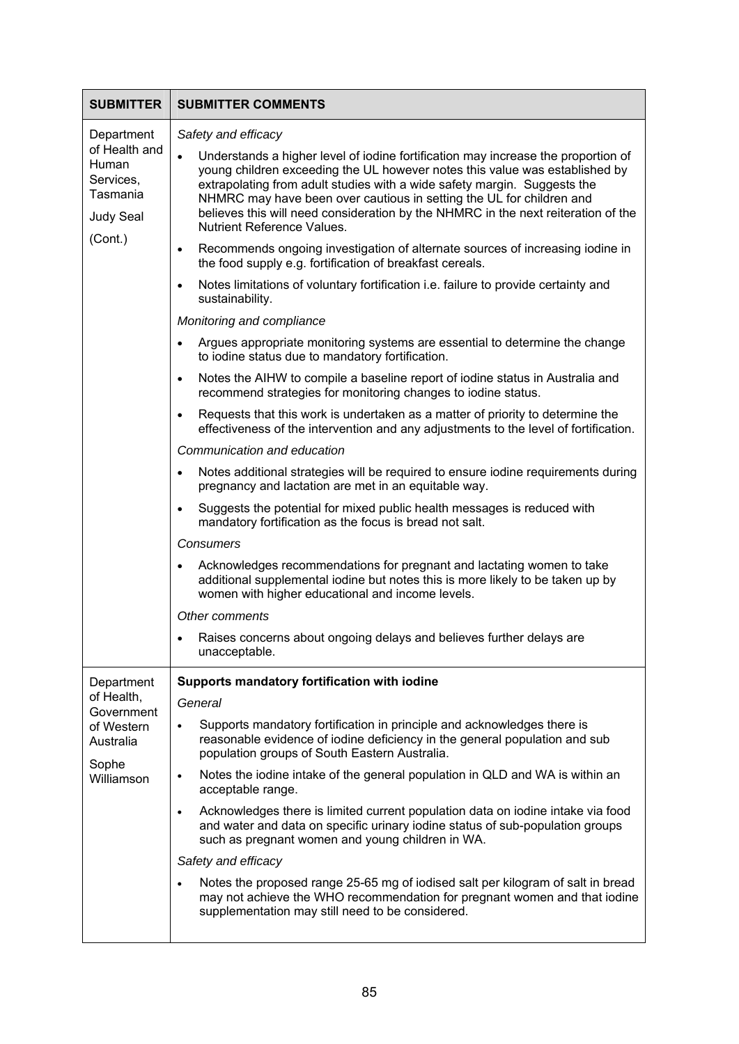| SUBMITTER | SUBMITTER COMMENTS |
|---|---|
| Department of Health and Human Services, Tasmania<br><br>Judy Seal<br><br>(Cont.) | *Safety and efficacy*<br><br>• Understands a higher level of iodine fortification may increase the proportion of young children exceeding the UL however notes this value was established by extrapolating from adult studies with a wide safety margin. Suggests the NHMRC may have been over cautious in setting the UL for children and believes this will need consideration by the NHMRC in the next reiteration of the Nutrient Reference Values.<br><br>• Recommends ongoing investigation of alternate sources of increasing iodine in the food supply e.g. fortification of breakfast cereals.<br><br>• Notes limitations of voluntary fortification i.e. failure to provide certainty and sustainability.<br><br>*Monitoring and compliance*<br><br>• Argues appropriate monitoring systems are essential to determine the change to iodine status due to mandatory fortification.<br><br>• Notes the AIHW to compile a baseline report of iodine status in Australia and recommend strategies for monitoring changes to iodine status.<br><br>• Requests that this work is undertaken as a matter of priority to determine the effectiveness of the intervention and any adjustments to the level of fortification.<br><br>*Communication and education*<br><br>• Notes additional strategies will be required to ensure iodine requirements during pregnancy and lactation are met in an equitable way.<br><br>• Suggests the potential for mixed public health messages is reduced with mandatory fortification as the focus is bread not salt.<br><br>*Consumers*<br><br>• Acknowledges recommendations for pregnant and lactating women to take additional supplemental iodine but notes this is more likely to be taken up by women with higher educational and income levels.<br><br>*Other comments*<br><br>• Raises concerns about ongoing delays and believes further delays are unacceptable. |
| Department of Health, Government of Western Australia<br><br>Sophe Williamson | **Supports mandatory fortification with iodine**<br><br>*General*<br><br>• Supports mandatory fortification in principle and acknowledges there is reasonable evidence of iodine deficiency in the general population and sub population groups of South Eastern Australia.<br><br>• Notes the iodine intake of the general population in QLD and WA is within an acceptable range.<br><br>• Acknowledges there is limited current population data on iodine intake via food and water and data on specific urinary iodine status of sub-population groups such as pregnant women and young children in WA.<br><br>*Safety and efficacy*<br><br>• Notes the proposed range 25-65 mg of iodised salt per kilogram of salt in bread may not achieve the WHO recommendation for pregnant women and that iodine supplementation may still need to be considered. |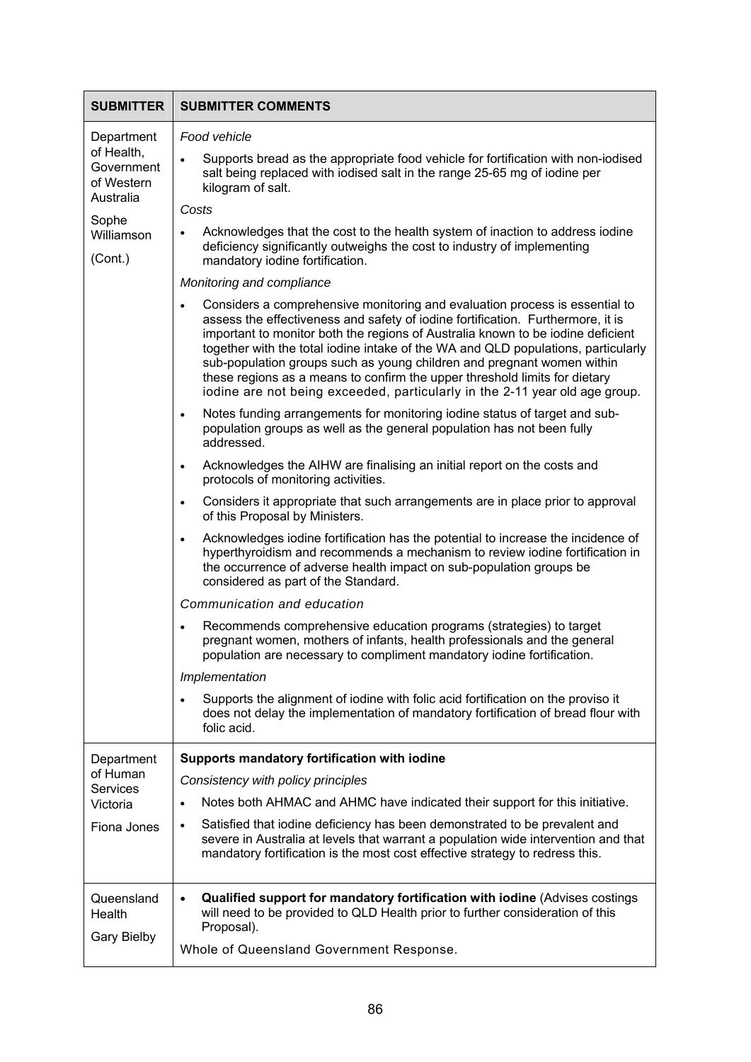| SUBMITTER | SUBMITTER COMMENTS |
|---|---|
| Department of Health, Government of Western Australia<br><br>Sophe Williamson<br><br>(Cont.) | *Food vehicle*<br><br>• Supports bread as the appropriate food vehicle for fortification with non-iodised salt being replaced with iodised salt in the range 25-65 mg of iodine per kilogram of salt.<br><br>*Costs*<br><br>• Acknowledges that the cost to the health system of inaction to address iodine deficiency significantly outweighs the cost to industry of implementing mandatory iodine fortification.<br><br>*Monitoring and compliance*<br><br>• Considers a comprehensive monitoring and evaluation process is essential to assess the effectiveness and safety of iodine fortification. Furthermore, it is important to monitor both the regions of Australia known to be iodine deficient together with the total iodine intake of the WA and QLD populations, particularly sub-population groups such as young children and pregnant women within these regions as a means to confirm the upper threshold limits for dietary iodine are not being exceeded, particularly in the 2-11 year old age group.<br><br>• Notes funding arrangements for monitoring iodine status of target and sub-population groups as well as the general population has not been fully addressed.<br><br>• Acknowledges the AIHW are finalising an initial report on the costs and protocols of monitoring activities.<br><br>• Considers it appropriate that such arrangements are in place prior to approval of this Proposal by Ministers.<br><br>• Acknowledges iodine fortification has the potential to increase the incidence of hyperthyroidism and recommends a mechanism to review iodine fortification in the occurrence of adverse health impact on sub-population groups be considered as part of the Standard.<br><br>*Communication and education*<br><br>• Recommends comprehensive education programs (strategies) to target pregnant women, mothers of infants, health professionals and the general population are necessary to compliment mandatory iodine fortification.<br><br>*Implementation*<br><br>• Supports the alignment of iodine with folic acid fortification on the proviso it does not delay the implementation of mandatory fortification of bread flour with folic acid. |
| Department of Human Services Victoria<br><br>Fiona Jones | **Supports mandatory fortification with iodine**<br><br>*Consistency with policy principles*<br><br>• Notes both AHMAC and AHMC have indicated their support for this initiative.<br><br>• Satisfied that iodine deficiency has been demonstrated to be prevalent and severe in Australia at levels that warrant a population wide intervention and that mandatory fortification is the most cost effective strategy to redress this. |
| Queensland Health<br><br>Gary Bielby | • **Qualified support for mandatory fortification with iodine** (Advises costings will need to be provided to QLD Health prior to further consideration of this Proposal).<br><br>Whole of Queensland Government Response. |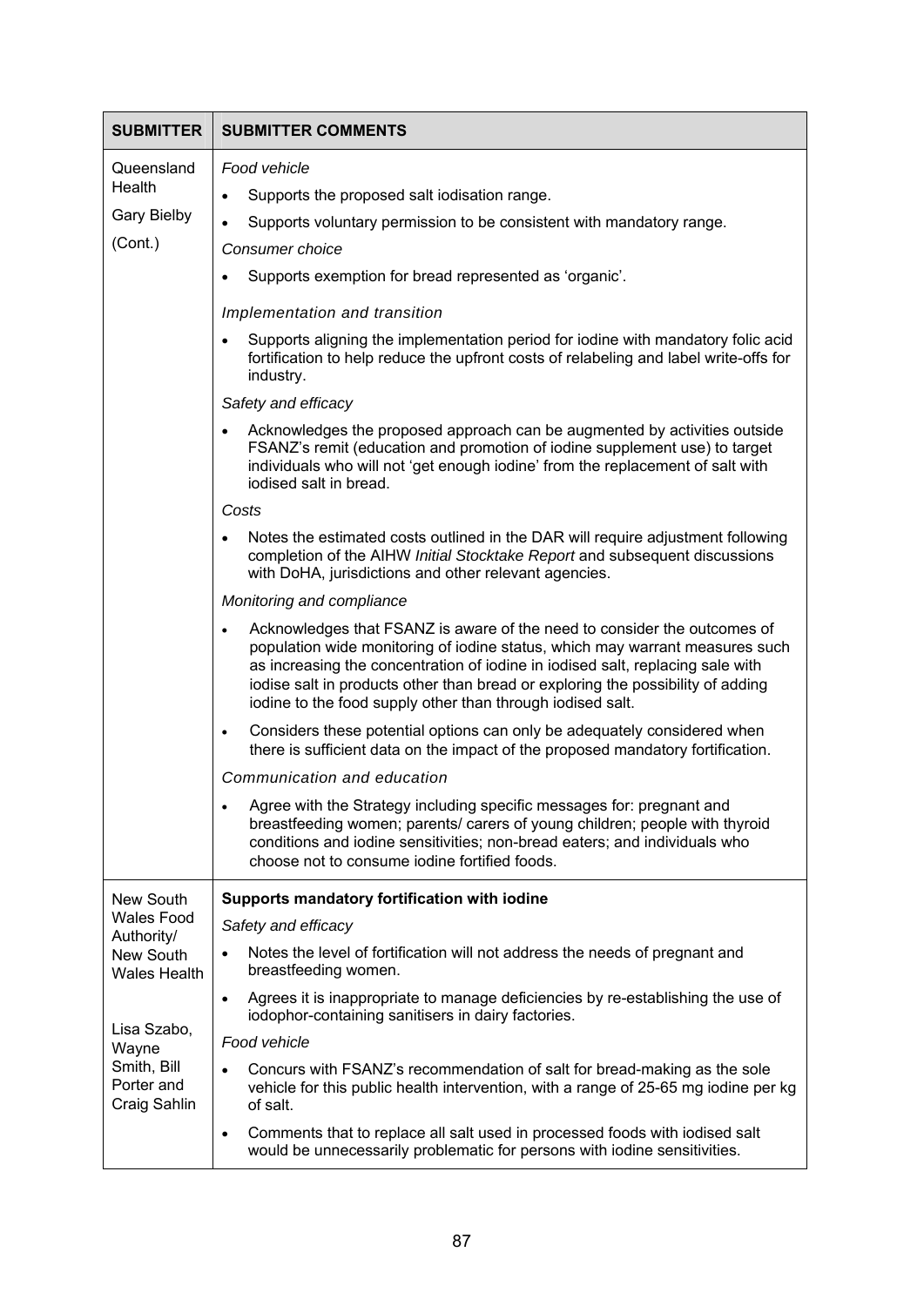| SUBMITTER | SUBMITTER COMMENTS |
|---|---|
| Queensland Health<br><br>Gary Bielby<br><br>(Cont.) | *Food vehicle*<br>• Supports the proposed salt iodisation range.<br>• Supports voluntary permission to be consistent with mandatory range.<br>*Consumer choice*<br>• Supports exemption for bread represented as 'organic'.<br>*Implementation and transition*<br>• Supports aligning the implementation period for iodine with mandatory folic acid fortification to help reduce the upfront costs of relabeling and label write-offs for industry.<br>*Safety and efficacy*<br>• Acknowledges the proposed approach can be augmented by activities outside FSANZ's remit (education and promotion of iodine supplement use) to target individuals who will not 'get enough iodine' from the replacement of salt with iodised salt in bread.<br>*Costs*<br>• Notes the estimated costs outlined in the DAR will require adjustment following completion of the AIHW *Initial Stocktake Report* and subsequent discussions with DoHA, jurisdictions and other relevant agencies.<br>*Monitoring and compliance*<br>• Acknowledges that FSANZ is aware of the need to consider the outcomes of population wide monitoring of iodine status, which may warrant measures such as increasing the concentration of iodine in iodised salt, replacing sale with iodise salt in products other than bread or exploring the possibility of adding iodine to the food supply other than through iodised salt.<br>• Considers these potential options can only be adequately considered when there is sufficient data on the impact of the proposed mandatory fortification.<br>*Communication and education*<br>• Agree with the Strategy including specific messages for: pregnant and breastfeeding women; parents/ carers of young children; people with thyroid conditions and iodine sensitivities; non-bread eaters; and individuals who choose not to consume iodine fortified foods. |
| New South Wales Food Authority/ New South Wales Health<br><br>Lisa Szabo, Wayne Smith, Bill Porter and Craig Sahlin | **Supports mandatory fortification with iodine**<br>*Safety and efficacy*<br>• Notes the level of fortification will not address the needs of pregnant and breastfeeding women.<br>• Agrees it is inappropriate to manage deficiencies by re-establishing the use of iodophor-containing sanitisers in dairy factories.<br>*Food vehicle*<br>• Concurs with FSANZ's recommendation of salt for bread-making as the sole vehicle for this public health intervention, with a range of 25-65 mg iodine per kg of salt.<br>• Comments that to replace all salt used in processed foods with iodised salt would be unnecessarily problematic for persons with iodine sensitivities. |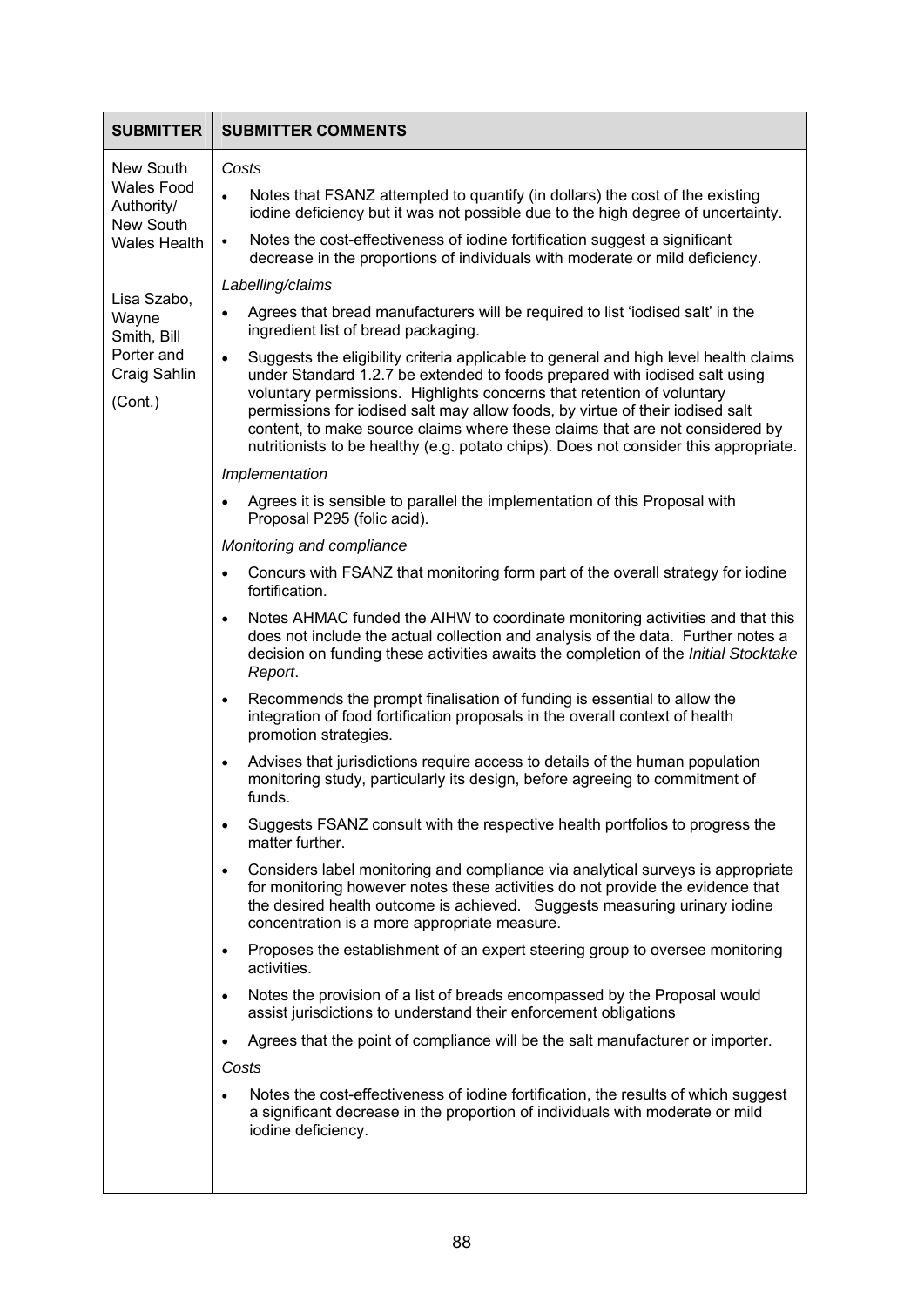| SUBMITTER | SUBMITTER COMMENTS |
| --- | --- |
| New South Wales Food Authority/ New South Wales Health<br><br>Lisa Szabo, Wayne Smith, Bill Porter and Craig Sahlin<br><br>(Cont.) | *Costs*<br>• Notes that FSANZ attempted to quantify (in dollars) the cost of the existing iodine deficiency but it was not possible due to the high degree of uncertainty.<br>• Notes the cost-effectiveness of iodine fortification suggest a significant decrease in the proportions of individuals with moderate or mild deficiency.<br>*Labelling/claims*<br>• Agrees that bread manufacturers will be required to list 'iodised salt' in the ingredient list of bread packaging.<br>• Suggests the eligibility criteria applicable to general and high level health claims under Standard 1.2.7 be extended to foods prepared with iodised salt using voluntary permissions. Highlights concerns that retention of voluntary permissions for iodised salt may allow foods, by virtue of their iodised salt content, to make source claims where these claims that are not considered by nutritionists to be healthy (e.g. potato chips). Does not consider this appropriate.<br>*Implementation*<br>• Agrees it is sensible to parallel the implementation of this Proposal with Proposal P295 (folic acid).<br>*Monitoring and compliance*<br>• Concurs with FSANZ that monitoring form part of the overall strategy for iodine fortification.<br>• Notes AHMAC funded the AIHW to coordinate monitoring activities and that this does not include the actual collection and analysis of the data. Further notes a decision on funding these activities awaits the completion of the *Initial Stocktake Report*.<br>• Recommends the prompt finalisation of funding is essential to allow the integration of food fortification proposals in the overall context of health promotion strategies.<br>• Advises that jurisdictions require access to details of the human population monitoring study, particularly its design, before agreeing to commitment of funds.<br>• Suggests FSANZ consult with the respective health portfolios to progress the matter further.<br>• Considers label monitoring and compliance via analytical surveys is appropriate for monitoring however notes these activities do not provide the evidence that the desired health outcome is achieved. Suggests measuring urinary iodine concentration is a more appropriate measure.<br>• Proposes the establishment of an expert steering group to oversee monitoring activities.<br>• Notes the provision of a list of breads encompassed by the Proposal would assist jurisdictions to understand their enforcement obligations<br>• Agrees that the point of compliance will be the salt manufacturer or importer.<br>*Costs*<br>• Notes the cost-effectiveness of iodine fortification, the results of which suggest a significant decrease in the proportion of individuals with moderate or mild iodine deficiency. |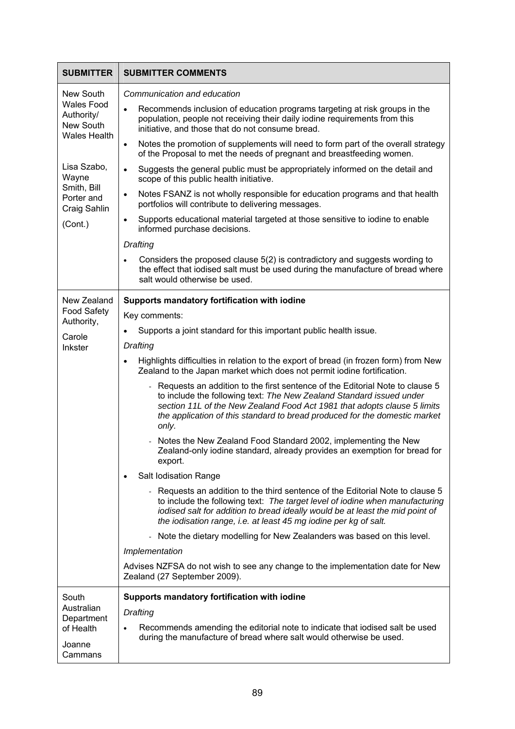| SUBMITTER | SUBMITTER COMMENTS |
|---|---|
| New South Wales Food Authority/ New South Wales Health<br><br>Lisa Szabo, Wayne Smith, Bill Porter and Craig Sahlin<br><br>(Cont.) | *Communication and education*<br><br>• Recommends inclusion of education programs targeting at risk groups in the population, people not receiving their daily iodine requirements from this initiative, and those that do not consume bread.<br>• Notes the promotion of supplements will need to form part of the overall strategy of the Proposal to met the needs of pregnant and breastfeeding women.<br>• Suggests the general public must be appropriately informed on the detail and scope of this public health initiative.<br>• Notes FSANZ is not wholly responsible for education programs and that health portfolios will contribute to delivering messages.<br>• Supports educational material targeted at those sensitive to iodine to enable informed purchase decisions.<br><br>*Drafting*<br><br>• Considers the proposed clause 5(2) is contradictory and suggests wording to the effect that iodised salt must be used during the manufacture of bread where salt would otherwise be used. |
| New Zealand Food Safety Authority,<br><br>Carole Inkster | **Supports mandatory fortification with iodine**<br><br>Key comments:<br><br>• Supports a joint standard for this important public health issue.<br><br>*Drafting*<br><br>• Highlights difficulties in relation to the export of bread (in frozen form) from New Zealand to the Japan market which does not permit iodine fortification.<br>  - Requests an addition to the first sentence of the Editorial Note to clause 5 to include the following text: *The New Zealand Standard issued under section 11L of the New Zealand Food Act 1981 that adopts clause 5 limits the application of this standard to bread produced for the domestic market only.*<br>  - Notes the New Zealand Food Standard 2002, implementing the New Zealand-only iodine standard, already provides an exemption for bread for export.<br>• Salt Iodisation Range<br>  - Requests an addition to the third sentence of the Editorial Note to clause 5 to include the following text: *The target level of iodine when manufacturing iodised salt for addition to bread ideally would be at least the mid point of the iodisation range, i.e. at least 45 mg iodine per kg of salt.*<br>  - Note the dietary modelling for New Zealanders was based on this level.<br><br>*Implementation*<br><br>Advises NZFSA do not wish to see any change to the implementation date for New Zealand (27 September 2009). |
| South Australian Department of Health<br><br>Joanne Cammans | **Supports mandatory fortification with iodine**<br><br>*Drafting*<br><br>• Recommends amending the editorial note to indicate that iodised salt be used during the manufacture of bread where salt would otherwise be used. |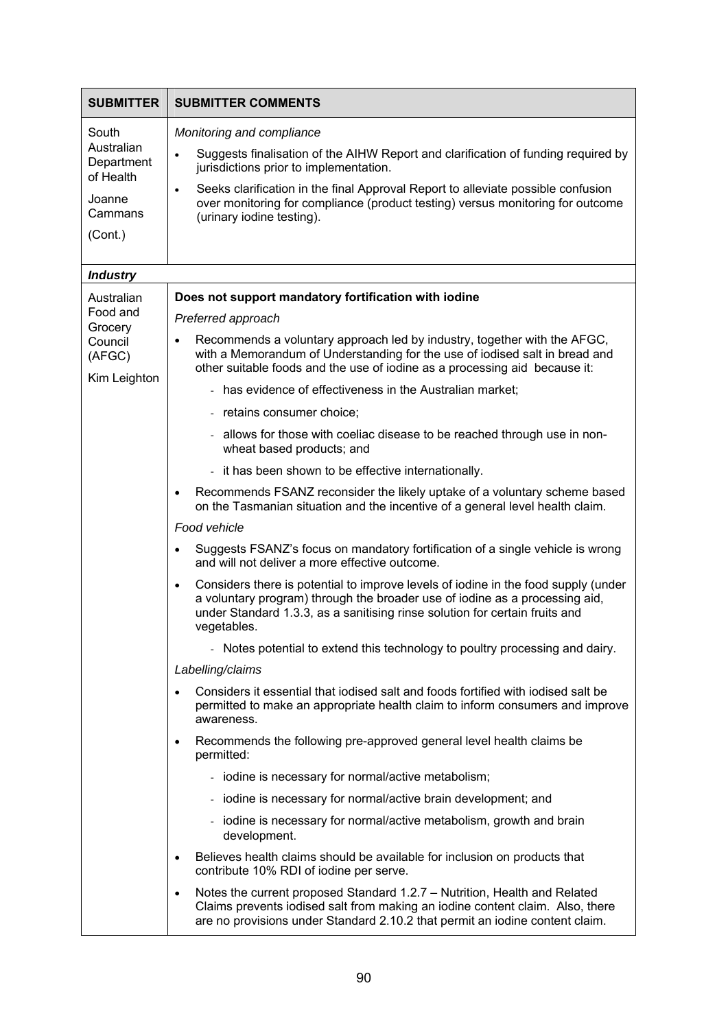| SUBMITTER | SUBMITTER COMMENTS |
|---|---|
| South Australian Department of Health<br><br>Joanne Cammans<br><br>(Cont.) | *Monitoring and compliance*<br><br>• Suggests finalisation of the AIHW Report and clarification of funding required by jurisdictions prior to implementation.<br><br>• Seeks clarification in the final Approval Report to alleviate possible confusion over monitoring for compliance (product testing) versus monitoring for outcome (urinary iodine testing). |
| ***Industry*** | |
| Australian Food and Grocery Council (AFGC)<br><br>Kim Leighton | **Does not support mandatory fortification with iodine**<br><br>*Preferred approach*<br><br>• Recommends a voluntary approach led by industry, together with the AFGC, with a Memorandum of Understanding for the use of iodised salt in bread and other suitable foods and the use of iodine as a processing aid because it:<br>&nbsp;&nbsp;&nbsp;&nbsp;- has evidence of effectiveness in the Australian market;<br>&nbsp;&nbsp;&nbsp;&nbsp;- retains consumer choice;<br>&nbsp;&nbsp;&nbsp;&nbsp;- allows for those with coeliac disease to be reached through use in non-wheat based products; and<br>&nbsp;&nbsp;&nbsp;&nbsp;- it has been shown to be effective internationally.<br><br>• Recommends FSANZ reconsider the likely uptake of a voluntary scheme based on the Tasmanian situation and the incentive of a general level health claim.<br><br>*Food vehicle*<br><br>• Suggests FSANZ's focus on mandatory fortification of a single vehicle is wrong and will not deliver a more effective outcome.<br><br>• Considers there is potential to improve levels of iodine in the food supply (under a voluntary program) through the broader use of iodine as a processing aid, under Standard 1.3.3, as a sanitising rinse solution for certain fruits and vegetables.<br>&nbsp;&nbsp;&nbsp;&nbsp;- Notes potential to extend this technology to poultry processing and dairy.<br><br>*Labelling/claims*<br><br>• Considers it essential that iodised salt and foods fortified with iodised salt be permitted to make an appropriate health claim to inform consumers and improve awareness.<br><br>• Recommends the following pre-approved general level health claims be permitted:<br>&nbsp;&nbsp;&nbsp;&nbsp;- iodine is necessary for normal/active metabolism;<br>&nbsp;&nbsp;&nbsp;&nbsp;- iodine is necessary for normal/active brain development; and<br>&nbsp;&nbsp;&nbsp;&nbsp;- iodine is necessary for normal/active metabolism, growth and brain development.<br><br>• Believes health claims should be available for inclusion on products that contribute 10% RDI of iodine per serve.<br><br>• Notes the current proposed Standard 1.2.7 – Nutrition, Health and Related Claims prevents iodised salt from making an iodine content claim. Also, there are no provisions under Standard 2.10.2 that permit an iodine content claim. |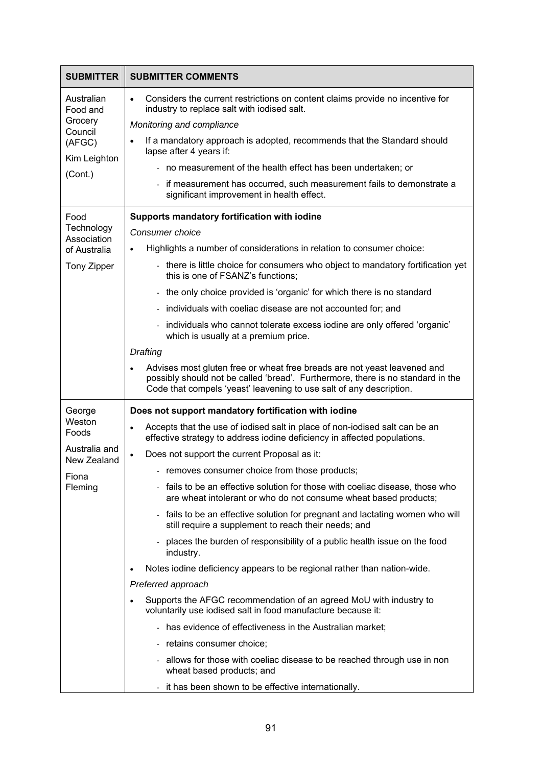| SUBMITTER | SUBMITTER COMMENTS |
|---|---|
| Australian Food and Grocery Council (AFGC)<br><br>Kim Leighton<br><br>(Cont.) | • Considers the current restrictions on content claims provide no incentive for industry to replace salt with iodised salt.<br><br>*Monitoring and compliance*<br><br>• If a mandatory approach is adopted, recommends that the Standard should lapse after 4 years if:<br>  - no measurement of the health effect has been undertaken; or<br>  - if measurement has occurred, such measurement fails to demonstrate a significant improvement in health effect. |
| Food Technology Association of Australia<br><br>Tony Zipper | **Supports mandatory fortification with iodine**<br><br>*Consumer choice*<br><br>• Highlights a number of considerations in relation to consumer choice:<br>  - there is little choice for consumers who object to mandatory fortification yet this is one of FSANZ's functions;<br>  - the only choice provided is 'organic' for which there is no standard<br>  - individuals with coeliac disease are not accounted for; and<br>  - individuals who cannot tolerate excess iodine are only offered 'organic' which is usually at a premium price.<br><br>*Drafting*<br><br>• Advises most gluten free or wheat free breads are not yeast leavened and possibly should not be called 'bread'. Furthermore, there is no standard in the Code that compels 'yeast' leavening to use salt of any description. |
| George Weston Foods<br><br>Australia and New Zealand<br><br>Fiona Fleming | **Does not support mandatory fortification with iodine**<br><br>• Accepts that the use of iodised salt in place of non-iodised salt can be an effective strategy to address iodine deficiency in affected populations.<br>• Does not support the current Proposal as it:<br>  - removes consumer choice from those products;<br>  - fails to be an effective solution for those with coeliac disease, those who are wheat intolerant or who do not consume wheat based products;<br>  - fails to be an effective solution for pregnant and lactating women who will still require a supplement to reach their needs; and<br>  - places the burden of responsibility of a public health issue on the food industry.<br>• Notes iodine deficiency appears to be regional rather than nation-wide.<br><br>*Preferred approach*<br><br>• Supports the AFGC recommendation of an agreed MoU with industry to voluntarily use iodised salt in food manufacture because it:<br>  - has evidence of effectiveness in the Australian market;<br>  - retains consumer choice;<br>  - allows for those with coeliac disease to be reached through use in non wheat based products; and<br>  - it has been shown to be effective internationally. |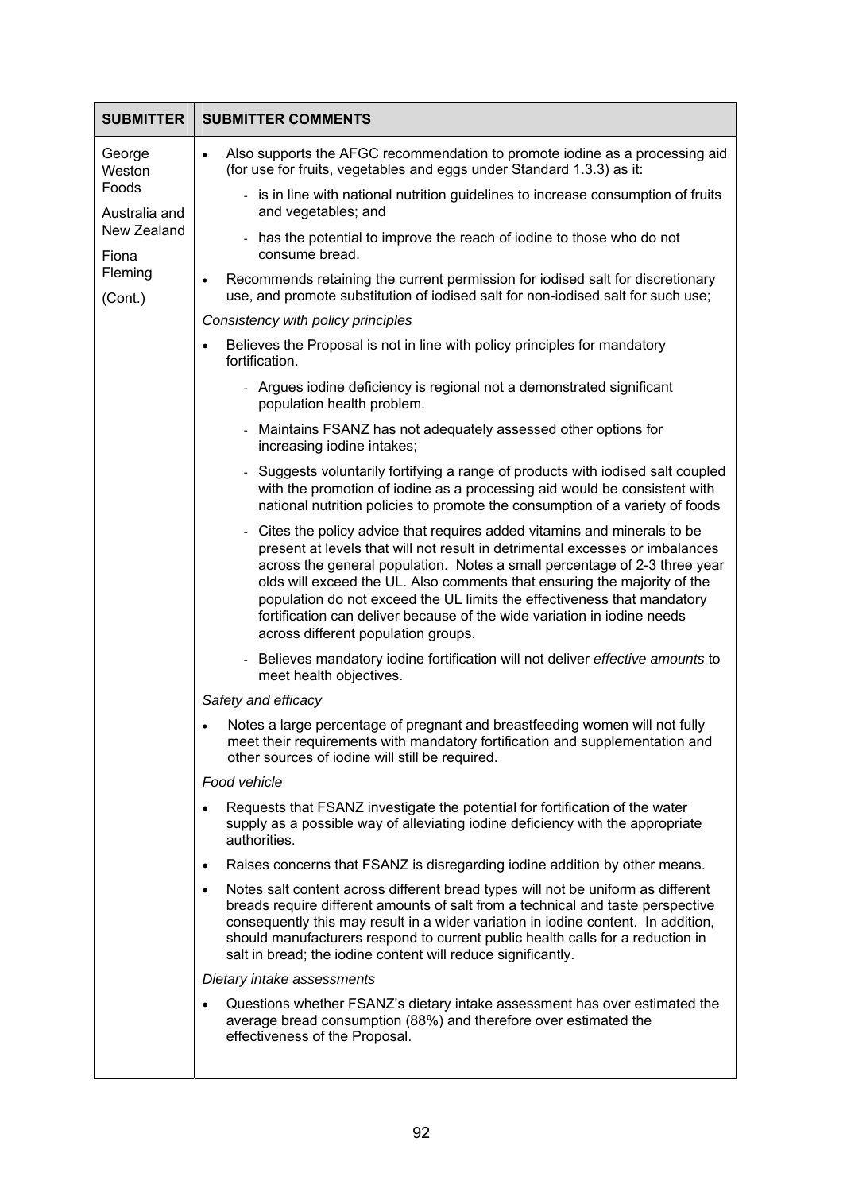| SUBMITTER | SUBMITTER COMMENTS |
|---|---|
| George Weston Foods<br><br>Australia and New Zealand<br><br>Fiona Fleming<br><br>(Cont.) | • Also supports the AFGC recommendation to promote iodine as a processing aid (for use for fruits, vegetables and eggs under Standard 1.3.3) as it:<br>&nbsp;&nbsp;&nbsp;&nbsp;- is in line with national nutrition guidelines to increase consumption of fruits and vegetables; and<br>&nbsp;&nbsp;&nbsp;&nbsp;- has the potential to improve the reach of iodine to those who do not consume bread.<br>• Recommends retaining the current permission for iodised salt for discretionary use, and promote substitution of iodised salt for non-iodised salt for such use;<br><br>*Consistency with policy principles*<br><br>• Believes the Proposal is not in line with policy principles for mandatory fortification.<br>&nbsp;&nbsp;&nbsp;&nbsp;- Argues iodine deficiency is regional not a demonstrated significant population health problem.<br>&nbsp;&nbsp;&nbsp;&nbsp;- Maintains FSANZ has not adequately assessed other options for increasing iodine intakes;<br>&nbsp;&nbsp;&nbsp;&nbsp;- Suggests voluntarily fortifying a range of products with iodised salt coupled with the promotion of iodine as a processing aid would be consistent with national nutrition policies to promote the consumption of a variety of foods<br>&nbsp;&nbsp;&nbsp;&nbsp;- Cites the policy advice that requires added vitamins and minerals to be present at levels that will not result in detrimental excesses or imbalances across the general population. Notes a small percentage of 2-3 three year olds will exceed the UL. Also comments that ensuring the majority of the population do not exceed the UL limits the effectiveness that mandatory fortification can deliver because of the wide variation in iodine needs across different population groups.<br>&nbsp;&nbsp;&nbsp;&nbsp;- Believes mandatory iodine fortification will not deliver *effective amounts* to meet health objectives.<br><br>*Safety and efficacy*<br><br>• Notes a large percentage of pregnant and breastfeeding women will not fully meet their requirements with mandatory fortification and supplementation and other sources of iodine will still be required.<br><br>*Food vehicle*<br><br>• Requests that FSANZ investigate the potential for fortification of the water supply as a possible way of alleviating iodine deficiency with the appropriate authorities.<br>• Raises concerns that FSANZ is disregarding iodine addition by other means.<br>• Notes salt content across different bread types will not be uniform as different breads require different amounts of salt from a technical and taste perspective consequently this may result in a wider variation in iodine content. In addition, should manufacturers respond to current public health calls for a reduction in salt in bread; the iodine content will reduce significantly.<br><br>*Dietary intake assessments*<br><br>• Questions whether FSANZ's dietary intake assessment has over estimated the average bread consumption (88%) and therefore over estimated the effectiveness of the Proposal. |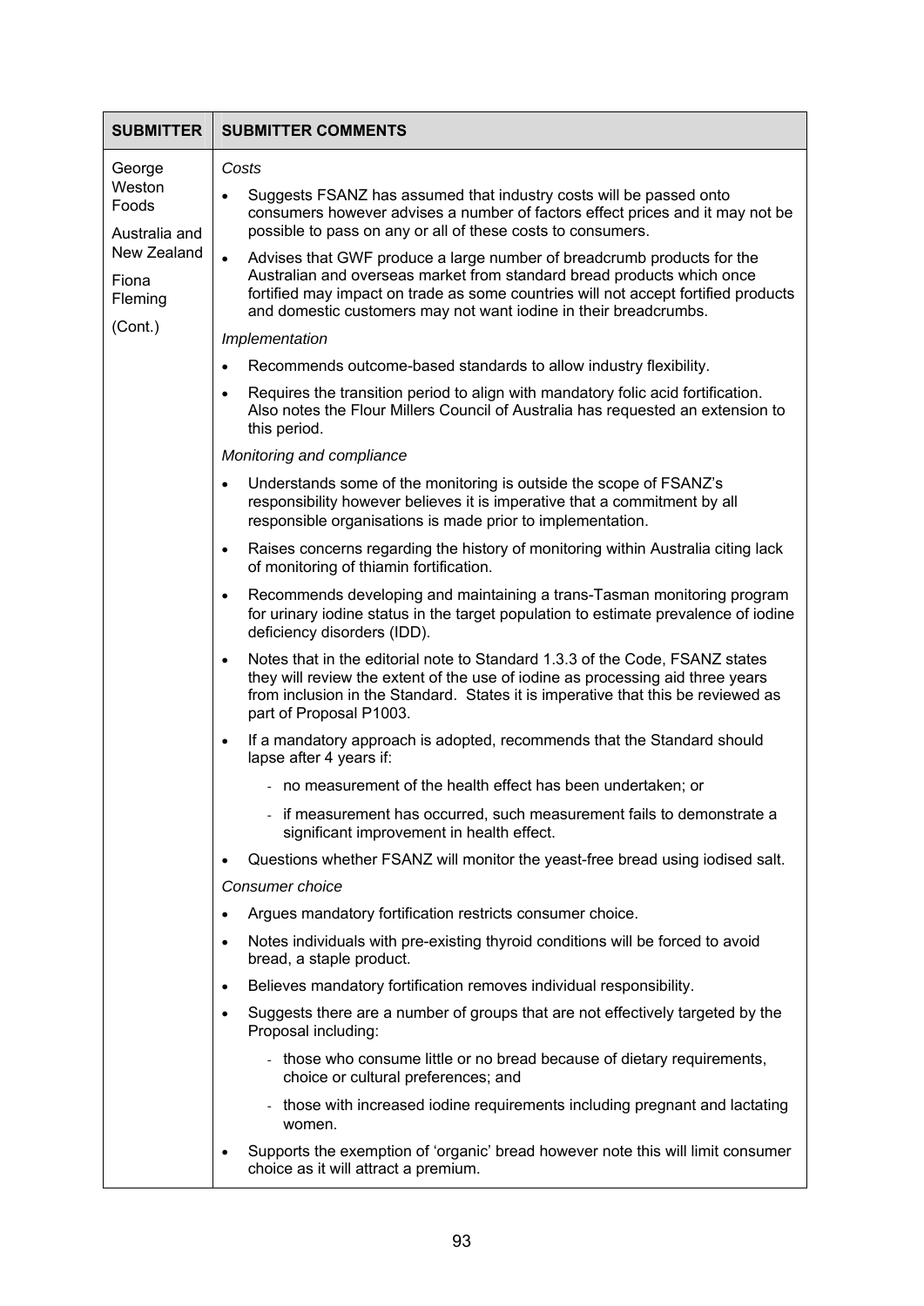| SUBMITTER | SUBMITTER COMMENTS |
|---|---|
| George Weston Foods<br><br>Australia and New Zealand<br><br>Fiona Fleming<br><br>(Cont.) | *Costs*<br><br>• Suggests FSANZ has assumed that industry costs will be passed onto consumers however advises a number of factors effect prices and it may not be possible to pass on any or all of these costs to consumers.<br>• Advises that GWF produce a large number of breadcrumb products for the Australian and overseas market from standard bread products which once fortified may impact on trade as some countries will not accept fortified products and domestic customers may not want iodine in their breadcrumbs.<br><br>*Implementation*<br><br>• Recommends outcome-based standards to allow industry flexibility.<br>• Requires the transition period to align with mandatory folic acid fortification. Also notes the Flour Millers Council of Australia has requested an extension to this period.<br><br>*Monitoring and compliance*<br><br>• Understands some of the monitoring is outside the scope of FSANZ's responsibility however believes it is imperative that a commitment by all responsible organisations is made prior to implementation.<br>• Raises concerns regarding the history of monitoring within Australia citing lack of monitoring of thiamin fortification.<br>• Recommends developing and maintaining a trans-Tasman monitoring program for urinary iodine status in the target population to estimate prevalence of iodine deficiency disorders (IDD).<br>• Notes that in the editorial note to Standard 1.3.3 of the Code, FSANZ states they will review the extent of the use of iodine as processing aid three years from inclusion in the Standard. States it is imperative that this be reviewed as part of Proposal P1003.<br>• If a mandatory approach is adopted, recommends that the Standard should lapse after 4 years if:<br>&nbsp;&nbsp;- no measurement of the health effect has been undertaken; or<br>&nbsp;&nbsp;- if measurement has occurred, such measurement fails to demonstrate a significant improvement in health effect.<br>• Questions whether FSANZ will monitor the yeast-free bread using iodised salt.<br><br>*Consumer choice*<br><br>• Argues mandatory fortification restricts consumer choice.<br>• Notes individuals with pre-existing thyroid conditions will be forced to avoid bread, a staple product.<br>• Believes mandatory fortification removes individual responsibility.<br>• Suggests there are a number of groups that are not effectively targeted by the Proposal including:<br>&nbsp;&nbsp;- those who consume little or no bread because of dietary requirements, choice or cultural preferences; and<br>&nbsp;&nbsp;- those with increased iodine requirements including pregnant and lactating women.<br>• Supports the exemption of 'organic' bread however note this will limit consumer choice as it will attract a premium. |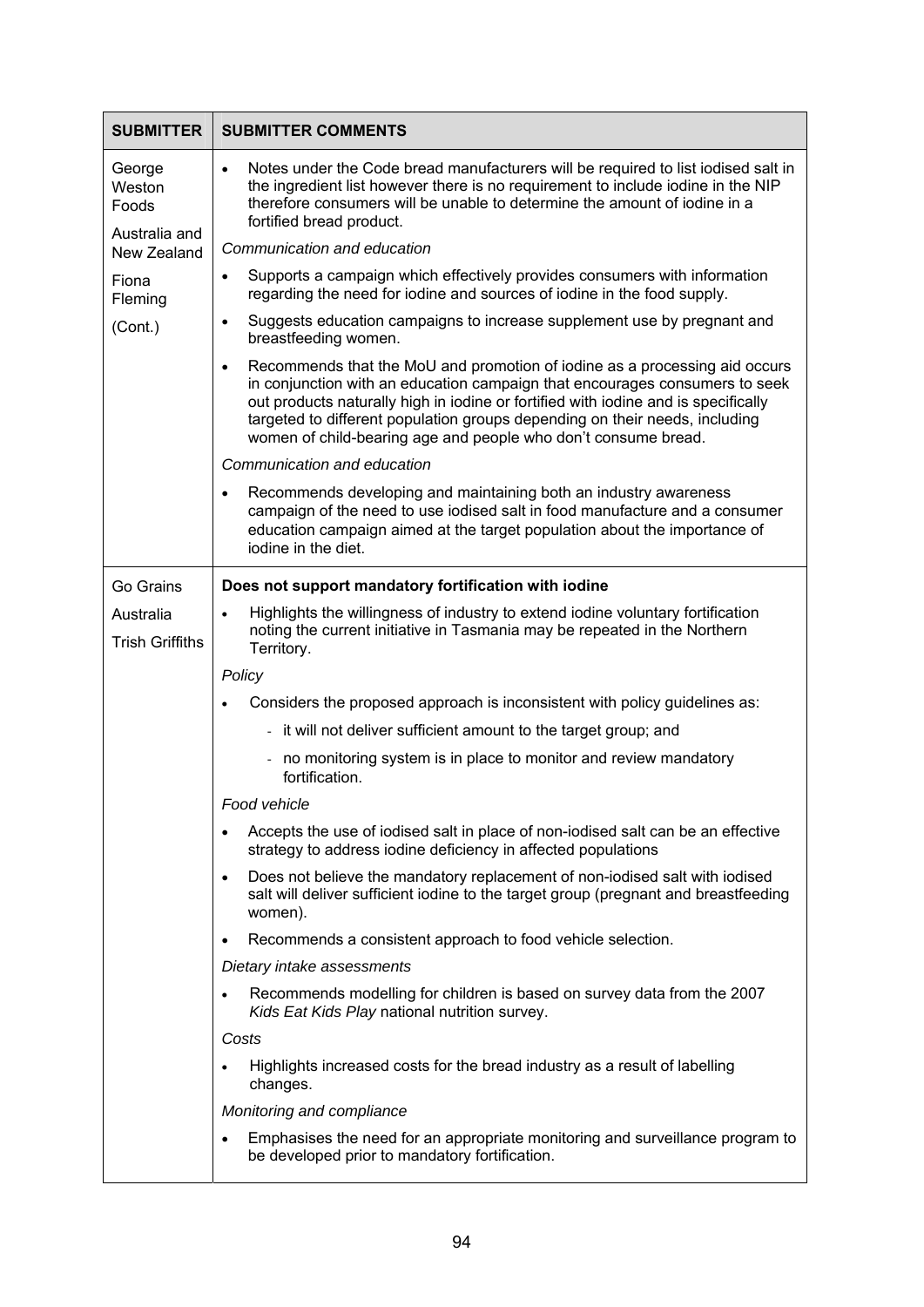| SUBMITTER | SUBMITTER COMMENTS |
|---|---|
| George Weston Foods<br><br>Australia and New Zealand<br><br>Fiona Fleming<br><br>(Cont.) | • Notes under the Code bread manufacturers will be required to list iodised salt in the ingredient list however there is no requirement to include iodine in the NIP therefore consumers will be unable to determine the amount of iodine in a fortified bread product.<br><br>*Communication and education*<br><br>• Supports a campaign which effectively provides consumers with information regarding the need for iodine and sources of iodine in the food supply.<br><br>• Suggests education campaigns to increase supplement use by pregnant and breastfeeding women.<br><br>• Recommends that the MoU and promotion of iodine as a processing aid occurs in conjunction with an education campaign that encourages consumers to seek out products naturally high in iodine or fortified with iodine and is specifically targeted to different population groups depending on their needs, including women of child-bearing age and people who don't consume bread.<br><br>*Communication and education*<br><br>• Recommends developing and maintaining both an industry awareness campaign of the need to use iodised salt in food manufacture and a consumer education campaign aimed at the target population about the importance of iodine in the diet. |
| Go Grains<br><br>Australia<br><br>Trish Griffiths | **Does not support mandatory fortification with iodine**<br><br>• Highlights the willingness of industry to extend iodine voluntary fortification noting the current initiative in Tasmania may be repeated in the Northern Territory.<br><br>*Policy*<br><br>• Considers the proposed approach is inconsistent with policy guidelines as:<br>- it will not deliver sufficient amount to the target group; and<br>- no monitoring system is in place to monitor and review mandatory fortification.<br><br>*Food vehicle*<br><br>• Accepts the use of iodised salt in place of non-iodised salt can be an effective strategy to address iodine deficiency in affected populations<br><br>• Does not believe the mandatory replacement of non-iodised salt with iodised salt will deliver sufficient iodine to the target group (pregnant and breastfeeding women).<br><br>• Recommends a consistent approach to food vehicle selection.<br><br>*Dietary intake assessments*<br><br>• Recommends modelling for children is based on survey data from the 2007 *Kids Eat Kids Play* national nutrition survey.<br><br>*Costs*<br><br>• Highlights increased costs for the bread industry as a result of labelling changes.<br><br>*Monitoring and compliance*<br><br>• Emphasises the need for an appropriate monitoring and surveillance program to be developed prior to mandatory fortification. |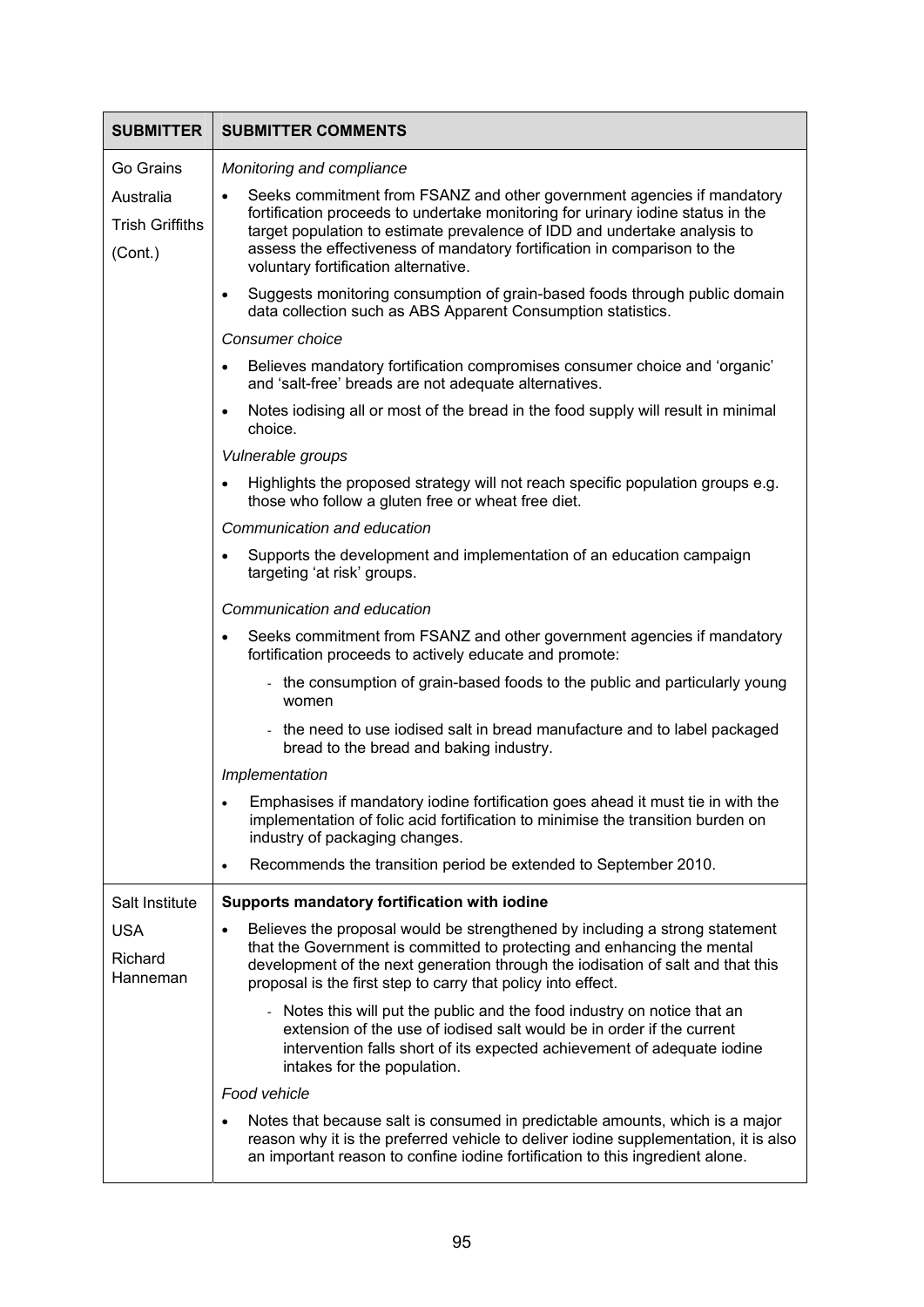| SUBMITTER | SUBMITTER COMMENTS |
|---|---|
| Go Grains Australia<br>Trish Griffiths<br>(Cont.) | *Monitoring and compliance*<br>• Seeks commitment from FSANZ and other government agencies if mandatory fortification proceeds to undertake monitoring for urinary iodine status in the target population to estimate prevalence of IDD and undertake analysis to assess the effectiveness of mandatory fortification in comparison to the voluntary fortification alternative.<br>• Suggests monitoring consumption of grain-based foods through public domain data collection such as ABS Apparent Consumption statistics.<br>*Consumer choice*<br>• Believes mandatory fortification compromises consumer choice and 'organic' and 'salt-free' breads are not adequate alternatives.<br>• Notes iodising all or most of the bread in the food supply will result in minimal choice.<br>*Vulnerable groups*<br>• Highlights the proposed strategy will not reach specific population groups e.g. those who follow a gluten free or wheat free diet.<br>*Communication and education*<br>• Supports the development and implementation of an education campaign targeting 'at risk' groups.<br>*Communication and education*<br>• Seeks commitment from FSANZ and other government agencies if mandatory fortification proceeds to actively educate and promote:<br>  - the consumption of grain-based foods to the public and particularly young women<br>  - the need to use iodised salt in bread manufacture and to label packaged bread to the bread and baking industry.<br>*Implementation*<br>• Emphasises if mandatory iodine fortification goes ahead it must tie in with the implementation of folic acid fortification to minimise the transition burden on industry of packaging changes.<br>• Recommends the transition period be extended to September 2010. |
| Salt Institute<br>USA<br>Richard Hanneman | **Supports mandatory fortification with iodine**<br>• Believes the proposal would be strengthened by including a strong statement that the Government is committed to protecting and enhancing the mental development of the next generation through the iodisation of salt and that this proposal is the first step to carry that policy into effect.<br>  - Notes this will put the public and the food industry on notice that an extension of the use of iodised salt would be in order if the current intervention falls short of its expected achievement of adequate iodine intakes for the population.<br>*Food vehicle*<br>• Notes that because salt is consumed in predictable amounts, which is a major reason why it is the preferred vehicle to deliver iodine supplementation, it is also an important reason to confine iodine fortification to this ingredient alone. |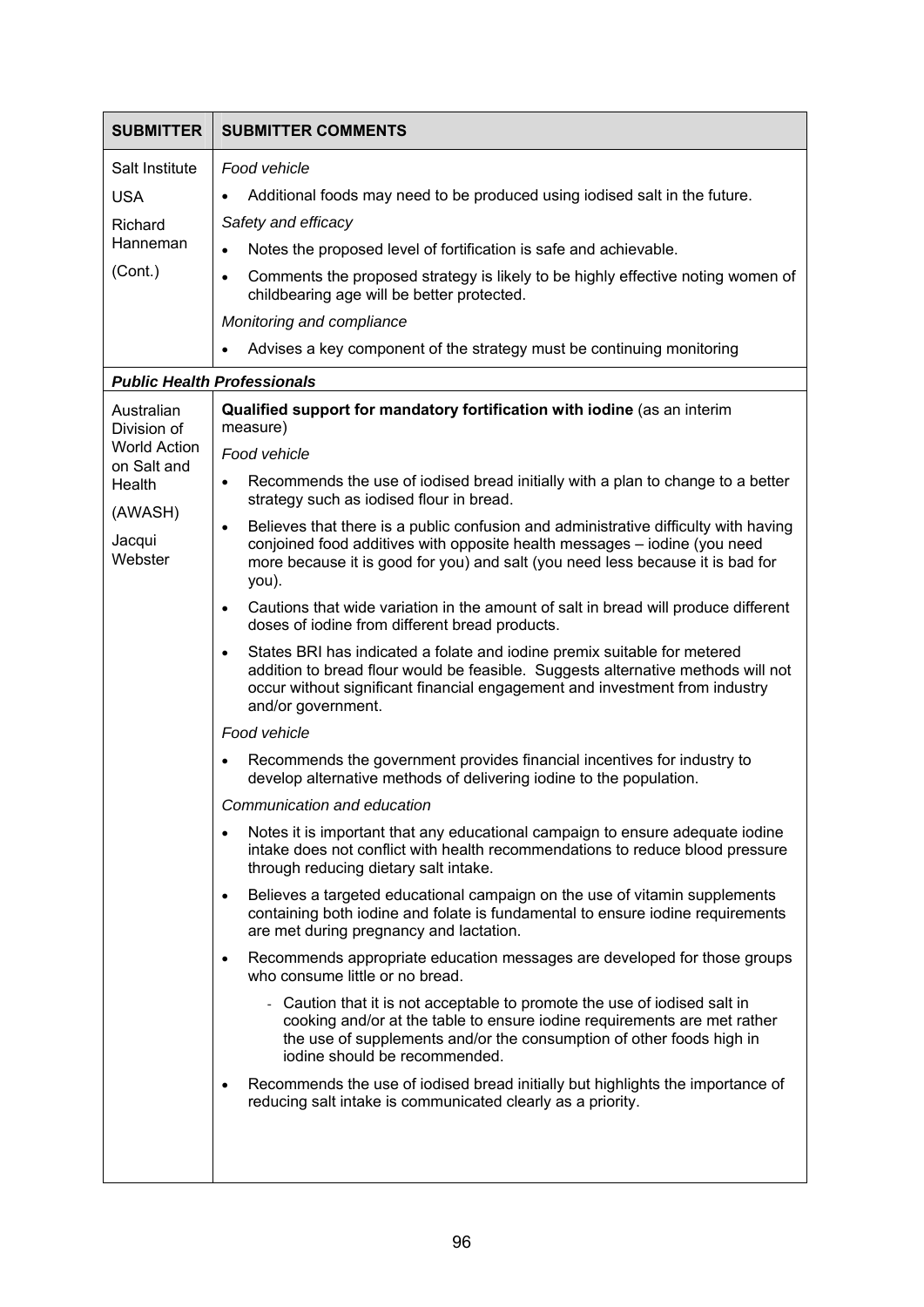| SUBMITTER | SUBMITTER COMMENTS |
|---|---|
| Salt Institute<br><br>USA<br><br>Richard Hanneman<br><br>(Cont.) | *Food vehicle*<br>• Additional foods may need to be produced using iodised salt in the future.<br>*Safety and efficacy*<br>• Notes the proposed level of fortification is safe and achievable.<br>• Comments the proposed strategy is likely to be highly effective noting women of childbearing age will be better protected.<br>*Monitoring and compliance*<br>• Advises a key component of the strategy must be continuing monitoring |
| ***Public Health Professionals*** | |
| Australian Division of World Action on Salt and Health<br><br>(AWASH)<br><br>Jacqui Webster | **Qualified support for mandatory fortification with iodine** (as an interim measure)<br>*Food vehicle*<br>• Recommends the use of iodised bread initially with a plan to change to a better strategy such as iodised flour in bread.<br>• Believes that there is a public confusion and administrative difficulty with having conjoined food additives with opposite health messages – iodine (you need more because it is good for you) and salt (you need less because it is bad for you).<br>• Cautions that wide variation in the amount of salt in bread will produce different doses of iodine from different bread products.<br>• States BRI has indicated a folate and iodine premix suitable for metered addition to bread flour would be feasible. Suggests alternative methods will not occur without significant financial engagement and investment from industry and/or government.<br>*Food vehicle*<br>• Recommends the government provides financial incentives for industry to develop alternative methods of delivering iodine to the population.<br>*Communication and education*<br>• Notes it is important that any educational campaign to ensure adequate iodine intake does not conflict with health recommendations to reduce blood pressure through reducing dietary salt intake.<br>• Believes a targeted educational campaign on the use of vitamin supplements containing both iodine and folate is fundamental to ensure iodine requirements are met during pregnancy and lactation.<br>• Recommends appropriate education messages are developed for those groups who consume little or no bread.<br>  - Caution that it is not acceptable to promote the use of iodised salt in cooking and/or at the table to ensure iodine requirements are met rather the use of supplements and/or the consumption of other foods high in iodine should be recommended.<br>• Recommends the use of iodised bread initially but highlights the importance of reducing salt intake is communicated clearly as a priority. |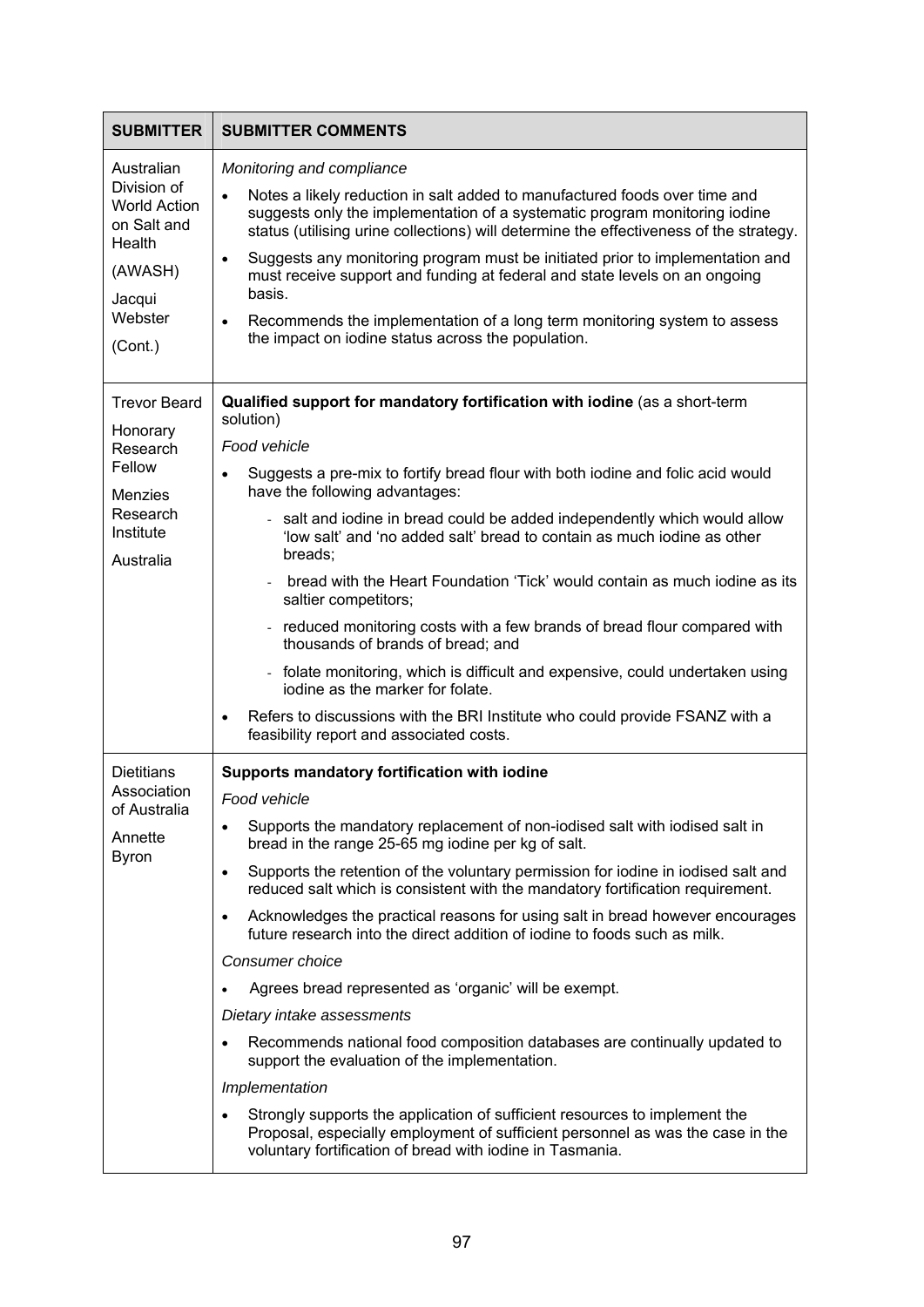| SUBMITTER | SUBMITTER COMMENTS |
|---|---|
| Australian Division of World Action on Salt and Health<br><br>(AWASH)<br><br>Jacqui Webster<br><br>(Cont.) | *Monitoring and compliance*<br><br>• Notes a likely reduction in salt added to manufactured foods over time and suggests only the implementation of a systematic program monitoring iodine status (utilising urine collections) will determine the effectiveness of the strategy.<br><br>• Suggests any monitoring program must be initiated prior to implementation and must receive support and funding at federal and state levels on an ongoing basis.<br><br>• Recommends the implementation of a long term monitoring system to assess the impact on iodine status across the population. |
| Trevor Beard<br><br>Honorary Research Fellow<br><br>Menzies Research Institute<br><br>Australia | **Qualified support for mandatory fortification with iodine** (as a short-term solution)<br><br>*Food vehicle*<br><br>• Suggests a pre-mix to fortify bread flour with both iodine and folic acid would have the following advantages:<br><br>- salt and iodine in bread could be added independently which would allow 'low salt' and 'no added salt' bread to contain as much iodine as other breads;<br><br>- bread with the Heart Foundation 'Tick' would contain as much iodine as its saltier competitors;<br><br>- reduced monitoring costs with a few brands of bread flour compared with thousands of brands of bread; and<br><br>- folate monitoring, which is difficult and expensive, could undertaken using iodine as the marker for folate.<br><br>• Refers to discussions with the BRI Institute who could provide FSANZ with a feasibility report and associated costs. |
| Dietitians Association of Australia<br><br>Annette Byron | **Supports mandatory fortification with iodine**<br><br>*Food vehicle*<br><br>• Supports the mandatory replacement of non-iodised salt with iodised salt in bread in the range 25-65 mg iodine per kg of salt.<br><br>• Supports the retention of the voluntary permission for iodine in iodised salt and reduced salt which is consistent with the mandatory fortification requirement.<br><br>• Acknowledges the practical reasons for using salt in bread however encourages future research into the direct addition of iodine to foods such as milk.<br><br>*Consumer choice*<br><br>• Agrees bread represented as 'organic' will be exempt.<br><br>*Dietary intake assessments*<br><br>• Recommends national food composition databases are continually updated to support the evaluation of the implementation.<br><br>*Implementation*<br><br>• Strongly supports the application of sufficient resources to implement the Proposal, especially employment of sufficient personnel as was the case in the voluntary fortification of bread with iodine in Tasmania. |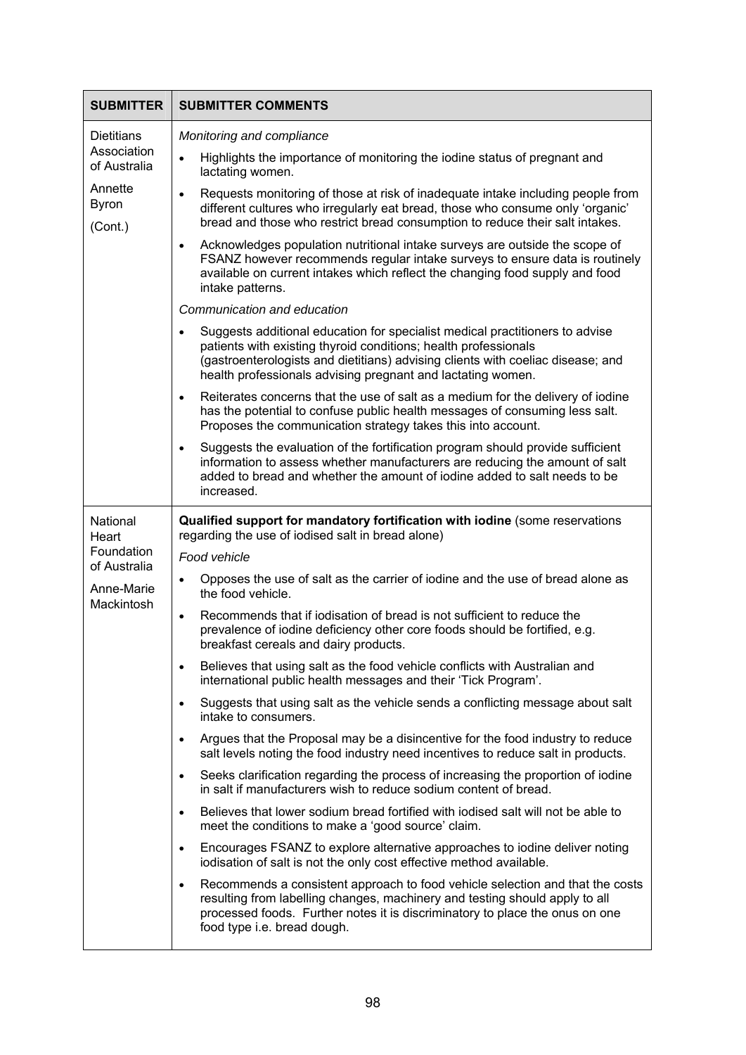| SUBMITTER | SUBMITTER COMMENTS |
|---|---|
| Dietitians Association of Australia<br><br>Annette Byron<br><br>(Cont.) | *Monitoring and compliance*<br>• Highlights the importance of monitoring the iodine status of pregnant and lactating women.<br>• Requests monitoring of those at risk of inadequate intake including people from different cultures who irregularly eat bread, those who consume only 'organic' bread and those who restrict bread consumption to reduce their salt intakes.<br>• Acknowledges population nutritional intake surveys are outside the scope of FSANZ however recommends regular intake surveys to ensure data is routinely available on current intakes which reflect the changing food supply and food intake patterns.<br>*Communication and education*<br>• Suggests additional education for specialist medical practitioners to advise patients with existing thyroid conditions; health professionals (gastroenterologists and dietitians) advising clients with coeliac disease; and health professionals advising pregnant and lactating women.<br>• Reiterates concerns that the use of salt as a medium for the delivery of iodine has the potential to confuse public health messages of consuming less salt. Proposes the communication strategy takes this into account.<br>• Suggests the evaluation of the fortification program should provide sufficient information to assess whether manufacturers are reducing the amount of salt added to bread and whether the amount of iodine added to salt needs to be increased. |
| National Heart Foundation of Australia<br><br>Anne-Marie Mackintosh | **Qualified support for mandatory fortification with iodine** (some reservations regarding the use of iodised salt in bread alone)<br>*Food vehicle*<br>• Opposes the use of salt as the carrier of iodine and the use of bread alone as the food vehicle.<br>• Recommends that if iodisation of bread is not sufficient to reduce the prevalence of iodine deficiency other core foods should be fortified, e.g. breakfast cereals and dairy products.<br>• Believes that using salt as the food vehicle conflicts with Australian and international public health messages and their 'Tick Program'.<br>• Suggests that using salt as the vehicle sends a conflicting message about salt intake to consumers.<br>• Argues that the Proposal may be a disincentive for the food industry to reduce salt levels noting the food industry need incentives to reduce salt in products.<br>• Seeks clarification regarding the process of increasing the proportion of iodine in salt if manufacturers wish to reduce sodium content of bread.<br>• Believes that lower sodium bread fortified with iodised salt will not be able to meet the conditions to make a 'good source' claim.<br>• Encourages FSANZ to explore alternative approaches to iodine deliver noting iodisation of salt is not the only cost effective method available.<br>• Recommends a consistent approach to food vehicle selection and that the costs resulting from labelling changes, machinery and testing should apply to all processed foods. Further notes it is discriminatory to place the onus on one food type i.e. bread dough. |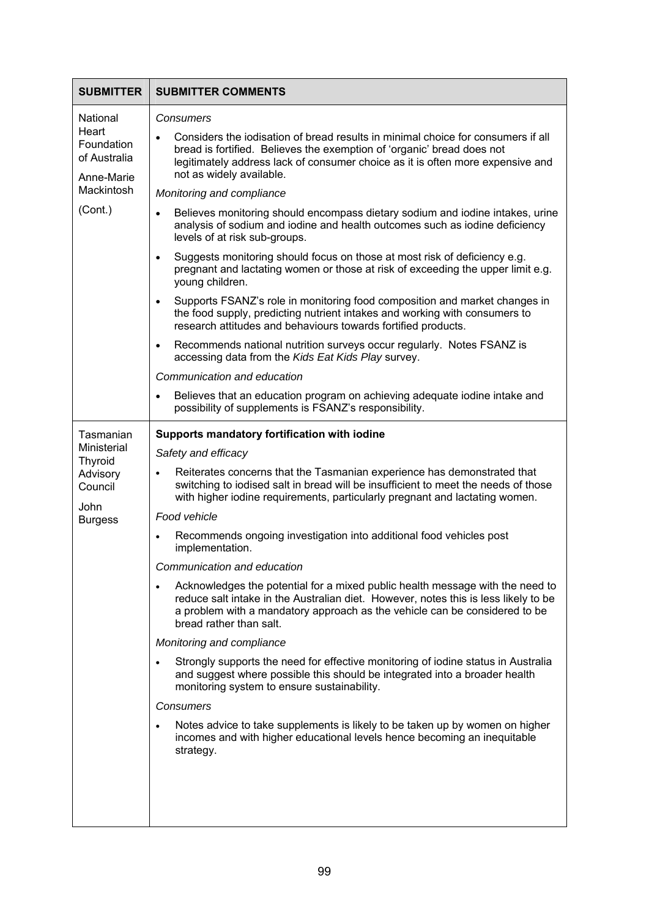| SUBMITTER | SUBMITTER COMMENTS |
|---|---|
| National Heart Foundation of Australia<br><br>Anne-Marie Mackintosh<br><br>(Cont.) | *Consumers*<br><br>• Considers the iodisation of bread results in minimal choice for consumers if all bread is fortified. Believes the exemption of 'organic' bread does not legitimately address lack of consumer choice as it is often more expensive and not as widely available.<br><br>*Monitoring and compliance*<br><br>• Believes monitoring should encompass dietary sodium and iodine intakes, urine analysis of sodium and iodine and health outcomes such as iodine deficiency levels of at risk sub-groups.<br><br>• Suggests monitoring should focus on those at most risk of deficiency e.g. pregnant and lactating women or those at risk of exceeding the upper limit e.g. young children.<br><br>• Supports FSANZ's role in monitoring food composition and market changes in the food supply, predicting nutrient intakes and working with consumers to research attitudes and behaviours towards fortified products.<br><br>• Recommends national nutrition surveys occur regularly. Notes FSANZ is accessing data from the *Kids Eat Kids Play* survey.<br><br>*Communication and education*<br><br>• Believes that an education program on achieving adequate iodine intake and possibility of supplements is FSANZ's responsibility. |
| Tasmanian Ministerial Thyroid Advisory Council<br><br>John Burgess | **Supports mandatory fortification with iodine**<br><br>*Safety and efficacy*<br><br>• Reiterates concerns that the Tasmanian experience has demonstrated that switching to iodised salt in bread will be insufficient to meet the needs of those with higher iodine requirements, particularly pregnant and lactating women.<br><br>*Food vehicle*<br><br>• Recommends ongoing investigation into additional food vehicles post implementation.<br><br>*Communication and education*<br><br>• Acknowledges the potential for a mixed public health message with the need to reduce salt intake in the Australian diet. However, notes this is less likely to be a problem with a mandatory approach as the vehicle can be considered to be bread rather than salt.<br><br>*Monitoring and compliance*<br><br>• Strongly supports the need for effective monitoring of iodine status in Australia and suggest where possible this should be integrated into a broader health monitoring system to ensure sustainability.<br><br>*Consumers*<br><br>• Notes advice to take supplements is likely to be taken up by women on higher incomes and with higher educational levels hence becoming an inequitable strategy. |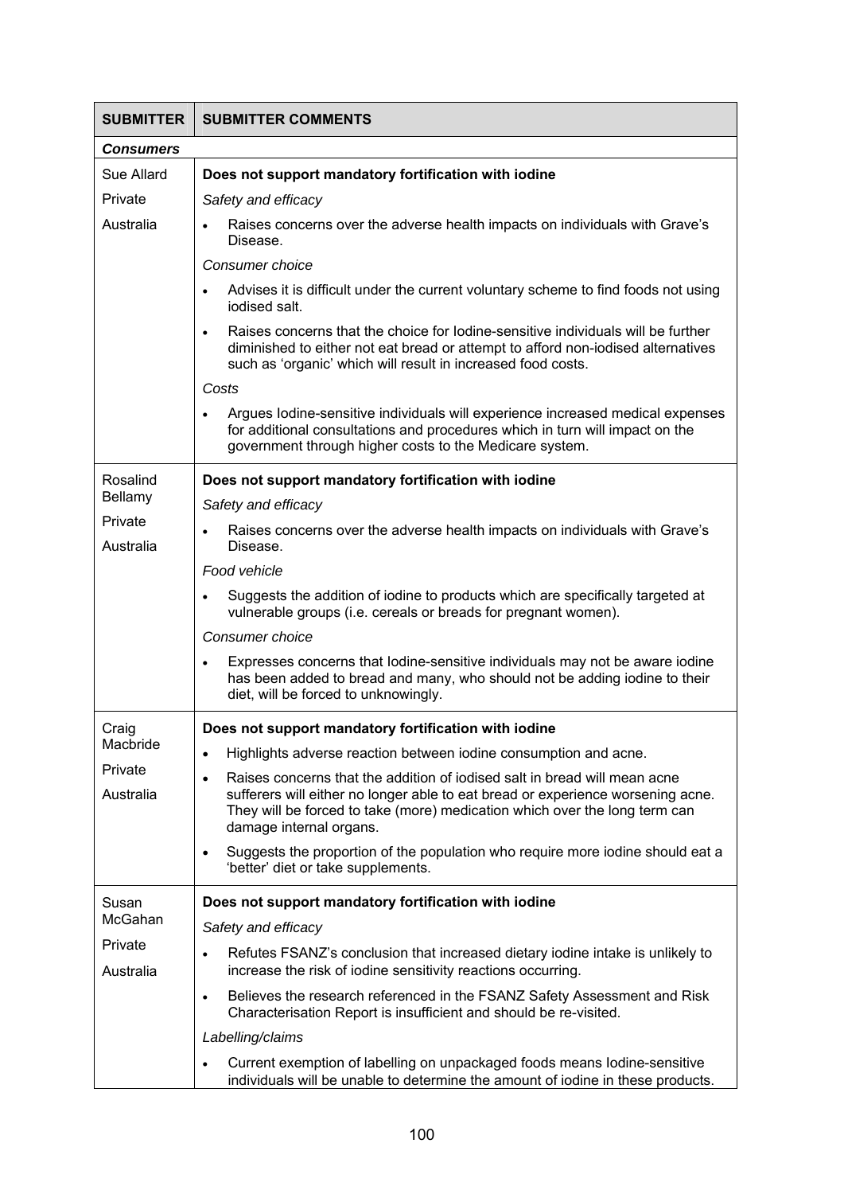| SUBMITTER | SUBMITTER COMMENTS |
|---|---|
| ***Consumers*** | |
| Sue Allard<br>Private<br>Australia | **Does not support mandatory fortification with iodine**<br>*Safety and efficacy*<br>• Raises concerns over the adverse health impacts on individuals with Grave's Disease.<br>*Consumer choice*<br>• Advises it is difficult under the current voluntary scheme to find foods not using iodised salt.<br>• Raises concerns that the choice for Iodine-sensitive individuals will be further diminished to either not eat bread or attempt to afford non-iodised alternatives such as 'organic' which will result in increased food costs.<br>*Costs*<br>• Argues Iodine-sensitive individuals will experience increased medical expenses for additional consultations and procedures which in turn will impact on the government through higher costs to the Medicare system. |
| Rosalind Bellamy<br>Private<br>Australia | **Does not support mandatory fortification with iodine**<br>*Safety and efficacy*<br>• Raises concerns over the adverse health impacts on individuals with Grave's Disease.<br>*Food vehicle*<br>• Suggests the addition of iodine to products which are specifically targeted at vulnerable groups (i.e. cereals or breads for pregnant women).<br>*Consumer choice*<br>• Expresses concerns that Iodine-sensitive individuals may not be aware iodine has been added to bread and many, who should not be adding iodine to their diet, will be forced to unknowingly. |
| Craig Macbride<br>Private<br>Australia | **Does not support mandatory fortification with iodine**<br>• Highlights adverse reaction between iodine consumption and acne.<br>• Raises concerns that the addition of iodised salt in bread will mean acne sufferers will either no longer able to eat bread or experience worsening acne. They will be forced to take (more) medication which over the long term can damage internal organs.<br>• Suggests the proportion of the population who require more iodine should eat a 'better' diet or take supplements. |
| Susan McGahan<br>Private<br>Australia | **Does not support mandatory fortification with iodine**<br>*Safety and efficacy*<br>• Refutes FSANZ's conclusion that increased dietary iodine intake is unlikely to increase the risk of iodine sensitivity reactions occurring.<br>• Believes the research referenced in the FSANZ Safety Assessment and Risk Characterisation Report is insufficient and should be re-visited.<br>*Labelling/claims*<br>• Current exemption of labelling on unpackaged foods means Iodine-sensitive individuals will be unable to determine the amount of iodine in these products. |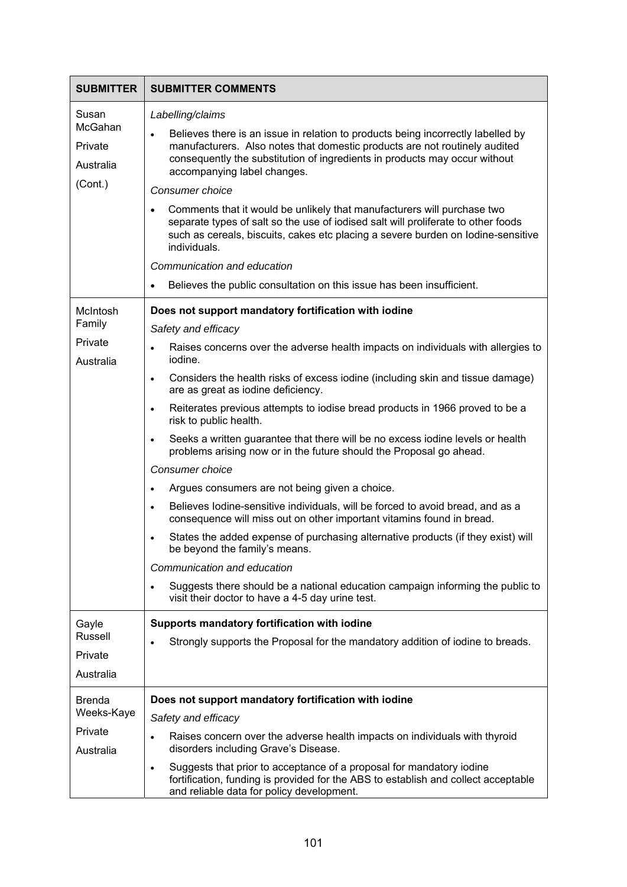| SUBMITTER | SUBMITTER COMMENTS |
| --- | --- |
| Susan McGahan<br>Private<br>Australia<br>(Cont.) | *Labelling/claims*<br>• Believes there is an issue in relation to products being incorrectly labelled by manufacturers. Also notes that domestic products are not routinely audited consequently the substitution of ingredients in products may occur without accompanying label changes.<br>*Consumer choice*<br>• Comments that it would be unlikely that manufacturers will purchase two separate types of salt so the use of iodised salt will proliferate to other foods such as cereals, biscuits, cakes etc placing a severe burden on Iodine-sensitive individuals.<br>*Communication and education*<br>• Believes the public consultation on this issue has been insufficient. |
| McIntosh Family<br>Private<br>Australia | **Does not support mandatory fortification with iodine**<br>*Safety and efficacy*<br>• Raises concerns over the adverse health impacts on individuals with allergies to iodine.<br>• Considers the health risks of excess iodine (including skin and tissue damage) are as great as iodine deficiency.<br>• Reiterates previous attempts to iodise bread products in 1966 proved to be a risk to public health.<br>• Seeks a written guarantee that there will be no excess iodine levels or health problems arising now or in the future should the Proposal go ahead.<br>*Consumer choice*<br>• Argues consumers are not being given a choice.<br>• Believes Iodine-sensitive individuals, will be forced to avoid bread, and as a consequence will miss out on other important vitamins found in bread.<br>• States the added expense of purchasing alternative products (if they exist) will be beyond the family's means.<br>*Communication and education*<br>• Suggests there should be a national education campaign informing the public to visit their doctor to have a 4-5 day urine test. |
| Gayle Russell<br>Private<br>Australia | **Supports mandatory fortification with iodine**<br>• Strongly supports the Proposal for the mandatory addition of iodine to breads. |
| Brenda Weeks-Kaye<br>Private<br>Australia | **Does not support mandatory fortification with iodine**<br>*Safety and efficacy*<br>• Raises concern over the adverse health impacts on individuals with thyroid disorders including Grave's Disease.<br>• Suggests that prior to acceptance of a proposal for mandatory iodine fortification, funding is provided for the ABS to establish and collect acceptable and reliable data for policy development. |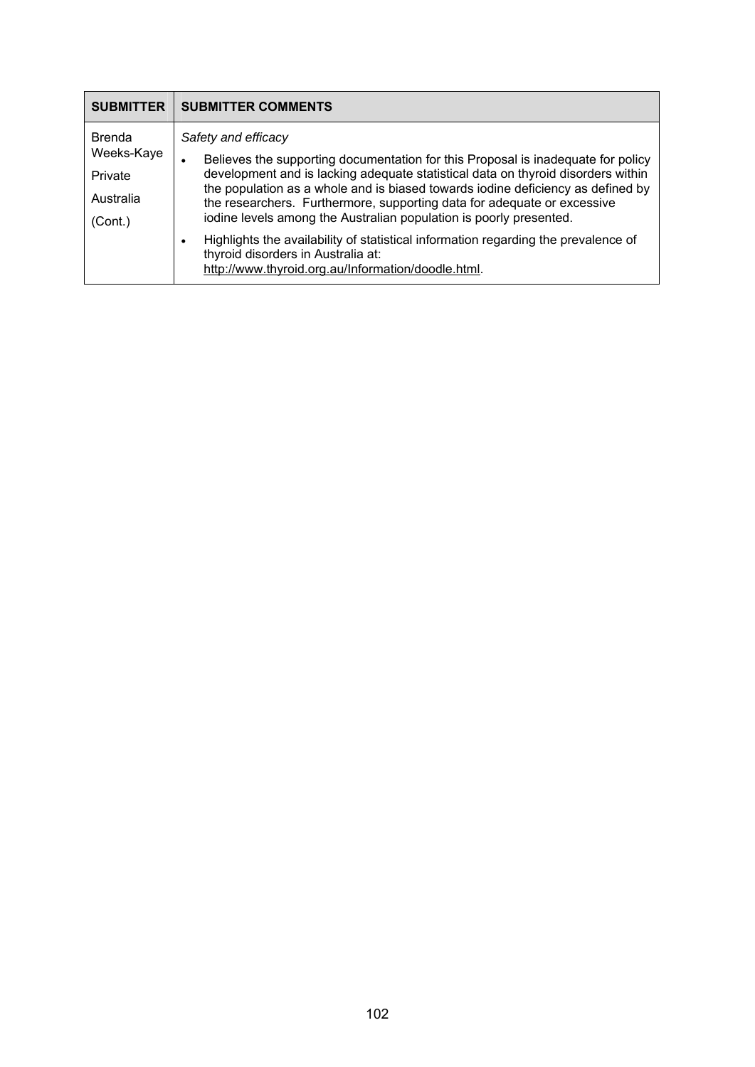| SUBMITTER | SUBMITTER COMMENTS |
| --- | --- |
| Brenda Weeks-Kaye<br>Private<br>Australia<br>(Cont.) | *Safety and efficacy*<br>• Believes the supporting documentation for this Proposal is inadequate for policy development and is lacking adequate statistical data on thyroid disorders within the population as a whole and is biased towards iodine deficiency as defined by the researchers. Furthermore, supporting data for adequate or excessive iodine levels among the Australian population is poorly presented.<br>• Highlights the availability of statistical information regarding the prevalence of thyroid disorders in Australia at: http://www.thyroid.org.au/Information/doodle.html. |